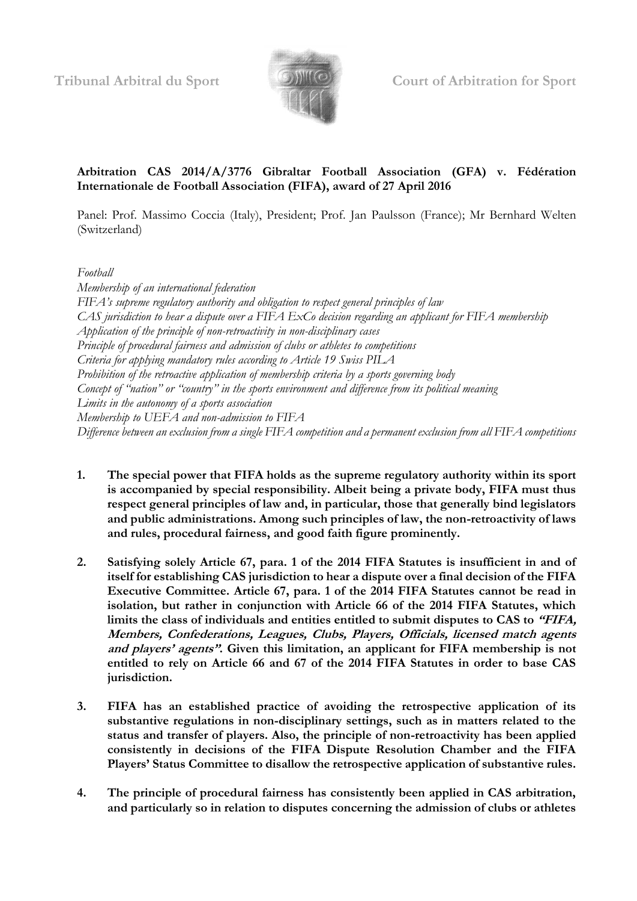Tribunal Arbitral du Sport | Court of Arbitration for Sport

**Arbitration CAS 2014/A/3776 Gibraltar Football Association (GFA) v. Fédération Internationale de Football Association (FIFA), award of 27 April 2016**

Panel: Prof. Massimo Coccia (Italy), President; Prof. Jan Paulsson (France); Mr Bernhard Welten (Switzerland)

*Football*
*Membership of an international federation*
*FIFA's supreme regulatory authority and obligation to respect general principles of law*
*CAS jurisdiction to hear a dispute over a FIFA ExCo decision regarding an applicant for FIFA membership*
*Application of the principle of non-retroactivity in non-disciplinary cases*
*Principle of procedural fairness and admission of clubs or athletes to competitions*
*Criteria for applying mandatory rules according to Article 19 Swiss PILA*
*Prohibition of the retroactive application of membership criteria by a sports governing body*
*Concept of "nation" or "country" in the sports environment and difference from its political meaning*
*Limits in the autonomy of a sports association*
*Membership to UEFA and non-admission to FIFA*
*Difference between an exclusion from a single FIFA competition and a permanent exclusion from all FIFA competitions*

1. **The special power that FIFA holds as the supreme regulatory authority within its sport is accompanied by special responsibility. Albeit being a private body, FIFA must thus respect general principles of law and, in particular, those that generally bind legislators and public administrations. Among such principles of law, the non-retroactivity of laws and rules, procedural fairness, and good faith figure prominently.**

2. **Satisfying solely Article 67, para. 1 of the 2014 FIFA Statutes is insufficient in and of itself for establishing CAS jurisdiction to hear a dispute over a final decision of the FIFA Executive Committee. Article 67, para. 1 of the 2014 FIFA Statutes cannot be read in isolation, but rather in conjunction with Article 66 of the 2014 FIFA Statutes, which limits the class of individuals and entities entitled to submit disputes to CAS to *"FIFA, Members, Confederations, Leagues, Clubs, Players, Officials, licensed match agents and players' agents"*. Given this limitation, an applicant for FIFA membership is not entitled to rely on Article 66 and 67 of the 2014 FIFA Statutes in order to base CAS jurisdiction.**

3. **FIFA has an established practice of avoiding the retrospective application of its substantive regulations in non-disciplinary settings, such as in matters related to the status and transfer of players. Also, the principle of non-retroactivity has been applied consistently in decisions of the FIFA Dispute Resolution Chamber and the FIFA Players' Status Committee to disallow the retrospective application of substantive rules.**

4. **The principle of procedural fairness has consistently been applied in CAS arbitration, and particularly so in relation to disputes concerning the admission of clubs or athletes**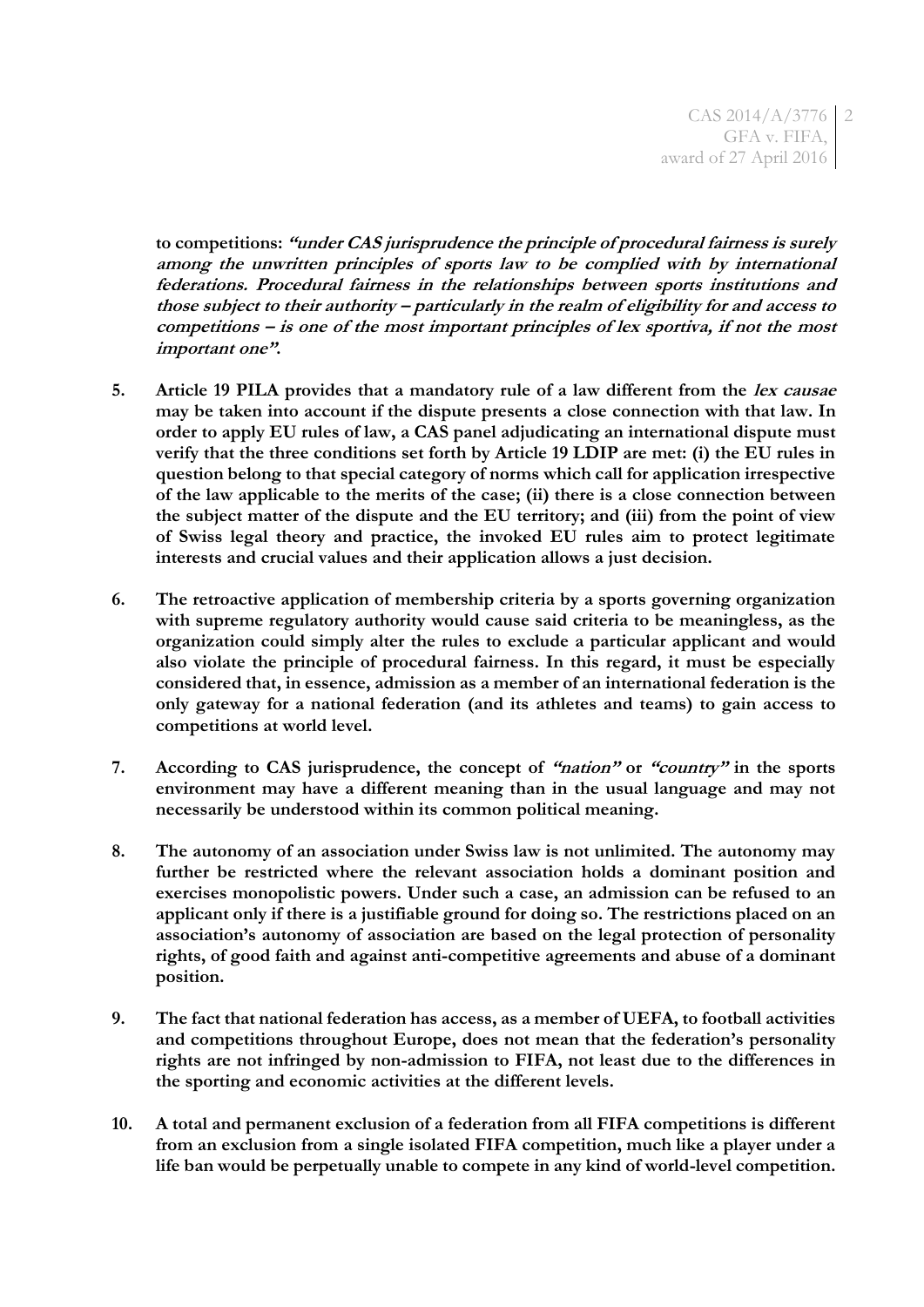**to competitions: *"under CAS jurisprudence the principle of procedural fairness is surely among the unwritten principles of sports law to be complied with by international federations. Procedural fairness in the relationships between sports institutions and those subject to their authority – particularly in the realm of eligibility for and access to competitions – is one of the most important principles of lex sportiva, if not the most important one"*.**

5. **Article 19 PILA provides that a mandatory rule of a law different from the *lex causae* may be taken into account if the dispute presents a close connection with that law. In order to apply EU rules of law, a CAS panel adjudicating an international dispute must verify that the three conditions set forth by Article 19 LDIP are met: (i) the EU rules in question belong to that special category of norms which call for application irrespective of the law applicable to the merits of the case; (ii) there is a close connection between the subject matter of the dispute and the EU territory; and (iii) from the point of view of Swiss legal theory and practice, the invoked EU rules aim to protect legitimate interests and crucial values and their application allows a just decision.**

6. **The retroactive application of membership criteria by a sports governing organization with supreme regulatory authority would cause said criteria to be meaningless, as the organization could simply alter the rules to exclude a particular applicant and would also violate the principle of procedural fairness. In this regard, it must be especially considered that, in essence, admission as a member of an international federation is the only gateway for a national federation (and its athletes and teams) to gain access to competitions at world level.**

7. **According to CAS jurisprudence, the concept of *"nation"* or *"country"* in the sports environment may have a different meaning than in the usual language and may not necessarily be understood within its common political meaning.**

8. **The autonomy of an association under Swiss law is not unlimited. The autonomy may further be restricted where the relevant association holds a dominant position and exercises monopolistic powers. Under such a case, an admission can be refused to an applicant only if there is a justifiable ground for doing so. The restrictions placed on an association's autonomy of association are based on the legal protection of personality rights, of good faith and against anti-competitive agreements and abuse of a dominant position.**

9. **The fact that national federation has access, as a member of UEFA, to football activities and competitions throughout Europe, does not mean that the federation's personality rights are not infringed by non-admission to FIFA, not least due to the differences in the sporting and economic activities at the different levels.**

10. **A total and permanent exclusion of a federation from all FIFA competitions is different from an exclusion from a single isolated FIFA competition, much like a player under a life ban would be perpetually unable to compete in any kind of world-level competition.**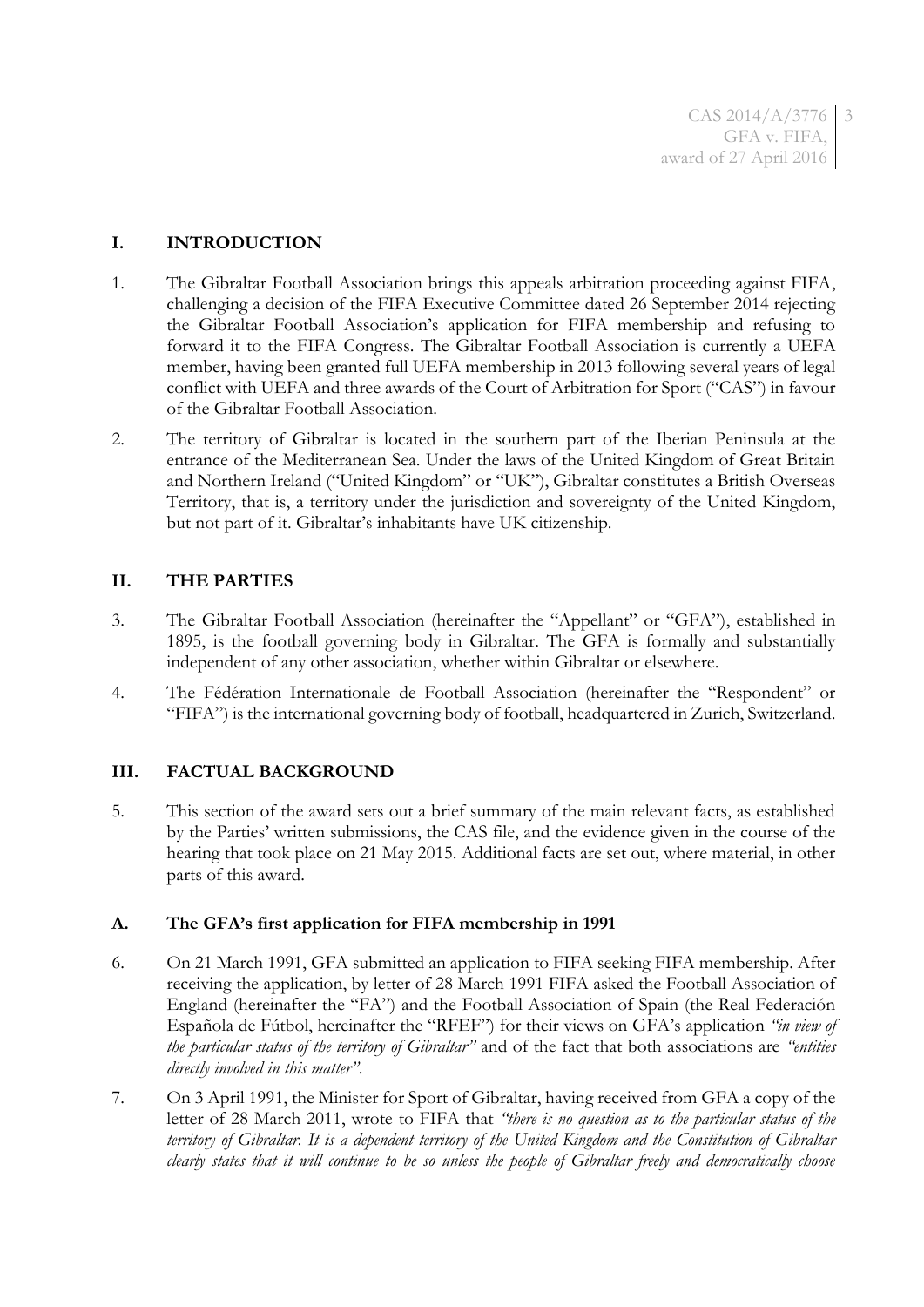## I. INTRODUCTION

1. The Gibraltar Football Association brings this appeals arbitration proceeding against FIFA, challenging a decision of the FIFA Executive Committee dated 26 September 2014 rejecting the Gibraltar Football Association's application for FIFA membership and refusing to forward it to the FIFA Congress. The Gibraltar Football Association is currently a UEFA member, having been granted full UEFA membership in 2013 following several years of legal conflict with UEFA and three awards of the Court of Arbitration for Sport ("CAS") in favour of the Gibraltar Football Association.

2. The territory of Gibraltar is located in the southern part of the Iberian Peninsula at the entrance of the Mediterranean Sea. Under the laws of the United Kingdom of Great Britain and Northern Ireland ("United Kingdom" or "UK"), Gibraltar constitutes a British Overseas Territory, that is, a territory under the jurisdiction and sovereignty of the United Kingdom, but not part of it. Gibraltar's inhabitants have UK citizenship.

## II. THE PARTIES

3. The Gibraltar Football Association (hereinafter the "Appellant" or "GFA"), established in 1895, is the football governing body in Gibraltar. The GFA is formally and substantially independent of any other association, whether within Gibraltar or elsewhere.

4. The Fédération Internationale de Football Association (hereinafter the "Respondent" or "FIFA") is the international governing body of football, headquartered in Zurich, Switzerland.

## III. FACTUAL BACKGROUND

5. This section of the award sets out a brief summary of the main relevant facts, as established by the Parties' written submissions, the CAS file, and the evidence given in the course of the hearing that took place on 21 May 2015. Additional facts are set out, where material, in other parts of this award.

### A. The GFA's first application for FIFA membership in 1991

6. On 21 March 1991, GFA submitted an application to FIFA seeking FIFA membership. After receiving the application, by letter of 28 March 1991 FIFA asked the Football Association of England (hereinafter the "FA") and the Football Association of Spain (the Real Federación Española de Fútbol, hereinafter the "RFEF") for their views on GFA's application *"in view of the particular status of the territory of Gibraltar"* and of the fact that both associations are *"entities directly involved in this matter"*.

7. On 3 April 1991, the Minister for Sport of Gibraltar, having received from GFA a copy of the letter of 28 March 2011, wrote to FIFA that *"there is no question as to the particular status of the territory of Gibraltar. It is a dependent territory of the United Kingdom and the Constitution of Gibraltar clearly states that it will continue to be so unless the people of Gibraltar freely and democratically choose*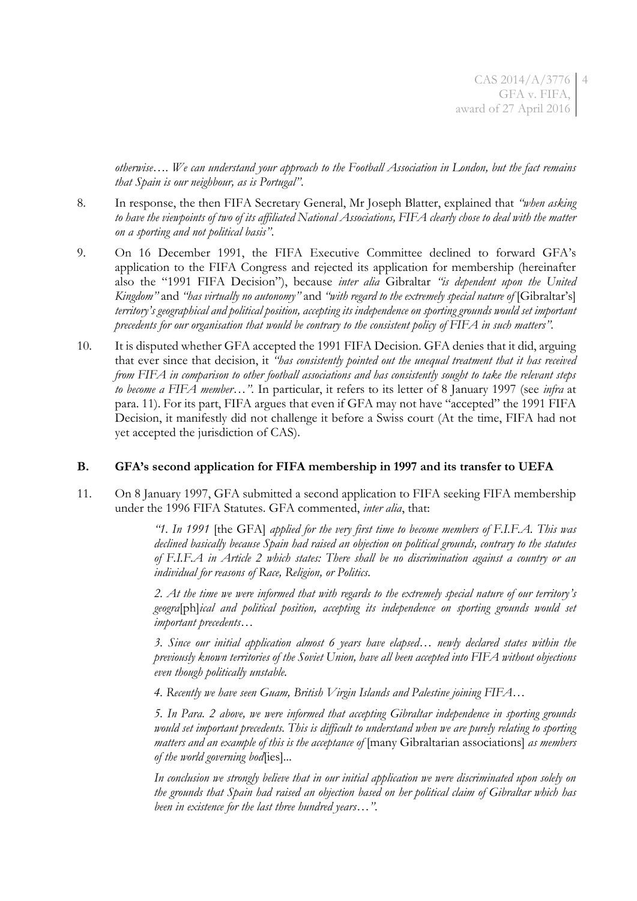*otherwise…. We can understand your approach to the Football Association in London, but the fact remains that Spain is our neighbour, as is Portugal"*.

8. In response, the then FIFA Secretary General, Mr Joseph Blatter, explained that *"when asking to have the viewpoints of two of its affiliated National Associations, FIFA clearly chose to deal with the matter on a sporting and not political basis"*.

9. On 16 December 1991, the FIFA Executive Committee declined to forward GFA's application to the FIFA Congress and rejected its application for membership (hereinafter also the "1991 FIFA Decision"), because *inter alia* Gibraltar *"is dependent upon the United Kingdom"* and *"has virtually no autonomy"* and *"with regard to the extremely special nature of* [Gibraltar's] *territory's geographical and political position, accepting its independence on sporting grounds would set important precedents for our organisation that would be contrary to the consistent policy of FIFA in such matters"*.

10. It is disputed whether GFA accepted the 1991 FIFA Decision. GFA denies that it did, arguing that ever since that decision, it *"has consistently pointed out the unequal treatment that it has received from FIFA in comparison to other football associations and has consistently sought to take the relevant steps to become a FIFA member…"*. In particular, it refers to its letter of 8 January 1997 (see *infra* at para. 11). For its part, FIFA argues that even if GFA may not have "accepted" the 1991 FIFA Decision, it manifestly did not challenge it before a Swiss court (At the time, FIFA had not yet accepted the jurisdiction of CAS).

### B. GFA's second application for FIFA membership in 1997 and its transfer to UEFA

11. On 8 January 1997, GFA submitted a second application to FIFA seeking FIFA membership under the 1996 FIFA Statutes. GFA commented, *inter alia*, that:

> *"1. In 1991* [the GFA] *applied for the very first time to become members of F.I.F.A. This was declined basically because Spain had raised an objection on political grounds, contrary to the statutes of F.I.F.A in Article 2 which states: There shall be no discrimination against a country or an individual for reasons of Race, Religion, or Politics.*
>
> *2. At the time we were informed that with regards to the extremely special nature of our territory's geogra*[ph]*ical and political position, accepting its independence on sporting grounds would set important precedents…*
>
> *3. Since our initial application almost 6 years have elapsed… newly declared states within the previously known territories of the Soviet Union, have all been accepted into FIFA without objections even though politically unstable.*
>
> *4. Recently we have seen Guam, British Virgin Islands and Palestine joining FIFA…*
>
> *5. In Para. 2 above, we were informed that accepting Gibraltar independence in sporting grounds would set important precedents. This is difficult to understand when we are purely relating to sporting matters and an example of this is the acceptance of* [many Gibraltarian associations] *as members of the world governing bod*[ies]...
>
> *In conclusion we strongly believe that in our initial application we were discriminated upon solely on the grounds that Spain had raised an objection based on her political claim of Gibraltar which has been in existence for the last three hundred years…"*.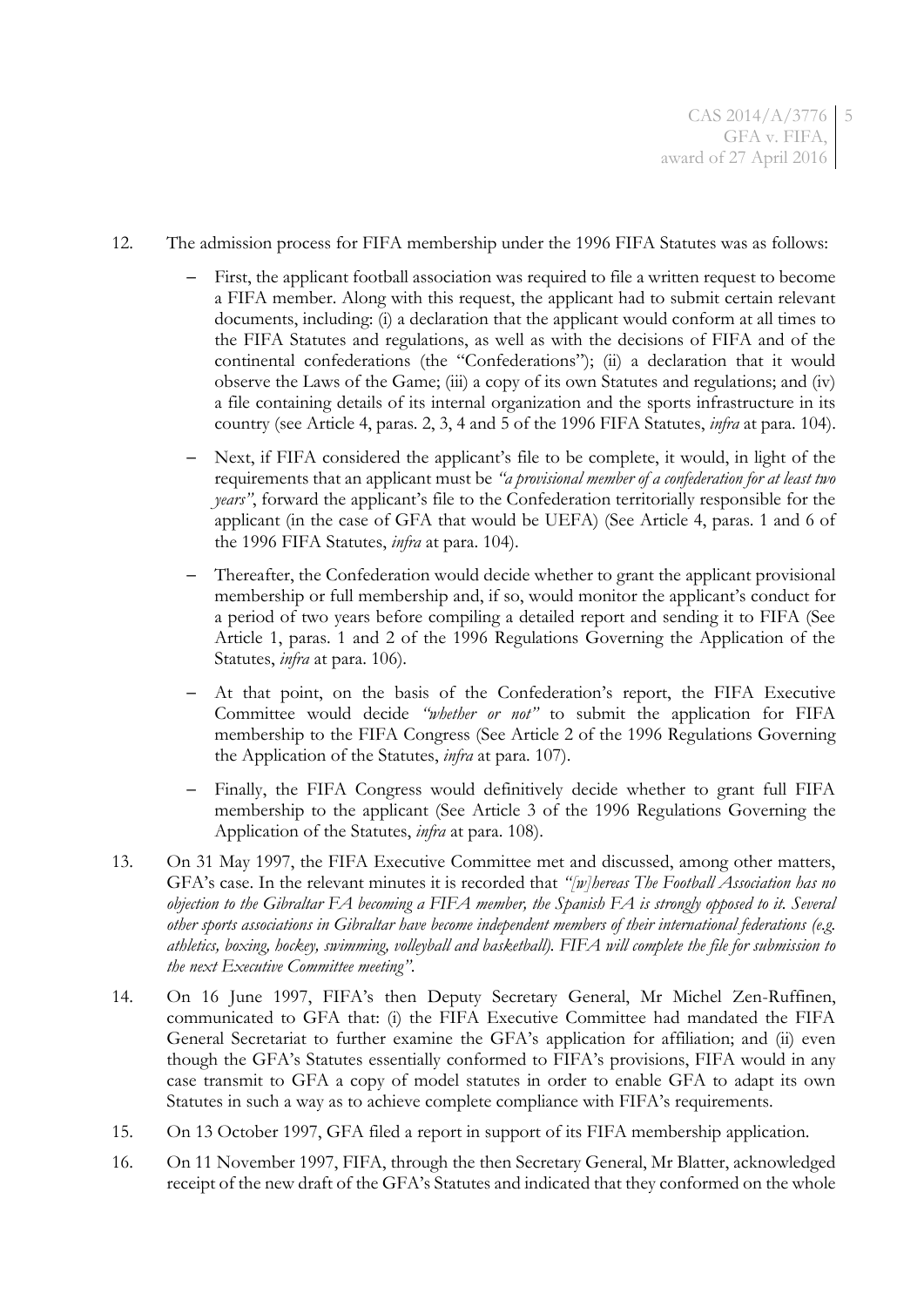12. The admission process for FIFA membership under the 1996 FIFA Statutes was as follows:

    - First, the applicant football association was required to file a written request to become a FIFA member. Along with this request, the applicant had to submit certain relevant documents, including: (i) a declaration that the applicant would conform at all times to the FIFA Statutes and regulations, as well as with the decisions of FIFA and of the continental confederations (the "Confederations"); (ii) a declaration that it would observe the Laws of the Game; (iii) a copy of its own Statutes and regulations; and (iv) a file containing details of its internal organization and the sports infrastructure in its country (see Article 4, paras. 2, 3, 4 and 5 of the 1996 FIFA Statutes, *infra* at para. 104).
    - Next, if FIFA considered the applicant's file to be complete, it would, in light of the requirements that an applicant must be *"a provisional member of a confederation for at least two years"*, forward the applicant's file to the Confederation territorially responsible for the applicant (in the case of GFA that would be UEFA) (See Article 4, paras. 1 and 6 of the 1996 FIFA Statutes, *infra* at para. 104).
    - Thereafter, the Confederation would decide whether to grant the applicant provisional membership or full membership and, if so, would monitor the applicant's conduct for a period of two years before compiling a detailed report and sending it to FIFA (See Article 1, paras. 1 and 2 of the 1996 Regulations Governing the Application of the Statutes, *infra* at para. 106).
    - At that point, on the basis of the Confederation's report, the FIFA Executive Committee would decide *"whether or not"* to submit the application for FIFA membership to the FIFA Congress (See Article 2 of the 1996 Regulations Governing the Application of the Statutes, *infra* at para. 107).
    - Finally, the FIFA Congress would definitively decide whether to grant full FIFA membership to the applicant (See Article 3 of the 1996 Regulations Governing the Application of the Statutes, *infra* at para. 108).

13. On 31 May 1997, the FIFA Executive Committee met and discussed, among other matters, GFA's case. In the relevant minutes it is recorded that *"[w]hereas The Football Association has no objection to the Gibraltar FA becoming a FIFA member, the Spanish FA is strongly opposed to it. Several other sports associations in Gibraltar have become independent members of their international federations (e.g. athletics, boxing, hockey, swimming, volleyball and basketball). FIFA will complete the file for submission to the next Executive Committee meeting"*.

14. On 16 June 1997, FIFA's then Deputy Secretary General, Mr Michel Zen-Ruffinen, communicated to GFA that: (i) the FIFA Executive Committee had mandated the FIFA General Secretariat to further examine the GFA's application for affiliation; and (ii) even though the GFA's Statutes essentially conformed to FIFA's provisions, FIFA would in any case transmit to GFA a copy of model statutes in order to enable GFA to adapt its own Statutes in such a way as to achieve complete compliance with FIFA's requirements.

15. On 13 October 1997, GFA filed a report in support of its FIFA membership application.

16. On 11 November 1997, FIFA, through the then Secretary General, Mr Blatter, acknowledged receipt of the new draft of the GFA's Statutes and indicated that they conformed on the whole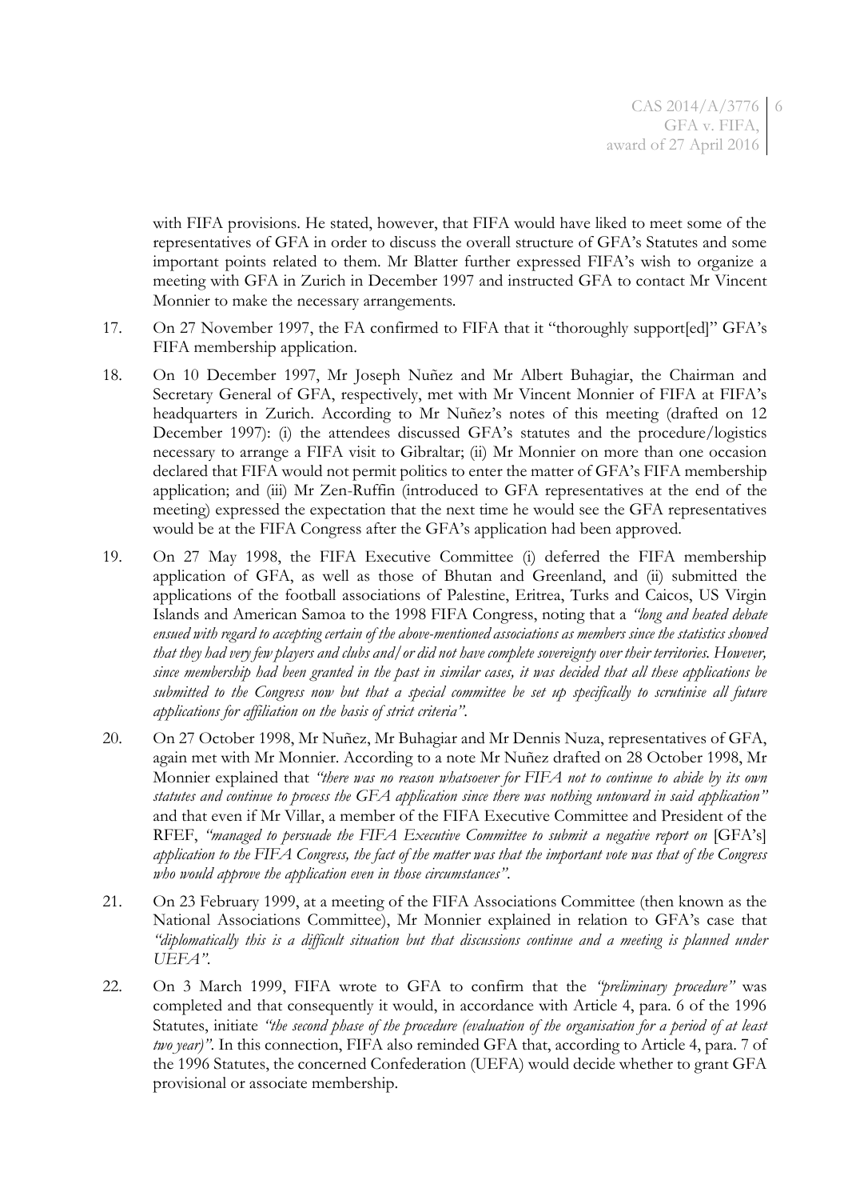with FIFA provisions. He stated, however, that FIFA would have liked to meet some of the representatives of GFA in order to discuss the overall structure of GFA's Statutes and some important points related to them. Mr Blatter further expressed FIFA's wish to organize a meeting with GFA in Zurich in December 1997 and instructed GFA to contact Mr Vincent Monnier to make the necessary arrangements.

17. On 27 November 1997, the FA confirmed to FIFA that it "thoroughly support[ed]" GFA's FIFA membership application.

18. On 10 December 1997, Mr Joseph Nuñez and Mr Albert Buhagiar, the Chairman and Secretary General of GFA, respectively, met with Mr Vincent Monnier of FIFA at FIFA's headquarters in Zurich. According to Mr Nuñez's notes of this meeting (drafted on 12 December 1997): (i) the attendees discussed GFA's statutes and the procedure/logistics necessary to arrange a FIFA visit to Gibraltar; (ii) Mr Monnier on more than one occasion declared that FIFA would not permit politics to enter the matter of GFA's FIFA membership application; and (iii) Mr Zen-Ruffin (introduced to GFA representatives at the end of the meeting) expressed the expectation that the next time he would see the GFA representatives would be at the FIFA Congress after the GFA's application had been approved.

19. On 27 May 1998, the FIFA Executive Committee (i) deferred the FIFA membership application of GFA, as well as those of Bhutan and Greenland, and (ii) submitted the applications of the football associations of Palestine, Eritrea, Turks and Caicos, US Virgin Islands and American Samoa to the 1998 FIFA Congress, noting that a *"long and heated debate ensued with regard to accepting certain of the above-mentioned associations as members since the statistics showed that they had very few players and clubs and/or did not have complete sovereignty over their territories. However, since membership had been granted in the past in similar cases, it was decided that all these applications be submitted to the Congress now but that a special committee be set up specifically to scrutinise all future applications for affiliation on the basis of strict criteria"*.

20. On 27 October 1998, Mr Nuñez, Mr Buhagiar and Mr Dennis Nuza, representatives of GFA, again met with Mr Monnier. According to a note Mr Nuñez drafted on 28 October 1998, Mr Monnier explained that *"there was no reason whatsoever for FIFA not to continue to abide by its own statutes and continue to process the GFA application since there was nothing untoward in said application"* and that even if Mr Villar, a member of the FIFA Executive Committee and President of the RFEF, *"managed to persuade the FIFA Executive Committee to submit a negative report on* [GFA's] *application to the FIFA Congress, the fact of the matter was that the important vote was that of the Congress who would approve the application even in those circumstances"*.

21. On 23 February 1999, at a meeting of the FIFA Associations Committee (then known as the National Associations Committee), Mr Monnier explained in relation to GFA's case that *"diplomatically this is a difficult situation but that discussions continue and a meeting is planned under UEFA"*.

22. On 3 March 1999, FIFA wrote to GFA to confirm that the *"preliminary procedure"* was completed and that consequently it would, in accordance with Article 4, para. 6 of the 1996 Statutes, initiate *"the second phase of the procedure (evaluation of the organisation for a period of at least two year)"*. In this connection, FIFA also reminded GFA that, according to Article 4, para. 7 of the 1996 Statutes, the concerned Confederation (UEFA) would decide whether to grant GFA provisional or associate membership.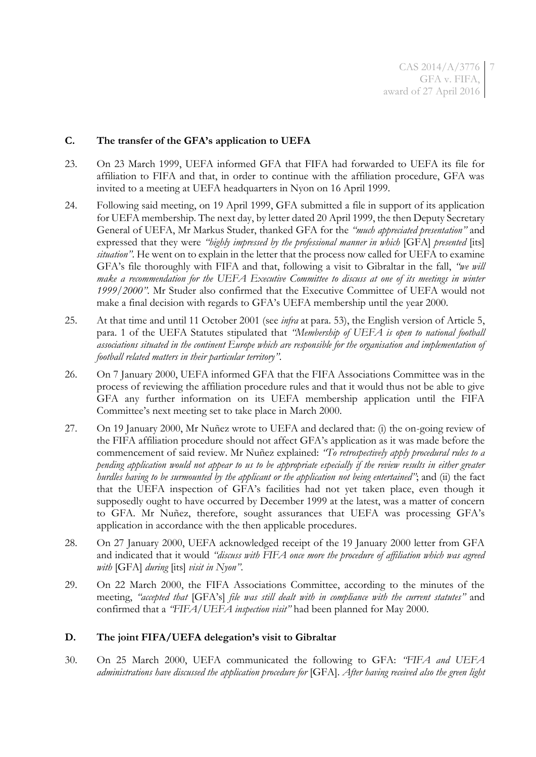### C. The transfer of the GFA's application to UEFA

23. On 23 March 1999, UEFA informed GFA that FIFA had forwarded to UEFA its file for affiliation to FIFA and that, in order to continue with the affiliation procedure, GFA was invited to a meeting at UEFA headquarters in Nyon on 16 April 1999.

24. Following said meeting, on 19 April 1999, GFA submitted a file in support of its application for UEFA membership. The next day, by letter dated 20 April 1999, the then Deputy Secretary General of UEFA, Mr Markus Studer, thanked GFA for the *"much appreciated presentation"* and expressed that they were *"highly impressed by the professional manner in which* [GFA] *presented* [its] *situation"*. He went on to explain in the letter that the process now called for UEFA to examine GFA's file thoroughly with FIFA and that, following a visit to Gibraltar in the fall, *"we will make a recommendation for the UEFA Executive Committee to discuss at one of its meetings in winter 1999/2000"*. Mr Studer also confirmed that the Executive Committee of UEFA would not make a final decision with regards to GFA's UEFA membership until the year 2000.

25. At that time and until 11 October 2001 (see *infra* at para. 53), the English version of Article 5, para. 1 of the UEFA Statutes stipulated that *"Membership of UEFA is open to national football associations situated in the continent Europe which are responsible for the organisation and implementation of football related matters in their particular territory"*.

26. On 7 January 2000, UEFA informed GFA that the FIFA Associations Committee was in the process of reviewing the affiliation procedure rules and that it would thus not be able to give GFA any further information on its UEFA membership application until the FIFA Committee's next meeting set to take place in March 2000.

27. On 19 January 2000, Mr Nuñez wrote to UEFA and declared that: (i) the on-going review of the FIFA affiliation procedure should not affect GFA's application as it was made before the commencement of said review. Mr Nuñez explained: *"To retrospectively apply procedural rules to a pending application would not appear to us to be appropriate especially if the review results in either greater hurdles having to be surmounted by the applicant or the application not being entertained"*; and (ii) the fact that the UEFA inspection of GFA's facilities had not yet taken place, even though it supposedly ought to have occurred by December 1999 at the latest, was a matter of concern to GFA. Mr Nuñez, therefore, sought assurances that UEFA was processing GFA's application in accordance with the then applicable procedures.

28. On 27 January 2000, UEFA acknowledged receipt of the 19 January 2000 letter from GFA and indicated that it would *"discuss with FIFA once more the procedure of affiliation which was agreed with* [GFA] *during* [its] *visit in Nyon"*.

29. On 22 March 2000, the FIFA Associations Committee, according to the minutes of the meeting, *"accepted that* [GFA's] *file was still dealt with in compliance with the current statutes"* and confirmed that a *"FIFA/UEFA inspection visit"* had been planned for May 2000.

### D. The joint FIFA/UEFA delegation's visit to Gibraltar

30. On 25 March 2000, UEFA communicated the following to GFA: *"FIFA and UEFA administrations have discussed the application procedure for* [GFA]. *After having received also the green light*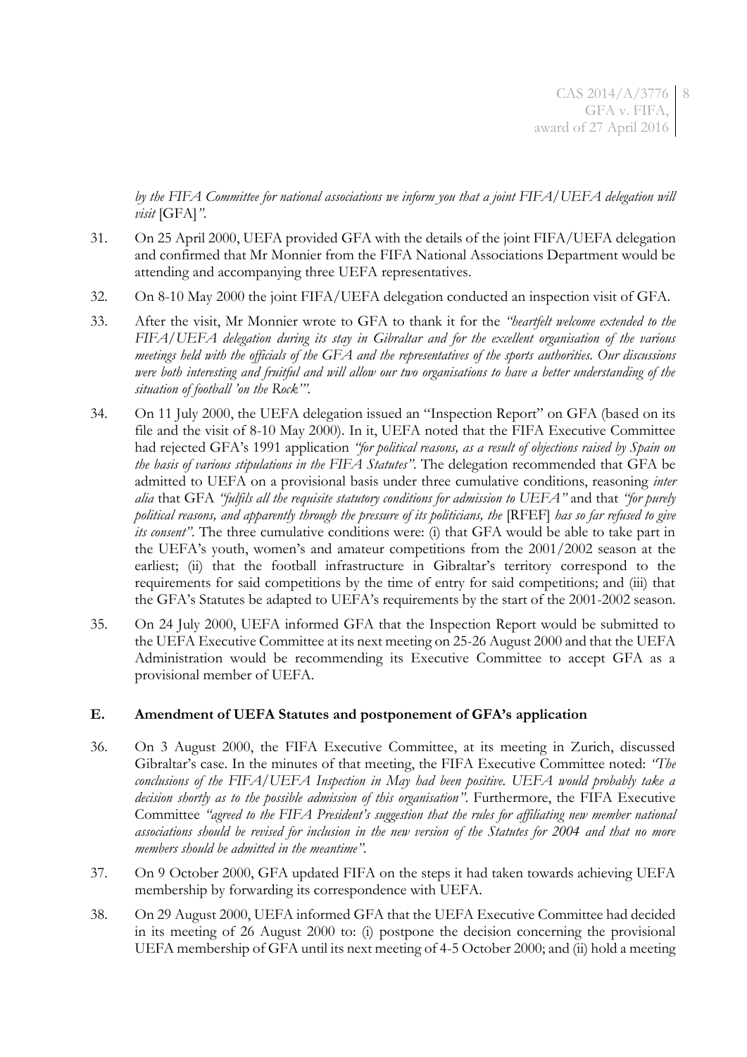*by the FIFA Committee for national associations we inform you that a joint FIFA/UEFA delegation will visit* [GFA]*"*.

31. On 25 April 2000, UEFA provided GFA with the details of the joint FIFA/UEFA delegation and confirmed that Mr Monnier from the FIFA National Associations Department would be attending and accompanying three UEFA representatives.

32. On 8-10 May 2000 the joint FIFA/UEFA delegation conducted an inspection visit of GFA.

33. After the visit, Mr Monnier wrote to GFA to thank it for the *"heartfelt welcome extended to the FIFA/UEFA delegation during its stay in Gibraltar and for the excellent organisation of the various meetings held with the officials of the GFA and the representatives of the sports authorities. Our discussions were both interesting and fruitful and will allow our two organisations to have a better understanding of the situation of football 'on the Rock'"*.

34. On 11 July 2000, the UEFA delegation issued an "Inspection Report" on GFA (based on its file and the visit of 8-10 May 2000). In it, UEFA noted that the FIFA Executive Committee had rejected GFA's 1991 application *"for political reasons, as a result of objections raised by Spain on the basis of various stipulations in the FIFA Statutes"*. The delegation recommended that GFA be admitted to UEFA on a provisional basis under three cumulative conditions, reasoning *inter alia* that GFA *"fulfils all the requisite statutory conditions for admission to UEFA"* and that *"for purely political reasons, and apparently through the pressure of its politicians, the* [RFEF] *has so far refused to give its consent"*. The three cumulative conditions were: (i) that GFA would be able to take part in the UEFA's youth, women's and amateur competitions from the 2001/2002 season at the earliest; (ii) that the football infrastructure in Gibraltar's territory correspond to the requirements for said competitions by the time of entry for said competitions; and (iii) that the GFA's Statutes be adapted to UEFA's requirements by the start of the 2001-2002 season.

35. On 24 July 2000, UEFA informed GFA that the Inspection Report would be submitted to the UEFA Executive Committee at its next meeting on 25-26 August 2000 and that the UEFA Administration would be recommending its Executive Committee to accept GFA as a provisional member of UEFA.

### E. Amendment of UEFA Statutes and postponement of GFA's application

36. On 3 August 2000, the FIFA Executive Committee, at its meeting in Zurich, discussed Gibraltar's case. In the minutes of that meeting, the FIFA Executive Committee noted: *"The conclusions of the FIFA/UEFA Inspection in May had been positive. UEFA would probably take a decision shortly as to the possible admission of this organisation"*. Furthermore, the FIFA Executive Committee *"agreed to the FIFA President's suggestion that the rules for affiliating new member national associations should be revised for inclusion in the new version of the Statutes for 2004 and that no more members should be admitted in the meantime"*.

37. On 9 October 2000, GFA updated FIFA on the steps it had taken towards achieving UEFA membership by forwarding its correspondence with UEFA.

38. On 29 August 2000, UEFA informed GFA that the UEFA Executive Committee had decided in its meeting of 26 August 2000 to: (i) postpone the decision concerning the provisional UEFA membership of GFA until its next meeting of 4-5 October 2000; and (ii) hold a meeting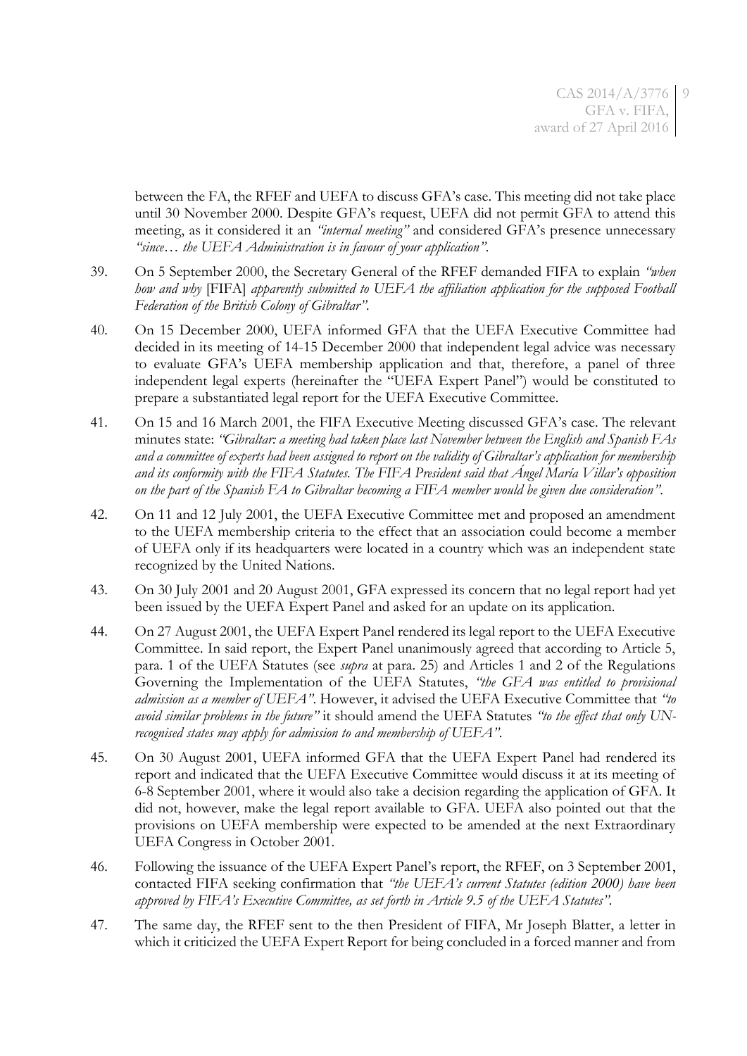between the FA, the RFEF and UEFA to discuss GFA's case. This meeting did not take place until 30 November 2000. Despite GFA's request, UEFA did not permit GFA to attend this meeting, as it considered it an *"internal meeting"* and considered GFA's presence unnecessary *"since… the UEFA Administration is in favour of your application"*.

39. On 5 September 2000, the Secretary General of the RFEF demanded FIFA to explain *"when how and why* [FIFA] *apparently submitted to UEFA the affiliation application for the supposed Football Federation of the British Colony of Gibraltar"*.

40. On 15 December 2000, UEFA informed GFA that the UEFA Executive Committee had decided in its meeting of 14-15 December 2000 that independent legal advice was necessary to evaluate GFA's UEFA membership application and that, therefore, a panel of three independent legal experts (hereinafter the "UEFA Expert Panel") would be constituted to prepare a substantiated legal report for the UEFA Executive Committee.

41. On 15 and 16 March 2001, the FIFA Executive Meeting discussed GFA's case. The relevant minutes state: *"Gibraltar: a meeting had taken place last November between the English and Spanish FAs and a committee of experts had been assigned to report on the validity of Gibraltar's application for membership and its conformity with the FIFA Statutes. The FIFA President said that Ángel María Villar's opposition on the part of the Spanish FA to Gibraltar becoming a FIFA member would be given due consideration"*.

42. On 11 and 12 July 2001, the UEFA Executive Committee met and proposed an amendment to the UEFA membership criteria to the effect that an association could become a member of UEFA only if its headquarters were located in a country which was an independent state recognized by the United Nations.

43. On 30 July 2001 and 20 August 2001, GFA expressed its concern that no legal report had yet been issued by the UEFA Expert Panel and asked for an update on its application.

44. On 27 August 2001, the UEFA Expert Panel rendered its legal report to the UEFA Executive Committee. In said report, the Expert Panel unanimously agreed that according to Article 5, para. 1 of the UEFA Statutes (see *supra* at para. 25) and Articles 1 and 2 of the Regulations Governing the Implementation of the UEFA Statutes, *"the GFA was entitled to provisional admission as a member of UEFA"*. However, it advised the UEFA Executive Committee that *"to avoid similar problems in the future"* it should amend the UEFA Statutes *"to the effect that only UN-recognised states may apply for admission to and membership of UEFA"*.

45. On 30 August 2001, UEFA informed GFA that the UEFA Expert Panel had rendered its report and indicated that the UEFA Executive Committee would discuss it at its meeting of 6-8 September 2001, where it would also take a decision regarding the application of GFA. It did not, however, make the legal report available to GFA. UEFA also pointed out that the provisions on UEFA membership were expected to be amended at the next Extraordinary UEFA Congress in October 2001.

46. Following the issuance of the UEFA Expert Panel's report, the RFEF, on 3 September 2001, contacted FIFA seeking confirmation that *"the UEFA's current Statutes (edition 2000) have been approved by FIFA's Executive Committee, as set forth in Article 9.5 of the UEFA Statutes"*.

47. The same day, the RFEF sent to the then President of FIFA, Mr Joseph Blatter, a letter in which it criticized the UEFA Expert Report for being concluded in a forced manner and from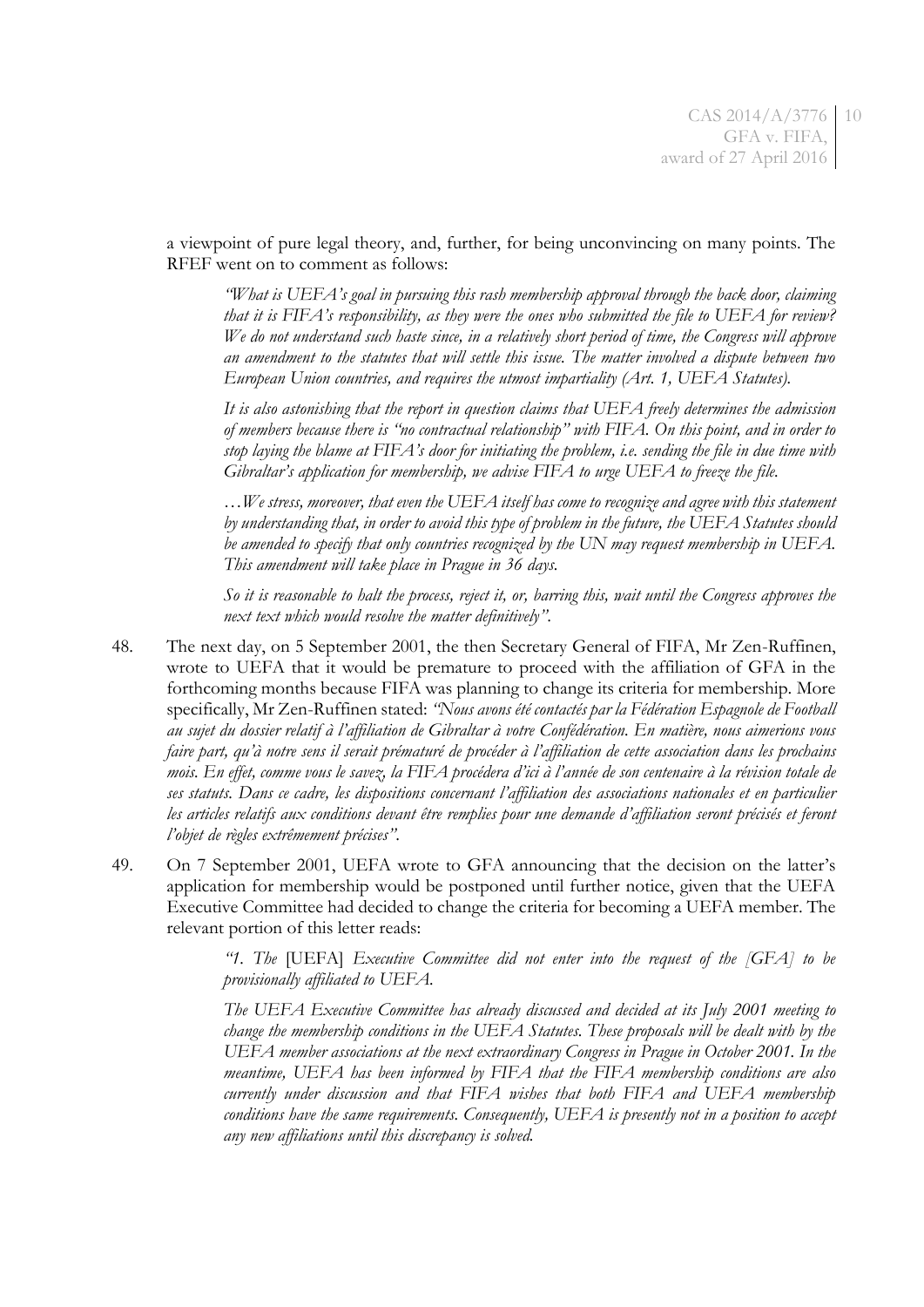a viewpoint of pure legal theory, and, further, for being unconvincing on many points. The RFEF went on to comment as follows:

> *"What is UEFA's goal in pursuing this rash membership approval through the back door, claiming that it is FIFA's responsibility, as they were the ones who submitted the file to UEFA for review? We do not understand such haste since, in a relatively short period of time, the Congress will approve an amendment to the statutes that will settle this issue. The matter involved a dispute between two European Union countries, and requires the utmost impartiality (Art. 1, UEFA Statutes).*
>
> *It is also astonishing that the report in question claims that UEFA freely determines the admission of members because there is "no contractual relationship" with FIFA. On this point, and in order to stop laying the blame at FIFA's door for initiating the problem, i.e. sending the file in due time with Gibraltar's application for membership, we advise FIFA to urge UEFA to freeze the file.*
>
> *…We stress, moreover, that even the UEFA itself has come to recognize and agree with this statement by understanding that, in order to avoid this type of problem in the future, the UEFA Statutes should be amended to specify that only countries recognized by the UN may request membership in UEFA. This amendment will take place in Prague in 36 days.*
>
> *So it is reasonable to halt the process, reject it, or, barring this, wait until the Congress approves the next text which would resolve the matter definitively".*

48. The next day, on 5 September 2001, the then Secretary General of FIFA, Mr Zen-Ruffinen, wrote to UEFA that it would be premature to proceed with the affiliation of GFA in the forthcoming months because FIFA was planning to change its criteria for membership. More specifically, Mr Zen-Ruffinen stated: *"Nous avons été contactés par la Fédération Espagnole de Football au sujet du dossier relatif à l'affiliation de Gibraltar à votre Confédération. En matière, nous aimerions vous faire part, qu'à notre sens il serait prématuré de procéder à l'affiliation de cette association dans les prochains mois. En effet, comme vous le savez, la FIFA procédera d'ici à l'année de son centenaire à la révision totale de ses statuts. Dans ce cadre, les dispositions concernant l'affiliation des associations nationales et en particulier les articles relatifs aux conditions devant être remplies pour une demande d'affiliation seront précisés et feront l'objet de règles extrêmement précises".*

49. On 7 September 2001, UEFA wrote to GFA announcing that the decision on the latter's application for membership would be postponed until further notice, given that the UEFA Executive Committee had decided to change the criteria for becoming a UEFA member. The relevant portion of this letter reads:

> *"1. The* [UEFA] *Executive Committee did not enter into the request of the [GFA] to be provisionally affiliated to UEFA.*
>
> *The UEFA Executive Committee has already discussed and decided at its July 2001 meeting to change the membership conditions in the UEFA Statutes. These proposals will be dealt with by the UEFA member associations at the next extraordinary Congress in Prague in October 2001. In the meantime, UEFA has been informed by FIFA that the FIFA membership conditions are also currently under discussion and that FIFA wishes that both FIFA and UEFA membership conditions have the same requirements. Consequently, UEFA is presently not in a position to accept any new affiliations until this discrepancy is solved.*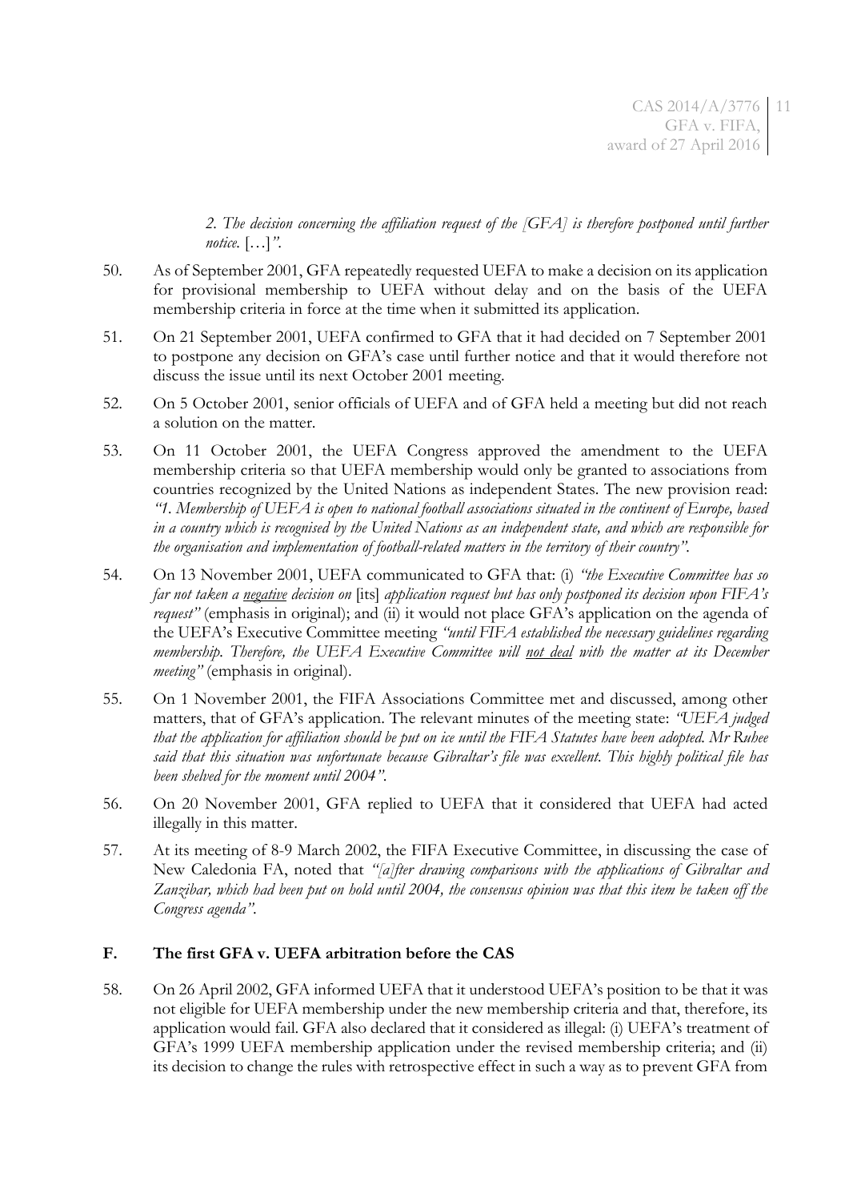*2. The decision concerning the affiliation request of the [GFA] is therefore postponed until further notice.* […]*"*.

50. As of September 2001, GFA repeatedly requested UEFA to make a decision on its application for provisional membership to UEFA without delay and on the basis of the UEFA membership criteria in force at the time when it submitted its application.

51. On 21 September 2001, UEFA confirmed to GFA that it had decided on 7 September 2001 to postpone any decision on GFA's case until further notice and that it would therefore not discuss the issue until its next October 2001 meeting.

52. On 5 October 2001, senior officials of UEFA and of GFA held a meeting but did not reach a solution on the matter.

53. On 11 October 2001, the UEFA Congress approved the amendment to the UEFA membership criteria so that UEFA membership would only be granted to associations from countries recognized by the United Nations as independent States. The new provision read: *"1. Membership of UEFA is open to national football associations situated in the continent of Europe, based in a country which is recognised by the United Nations as an independent state, and which are responsible for the organisation and implementation of football-related matters in the territory of their country"*.

54. On 13 November 2001, UEFA communicated to GFA that: (i) *"the Executive Committee has so far not taken a negative decision on* [its] *application request but has only postponed its decision upon FIFA's request"* (emphasis in original); and (ii) it would not place GFA's application on the agenda of the UEFA's Executive Committee meeting *"until FIFA established the necessary guidelines regarding membership. Therefore, the UEFA Executive Committee will not deal with the matter at its December meeting"* (emphasis in original).

55. On 1 November 2001, the FIFA Associations Committee met and discussed, among other matters, that of GFA's application. The relevant minutes of the meeting state: *"UEFA judged that the application for affiliation should be put on ice until the FIFA Statutes have been adopted. Mr Ruhee said that this situation was unfortunate because Gibraltar's file was excellent. This highly political file has been shelved for the moment until 2004"*.

56. On 20 November 2001, GFA replied to UEFA that it considered that UEFA had acted illegally in this matter.

57. At its meeting of 8-9 March 2002, the FIFA Executive Committee, in discussing the case of New Caledonia FA, noted that *"[a]fter drawing comparisons with the applications of Gibraltar and Zanzibar, which had been put on hold until 2004, the consensus opinion was that this item be taken off the Congress agenda"*.

## F. The first GFA v. UEFA arbitration before the CAS

58. On 26 April 2002, GFA informed UEFA that it understood UEFA's position to be that it was not eligible for UEFA membership under the new membership criteria and that, therefore, its application would fail. GFA also declared that it considered as illegal: (i) UEFA's treatment of GFA's 1999 UEFA membership application under the revised membership criteria; and (ii) its decision to change the rules with retrospective effect in such a way as to prevent GFA from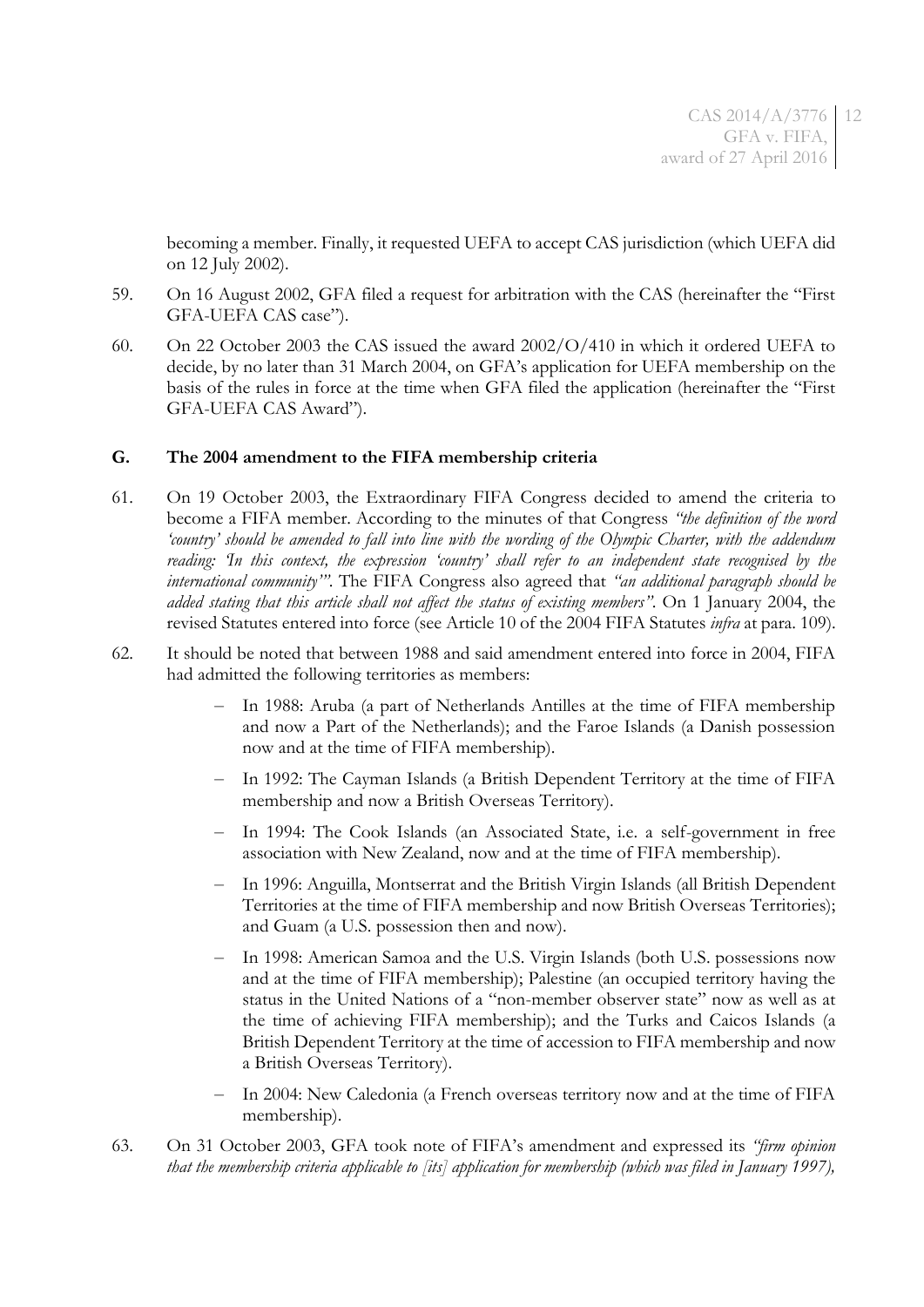becoming a member. Finally, it requested UEFA to accept CAS jurisdiction (which UEFA did on 12 July 2002).

59. On 16 August 2002, GFA filed a request for arbitration with the CAS (hereinafter the "First GFA-UEFA CAS case").

60. On 22 October 2003 the CAS issued the award 2002/O/410 in which it ordered UEFA to decide, by no later than 31 March 2004, on GFA's application for UEFA membership on the basis of the rules in force at the time when GFA filed the application (hereinafter the "First GFA-UEFA CAS Award").

## G. The 2004 amendment to the FIFA membership criteria

61. On 19 October 2003, the Extraordinary FIFA Congress decided to amend the criteria to become a FIFA member. According to the minutes of that Congress *"the definition of the word 'country' should be amended to fall into line with the wording of the Olympic Charter, with the addendum reading: 'In this context, the expression 'country' shall refer to an independent state recognised by the international community'"*. The FIFA Congress also agreed that *"an additional paragraph should be added stating that this article shall not affect the status of existing members"*. On 1 January 2004, the revised Statutes entered into force (see Article 10 of the 2004 FIFA Statutes *infra* at para. 109).

62. It should be noted that between 1988 and said amendment entered into force in 2004, FIFA had admitted the following territories as members:

   - In 1988: Aruba (a part of Netherlands Antilles at the time of FIFA membership and now a Part of the Netherlands); and the Faroe Islands (a Danish possession now and at the time of FIFA membership).
   - In 1992: The Cayman Islands (a British Dependent Territory at the time of FIFA membership and now a British Overseas Territory).
   - In 1994: The Cook Islands (an Associated State, i.e. a self-government in free association with New Zealand, now and at the time of FIFA membership).
   - In 1996: Anguilla, Montserrat and the British Virgin Islands (all British Dependent Territories at the time of FIFA membership and now British Overseas Territories); and Guam (a U.S. possession then and now).
   - In 1998: American Samoa and the U.S. Virgin Islands (both U.S. possessions now and at the time of FIFA membership); Palestine (an occupied territory having the status in the United Nations of a "non-member observer state" now as well as at the time of achieving FIFA membership); and the Turks and Caicos Islands (a British Dependent Territory at the time of accession to FIFA membership and now a British Overseas Territory).
   - In 2004: New Caledonia (a French overseas territory now and at the time of FIFA membership).

63. On 31 October 2003, GFA took note of FIFA's amendment and expressed its *"firm opinion that the membership criteria applicable to [its] application for membership (which was filed in January 1997),*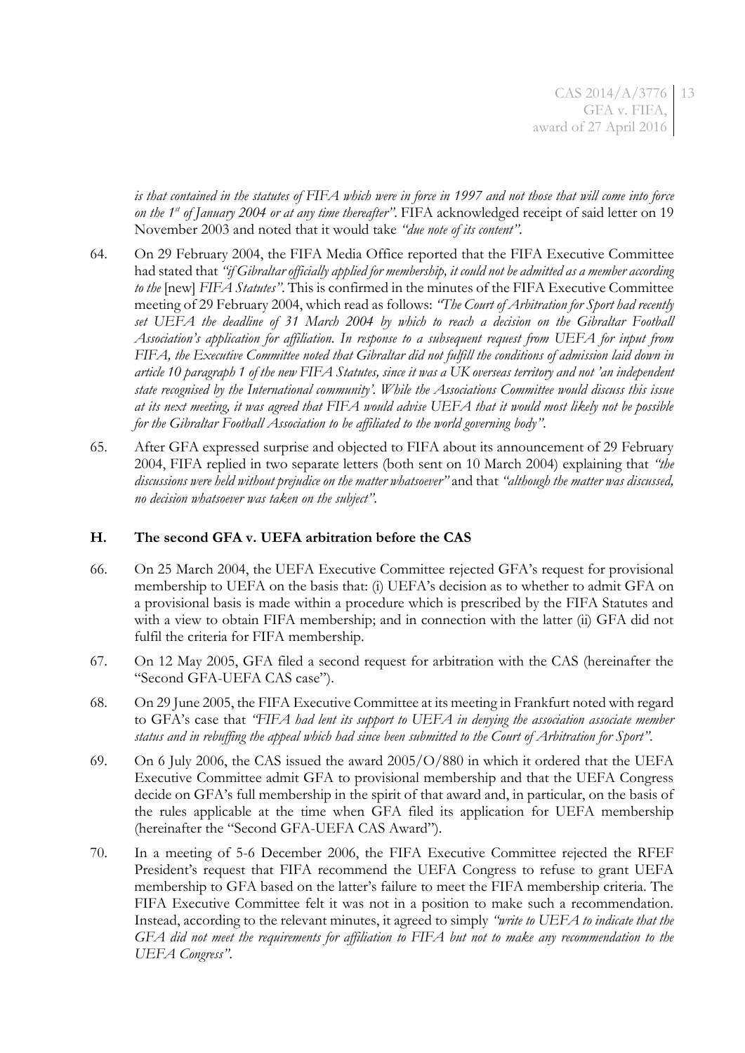*is that contained in the statutes of FIFA which were in force in 1997 and not those that will come into force on the 1st of January 2004 or at any time thereafter"*. FIFA acknowledged receipt of said letter on 19 November 2003 and noted that it would take *"due note of its content"*.

64. On 29 February 2004, the FIFA Media Office reported that the FIFA Executive Committee had stated that *"if Gibraltar officially applied for membership, it could not be admitted as a member according to the* [new] *FIFA Statutes"*. This is confirmed in the minutes of the FIFA Executive Committee meeting of 29 February 2004, which read as follows: *"The Court of Arbitration for Sport had recently set UEFA the deadline of 31 March 2004 by which to reach a decision on the Gibraltar Football Association's application for affiliation. In response to a subsequent request from UEFA for input from FIFA, the Executive Committee noted that Gibraltar did not fulfill the conditions of admission laid down in article 10 paragraph 1 of the new FIFA Statutes, since it was a UK overseas territory and not 'an independent state recognised by the International community'. While the Associations Committee would discuss this issue at its next meeting, it was agreed that FIFA would advise UEFA that it would most likely not be possible for the Gibraltar Football Association to be affiliated to the world governing body"*.

65. After GFA expressed surprise and objected to FIFA about its announcement of 29 February 2004, FIFA replied in two separate letters (both sent on 10 March 2004) explaining that *"the discussions were held without prejudice on the matter whatsoever"* and that *"although the matter was discussed, no decision whatsoever was taken on the subject"*.

### H. The second GFA v. UEFA arbitration before the CAS

66. On 25 March 2004, the UEFA Executive Committee rejected GFA's request for provisional membership to UEFA on the basis that: (i) UEFA's decision as to whether to admit GFA on a provisional basis is made within a procedure which is prescribed by the FIFA Statutes and with a view to obtain FIFA membership; and in connection with the latter (ii) GFA did not fulfil the criteria for FIFA membership.

67. On 12 May 2005, GFA filed a second request for arbitration with the CAS (hereinafter the "Second GFA-UEFA CAS case").

68. On 29 June 2005, the FIFA Executive Committee at its meeting in Frankfurt noted with regard to GFA's case that *"FIFA had lent its support to UEFA in denying the association associate member status and in rebuffing the appeal which had since been submitted to the Court of Arbitration for Sport"*.

69. On 6 July 2006, the CAS issued the award 2005/O/880 in which it ordered that the UEFA Executive Committee admit GFA to provisional membership and that the UEFA Congress decide on GFA's full membership in the spirit of that award and, in particular, on the basis of the rules applicable at the time when GFA filed its application for UEFA membership (hereinafter the "Second GFA-UEFA CAS Award").

70. In a meeting of 5-6 December 2006, the FIFA Executive Committee rejected the RFEF President's request that FIFA recommend the UEFA Congress to refuse to grant UEFA membership to GFA based on the latter's failure to meet the FIFA membership criteria. The FIFA Executive Committee felt it was not in a position to make such a recommendation. Instead, according to the relevant minutes, it agreed to simply *"write to UEFA to indicate that the GFA did not meet the requirements for affiliation to FIFA but not to make any recommendation to the UEFA Congress"*.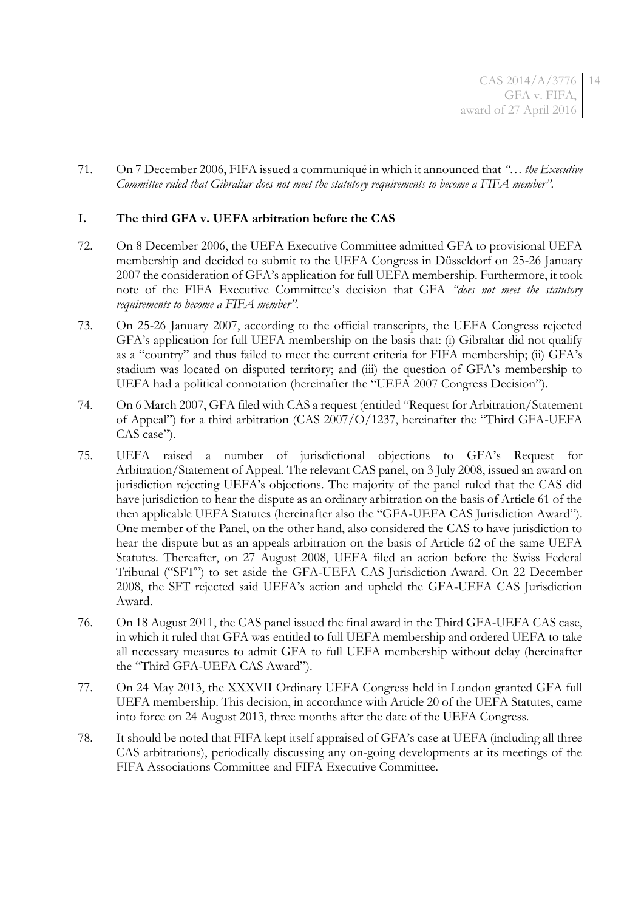71. On 7 December 2006, FIFA issued a communiqué in which it announced that *"… the Executive Committee ruled that Gibraltar does not meet the statutory requirements to become a FIFA member"*.

## I. The third GFA v. UEFA arbitration before the CAS

72. On 8 December 2006, the UEFA Executive Committee admitted GFA to provisional UEFA membership and decided to submit to the UEFA Congress in Düsseldorf on 25-26 January 2007 the consideration of GFA's application for full UEFA membership. Furthermore, it took note of the FIFA Executive Committee's decision that GFA *"does not meet the statutory requirements to become a FIFA member"*.

73. On 25-26 January 2007, according to the official transcripts, the UEFA Congress rejected GFA's application for full UEFA membership on the basis that: (i) Gibraltar did not qualify as a "country" and thus failed to meet the current criteria for FIFA membership; (ii) GFA's stadium was located on disputed territory; and (iii) the question of GFA's membership to UEFA had a political connotation (hereinafter the "UEFA 2007 Congress Decision").

74. On 6 March 2007, GFA filed with CAS a request (entitled "Request for Arbitration/Statement of Appeal") for a third arbitration (CAS 2007/O/1237, hereinafter the "Third GFA-UEFA CAS case").

75. UEFA raised a number of jurisdictional objections to GFA's Request for Arbitration/Statement of Appeal. The relevant CAS panel, on 3 July 2008, issued an award on jurisdiction rejecting UEFA's objections. The majority of the panel ruled that the CAS did have jurisdiction to hear the dispute as an ordinary arbitration on the basis of Article 61 of the then applicable UEFA Statutes (hereinafter also the "GFA-UEFA CAS Jurisdiction Award"). One member of the Panel, on the other hand, also considered the CAS to have jurisdiction to hear the dispute but as an appeals arbitration on the basis of Article 62 of the same UEFA Statutes. Thereafter, on 27 August 2008, UEFA filed an action before the Swiss Federal Tribunal ("SFT") to set aside the GFA-UEFA CAS Jurisdiction Award. On 22 December 2008, the SFT rejected said UEFA's action and upheld the GFA-UEFA CAS Jurisdiction Award.

76. On 18 August 2011, the CAS panel issued the final award in the Third GFA-UEFA CAS case, in which it ruled that GFA was entitled to full UEFA membership and ordered UEFA to take all necessary measures to admit GFA to full UEFA membership without delay (hereinafter the "Third GFA-UEFA CAS Award").

77. On 24 May 2013, the XXXVII Ordinary UEFA Congress held in London granted GFA full UEFA membership. This decision, in accordance with Article 20 of the UEFA Statutes, came into force on 24 August 2013, three months after the date of the UEFA Congress.

78. It should be noted that FIFA kept itself appraised of GFA's case at UEFA (including all three CAS arbitrations), periodically discussing any on-going developments at its meetings of the FIFA Associations Committee and FIFA Executive Committee.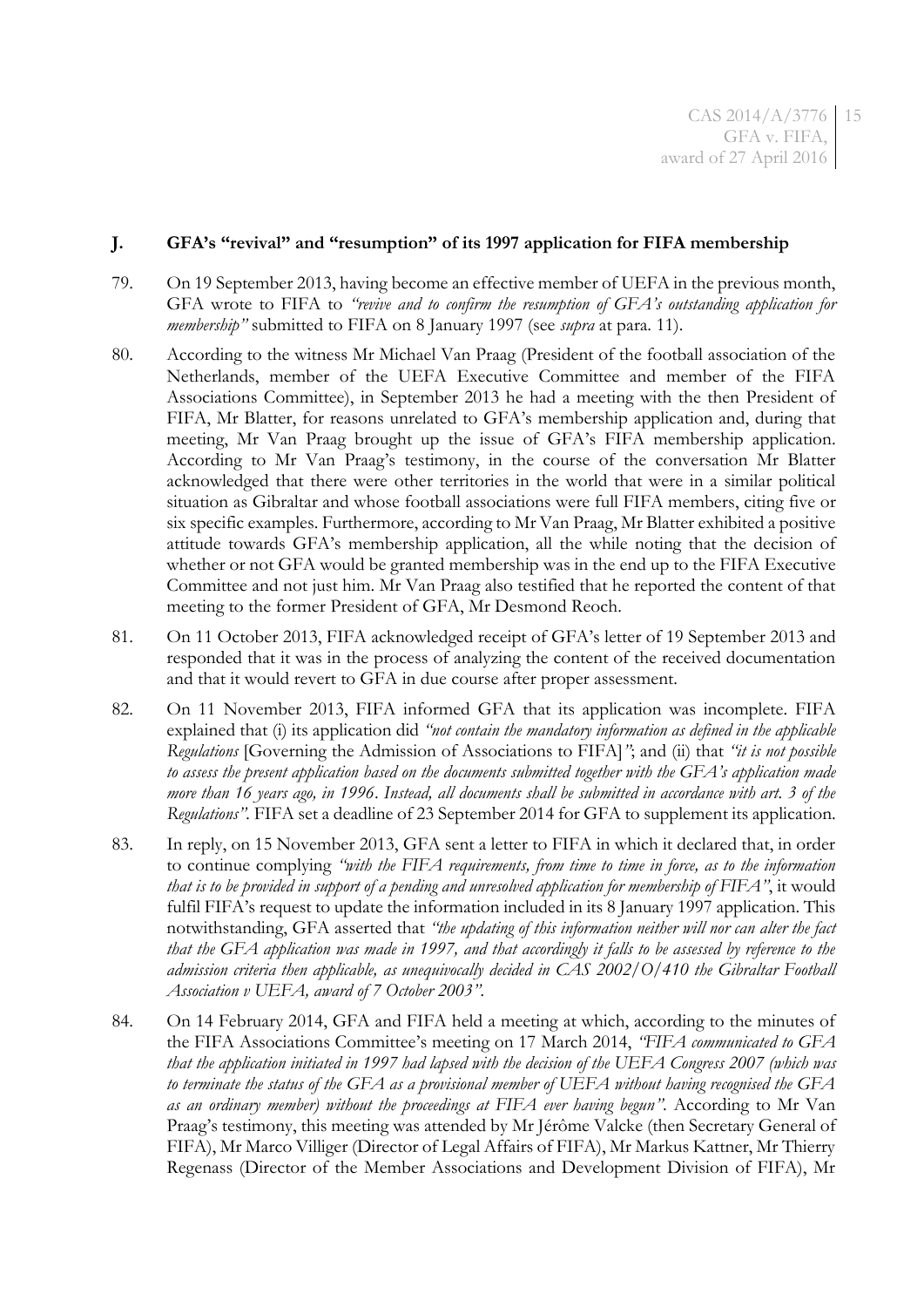## J. GFA's "revival" and "resumption" of its 1997 application for FIFA membership

79. On 19 September 2013, having become an effective member of UEFA in the previous month, GFA wrote to FIFA to *"revive and to confirm the resumption of GFA's outstanding application for membership"* submitted to FIFA on 8 January 1997 (see *supra* at para. 11).

80. According to the witness Mr Michael Van Praag (President of the football association of the Netherlands, member of the UEFA Executive Committee and member of the FIFA Associations Committee), in September 2013 he had a meeting with the then President of FIFA, Mr Blatter, for reasons unrelated to GFA's membership application and, during that meeting, Mr Van Praag brought up the issue of GFA's FIFA membership application. According to Mr Van Praag's testimony, in the course of the conversation Mr Blatter acknowledged that there were other territories in the world that were in a similar political situation as Gibraltar and whose football associations were full FIFA members, citing five or six specific examples. Furthermore, according to Mr Van Praag, Mr Blatter exhibited a positive attitude towards GFA's membership application, all the while noting that the decision of whether or not GFA would be granted membership was in the end up to the FIFA Executive Committee and not just him. Mr Van Praag also testified that he reported the content of that meeting to the former President of GFA, Mr Desmond Reoch.

81. On 11 October 2013, FIFA acknowledged receipt of GFA's letter of 19 September 2013 and responded that it was in the process of analyzing the content of the received documentation and that it would revert to GFA in due course after proper assessment.

82. On 11 November 2013, FIFA informed GFA that its application was incomplete. FIFA explained that (i) its application did *"not contain the mandatory information as defined in the applicable Regulations* [Governing the Admission of Associations to FIFA]*"*; and (ii) that *"it is not possible to assess the present application based on the documents submitted together with the GFA's application made more than 16 years ago, in 1996. Instead, all documents shall be submitted in accordance with art. 3 of the Regulations"*. FIFA set a deadline of 23 September 2014 for GFA to supplement its application.

83. In reply, on 15 November 2013, GFA sent a letter to FIFA in which it declared that, in order to continue complying *"with the FIFA requirements, from time to time in force, as to the information that is to be provided in support of a pending and unresolved application for membership of FIFA"*, it would fulfil FIFA's request to update the information included in its 8 January 1997 application. This notwithstanding, GFA asserted that *"the updating of this information neither will nor can alter the fact that the GFA application was made in 1997, and that accordingly it falls to be assessed by reference to the admission criteria then applicable, as unequivocally decided in CAS 2002/O/410 the Gibraltar Football Association v UEFA, award of 7 October 2003"*.

84. On 14 February 2014, GFA and FIFA held a meeting at which, according to the minutes of the FIFA Associations Committee's meeting on 17 March 2014, *"FIFA communicated to GFA that the application initiated in 1997 had lapsed with the decision of the UEFA Congress 2007 (which was to terminate the status of the GFA as a provisional member of UEFA without having recognised the GFA as an ordinary member) without the proceedings at FIFA ever having begun"*. According to Mr Van Praag's testimony, this meeting was attended by Mr Jérôme Valcke (then Secretary General of FIFA), Mr Marco Villiger (Director of Legal Affairs of FIFA), Mr Markus Kattner, Mr Thierry Regenass (Director of the Member Associations and Development Division of FIFA), Mr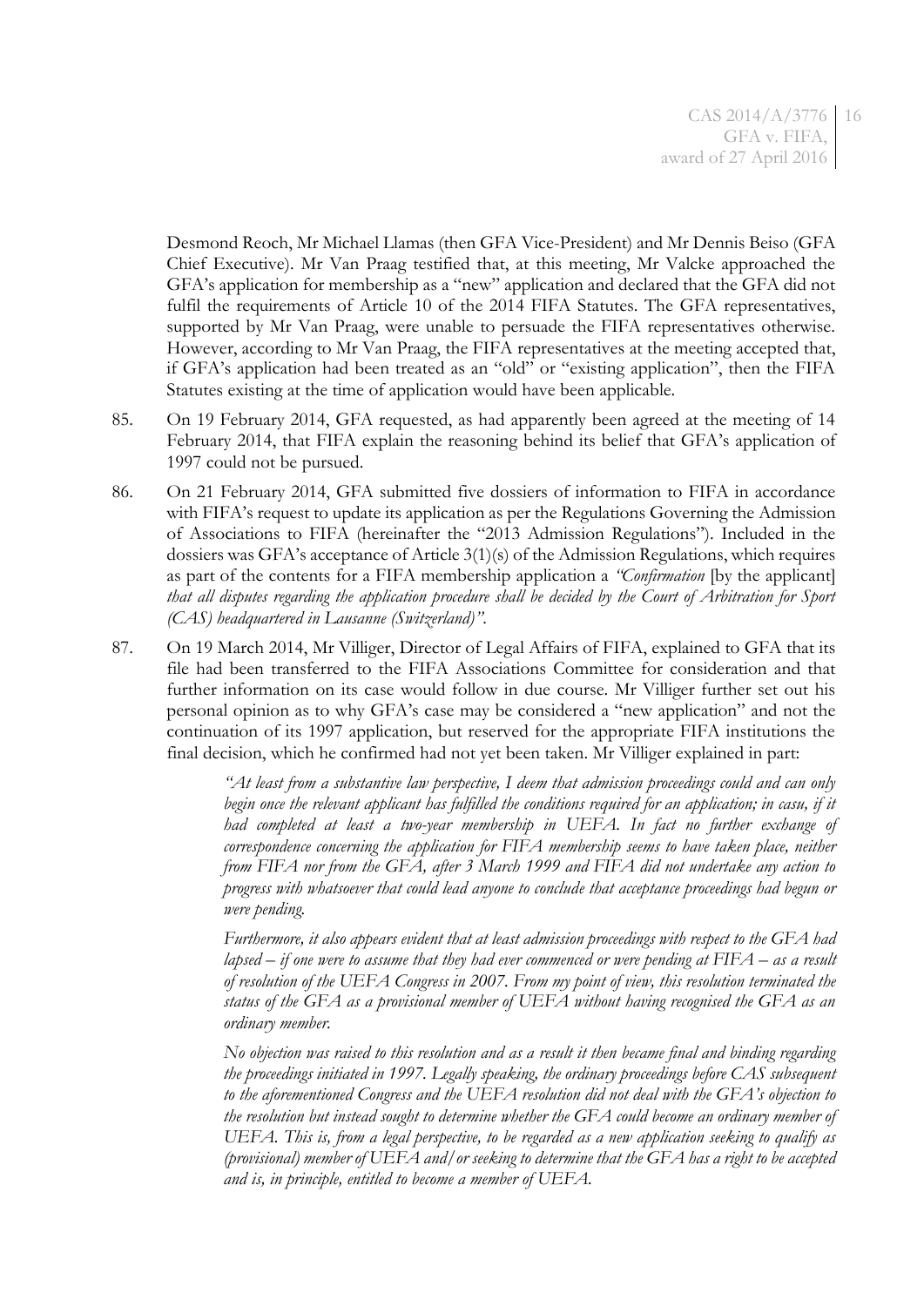Desmond Reoch, Mr Michael Llamas (then GFA Vice-President) and Mr Dennis Beiso (GFA Chief Executive). Mr Van Praag testified that, at this meeting, Mr Valcke approached the GFA's application for membership as a "new" application and declared that the GFA did not fulfil the requirements of Article 10 of the 2014 FIFA Statutes. The GFA representatives, supported by Mr Van Praag, were unable to persuade the FIFA representatives otherwise. However, according to Mr Van Praag, the FIFA representatives at the meeting accepted that, if GFA's application had been treated as an "old" or "existing application", then the FIFA Statutes existing at the time of application would have been applicable.

85. On 19 February 2014, GFA requested, as had apparently been agreed at the meeting of 14 February 2014, that FIFA explain the reasoning behind its belief that GFA's application of 1997 could not be pursued.

86. On 21 February 2014, GFA submitted five dossiers of information to FIFA in accordance with FIFA's request to update its application as per the Regulations Governing the Admission of Associations to FIFA (hereinafter the "2013 Admission Regulations"). Included in the dossiers was GFA's acceptance of Article 3(1)(s) of the Admission Regulations, which requires as part of the contents for a FIFA membership application a *"Confirmation* [by the applicant] *that all disputes regarding the application procedure shall be decided by the Court of Arbitration for Sport (CAS) headquartered in Lausanne (Switzerland)"*.

87. On 19 March 2014, Mr Villiger, Director of Legal Affairs of FIFA, explained to GFA that its file had been transferred to the FIFA Associations Committee for consideration and that further information on its case would follow in due course. Mr Villiger further set out his personal opinion as to why GFA's case may be considered a "new application" and not the continuation of its 1997 application, but reserved for the appropriate FIFA institutions the final decision, which he confirmed had not yet been taken. Mr Villiger explained in part:

> *"At least from a substantive law perspective, I deem that admission proceedings could and can only begin once the relevant applicant has fulfilled the conditions required for an application; in casu, if it had completed at least a two-year membership in UEFA. In fact no further exchange of correspondence concerning the application for FIFA membership seems to have taken place, neither from FIFA nor from the GFA, after 3 March 1999 and FIFA did not undertake any action to progress with whatsoever that could lead anyone to conclude that acceptance proceedings had begun or were pending.*
>
> *Furthermore, it also appears evident that at least admission proceedings with respect to the GFA had lapsed – if one were to assume that they had ever commenced or were pending at FIFA – as a result of resolution of the UEFA Congress in 2007. From my point of view, this resolution terminated the status of the GFA as a provisional member of UEFA without having recognised the GFA as an ordinary member.*
>
> *No objection was raised to this resolution and as a result it then became final and binding regarding the proceedings initiated in 1997. Legally speaking, the ordinary proceedings before CAS subsequent to the aforementioned Congress and the UEFA resolution did not deal with the GFA's objection to the resolution but instead sought to determine whether the GFA could become an ordinary member of UEFA. This is, from a legal perspective, to be regarded as a new application seeking to qualify as (provisional) member of UEFA and/or seeking to determine that the GFA has a right to be accepted and is, in principle, entitled to become a member of UEFA.*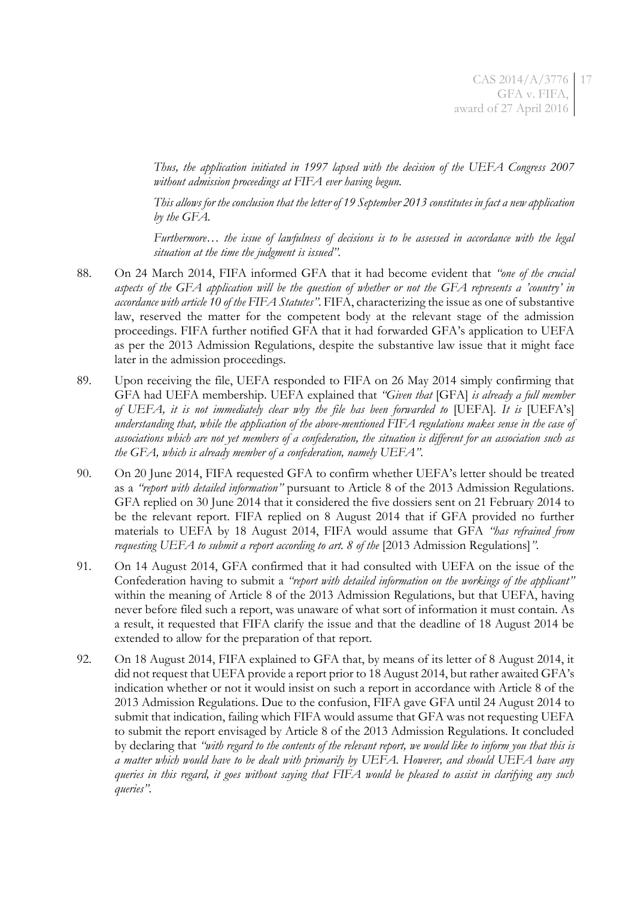*Thus, the application initiated in 1997 lapsed with the decision of the UEFA Congress 2007 without admission proceedings at FIFA ever having begun.*

*This allows for the conclusion that the letter of 19 September 2013 constitutes in fact a new application by the GFA.*

*Furthermore… the issue of lawfulness of decisions is to be assessed in accordance with the legal situation at the time the judgment is issued"*.

88. On 24 March 2014, FIFA informed GFA that it had become evident that *"one of the crucial aspects of the GFA application will be the question of whether or not the GFA represents a 'country' in accordance with article 10 of the FIFA Statutes"*. FIFA, characterizing the issue as one of substantive law, reserved the matter for the competent body at the relevant stage of the admission proceedings. FIFA further notified GFA that it had forwarded GFA's application to UEFA as per the 2013 Admission Regulations, despite the substantive law issue that it might face later in the admission proceedings.

89. Upon receiving the file, UEFA responded to FIFA on 26 May 2014 simply confirming that GFA had UEFA membership. UEFA explained that *"Given that* [GFA] *is already a full member of UEFA, it is not immediately clear why the file has been forwarded to* [UEFA]. *It is* [UEFA's] *understanding that, while the application of the above-mentioned FIFA regulations makes sense in the case of associations which are not yet members of a confederation, the situation is different for an association such as the GFA, which is already member of a confederation, namely UEFA"*.

90. On 20 June 2014, FIFA requested GFA to confirm whether UEFA's letter should be treated as a *"report with detailed information"* pursuant to Article 8 of the 2013 Admission Regulations. GFA replied on 30 June 2014 that it considered the five dossiers sent on 21 February 2014 to be the relevant report. FIFA replied on 8 August 2014 that if GFA provided no further materials to UEFA by 18 August 2014, FIFA would assume that GFA *"has refrained from requesting UEFA to submit a report according to art. 8 of the* [2013 Admission Regulations]*"*.

91. On 14 August 2014, GFA confirmed that it had consulted with UEFA on the issue of the Confederation having to submit a *"report with detailed information on the workings of the applicant"* within the meaning of Article 8 of the 2013 Admission Regulations, but that UEFA, having never before filed such a report, was unaware of what sort of information it must contain. As a result, it requested that FIFA clarify the issue and that the deadline of 18 August 2014 be extended to allow for the preparation of that report.

92. On 18 August 2014, FIFA explained to GFA that, by means of its letter of 8 August 2014, it did not request that UEFA provide a report prior to 18 August 2014, but rather awaited GFA's indication whether or not it would insist on such a report in accordance with Article 8 of the 2013 Admission Regulations. Due to the confusion, FIFA gave GFA until 24 August 2014 to submit that indication, failing which FIFA would assume that GFA was not requesting UEFA to submit the report envisaged by Article 8 of the 2013 Admission Regulations. It concluded by declaring that *"with regard to the contents of the relevant report, we would like to inform you that this is a matter which would have to be dealt with primarily by UEFA. However, and should UEFA have any queries in this regard, it goes without saying that FIFA would be pleased to assist in clarifying any such queries"*.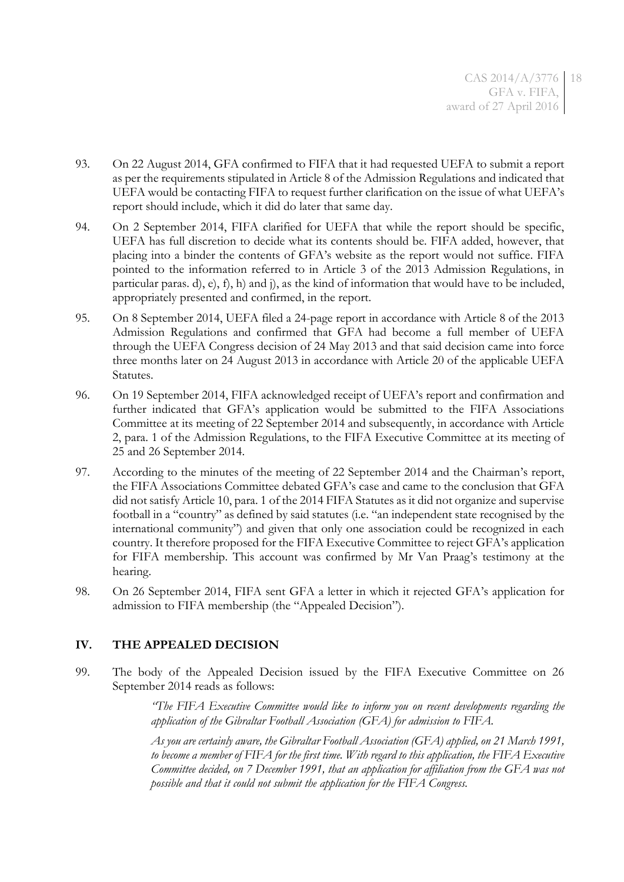93. On 22 August 2014, GFA confirmed to FIFA that it had requested UEFA to submit a report as per the requirements stipulated in Article 8 of the Admission Regulations and indicated that UEFA would be contacting FIFA to request further clarification on the issue of what UEFA's report should include, which it did do later that same day.

94. On 2 September 2014, FIFA clarified for UEFA that while the report should be specific, UEFA has full discretion to decide what its contents should be. FIFA added, however, that placing into a binder the contents of GFA's website as the report would not suffice. FIFA pointed to the information referred to in Article 3 of the 2013 Admission Regulations, in particular paras. d), e), f), h) and j), as the kind of information that would have to be included, appropriately presented and confirmed, in the report.

95. On 8 September 2014, UEFA filed a 24-page report in accordance with Article 8 of the 2013 Admission Regulations and confirmed that GFA had become a full member of UEFA through the UEFA Congress decision of 24 May 2013 and that said decision came into force three months later on 24 August 2013 in accordance with Article 20 of the applicable UEFA Statutes.

96. On 19 September 2014, FIFA acknowledged receipt of UEFA's report and confirmation and further indicated that GFA's application would be submitted to the FIFA Associations Committee at its meeting of 22 September 2014 and subsequently, in accordance with Article 2, para. 1 of the Admission Regulations, to the FIFA Executive Committee at its meeting of 25 and 26 September 2014.

97. According to the minutes of the meeting of 22 September 2014 and the Chairman's report, the FIFA Associations Committee debated GFA's case and came to the conclusion that GFA did not satisfy Article 10, para. 1 of the 2014 FIFA Statutes as it did not organize and supervise football in a "country" as defined by said statutes (i.e. "an independent state recognised by the international community") and given that only one association could be recognized in each country. It therefore proposed for the FIFA Executive Committee to reject GFA's application for FIFA membership. This account was confirmed by Mr Van Praag's testimony at the hearing.

98. On 26 September 2014, FIFA sent GFA a letter in which it rejected GFA's application for admission to FIFA membership (the "Appealed Decision").

## IV. THE APPEALED DECISION

99. The body of the Appealed Decision issued by the FIFA Executive Committee on 26 September 2014 reads as follows:

> *"The FIFA Executive Committee would like to inform you on recent developments regarding the application of the Gibraltar Football Association (GFA) for admission to FIFA.*
>
> *As you are certainly aware, the Gibraltar Football Association (GFA) applied, on 21 March 1991, to become a member of FIFA for the first time. With regard to this application, the FIFA Executive Committee decided, on 7 December 1991, that an application for affiliation from the GFA was not possible and that it could not submit the application for the FIFA Congress.*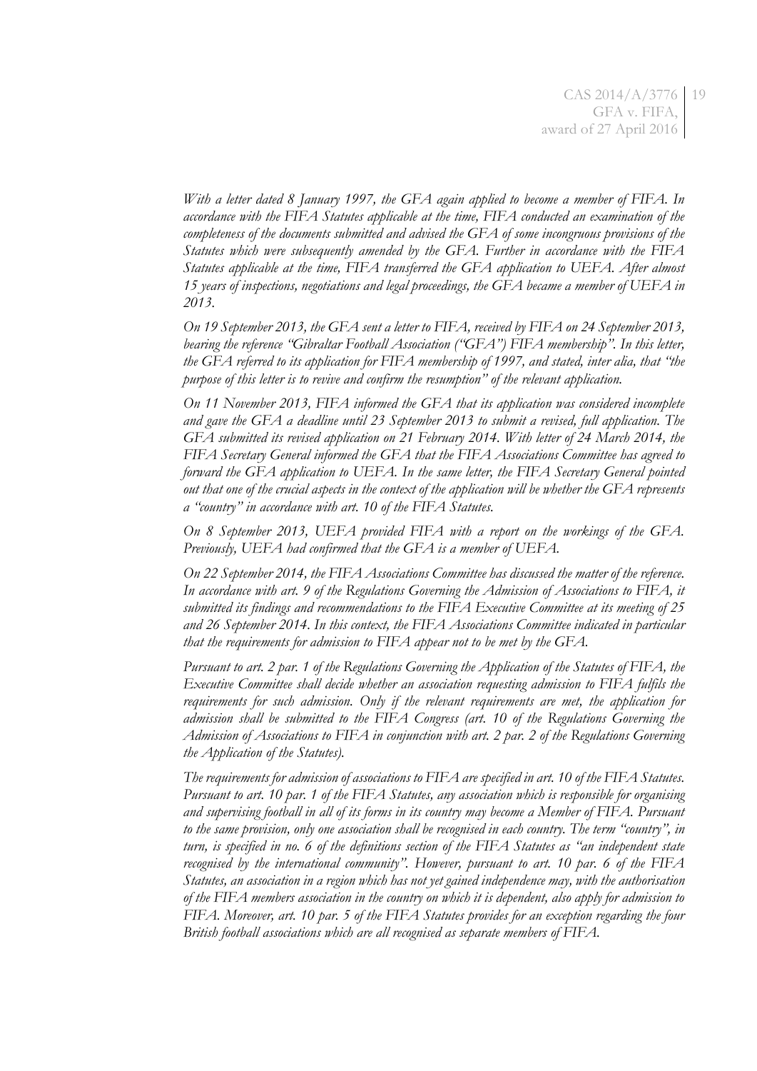*With a letter dated 8 January 1997, the GFA again applied to become a member of FIFA. In accordance with the FIFA Statutes applicable at the time, FIFA conducted an examination of the completeness of the documents submitted and advised the GFA of some incongruous provisions of the Statutes which were subsequently amended by the GFA. Further in accordance with the FIFA Statutes applicable at the time, FIFA transferred the GFA application to UEFA. After almost 15 years of inspections, negotiations and legal proceedings, the GFA became a member of UEFA in 2013.*

*On 19 September 2013, the GFA sent a letter to FIFA, received by FIFA on 24 September 2013, bearing the reference "Gibraltar Football Association ("GFA") FIFA membership". In this letter, the GFA referred to its application for FIFA membership of 1997, and stated, inter alia, that "the purpose of this letter is to revive and confirm the resumption" of the relevant application.*

*On 11 November 2013, FIFA informed the GFA that its application was considered incomplete and gave the GFA a deadline until 23 September 2013 to submit a revised, full application. The GFA submitted its revised application on 21 February 2014. With letter of 24 March 2014, the FIFA Secretary General informed the GFA that the FIFA Associations Committee has agreed to forward the GFA application to UEFA. In the same letter, the FIFA Secretary General pointed out that one of the crucial aspects in the context of the application will be whether the GFA represents a "country" in accordance with art. 10 of the FIFA Statutes.*

*On 8 September 2013, UEFA provided FIFA with a report on the workings of the GFA. Previously, UEFA had confirmed that the GFA is a member of UEFA.*

*On 22 September 2014, the FIFA Associations Committee has discussed the matter of the reference. In accordance with art. 9 of the Regulations Governing the Admission of Associations to FIFA, it submitted its findings and recommendations to the FIFA Executive Committee at its meeting of 25 and 26 September 2014. In this context, the FIFA Associations Committee indicated in particular that the requirements for admission to FIFA appear not to be met by the GFA.*

*Pursuant to art. 2 par. 1 of the Regulations Governing the Application of the Statutes of FIFA, the Executive Committee shall decide whether an association requesting admission to FIFA fulfils the requirements for such admission. Only if the relevant requirements are met, the application for admission shall be submitted to the FIFA Congress (art. 10 of the Regulations Governing the Admission of Associations to FIFA in conjunction with art. 2 par. 2 of the Regulations Governing the Application of the Statutes).*

*The requirements for admission of associations to FIFA are specified in art. 10 of the FIFA Statutes. Pursuant to art. 10 par. 1 of the FIFA Statutes, any association which is responsible for organising and supervising football in all of its forms in its country may become a Member of FIFA. Pursuant to the same provision, only one association shall be recognised in each country. The term "country", in turn, is specified in no. 6 of the definitions section of the FIFA Statutes as "an independent state recognised by the international community". However, pursuant to art. 10 par. 6 of the FIFA Statutes, an association in a region which has not yet gained independence may, with the authorisation of the FIFA members association in the country on which it is dependent, also apply for admission to FIFA. Moreover, art. 10 par. 5 of the FIFA Statutes provides for an exception regarding the four British football associations which are all recognised as separate members of FIFA.*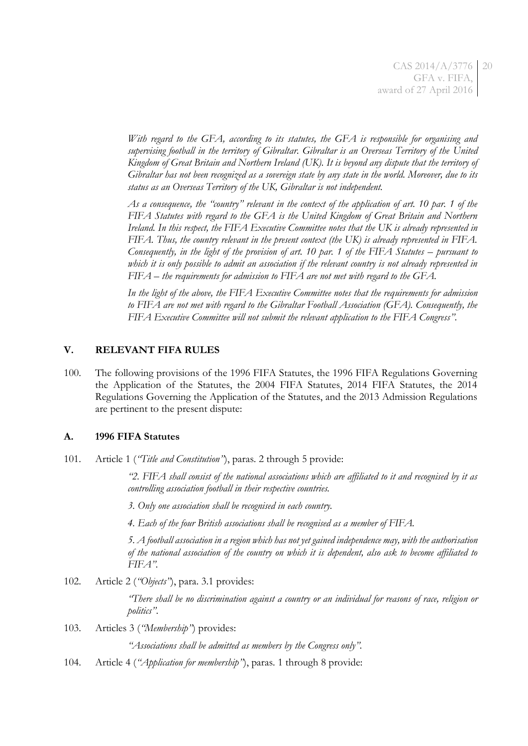*With regard to the GFA, according to its statutes, the GFA is responsible for organising and supervising football in the territory of Gibraltar. Gibraltar is an Overseas Territory of the United Kingdom of Great Britain and Northern Ireland (UK). It is beyond any dispute that the territory of Gibraltar has not been recognized as a sovereign state by any state in the world. Moreover, due to its status as an Overseas Territory of the UK, Gibraltar is not independent.*

*As a consequence, the "country" relevant in the context of the application of art. 10 par. 1 of the FIFA Statutes with regard to the GFA is the United Kingdom of Great Britain and Northern Ireland. In this respect, the FIFA Executive Committee notes that the UK is already represented in FIFA. Thus, the country relevant in the present context (the UK) is already represented in FIFA. Consequently, in the light of the provision of art. 10 par. 1 of the FIFA Statutes – pursuant to which it is only possible to admit an association if the relevant country is not already represented in FIFA – the requirements for admission to FIFA are not met with regard to the GFA.*

*In the light of the above, the FIFA Executive Committee notes that the requirements for admission to FIFA are not met with regard to the Gibraltar Football Association (GFA). Consequently, the FIFA Executive Committee will not submit the relevant application to the FIFA Congress".*

## V. RELEVANT FIFA RULES

100. The following provisions of the 1996 FIFA Statutes, the 1996 FIFA Regulations Governing the Application of the Statutes, the 2004 FIFA Statutes, 2014 FIFA Statutes, the 2014 Regulations Governing the Application of the Statutes, and the 2013 Admission Regulations are pertinent to the present dispute:

### A. 1996 FIFA Statutes

101. Article 1 (*"Title and Constitution"*), paras. 2 through 5 provide:

> *"2. FIFA shall consist of the national associations which are affiliated to it and recognised by it as controlling association football in their respective countries.*
>
> *3. Only one association shall be recognised in each country.*
>
> *4. Each of the four British associations shall be recognised as a member of FIFA.*
>
> *5. A football association in a region which has not yet gained independence may, with the authorisation of the national association of the country on which it is dependent, also ask to become affiliated to FIFA".*

102. Article 2 (*"Objects"*), para. 3.1 provides:

> *"There shall be no discrimination against a country or an individual for reasons of race, religion or politics".*

103. Articles 3 (*"Membership"*) provides:

> *"Associations shall be admitted as members by the Congress only".*

104. Article 4 (*"Application for membership"*), paras. 1 through 8 provide: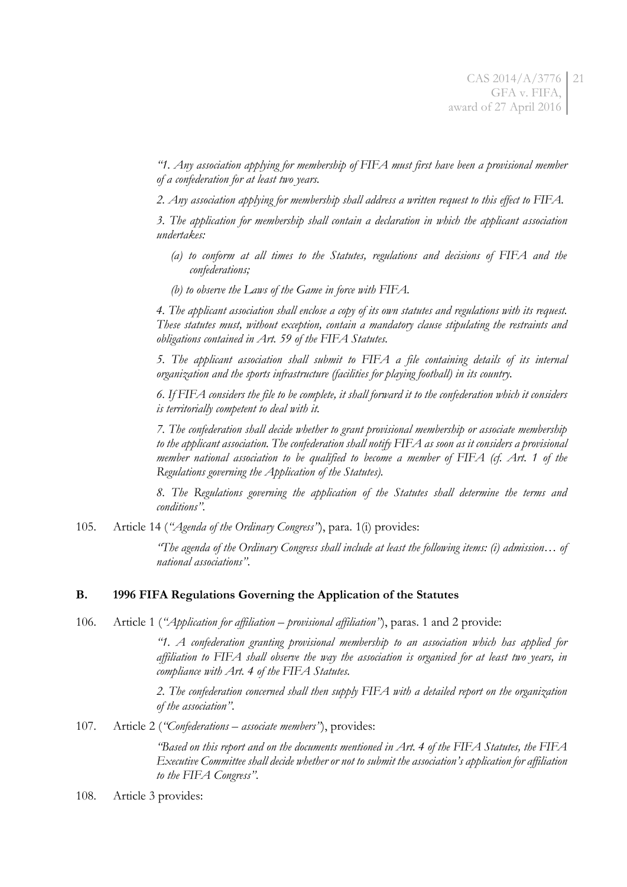*"1. Any association applying for membership of FIFA must first have been a provisional member of a confederation for at least two years.*

*2. Any association applying for membership shall address a written request to this effect to FIFA.*

*3. The application for membership shall contain a declaration in which the applicant association undertakes:*

- *(a) to conform at all times to the Statutes, regulations and decisions of FIFA and the confederations;*
- *(b) to observe the Laws of the Game in force with FIFA.*

*4. The applicant association shall enclose a copy of its own statutes and regulations with its request. These statutes must, without exception, contain a mandatory clause stipulating the restraints and obligations contained in Art. 59 of the FIFA Statutes.*

*5. The applicant association shall submit to FIFA a file containing details of its internal organization and the sports infrastructure (facilities for playing football) in its country.*

*6. If FIFA considers the file to be complete, it shall forward it to the confederation which it considers is territorially competent to deal with it.*

*7. The confederation shall decide whether to grant provisional membership or associate membership to the applicant association. The confederation shall notify FIFA as soon as it considers a provisional member national association to be qualified to become a member of FIFA (cf. Art. 1 of the Regulations governing the Application of the Statutes).*

*8. The Regulations governing the application of the Statutes shall determine the terms and conditions".*

105. Article 14 (*"Agenda of the Ordinary Congress"*), para. 1(i) provides:

*"The agenda of the Ordinary Congress shall include at least the following items: (i) admission… of national associations".*

## B. 1996 FIFA Regulations Governing the Application of the Statutes

106. Article 1 (*"Application for affiliation – provisional affiliation"*), paras. 1 and 2 provide:

*"1. A confederation granting provisional membership to an association which has applied for affiliation to FIFA shall observe the way the association is organised for at least two years, in compliance with Art. 4 of the FIFA Statutes.*

*2. The confederation concerned shall then supply FIFA with a detailed report on the organization of the association".*

107. Article 2 (*"Confederations – associate members"*), provides:

*"Based on this report and on the documents mentioned in Art. 4 of the FIFA Statutes, the FIFA Executive Committee shall decide whether or not to submit the association's application for affiliation to the FIFA Congress".*

108. Article 3 provides: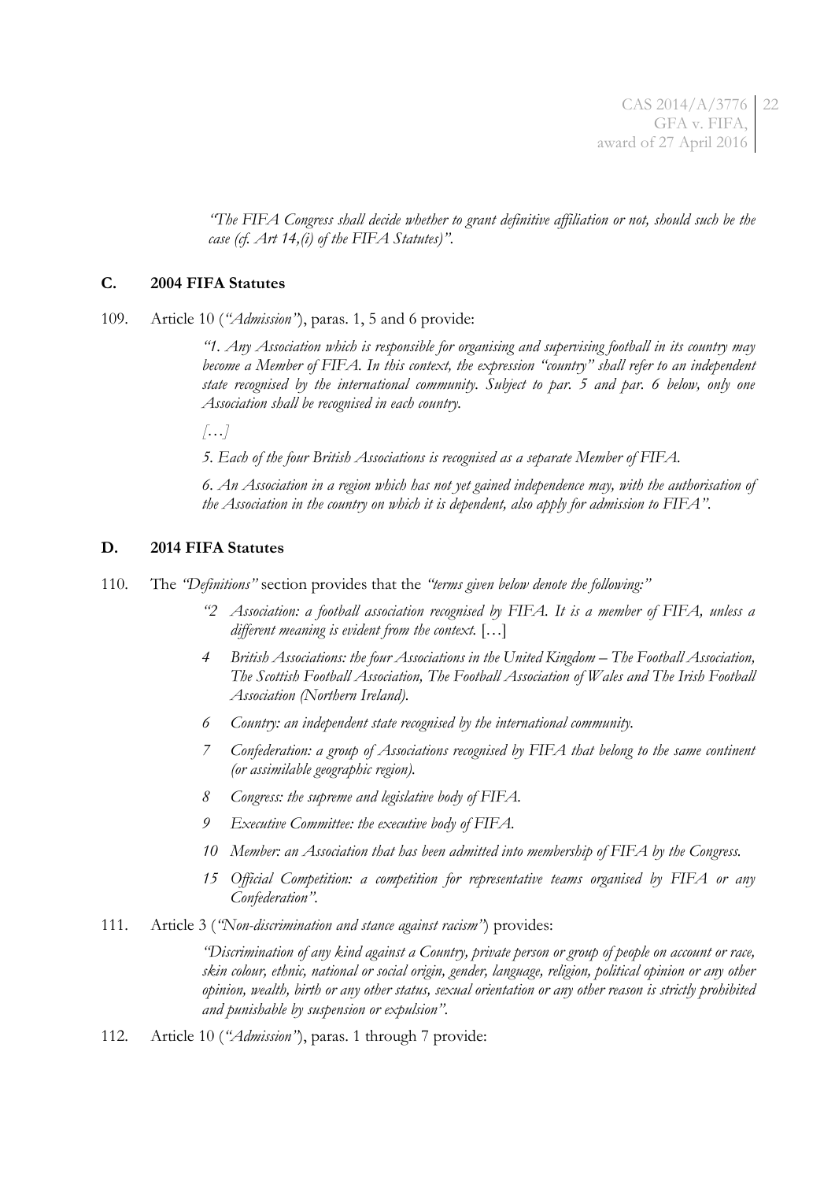*"The FIFA Congress shall decide whether to grant definitive affiliation or not, should such be the case (cf. Art 14,(i) of the FIFA Statutes)"*.

## C. 2004 FIFA Statutes

109. Article 10 (*"Admission"*), paras. 1, 5 and 6 provide:

> *"1. Any Association which is responsible for organising and supervising football in its country may become a Member of FIFA. In this context, the expression "country" shall refer to an independent state recognised by the international community. Subject to par. 5 and par. 6 below, only one Association shall be recognised in each country.*
>
> *[…]*
>
> *5. Each of the four British Associations is recognised as a separate Member of FIFA.*
>
> *6. An Association in a region which has not yet gained independence may, with the authorisation of the Association in the country on which it is dependent, also apply for admission to FIFA"*.

## D. 2014 FIFA Statutes

110. The *"Definitions"* section provides that the *"terms given below denote the following:"*

> *"2 Association: a football association recognised by FIFA. It is a member of FIFA, unless a different meaning is evident from the context.* […]
>
> *4 British Associations: the four Associations in the United Kingdom – The Football Association, The Scottish Football Association, The Football Association of Wales and The Irish Football Association (Northern Ireland).*
>
> *6 Country: an independent state recognised by the international community.*
>
> *7 Confederation: a group of Associations recognised by FIFA that belong to the same continent (or assimilable geographic region).*
>
> *8 Congress: the supreme and legislative body of FIFA.*
>
> *9 Executive Committee: the executive body of FIFA.*
>
> *10 Member: an Association that has been admitted into membership of FIFA by the Congress.*
>
> *15 Official Competition: a competition for representative teams organised by FIFA or any Confederation"*.

111. Article 3 (*"Non-discrimination and stance against racism"*) provides:

> *"Discrimination of any kind against a Country, private person or group of people on account or race, skin colour, ethnic, national or social origin, gender, language, religion, political opinion or any other opinion, wealth, birth or any other status, sexual orientation or any other reason is strictly prohibited and punishable by suspension or expulsion"*.

112. Article 10 (*"Admission"*), paras. 1 through 7 provide: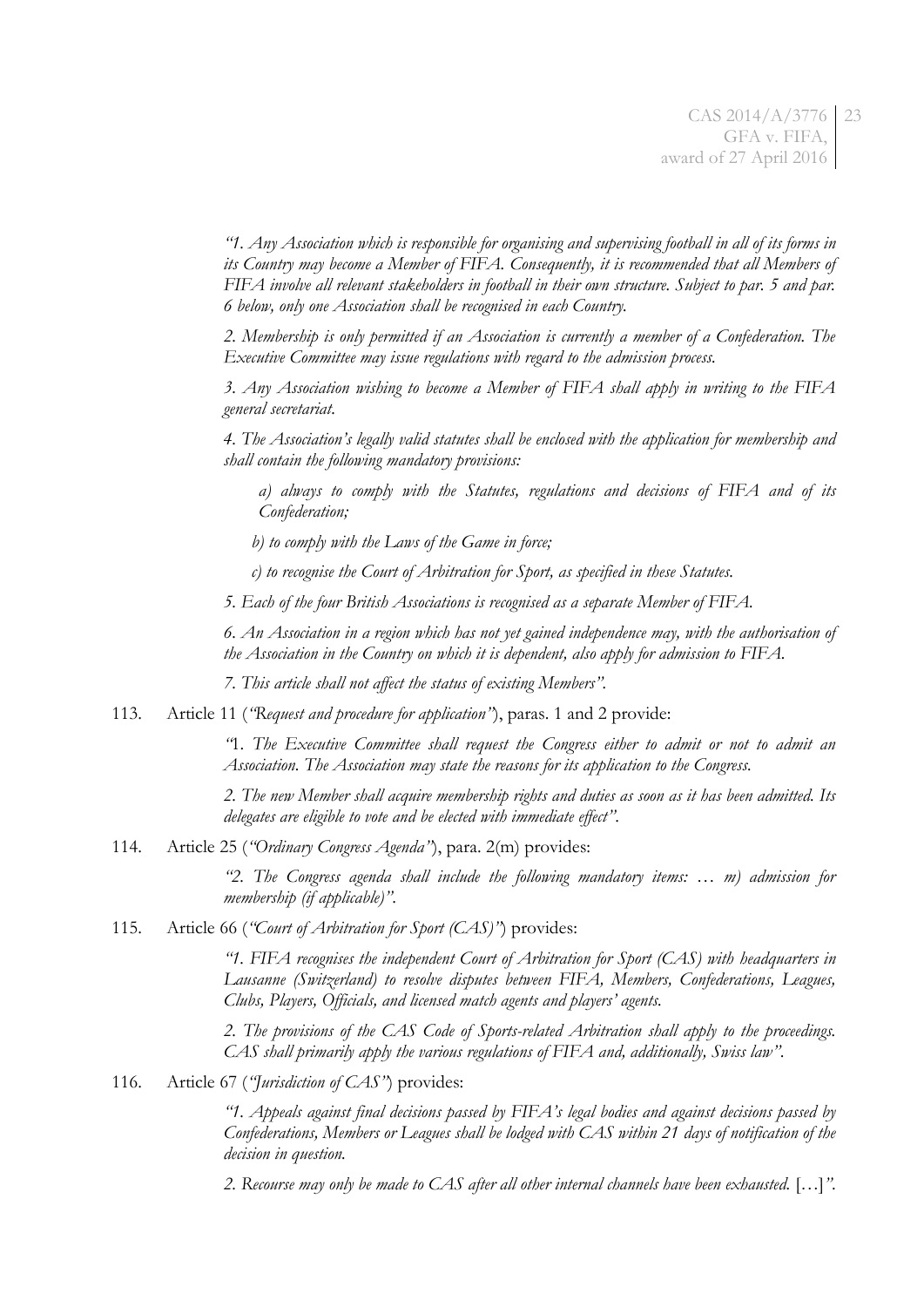> *"1. Any Association which is responsible for organising and supervising football in all of its forms in its Country may become a Member of FIFA. Consequently, it is recommended that all Members of FIFA involve all relevant stakeholders in football in their own structure. Subject to par. 5 and par. 6 below, only one Association shall be recognised in each Country.*
>
> *2. Membership is only permitted if an Association is currently a member of a Confederation. The Executive Committee may issue regulations with regard to the admission process.*
>
> *3. Any Association wishing to become a Member of FIFA shall apply in writing to the FIFA general secretariat.*
>
> *4. The Association's legally valid statutes shall be enclosed with the application for membership and shall contain the following mandatory provisions:*
>
> *a) always to comply with the Statutes, regulations and decisions of FIFA and of its Confederation;*
>
> *b) to comply with the Laws of the Game in force;*
>
> *c) to recognise the Court of Arbitration for Sport, as specified in these Statutes.*
>
> *5. Each of the four British Associations is recognised as a separate Member of FIFA.*
>
> *6. An Association in a region which has not yet gained independence may, with the authorisation of the Association in the Country on which it is dependent, also apply for admission to FIFA.*
>
> *7. This article shall not affect the status of existing Members".*

113. Article 11 (*"Request and procedure for application"*), paras. 1 and 2 provide:

> *"1. The Executive Committee shall request the Congress either to admit or not to admit an Association. The Association may state the reasons for its application to the Congress.*
>
> *2. The new Member shall acquire membership rights and duties as soon as it has been admitted. Its delegates are eligible to vote and be elected with immediate effect".*

114. Article 25 (*"Ordinary Congress Agenda"*), para. 2(m) provides:

> *"2. The Congress agenda shall include the following mandatory items: … m) admission for membership (if applicable)".*

115. Article 66 (*"Court of Arbitration for Sport (CAS)"*) provides:

> *"1. FIFA recognises the independent Court of Arbitration for Sport (CAS) with headquarters in Lausanne (Switzerland) to resolve disputes between FIFA, Members, Confederations, Leagues, Clubs, Players, Officials, and licensed match agents and players' agents.*
>
> *2. The provisions of the CAS Code of Sports-related Arbitration shall apply to the proceedings. CAS shall primarily apply the various regulations of FIFA and, additionally, Swiss law".*

116. Article 67 (*"Jurisdiction of CAS"*) provides:

> *"1. Appeals against final decisions passed by FIFA's legal bodies and against decisions passed by Confederations, Members or Leagues shall be lodged with CAS within 21 days of notification of the decision in question.*
>
> *2. Recourse may only be made to CAS after all other internal channels have been exhausted.* […]*".*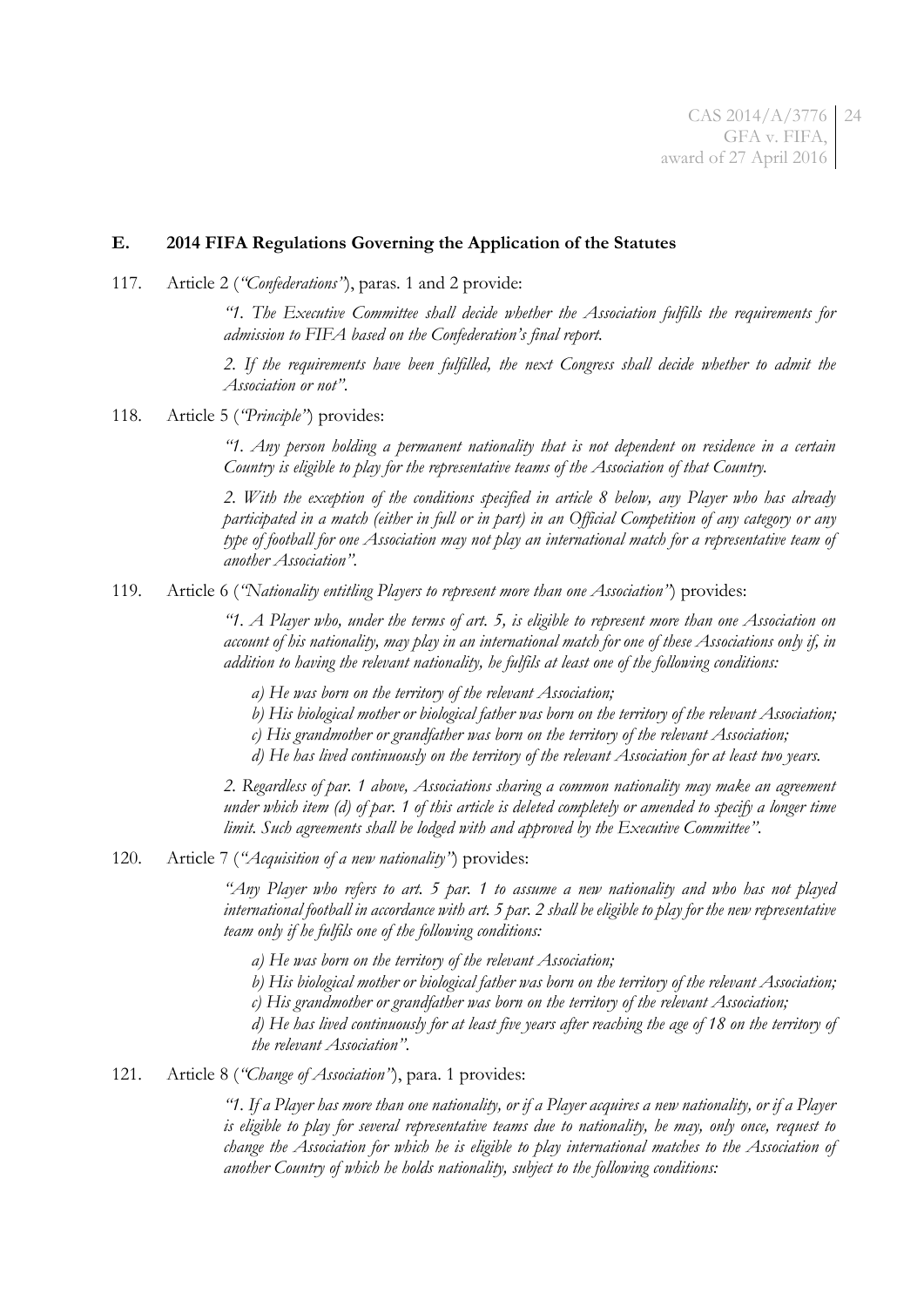## E. 2014 FIFA Regulations Governing the Application of the Statutes

117. Article 2 (*"Confederations"*), paras. 1 and 2 provide:

> *"1. The Executive Committee shall decide whether the Association fulfills the requirements for admission to FIFA based on the Confederation's final report.*
>
> *2. If the requirements have been fulfilled, the next Congress shall decide whether to admit the Association or not".*

118. Article 5 (*"Principle"*) provides:

> *"1. Any person holding a permanent nationality that is not dependent on residence in a certain Country is eligible to play for the representative teams of the Association of that Country.*
>
> *2. With the exception of the conditions specified in article 8 below, any Player who has already participated in a match (either in full or in part) in an Official Competition of any category or any type of football for one Association may not play an international match for a representative team of another Association".*

119. Article 6 (*"Nationality entitling Players to represent more than one Association"*) provides:

> *"1. A Player who, under the terms of art. 5, is eligible to represent more than one Association on account of his nationality, may play in an international match for one of these Associations only if, in addition to having the relevant nationality, he fulfils at least one of the following conditions:*
>
> *a) He was born on the territory of the relevant Association;*
> *b) His biological mother or biological father was born on the territory of the relevant Association;*
> *c) His grandmother or grandfather was born on the territory of the relevant Association;*
> *d) He has lived continuously on the territory of the relevant Association for at least two years.*
>
> *2. Regardless of par. 1 above, Associations sharing a common nationality may make an agreement under which item (d) of par. 1 of this article is deleted completely or amended to specify a longer time limit. Such agreements shall be lodged with and approved by the Executive Committee".*

120. Article 7 (*"Acquisition of a new nationality"*) provides:

> *"Any Player who refers to art. 5 par. 1 to assume a new nationality and who has not played international football in accordance with art. 5 par. 2 shall be eligible to play for the new representative team only if he fulfils one of the following conditions:*
>
> *a) He was born on the territory of the relevant Association;*
> *b) His biological mother or biological father was born on the territory of the relevant Association;*
> *c) His grandmother or grandfather was born on the territory of the relevant Association;*
> *d) He has lived continuously for at least five years after reaching the age of 18 on the territory of the relevant Association".*

121. Article 8 (*"Change of Association"*), para. 1 provides:

> *"1. If a Player has more than one nationality, or if a Player acquires a new nationality, or if a Player is eligible to play for several representative teams due to nationality, he may, only once, request to change the Association for which he is eligible to play international matches to the Association of another Country of which he holds nationality, subject to the following conditions:*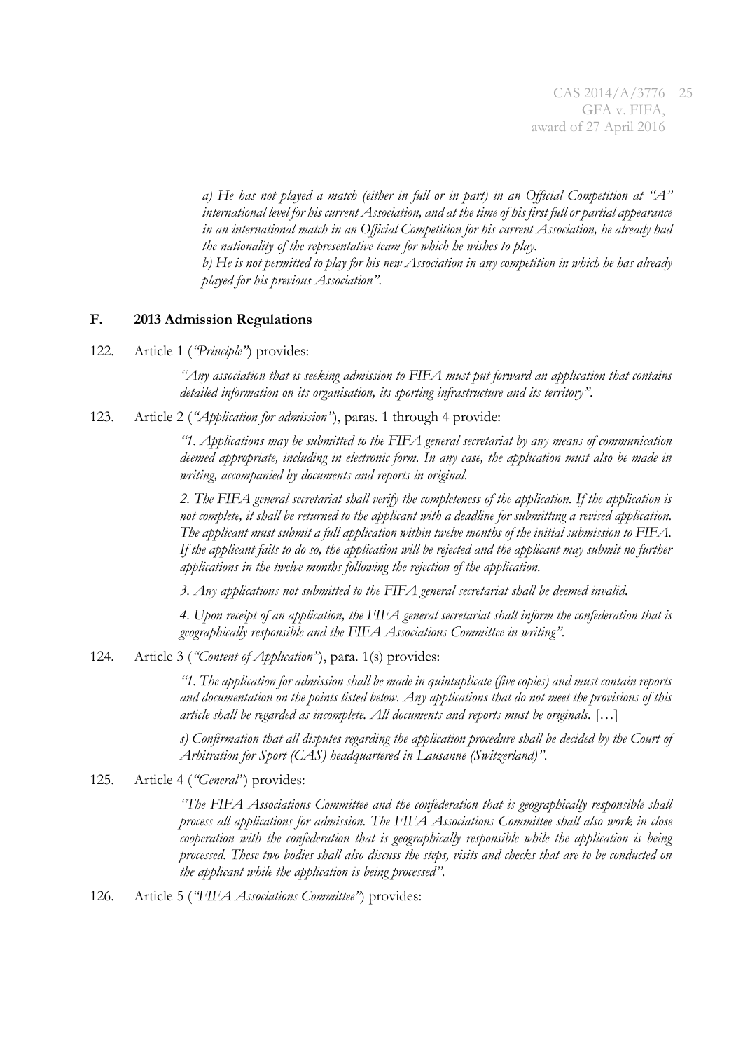*a) He has not played a match (either in full or in part) in an Official Competition at "A" international level for his current Association, and at the time of his first full or partial appearance in an international match in an Official Competition for his current Association, he already had the nationality of the representative team for which he wishes to play.*

*b) He is not permitted to play for his new Association in any competition in which he has already played for his previous Association".*

### F. 2013 Admission Regulations

122. Article 1 (*"Principle"*) provides:

> *"Any association that is seeking admission to FIFA must put forward an application that contains detailed information on its organisation, its sporting infrastructure and its territory".*

123. Article 2 (*"Application for admission"*), paras. 1 through 4 provide:

> *"1. Applications may be submitted to the FIFA general secretariat by any means of communication deemed appropriate, including in electronic form. In any case, the application must also be made in writing, accompanied by documents and reports in original.*
>
> *2. The FIFA general secretariat shall verify the completeness of the application. If the application is not complete, it shall be returned to the applicant with a deadline for submitting a revised application. The applicant must submit a full application within twelve months of the initial submission to FIFA. If the applicant fails to do so, the application will be rejected and the applicant may submit no further applications in the twelve months following the rejection of the application.*
>
> *3. Any applications not submitted to the FIFA general secretariat shall be deemed invalid.*
>
> *4. Upon receipt of an application, the FIFA general secretariat shall inform the confederation that is geographically responsible and the FIFA Associations Committee in writing".*

124. Article 3 (*"Content of Application"*), para. 1(s) provides:

> *"1. The application for admission shall be made in quintuplicate (five copies) and must contain reports and documentation on the points listed below. Any applications that do not meet the provisions of this article shall be regarded as incomplete. All documents and reports must be originals.* […]
>
> *s) Confirmation that all disputes regarding the application procedure shall be decided by the Court of Arbitration for Sport (CAS) headquartered in Lausanne (Switzerland)".*

125. Article 4 (*"General"*) provides:

> *"The FIFA Associations Committee and the confederation that is geographically responsible shall process all applications for admission. The FIFA Associations Committee shall also work in close cooperation with the confederation that is geographically responsible while the application is being processed. These two bodies shall also discuss the steps, visits and checks that are to be conducted on the applicant while the application is being processed".*

126. Article 5 (*"FIFA Associations Committee"*) provides: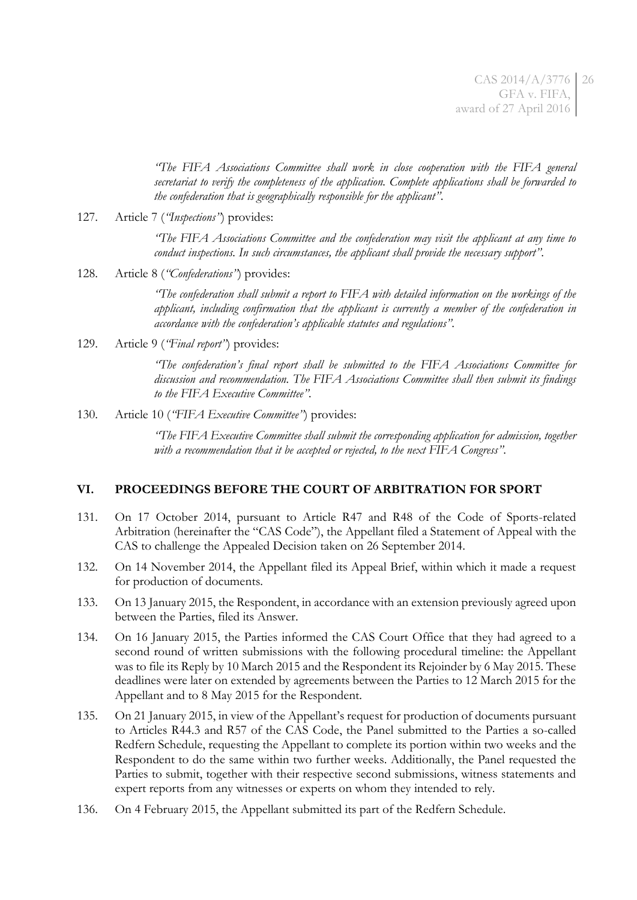*"The FIFA Associations Committee shall work in close cooperation with the FIFA general secretariat to verify the completeness of the application. Complete applications shall be forwarded to the confederation that is geographically responsible for the applicant".*

127. Article 7 (*"Inspections"*) provides:

> *"The FIFA Associations Committee and the confederation may visit the applicant at any time to conduct inspections. In such circumstances, the applicant shall provide the necessary support".*

128. Article 8 (*"Confederations"*) provides:

> *"The confederation shall submit a report to FIFA with detailed information on the workings of the applicant, including confirmation that the applicant is currently a member of the confederation in accordance with the confederation's applicable statutes and regulations".*

129. Article 9 (*"Final report"*) provides:

> *"The confederation's final report shall be submitted to the FIFA Associations Committee for discussion and recommendation. The FIFA Associations Committee shall then submit its findings to the FIFA Executive Committee".*

130. Article 10 (*"FIFA Executive Committee"*) provides:

> *"The FIFA Executive Committee shall submit the corresponding application for admission, together with a recommendation that it be accepted or rejected, to the next FIFA Congress".*

## VI. PROCEEDINGS BEFORE THE COURT OF ARBITRATION FOR SPORT

131. On 17 October 2014, pursuant to Article R47 and R48 of the Code of Sports-related Arbitration (hereinafter the "CAS Code"), the Appellant filed a Statement of Appeal with the CAS to challenge the Appealed Decision taken on 26 September 2014.

132. On 14 November 2014, the Appellant filed its Appeal Brief, within which it made a request for production of documents.

133. On 13 January 2015, the Respondent, in accordance with an extension previously agreed upon between the Parties, filed its Answer.

134. On 16 January 2015, the Parties informed the CAS Court Office that they had agreed to a second round of written submissions with the following procedural timeline: the Appellant was to file its Reply by 10 March 2015 and the Respondent its Rejoinder by 6 May 2015. These deadlines were later on extended by agreements between the Parties to 12 March 2015 for the Appellant and to 8 May 2015 for the Respondent.

135. On 21 January 2015, in view of the Appellant's request for production of documents pursuant to Articles R44.3 and R57 of the CAS Code, the Panel submitted to the Parties a so-called Redfern Schedule, requesting the Appellant to complete its portion within two weeks and the Respondent to do the same within two further weeks. Additionally, the Panel requested the Parties to submit, together with their respective second submissions, witness statements and expert reports from any witnesses or experts on whom they intended to rely.

136. On 4 February 2015, the Appellant submitted its part of the Redfern Schedule.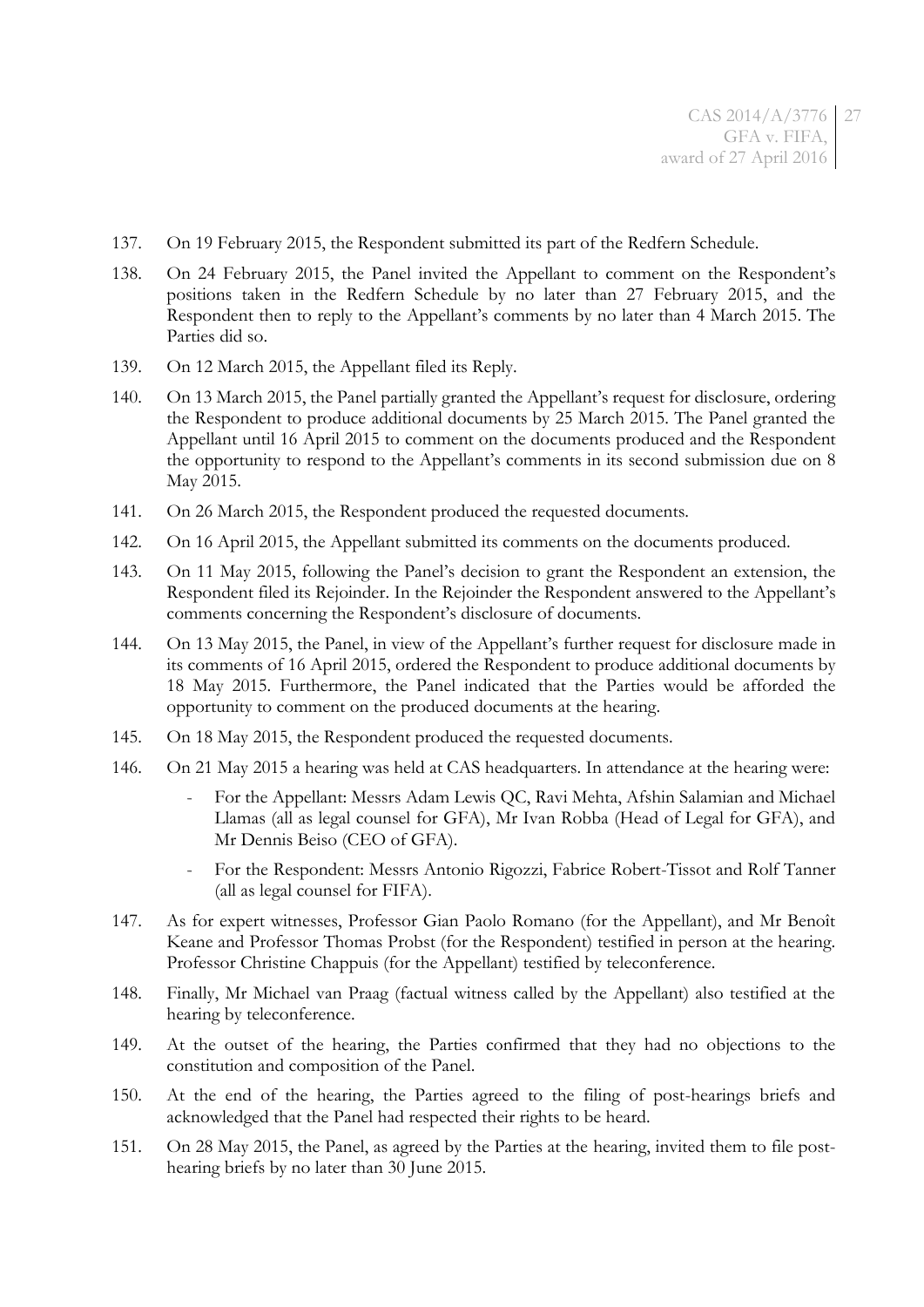137. On 19 February 2015, the Respondent submitted its part of the Redfern Schedule.

138. On 24 February 2015, the Panel invited the Appellant to comment on the Respondent's positions taken in the Redfern Schedule by no later than 27 February 2015, and the Respondent then to reply to the Appellant's comments by no later than 4 March 2015. The Parties did so.

139. On 12 March 2015, the Appellant filed its Reply.

140. On 13 March 2015, the Panel partially granted the Appellant's request for disclosure, ordering the Respondent to produce additional documents by 25 March 2015. The Panel granted the Appellant until 16 April 2015 to comment on the documents produced and the Respondent the opportunity to respond to the Appellant's comments in its second submission due on 8 May 2015.

141. On 26 March 2015, the Respondent produced the requested documents.

142. On 16 April 2015, the Appellant submitted its comments on the documents produced.

143. On 11 May 2015, following the Panel's decision to grant the Respondent an extension, the Respondent filed its Rejoinder. In the Rejoinder the Respondent answered to the Appellant's comments concerning the Respondent's disclosure of documents.

144. On 13 May 2015, the Panel, in view of the Appellant's further request for disclosure made in its comments of 16 April 2015, ordered the Respondent to produce additional documents by 18 May 2015. Furthermore, the Panel indicated that the Parties would be afforded the opportunity to comment on the produced documents at the hearing.

145. On 18 May 2015, the Respondent produced the requested documents.

146. On 21 May 2015 a hearing was held at CAS headquarters. In attendance at the hearing were:

    - For the Appellant: Messrs Adam Lewis QC, Ravi Mehta, Afshin Salamian and Michael Llamas (all as legal counsel for GFA), Mr Ivan Robba (Head of Legal for GFA), and Mr Dennis Beiso (CEO of GFA).
    - For the Respondent: Messrs Antonio Rigozzi, Fabrice Robert-Tissot and Rolf Tanner (all as legal counsel for FIFA).

147. As for expert witnesses, Professor Gian Paolo Romano (for the Appellant), and Mr Benoît Keane and Professor Thomas Probst (for the Respondent) testified in person at the hearing. Professor Christine Chappuis (for the Appellant) testified by teleconference.

148. Finally, Mr Michael van Praag (factual witness called by the Appellant) also testified at the hearing by teleconference.

149. At the outset of the hearing, the Parties confirmed that they had no objections to the constitution and composition of the Panel.

150. At the end of the hearing, the Parties agreed to the filing of post-hearings briefs and acknowledged that the Panel had respected their rights to be heard.

151. On 28 May 2015, the Panel, as agreed by the Parties at the hearing, invited them to file post-hearing briefs by no later than 30 June 2015.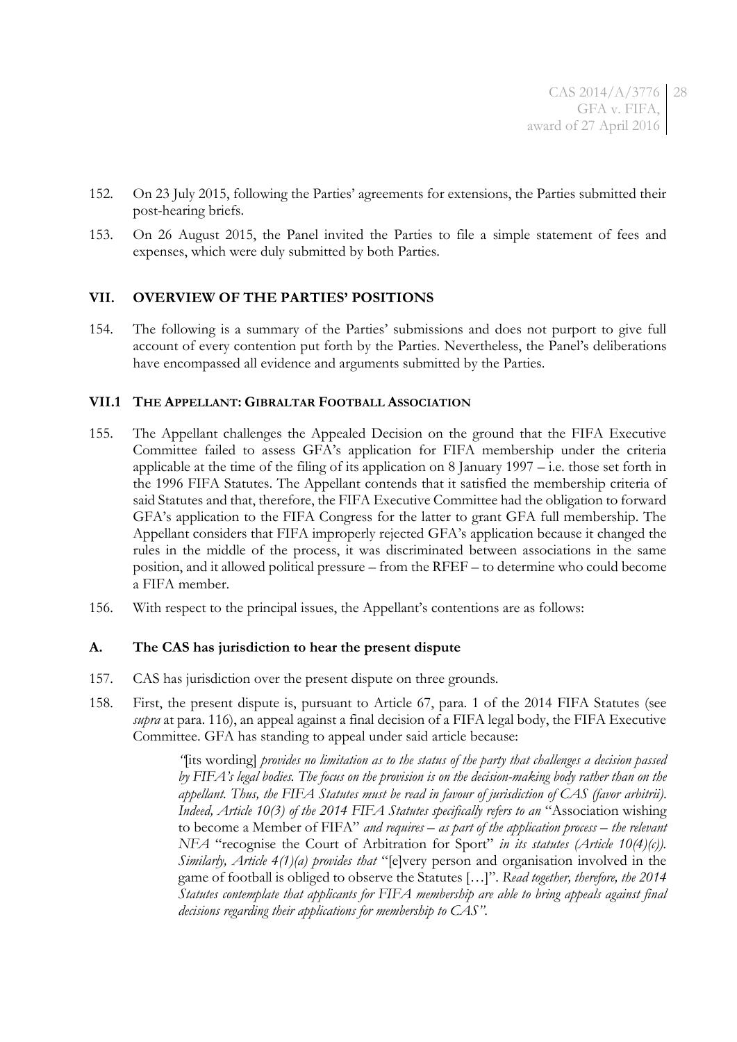152. On 23 July 2015, following the Parties' agreements for extensions, the Parties submitted their post-hearing briefs.

153. On 26 August 2015, the Panel invited the Parties to file a simple statement of fees and expenses, which were duly submitted by both Parties.

## VII. OVERVIEW OF THE PARTIES' POSITIONS

154. The following is a summary of the Parties' submissions and does not purport to give full account of every contention put forth by the Parties. Nevertheless, the Panel's deliberations have encompassed all evidence and arguments submitted by the Parties.

### VII.1 THE APPELLANT: GIBRALTAR FOOTBALL ASSOCIATION

155. The Appellant challenges the Appealed Decision on the ground that the FIFA Executive Committee failed to assess GFA's application for FIFA membership under the criteria applicable at the time of the filing of its application on 8 January 1997 – i.e. those set forth in the 1996 FIFA Statutes. The Appellant contends that it satisfied the membership criteria of said Statutes and that, therefore, the FIFA Executive Committee had the obligation to forward GFA's application to the FIFA Congress for the latter to grant GFA full membership. The Appellant considers that FIFA improperly rejected GFA's application because it changed the rules in the middle of the process, it was discriminated between associations in the same position, and it allowed political pressure – from the RFEF – to determine who could become a FIFA member.

156. With respect to the principal issues, the Appellant's contentions are as follows:

### A. The CAS has jurisdiction to hear the present dispute

157. CAS has jurisdiction over the present dispute on three grounds.

158. First, the present dispute is, pursuant to Article 67, para. 1 of the 2014 FIFA Statutes (see *supra* at para. 116), an appeal against a final decision of a FIFA legal body, the FIFA Executive Committee. GFA has standing to appeal under said article because:

> *"*[its wording] *provides no limitation as to the status of the party that challenges a decision passed by FIFA's legal bodies. The focus on the provision is on the decision-making body rather than on the appellant. Thus, the FIFA Statutes must be read in favour of jurisdiction of CAS (favor arbitrii). Indeed, Article 10(3) of the 2014 FIFA Statutes specifically refers to an* "Association wishing to become a Member of FIFA" *and requires – as part of the application process – the relevant NFA* "recognise the Court of Arbitration for Sport" *in its statutes (Article 10(4)(c)). Similarly, Article 4(1)(a) provides that* "[e]very person and organisation involved in the game of football is obliged to observe the Statutes […]". *Read together, therefore, the 2014 Statutes contemplate that applicants for FIFA membership are able to bring appeals against final decisions regarding their applications for membership to CAS".*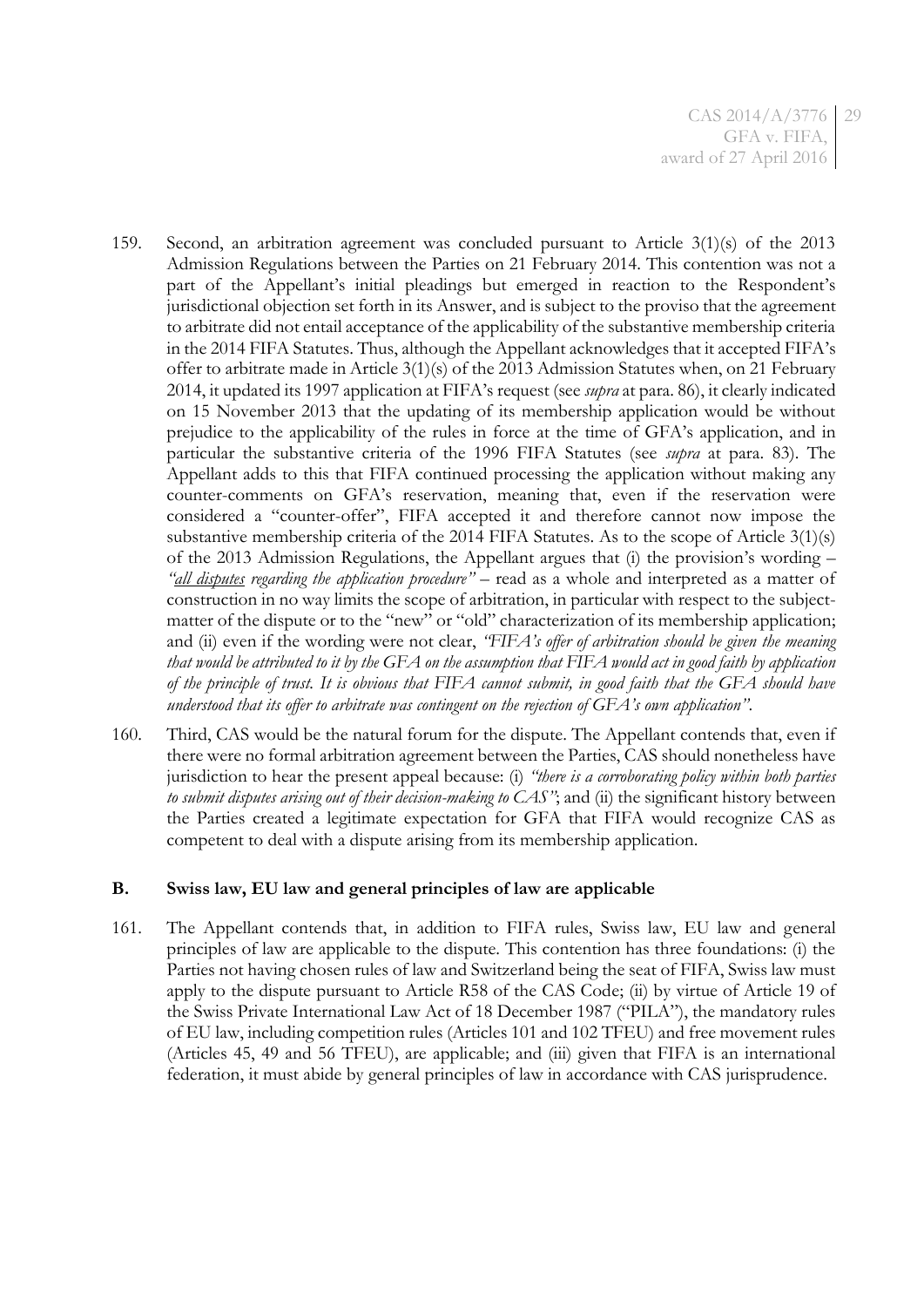159. Second, an arbitration agreement was concluded pursuant to Article 3(1)(s) of the 2013 Admission Regulations between the Parties on 21 February 2014. This contention was not a part of the Appellant's initial pleadings but emerged in reaction to the Respondent's jurisdictional objection set forth in its Answer, and is subject to the proviso that the agreement to arbitrate did not entail acceptance of the applicability of the substantive membership criteria in the 2014 FIFA Statutes. Thus, although the Appellant acknowledges that it accepted FIFA's offer to arbitrate made in Article 3(1)(s) of the 2013 Admission Statutes when, on 21 February 2014, it updated its 1997 application at FIFA's request (see *supra* at para. 86), it clearly indicated on 15 November 2013 that the updating of its membership application would be without prejudice to the applicability of the rules in force at the time of GFA's application, and in particular the substantive criteria of the 1996 FIFA Statutes (see *supra* at para. 83). The Appellant adds to this that FIFA continued processing the application without making any counter-comments on GFA's reservation, meaning that, even if the reservation were considered a "counter-offer", FIFA accepted it and therefore cannot now impose the substantive membership criteria of the 2014 FIFA Statutes. As to the scope of Article 3(1)(s) of the 2013 Admission Regulations, the Appellant argues that (i) the provision's wording – *"<u>all disputes</u> regarding the application procedure"* – read as a whole and interpreted as a matter of construction in no way limits the scope of arbitration, in particular with respect to the subject-matter of the dispute or to the "new" or "old" characterization of its membership application; and (ii) even if the wording were not clear, *"FIFA's offer of arbitration should be given the meaning that would be attributed to it by the GFA on the assumption that FIFA would act in good faith by application of the principle of trust. It is obvious that FIFA cannot submit, in good faith that the GFA should have understood that its offer to arbitrate was contingent on the rejection of GFA's own application"*.

160. Third, CAS would be the natural forum for the dispute. The Appellant contends that, even if there were no formal arbitration agreement between the Parties, CAS should nonetheless have jurisdiction to hear the present appeal because: (i) *"there is a corroborating policy within both parties to submit disputes arising out of their decision-making to CAS"*; and (ii) the significant history between the Parties created a legitimate expectation for GFA that FIFA would recognize CAS as competent to deal with a dispute arising from its membership application.

### B. Swiss law, EU law and general principles of law are applicable

161. The Appellant contends that, in addition to FIFA rules, Swiss law, EU law and general principles of law are applicable to the dispute. This contention has three foundations: (i) the Parties not having chosen rules of law and Switzerland being the seat of FIFA, Swiss law must apply to the dispute pursuant to Article R58 of the CAS Code; (ii) by virtue of Article 19 of the Swiss Private International Law Act of 18 December 1987 ("PILA"), the mandatory rules of EU law, including competition rules (Articles 101 and 102 TFEU) and free movement rules (Articles 45, 49 and 56 TFEU), are applicable; and (iii) given that FIFA is an international federation, it must abide by general principles of law in accordance with CAS jurisprudence.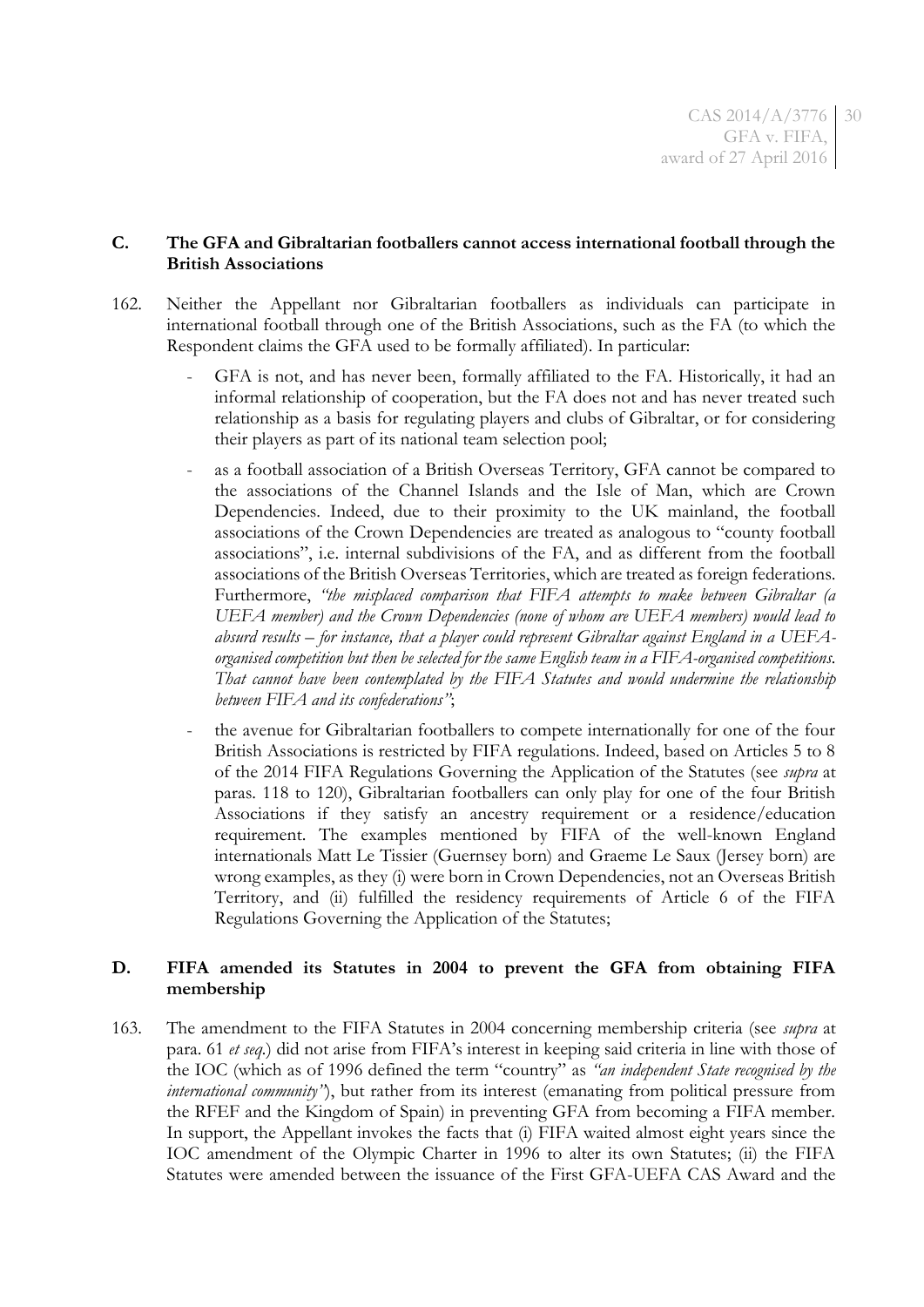### C. The GFA and Gibraltarian footballers cannot access international football through the British Associations

162. Neither the Appellant nor Gibraltarian footballers as individuals can participate in international football through one of the British Associations, such as the FA (to which the Respondent claims the GFA used to be formally affiliated). In particular:

- GFA is not, and has never been, formally affiliated to the FA. Historically, it had an informal relationship of cooperation, but the FA does not and has never treated such relationship as a basis for regulating players and clubs of Gibraltar, or for considering their players as part of its national team selection pool;

- as a football association of a British Overseas Territory, GFA cannot be compared to the associations of the Channel Islands and the Isle of Man, which are Crown Dependencies. Indeed, due to their proximity to the UK mainland, the football associations of the Crown Dependencies are treated as analogous to "county football associations", i.e. internal subdivisions of the FA, and as different from the football associations of the British Overseas Territories, which are treated as foreign federations. Furthermore, *"the misplaced comparison that FIFA attempts to make between Gibraltar (a UEFA member) and the Crown Dependencies (none of whom are UEFA members) would lead to absurd results – for instance, that a player could represent Gibraltar against England in a UEFA-organised competition but then be selected for the same English team in a FIFA-organised competitions. That cannot have been contemplated by the FIFA Statutes and would undermine the relationship between FIFA and its confederations"*;

- the avenue for Gibraltarian footballers to compete internationally for one of the four British Associations is restricted by FIFA regulations. Indeed, based on Articles 5 to 8 of the 2014 FIFA Regulations Governing the Application of the Statutes (see *supra* at paras. 118 to 120), Gibraltarian footballers can only play for one of the four British Associations if they satisfy an ancestry requirement or a residence/education requirement. The examples mentioned by FIFA of the well-known England internationals Matt Le Tissier (Guernsey born) and Graeme Le Saux (Jersey born) are wrong examples, as they (i) were born in Crown Dependencies, not an Overseas British Territory, and (ii) fulfilled the residency requirements of Article 6 of the FIFA Regulations Governing the Application of the Statutes;

### D. FIFA amended its Statutes in 2004 to prevent the GFA from obtaining FIFA membership

163. The amendment to the FIFA Statutes in 2004 concerning membership criteria (see *supra* at para. 61 *et seq.*) did not arise from FIFA's interest in keeping said criteria in line with those of the IOC (which as of 1996 defined the term "country" as *"an independent State recognised by the international community"*), but rather from its interest (emanating from political pressure from the RFEF and the Kingdom of Spain) in preventing GFA from becoming a FIFA member. In support, the Appellant invokes the facts that (i) FIFA waited almost eight years since the IOC amendment of the Olympic Charter in 1996 to alter its own Statutes; (ii) the FIFA Statutes were amended between the issuance of the First GFA-UEFA CAS Award and the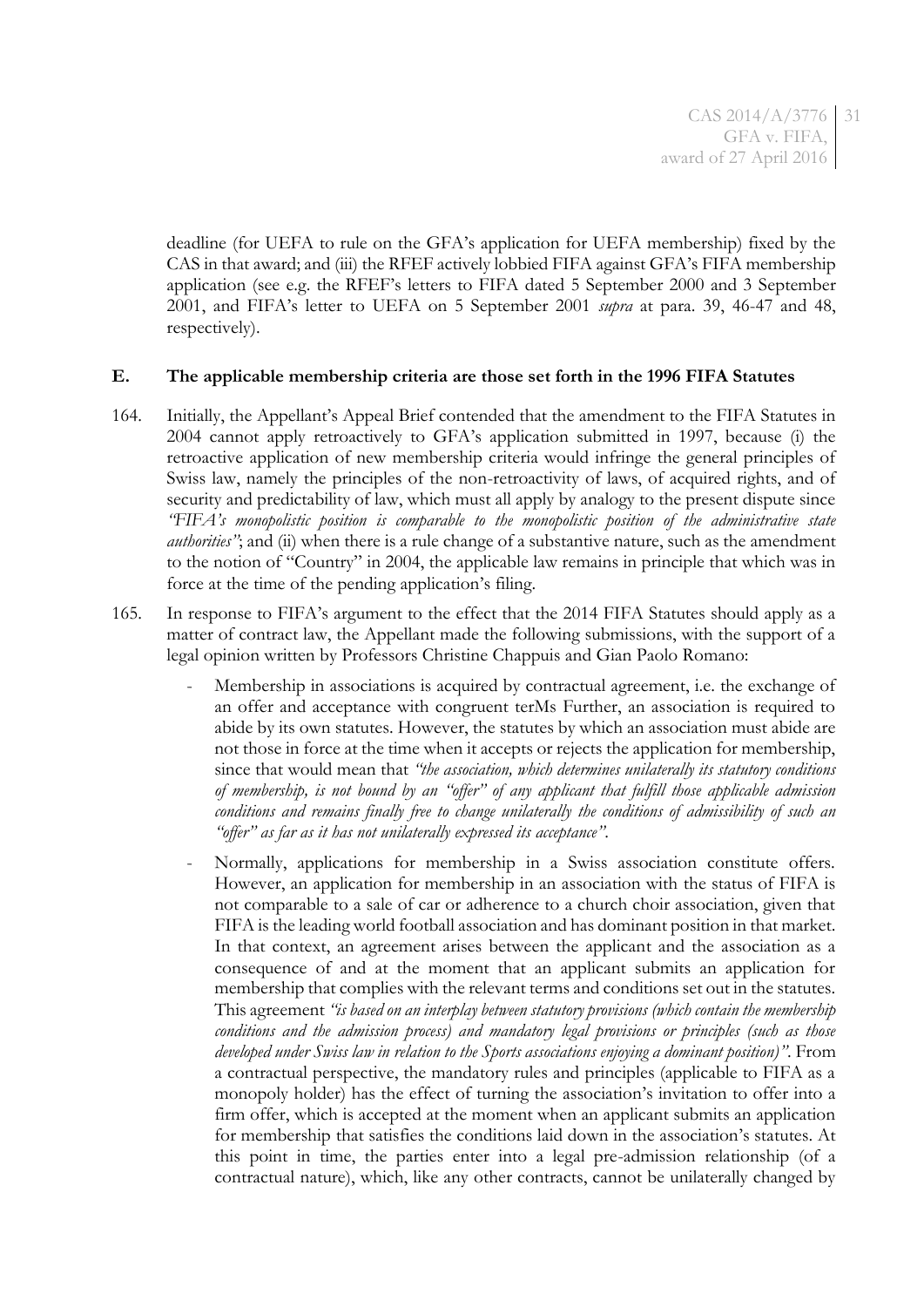deadline (for UEFA to rule on the GFA's application for UEFA membership) fixed by the CAS in that award; and (iii) the RFEF actively lobbied FIFA against GFA's FIFA membership application (see e.g. the RFEF's letters to FIFA dated 5 September 2000 and 3 September 2001, and FIFA's letter to UEFA on 5 September 2001 *supra* at para. 39, 46-47 and 48, respectively).

### E. The applicable membership criteria are those set forth in the 1996 FIFA Statutes

164. Initially, the Appellant's Appeal Brief contended that the amendment to the FIFA Statutes in 2004 cannot apply retroactively to GFA's application submitted in 1997, because (i) the retroactive application of new membership criteria would infringe the general principles of Swiss law, namely the principles of the non-retroactivity of laws, of acquired rights, and of security and predictability of law, which must all apply by analogy to the present dispute since *"FIFA's monopolistic position is comparable to the monopolistic position of the administrative state authorities"*; and (ii) when there is a rule change of a substantive nature, such as the amendment to the notion of "Country" in 2004, the applicable law remains in principle that which was in force at the time of the pending application's filing.

165. In response to FIFA's argument to the effect that the 2014 FIFA Statutes should apply as a matter of contract law, the Appellant made the following submissions, with the support of a legal opinion written by Professors Christine Chappuis and Gian Paolo Romano:

    - Membership in associations is acquired by contractual agreement, i.e. the exchange of an offer and acceptance with congruent terMs Further, an association is required to abide by its own statutes. However, the statutes by which an association must abide are not those in force at the time when it accepts or rejects the application for membership, since that would mean that *"the association, which determines unilaterally its statutory conditions of membership, is not bound by an "offer" of any applicant that fulfill those applicable admission conditions and remains finally free to change unilaterally the conditions of admissibility of such an "offer" as far as it has not unilaterally expressed its acceptance"*.

    - Normally, applications for membership in a Swiss association constitute offers. However, an application for membership in an association with the status of FIFA is not comparable to a sale of car or adherence to a church choir association, given that FIFA is the leading world football association and has dominant position in that market. In that context, an agreement arises between the applicant and the association as a consequence of and at the moment that an applicant submits an application for membership that complies with the relevant terms and conditions set out in the statutes. This agreement *"is based on an interplay between statutory provisions (which contain the membership conditions and the admission process) and mandatory legal provisions or principles (such as those developed under Swiss law in relation to the Sports associations enjoying a dominant position)"*. From a contractual perspective, the mandatory rules and principles (applicable to FIFA as a monopoly holder) has the effect of turning the association's invitation to offer into a firm offer, which is accepted at the moment when an applicant submits an application for membership that satisfies the conditions laid down in the association's statutes. At this point in time, the parties enter into a legal pre-admission relationship (of a contractual nature), which, like any other contracts, cannot be unilaterally changed by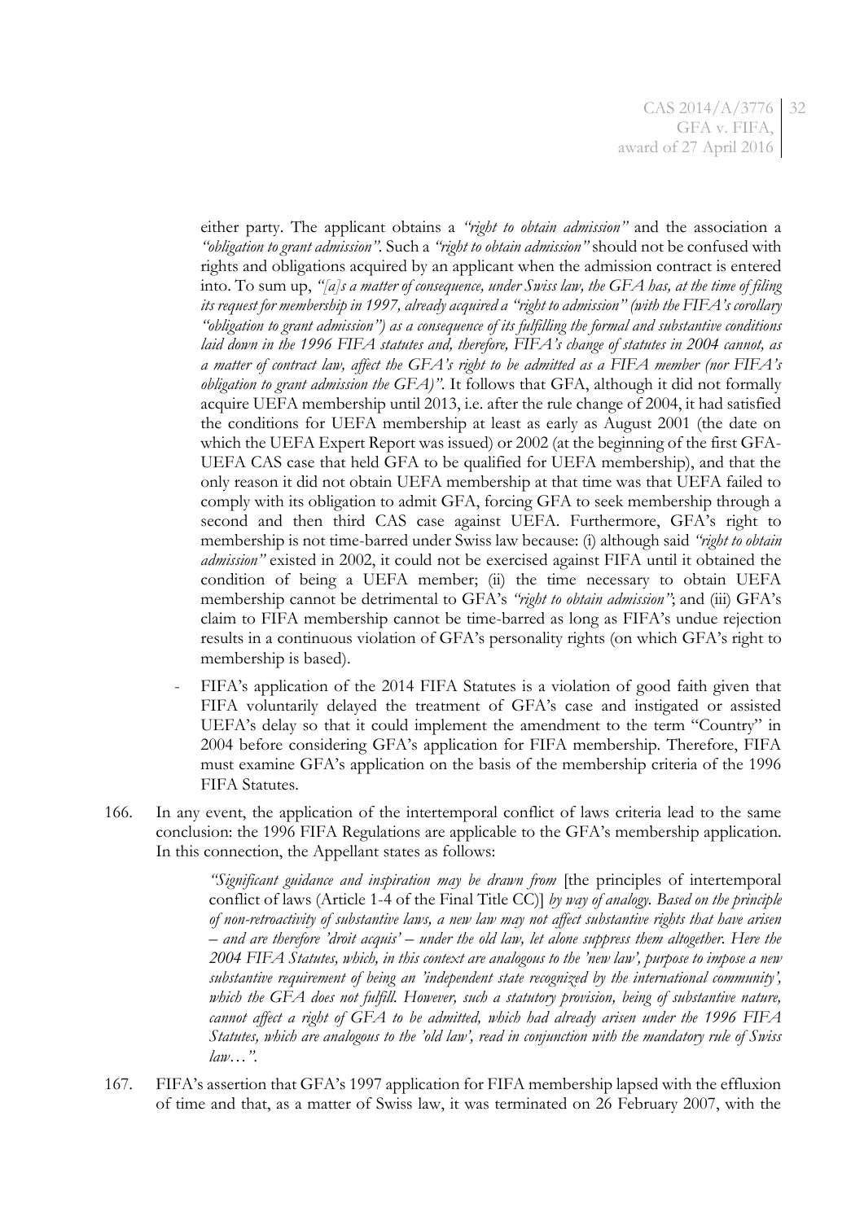either party. The applicant obtains a *"right to obtain admission"* and the association a *"obligation to grant admission"*. Such a *"right to obtain admission"* should not be confused with rights and obligations acquired by an applicant when the admission contract is entered into. To sum up, *"[a]s a matter of consequence, under Swiss law, the GFA has, at the time of filing its request for membership in 1997, already acquired a "right to admission" (with the FIFA's corollary "obligation to grant admission") as a consequence of its fulfilling the formal and substantive conditions laid down in the 1996 FIFA statutes and, therefore, FIFA's change of statutes in 2004 cannot, as a matter of contract law, affect the GFA's right to be admitted as a FIFA member (nor FIFA's obligation to grant admission the GFA)"*. It follows that GFA, although it did not formally acquire UEFA membership until 2013, i.e. after the rule change of 2004, it had satisfied the conditions for UEFA membership at least as early as August 2001 (the date on which the UEFA Expert Report was issued) or 2002 (at the beginning of the first GFA-UEFA CAS case that held GFA to be qualified for UEFA membership), and that the only reason it did not obtain UEFA membership at that time was that UEFA failed to comply with its obligation to admit GFA, forcing GFA to seek membership through a second and then third CAS case against UEFA. Furthermore, GFA's right to membership is not time-barred under Swiss law because: (i) although said *"right to obtain admission"* existed in 2002, it could not be exercised against FIFA until it obtained the condition of being a UEFA member; (ii) the time necessary to obtain UEFA membership cannot be detrimental to GFA's *"right to obtain admission"*; and (iii) GFA's claim to FIFA membership cannot be time-barred as long as FIFA's undue rejection results in a continuous violation of GFA's personality rights (on which GFA's right to membership is based).

- FIFA's application of the 2014 FIFA Statutes is a violation of good faith given that FIFA voluntarily delayed the treatment of GFA's case and instigated or assisted UEFA's delay so that it could implement the amendment to the term "Country" in 2004 before considering GFA's application for FIFA membership. Therefore, FIFA must examine GFA's application on the basis of the membership criteria of the 1996 FIFA Statutes.

166. In any event, the application of the intertemporal conflict of laws criteria lead to the same conclusion: the 1996 FIFA Regulations are applicable to the GFA's membership application. In this connection, the Appellant states as follows:

> *"Significant guidance and inspiration may be drawn from* [the principles of intertemporal conflict of laws (Article 1-4 of the Final Title CC)] *by way of analogy. Based on the principle of non-retroactivity of substantive laws, a new law may not affect substantive rights that have arisen – and are therefore 'droit acquis' – under the old law, let alone suppress them altogether. Here the 2004 FIFA Statutes, which, in this context are analogous to the 'new law', purpose to impose a new substantive requirement of being an 'independent state recognized by the international community', which the GFA does not fulfill. However, such a statutory provision, being of substantive nature, cannot affect a right of GFA to be admitted, which had already arisen under the 1996 FIFA Statutes, which are analogous to the 'old law', read in conjunction with the mandatory rule of Swiss law…"*.

167. FIFA's assertion that GFA's 1997 application for FIFA membership lapsed with the effluxion of time and that, as a matter of Swiss law, it was terminated on 26 February 2007, with the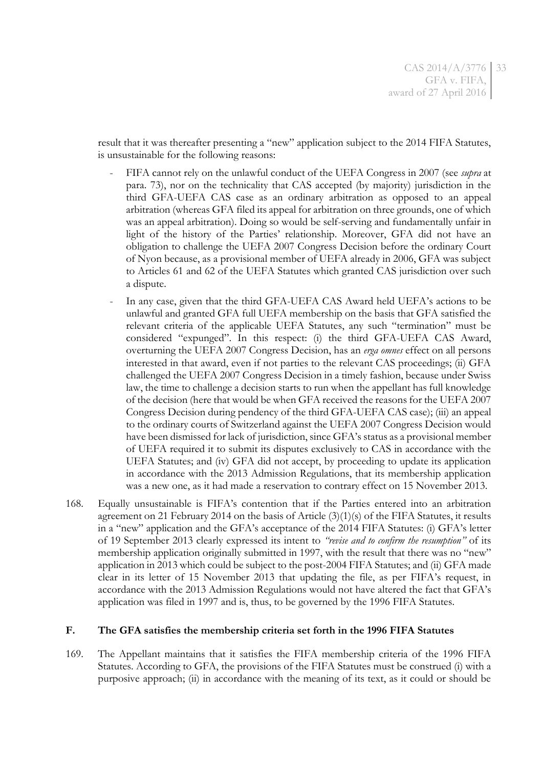result that it was thereafter presenting a "new" application subject to the 2014 FIFA Statutes, is unsustainable for the following reasons:

- FIFA cannot rely on the unlawful conduct of the UEFA Congress in 2007 (see *supra* at para. 73), nor on the technicality that CAS accepted (by majority) jurisdiction in the third GFA-UEFA CAS case as an ordinary arbitration as opposed to an appeal arbitration (whereas GFA filed its appeal for arbitration on three grounds, one of which was an appeal arbitration). Doing so would be self-serving and fundamentally unfair in light of the history of the Parties' relationship. Moreover, GFA did not have an obligation to challenge the UEFA 2007 Congress Decision before the ordinary Court of Nyon because, as a provisional member of UEFA already in 2006, GFA was subject to Articles 61 and 62 of the UEFA Statutes which granted CAS jurisdiction over such a dispute.
- In any case, given that the third GFA-UEFA CAS Award held UEFA's actions to be unlawful and granted GFA full UEFA membership on the basis that GFA satisfied the relevant criteria of the applicable UEFA Statutes, any such "termination" must be considered "expunged". In this respect: (i) the third GFA-UEFA CAS Award, overturning the UEFA 2007 Congress Decision, has an *erga omnes* effect on all persons interested in that award, even if not parties to the relevant CAS proceedings; (ii) GFA challenged the UEFA 2007 Congress Decision in a timely fashion, because under Swiss law, the time to challenge a decision starts to run when the appellant has full knowledge of the decision (here that would be when GFA received the reasons for the UEFA 2007 Congress Decision during pendency of the third GFA-UEFA CAS case); (iii) an appeal to the ordinary courts of Switzerland against the UEFA 2007 Congress Decision would have been dismissed for lack of jurisdiction, since GFA's status as a provisional member of UEFA required it to submit its disputes exclusively to CAS in accordance with the UEFA Statutes; and (iv) GFA did not accept, by proceeding to update its application in accordance with the 2013 Admission Regulations, that its membership application was a new one, as it had made a reservation to contrary effect on 15 November 2013.

168. Equally unsustainable is FIFA's contention that if the Parties entered into an arbitration agreement on 21 February 2014 on the basis of Article (3)(1)(s) of the FIFA Statutes, it results in a "new" application and the GFA's acceptance of the 2014 FIFA Statutes: (i) GFA's letter of 19 September 2013 clearly expressed its intent to *"revise and to confirm the resumption"* of its membership application originally submitted in 1997, with the result that there was no "new" application in 2013 which could be subject to the post-2004 FIFA Statutes; and (ii) GFA made clear in its letter of 15 November 2013 that updating the file, as per FIFA's request, in accordance with the 2013 Admission Regulations would not have altered the fact that GFA's application was filed in 1997 and is, thus, to be governed by the 1996 FIFA Statutes.

### F. The GFA satisfies the membership criteria set forth in the 1996 FIFA Statutes

169. The Appellant maintains that it satisfies the FIFA membership criteria of the 1996 FIFA Statutes. According to GFA, the provisions of the FIFA Statutes must be construed (i) with a purposive approach; (ii) in accordance with the meaning of its text, as it could or should be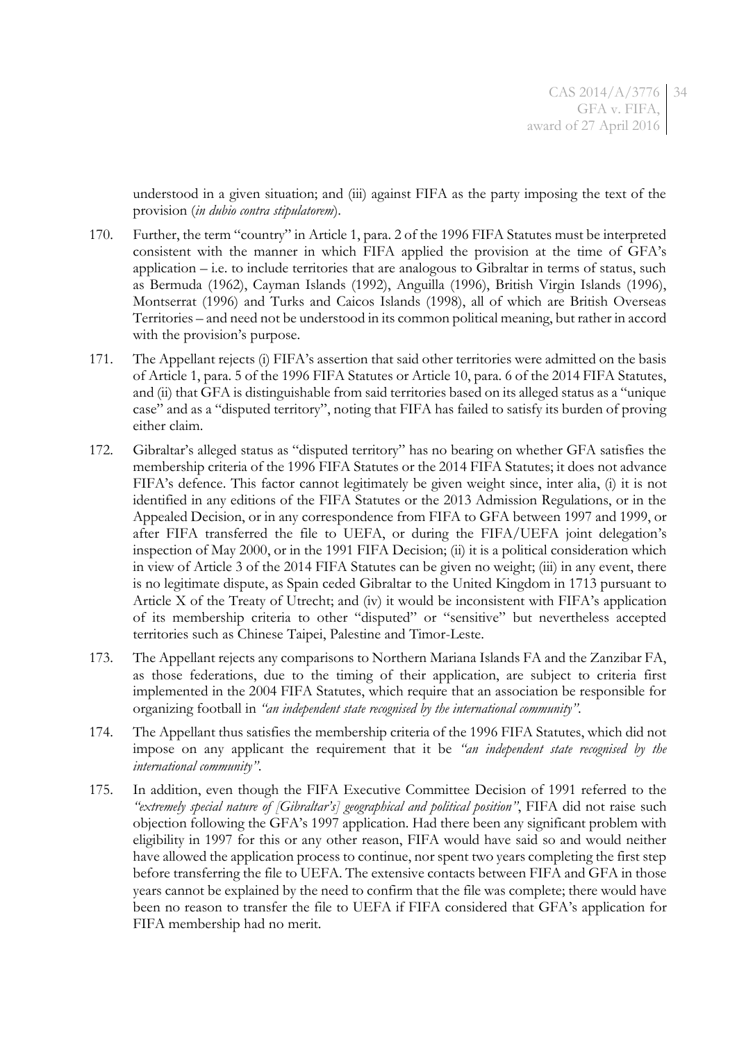understood in a given situation; and (iii) against FIFA as the party imposing the text of the provision (*in dubio contra stipulatorem*).

170. Further, the term "country" in Article 1, para. 2 of the 1996 FIFA Statutes must be interpreted consistent with the manner in which FIFA applied the provision at the time of GFA's application – i.e. to include territories that are analogous to Gibraltar in terms of status, such as Bermuda (1962), Cayman Islands (1992), Anguilla (1996), British Virgin Islands (1996), Montserrat (1996) and Turks and Caicos Islands (1998), all of which are British Overseas Territories – and need not be understood in its common political meaning, but rather in accord with the provision's purpose.

171. The Appellant rejects (i) FIFA's assertion that said other territories were admitted on the basis of Article 1, para. 5 of the 1996 FIFA Statutes or Article 10, para. 6 of the 2014 FIFA Statutes, and (ii) that GFA is distinguishable from said territories based on its alleged status as a "unique case" and as a "disputed territory", noting that FIFA has failed to satisfy its burden of proving either claim.

172. Gibraltar's alleged status as "disputed territory" has no bearing on whether GFA satisfies the membership criteria of the 1996 FIFA Statutes or the 2014 FIFA Statutes; it does not advance FIFA's defence. This factor cannot legitimately be given weight since, inter alia, (i) it is not identified in any editions of the FIFA Statutes or the 2013 Admission Regulations, or in the Appealed Decision, or in any correspondence from FIFA to GFA between 1997 and 1999, or after FIFA transferred the file to UEFA, or during the FIFA/UEFA joint delegation's inspection of May 2000, or in the 1991 FIFA Decision; (ii) it is a political consideration which in view of Article 3 of the 2014 FIFA Statutes can be given no weight; (iii) in any event, there is no legitimate dispute, as Spain ceded Gibraltar to the United Kingdom in 1713 pursuant to Article X of the Treaty of Utrecht; and (iv) it would be inconsistent with FIFA's application of its membership criteria to other "disputed" or "sensitive" but nevertheless accepted territories such as Chinese Taipei, Palestine and Timor-Leste.

173. The Appellant rejects any comparisons to Northern Mariana Islands FA and the Zanzibar FA, as those federations, due to the timing of their application, are subject to criteria first implemented in the 2004 FIFA Statutes, which require that an association be responsible for organizing football in *"an independent state recognised by the international community"*.

174. The Appellant thus satisfies the membership criteria of the 1996 FIFA Statutes, which did not impose on any applicant the requirement that it be *"an independent state recognised by the international community"*.

175. In addition, even though the FIFA Executive Committee Decision of 1991 referred to the *"extremely special nature of [Gibraltar's] geographical and political position"*, FIFA did not raise such objection following the GFA's 1997 application. Had there been any significant problem with eligibility in 1997 for this or any other reason, FIFA would have said so and would neither have allowed the application process to continue, nor spent two years completing the first step before transferring the file to UEFA. The extensive contacts between FIFA and GFA in those years cannot be explained by the need to confirm that the file was complete; there would have been no reason to transfer the file to UEFA if FIFA considered that GFA's application for FIFA membership had no merit.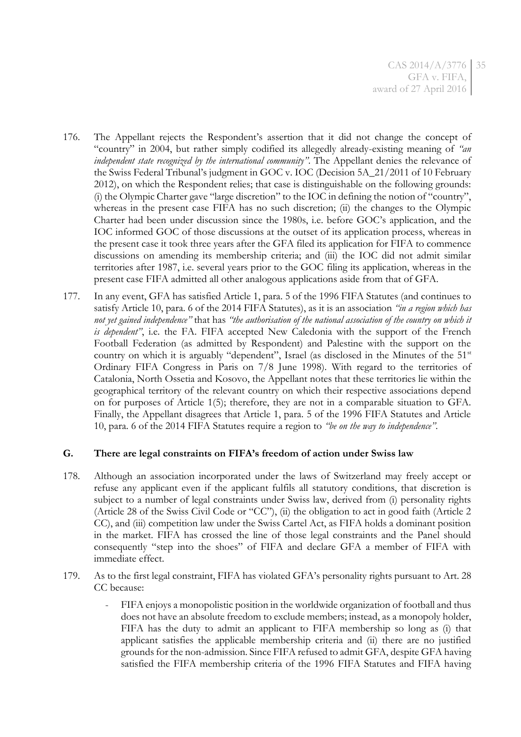176. The Appellant rejects the Respondent's assertion that it did not change the concept of "country" in 2004, but rather simply codified its allegedly already-existing meaning of *"an independent state recognized by the international community"*. The Appellant denies the relevance of the Swiss Federal Tribunal's judgment in GOC v. IOC (Decision 5A_21/2011 of 10 February 2012), on which the Respondent relies; that case is distinguishable on the following grounds: (i) the Olympic Charter gave "large discretion" to the IOC in defining the notion of "country", whereas in the present case FIFA has no such discretion; (ii) the changes to the Olympic Charter had been under discussion since the 1980s, i.e. before GOC's application, and the IOC informed GOC of those discussions at the outset of its application process, whereas in the present case it took three years after the GFA filed its application for FIFA to commence discussions on amending its membership criteria; and (iii) the IOC did not admit similar territories after 1987, i.e. several years prior to the GOC filing its application, whereas in the present case FIFA admitted all other analogous applications aside from that of GFA.

177. In any event, GFA has satisfied Article 1, para. 5 of the 1996 FIFA Statutes (and continues to satisfy Article 10, para. 6 of the 2014 FIFA Statutes), as it is an association *"in a region which has not yet gained independence"* that has *"the authorisation of the national association of the country on which it is dependent"*, i.e. the FA. FIFA accepted New Caledonia with the support of the French Football Federation (as admitted by Respondent) and Palestine with the support on the country on which it is arguably "dependent", Israel (as disclosed in the Minutes of the 51st Ordinary FIFA Congress in Paris on 7/8 June 1998). With regard to the territories of Catalonia, North Ossetia and Kosovo, the Appellant notes that these territories lie within the geographical territory of the relevant country on which their respective associations depend on for purposes of Article 1(5); therefore, they are not in a comparable situation to GFA. Finally, the Appellant disagrees that Article 1, para. 5 of the 1996 FIFA Statutes and Article 10, para. 6 of the 2014 FIFA Statutes require a region to *"be on the way to independence"*.

## G. There are legal constraints on FIFA's freedom of action under Swiss law

178. Although an association incorporated under the laws of Switzerland may freely accept or refuse any applicant even if the applicant fulfils all statutory conditions, that discretion is subject to a number of legal constraints under Swiss law, derived from (i) personality rights (Article 28 of the Swiss Civil Code or "CC"), (ii) the obligation to act in good faith (Article 2 CC), and (iii) competition law under the Swiss Cartel Act, as FIFA holds a dominant position in the market. FIFA has crossed the line of those legal constraints and the Panel should consequently "step into the shoes" of FIFA and declare GFA a member of FIFA with immediate effect.

179. As to the first legal constraint, FIFA has violated GFA's personality rights pursuant to Art. 28 CC because:

   - FIFA enjoys a monopolistic position in the worldwide organization of football and thus does not have an absolute freedom to exclude members; instead, as a monopoly holder, FIFA has the duty to admit an applicant to FIFA membership so long as (i) that applicant satisfies the applicable membership criteria and (ii) there are no justified grounds for the non-admission. Since FIFA refused to admit GFA, despite GFA having satisfied the FIFA membership criteria of the 1996 FIFA Statutes and FIFA having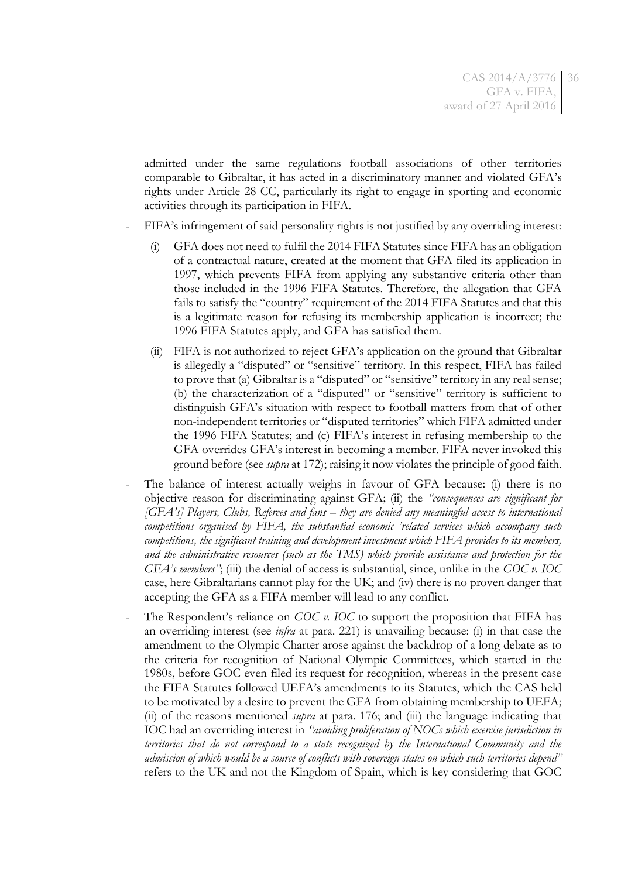admitted under the same regulations football associations of other territories comparable to Gibraltar, it has acted in a discriminatory manner and violated GFA's rights under Article 28 CC, particularly its right to engage in sporting and economic activities through its participation in FIFA.

- FIFA's infringement of said personality rights is not justified by any overriding interest:
  - (i) GFA does not need to fulfil the 2014 FIFA Statutes since FIFA has an obligation of a contractual nature, created at the moment that GFA filed its application in 1997, which prevents FIFA from applying any substantive criteria other than those included in the 1996 FIFA Statutes. Therefore, the allegation that GFA fails to satisfy the "country" requirement of the 2014 FIFA Statutes and that this is a legitimate reason for refusing its membership application is incorrect; the 1996 FIFA Statutes apply, and GFA has satisfied them.
  - (ii) FIFA is not authorized to reject GFA's application on the ground that Gibraltar is allegedly a "disputed" or "sensitive" territory. In this respect, FIFA has failed to prove that (a) Gibraltar is a "disputed" or "sensitive" territory in any real sense; (b) the characterization of a "disputed" or "sensitive" territory is sufficient to distinguish GFA's situation with respect to football matters from that of other non-independent territories or "disputed territories" which FIFA admitted under the 1996 FIFA Statutes; and (c) FIFA's interest in refusing membership to the GFA overrides GFA's interest in becoming a member. FIFA never invoked this ground before (see *supra* at 172); raising it now violates the principle of good faith.
- The balance of interest actually weighs in favour of GFA because: (i) there is no objective reason for discriminating against GFA; (ii) the *"consequences are significant for [GFA's] Players, Clubs, Referees and fans – they are denied any meaningful access to international competitions organised by FIFA, the substantial economic 'related services which accompany such competitions, the significant training and development investment which FIFA provides to its members, and the administrative resources (such as the TMS) which provide assistance and protection for the GFA's members"*; (iii) the denial of access is substantial, since, unlike in the *GOC v. IOC* case, here Gibraltarians cannot play for the UK; and (iv) there is no proven danger that accepting the GFA as a FIFA member will lead to any conflict.
- The Respondent's reliance on *GOC v. IOC* to support the proposition that FIFA has an overriding interest (see *infra* at para. 221) is unavailing because: (i) in that case the amendment to the Olympic Charter arose against the backdrop of a long debate as to the criteria for recognition of National Olympic Committees, which started in the 1980s, before GOC even filed its request for recognition, whereas in the present case the FIFA Statutes followed UEFA's amendments to its Statutes, which the CAS held to be motivated by a desire to prevent the GFA from obtaining membership to UEFA; (ii) of the reasons mentioned *supra* at para. 176; and (iii) the language indicating that IOC had an overriding interest in *"avoiding proliferation of NOCs which exercise jurisdiction in territories that do not correspond to a state recognized by the International Community and the admission of which would be a source of conflicts with sovereign states on which such territories depend"* refers to the UK and not the Kingdom of Spain, which is key considering that GOC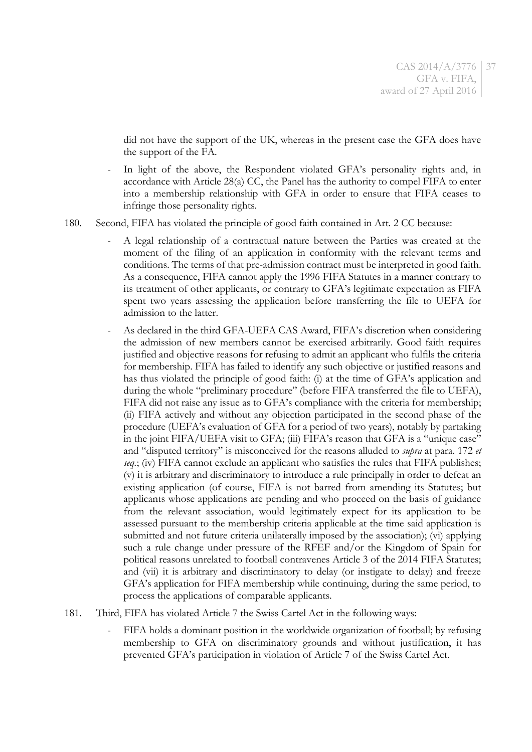did not have the support of the UK, whereas in the present case the GFA does have the support of the FA.

- In light of the above, the Respondent violated GFA's personality rights and, in accordance with Article 28(a) CC, the Panel has the authority to compel FIFA to enter into a membership relationship with GFA in order to ensure that FIFA ceases to infringe those personality rights.

180. Second, FIFA has violated the principle of good faith contained in Art. 2 CC because:

- A legal relationship of a contractual nature between the Parties was created at the moment of the filing of an application in conformity with the relevant terms and conditions. The terms of that pre-admission contract must be interpreted in good faith. As a consequence, FIFA cannot apply the 1996 FIFA Statutes in a manner contrary to its treatment of other applicants, or contrary to GFA's legitimate expectation as FIFA spent two years assessing the application before transferring the file to UEFA for admission to the latter.
- As declared in the third GFA-UEFA CAS Award, FIFA's discretion when considering the admission of new members cannot be exercised arbitrarily. Good faith requires justified and objective reasons for refusing to admit an applicant who fulfils the criteria for membership. FIFA has failed to identify any such objective or justified reasons and has thus violated the principle of good faith: (i) at the time of GFA's application and during the whole "preliminary procedure" (before FIFA transferred the file to UEFA), FIFA did not raise any issue as to GFA's compliance with the criteria for membership; (ii) FIFA actively and without any objection participated in the second phase of the procedure (UEFA's evaluation of GFA for a period of two years), notably by partaking in the joint FIFA/UEFA visit to GFA; (iii) FIFA's reason that GFA is a "unique case" and "disputed territory" is misconceived for the reasons alluded to *supra* at para. 172 *et seq*.; (iv) FIFA cannot exclude an applicant who satisfies the rules that FIFA publishes; (v) it is arbitrary and discriminatory to introduce a rule principally in order to defeat an existing application (of course, FIFA is not barred from amending its Statutes; but applicants whose applications are pending and who proceed on the basis of guidance from the relevant association, would legitimately expect for its application to be assessed pursuant to the membership criteria applicable at the time said application is submitted and not future criteria unilaterally imposed by the association); (vi) applying such a rule change under pressure of the RFEF and/or the Kingdom of Spain for political reasons unrelated to football contravenes Article 3 of the 2014 FIFA Statutes; and (vii) it is arbitrary and discriminatory to delay (or instigate to delay) and freeze GFA's application for FIFA membership while continuing, during the same period, to process the applications of comparable applicants.

181. Third, FIFA has violated Article 7 the Swiss Cartel Act in the following ways:

- FIFA holds a dominant position in the worldwide organization of football; by refusing membership to GFA on discriminatory grounds and without justification, it has prevented GFA's participation in violation of Article 7 of the Swiss Cartel Act.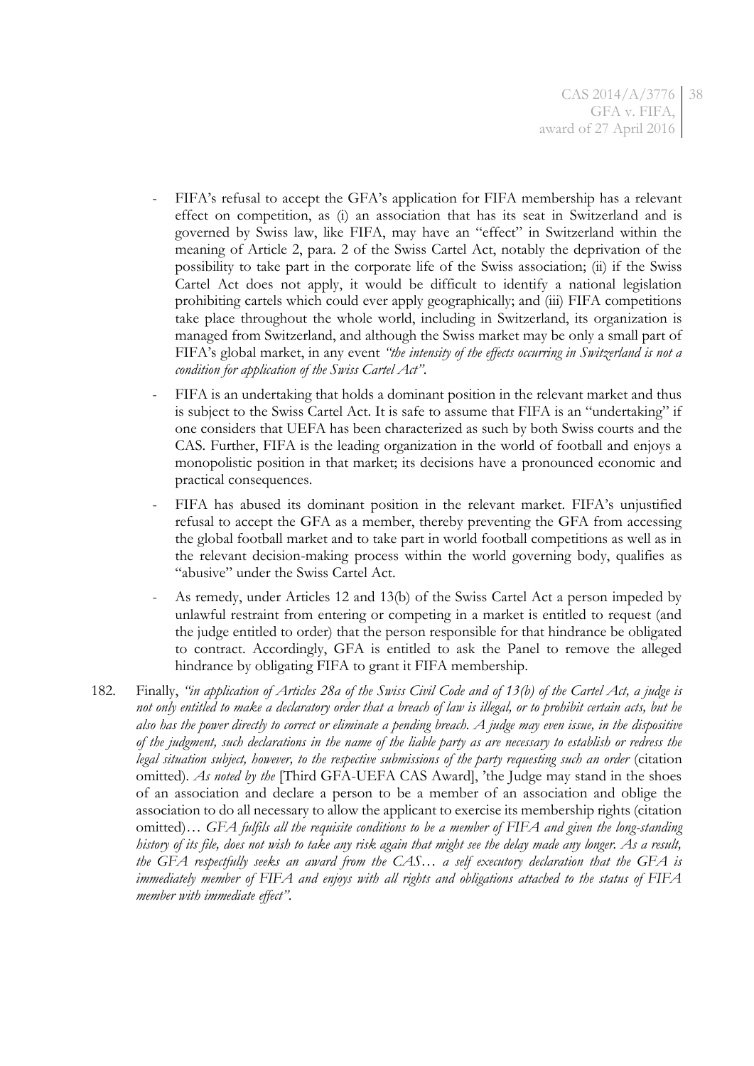- FIFA's refusal to accept the GFA's application for FIFA membership has a relevant effect on competition, as (i) an association that has its seat in Switzerland and is governed by Swiss law, like FIFA, may have an "effect" in Switzerland within the meaning of Article 2, para. 2 of the Swiss Cartel Act, notably the deprivation of the possibility to take part in the corporate life of the Swiss association; (ii) if the Swiss Cartel Act does not apply, it would be difficult to identify a national legislation prohibiting cartels which could ever apply geographically; and (iii) FIFA competitions take place throughout the whole world, including in Switzerland, its organization is managed from Switzerland, and although the Swiss market may be only a small part of FIFA's global market, in any event *"the intensity of the effects occurring in Switzerland is not a condition for application of the Swiss Cartel Act"*.

- FIFA is an undertaking that holds a dominant position in the relevant market and thus is subject to the Swiss Cartel Act. It is safe to assume that FIFA is an "undertaking" if one considers that UEFA has been characterized as such by both Swiss courts and the CAS. Further, FIFA is the leading organization in the world of football and enjoys a monopolistic position in that market; its decisions have a pronounced economic and practical consequences.

- FIFA has abused its dominant position in the relevant market. FIFA's unjustified refusal to accept the GFA as a member, thereby preventing the GFA from accessing the global football market and to take part in world football competitions as well as in the relevant decision-making process within the world governing body, qualifies as "abusive" under the Swiss Cartel Act.

- As remedy, under Articles 12 and 13(b) of the Swiss Cartel Act a person impeded by unlawful restraint from entering or competing in a market is entitled to request (and the judge entitled to order) that the person responsible for that hindrance be obligated to contract. Accordingly, GFA is entitled to ask the Panel to remove the alleged hindrance by obligating FIFA to grant it FIFA membership.

182. Finally, *"in application of Articles 28a of the Swiss Civil Code and of 13(b) of the Cartel Act, a judge is not only entitled to make a declaratory order that a breach of law is illegal, or to prohibit certain acts, but he also has the power directly to correct or eliminate a pending breach. A judge may even issue, in the dispositive of the judgment, such declarations in the name of the liable party as are necessary to establish or redress the legal situation subject, however, to the respective submissions of the party requesting such an order* (citation omitted). *As noted by the* [Third GFA-UEFA CAS Award], 'the Judge may stand in the shoes of an association and declare a person to be a member of an association and oblige the association to do all necessary to allow the applicant to exercise its membership rights (citation omitted)… *GFA fulfils all the requisite conditions to be a member of FIFA and given the long-standing history of its file, does not wish to take any risk again that might see the delay made any longer. As a result, the GFA respectfully seeks an award from the CAS… a self executory declaration that the GFA is immediately member of FIFA and enjoys with all rights and obligations attached to the status of FIFA member with immediate effect"*.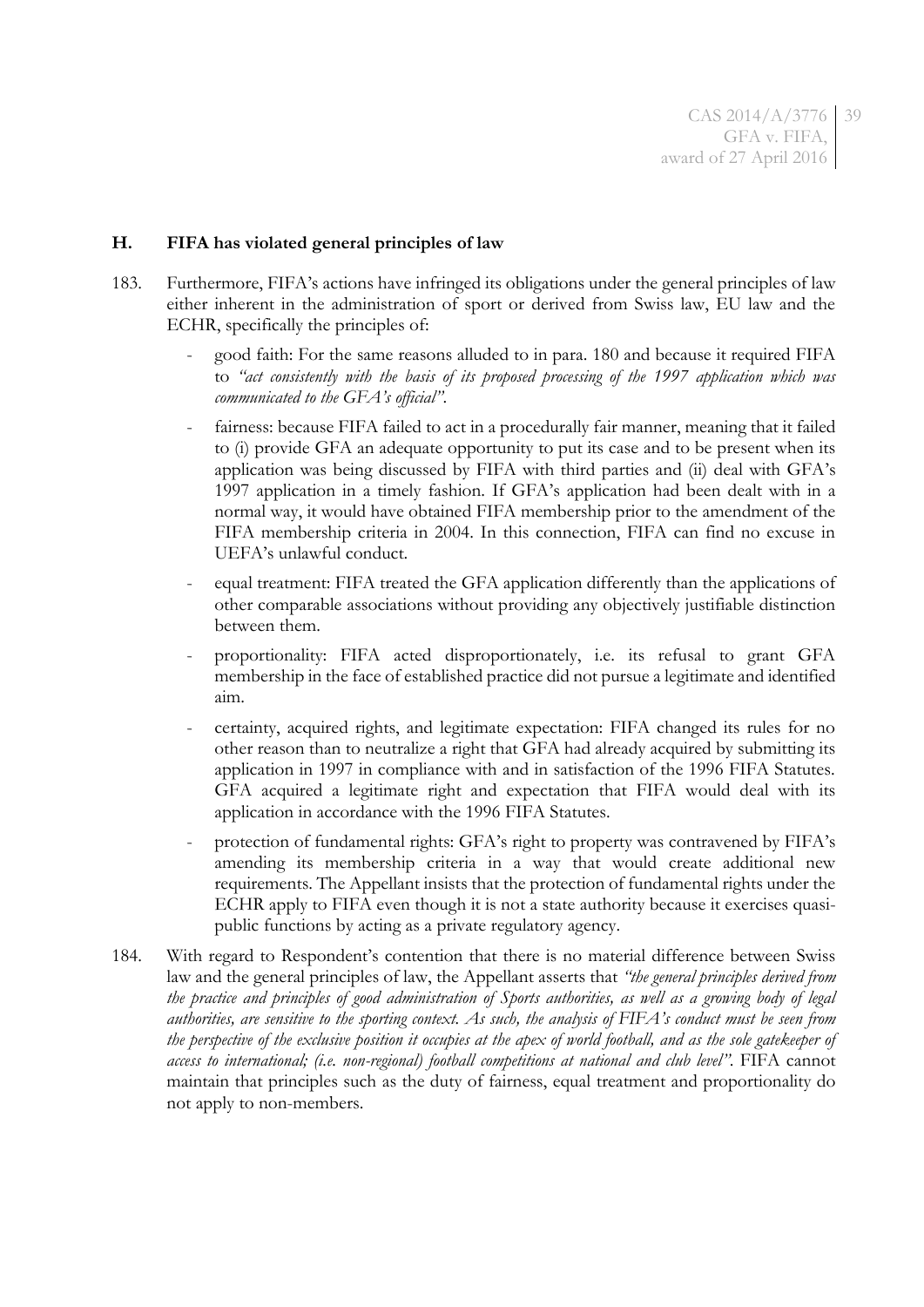### H. FIFA has violated general principles of law

183. Furthermore, FIFA's actions have infringed its obligations under the general principles of law either inherent in the administration of sport or derived from Swiss law, EU law and the ECHR, specifically the principles of:

   - good faith: For the same reasons alluded to in para. 180 and because it required FIFA to *"act consistently with the basis of its proposed processing of the 1997 application which was communicated to the GFA's official"*.
   - fairness: because FIFA failed to act in a procedurally fair manner, meaning that it failed to (i) provide GFA an adequate opportunity to put its case and to be present when its application was being discussed by FIFA with third parties and (ii) deal with GFA's 1997 application in a timely fashion. If GFA's application had been dealt with in a normal way, it would have obtained FIFA membership prior to the amendment of the FIFA membership criteria in 2004. In this connection, FIFA can find no excuse in UEFA's unlawful conduct.
   - equal treatment: FIFA treated the GFA application differently than the applications of other comparable associations without providing any objectively justifiable distinction between them.
   - proportionality: FIFA acted disproportionately, i.e. its refusal to grant GFA membership in the face of established practice did not pursue a legitimate and identified aim.
   - certainty, acquired rights, and legitimate expectation: FIFA changed its rules for no other reason than to neutralize a right that GFA had already acquired by submitting its application in 1997 in compliance with and in satisfaction of the 1996 FIFA Statutes. GFA acquired a legitimate right and expectation that FIFA would deal with its application in accordance with the 1996 FIFA Statutes.
   - protection of fundamental rights: GFA's right to property was contravened by FIFA's amending its membership criteria in a way that would create additional new requirements. The Appellant insists that the protection of fundamental rights under the ECHR apply to FIFA even though it is not a state authority because it exercises quasi-public functions by acting as a private regulatory agency.

184. With regard to Respondent's contention that there is no material difference between Swiss law and the general principles of law, the Appellant asserts that *"the general principles derived from the practice and principles of good administration of Sports authorities, as well as a growing body of legal authorities, are sensitive to the sporting context. As such, the analysis of FIFA's conduct must be seen from the perspective of the exclusive position it occupies at the apex of world football, and as the sole gatekeeper of access to international; (i.e. non-regional) football competitions at national and club level"*. FIFA cannot maintain that principles such as the duty of fairness, equal treatment and proportionality do not apply to non-members.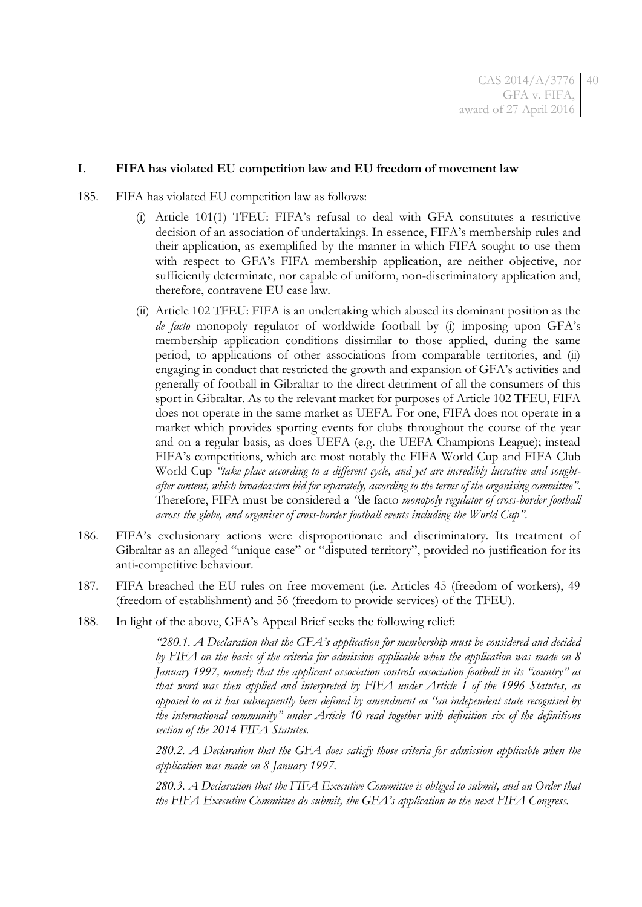## I. FIFA has violated EU competition law and EU freedom of movement law

185. FIFA has violated EU competition law as follows:

   (i) Article 101(1) TFEU: FIFA's refusal to deal with GFA constitutes a restrictive decision of an association of undertakings. In essence, FIFA's membership rules and their application, as exemplified by the manner in which FIFA sought to use them with respect to GFA's FIFA membership application, are neither objective, nor sufficiently determinate, nor capable of uniform, non-discriminatory application and, therefore, contravene EU case law.

   (ii) Article 102 TFEU: FIFA is an undertaking which abused its dominant position as the *de facto* monopoly regulator of worldwide football by (i) imposing upon GFA's membership application conditions dissimilar to those applied, during the same period, to applications of other associations from comparable territories, and (ii) engaging in conduct that restricted the growth and expansion of GFA's activities and generally of football in Gibraltar to the direct detriment of all the consumers of this sport in Gibraltar. As to the relevant market for purposes of Article 102 TFEU, FIFA does not operate in the same market as UEFA. For one, FIFA does not operate in a market which provides sporting events for clubs throughout the course of the year and on a regular basis, as does UEFA (e.g. the UEFA Champions League); instead FIFA's competitions, which are most notably the FIFA World Cup and FIFA Club World Cup *"take place according to a different cycle, and yet are incredibly lucrative and sought-after content, which broadcasters bid for separately, according to the terms of the organising committee"*. Therefore, FIFA must be considered a *"*de facto *monopoly regulator of cross-border football across the globe, and organiser of cross-border football events including the World Cup"*.

186. FIFA's exclusionary actions were disproportionate and discriminatory. Its treatment of Gibraltar as an alleged "unique case" or "disputed territory", provided no justification for its anti-competitive behaviour.

187. FIFA breached the EU rules on free movement (i.e. Articles 45 (freedom of workers), 49 (freedom of establishment) and 56 (freedom to provide services) of the TFEU).

188. In light of the above, GFA's Appeal Brief seeks the following relief:

> *"280.1. A Declaration that the GFA's application for membership must be considered and decided by FIFA on the basis of the criteria for admission applicable when the application was made on 8 January 1997, namely that the applicant association controls association football in its "country" as that word was then applied and interpreted by FIFA under Article 1 of the 1996 Statutes, as opposed to as it has subsequently been defined by amendment as "an independent state recognised by the international community" under Article 10 read together with definition six of the definitions section of the 2014 FIFA Statutes.*
>
> *280.2. A Declaration that the GFA does satisfy those criteria for admission applicable when the application was made on 8 January 1997.*
>
> *280.3. A Declaration that the FIFA Executive Committee is obliged to submit, and an Order that the FIFA Executive Committee do submit, the GFA's application to the next FIFA Congress.*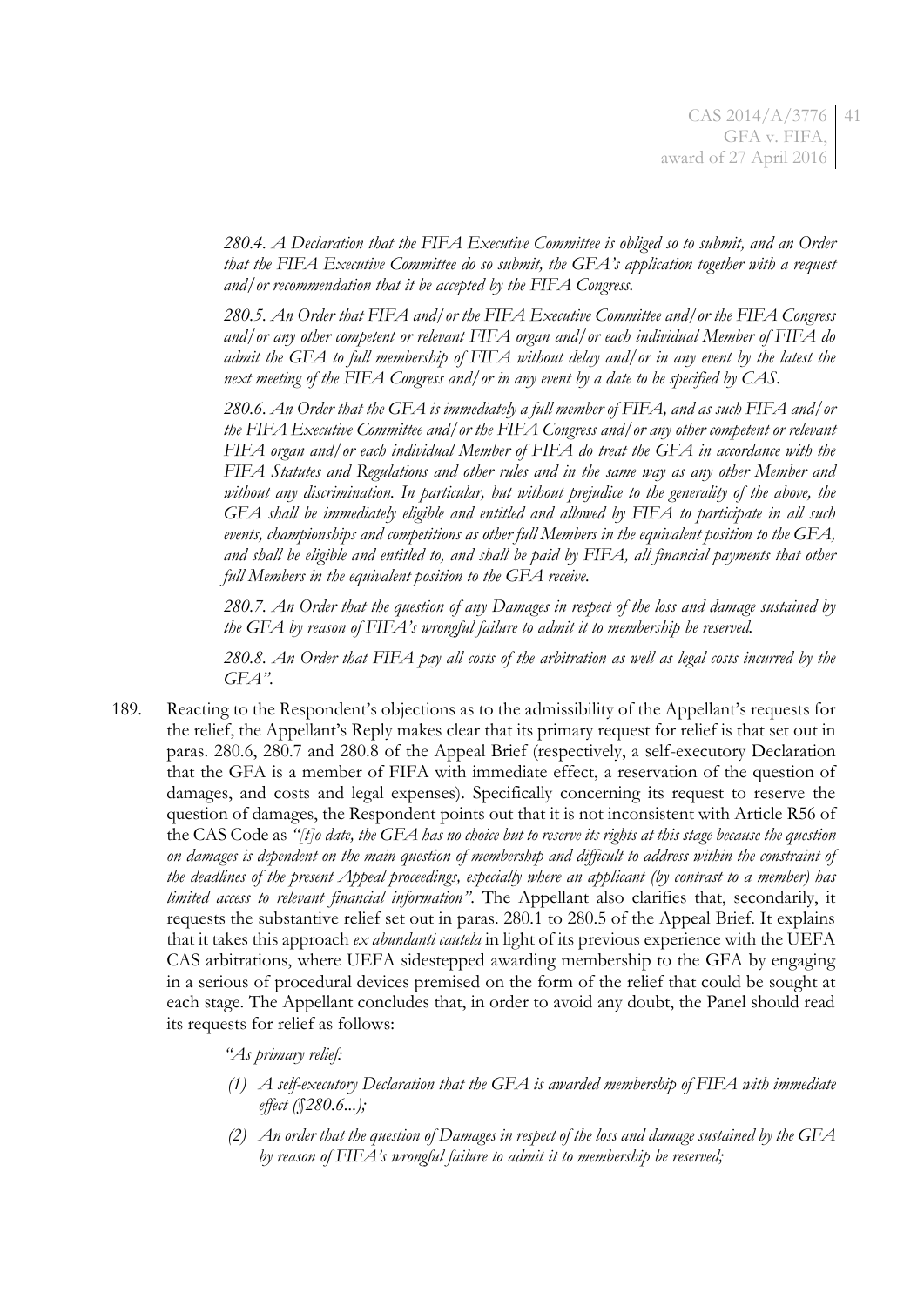*280.4. A Declaration that the FIFA Executive Committee is obliged so to submit, and an Order that the FIFA Executive Committee do so submit, the GFA's application together with a request and/or recommendation that it be accepted by the FIFA Congress.*

*280.5. An Order that FIFA and/or the FIFA Executive Committee and/or the FIFA Congress and/or any other competent or relevant FIFA organ and/or each individual Member of FIFA do admit the GFA to full membership of FIFA without delay and/or in any event by the latest the next meeting of the FIFA Congress and/or in any event by a date to be specified by CAS.*

*280.6. An Order that the GFA is immediately a full member of FIFA, and as such FIFA and/or the FIFA Executive Committee and/or the FIFA Congress and/or any other competent or relevant FIFA organ and/or each individual Member of FIFA do treat the GFA in accordance with the FIFA Statutes and Regulations and other rules and in the same way as any other Member and without any discrimination. In particular, but without prejudice to the generality of the above, the GFA shall be immediately eligible and entitled and allowed by FIFA to participate in all such events, championships and competitions as other full Members in the equivalent position to the GFA, and shall be eligible and entitled to, and shall be paid by FIFA, all financial payments that other full Members in the equivalent position to the GFA receive.*

*280.7. An Order that the question of any Damages in respect of the loss and damage sustained by the GFA by reason of FIFA's wrongful failure to admit it to membership be reserved.*

*280.8. An Order that FIFA pay all costs of the arbitration as well as legal costs incurred by the GFA".*

189. Reacting to the Respondent's objections as to the admissibility of the Appellant's requests for the relief, the Appellant's Reply makes clear that its primary request for relief is that set out in paras. 280.6, 280.7 and 280.8 of the Appeal Brief (respectively, a self-executory Declaration that the GFA is a member of FIFA with immediate effect, a reservation of the question of damages, and costs and legal expenses). Specifically concerning its request to reserve the question of damages, the Respondent points out that it is not inconsistent with Article R56 of the CAS Code as *"[t]o date, the GFA has no choice but to reserve its rights at this stage because the question on damages is dependent on the main question of membership and difficult to address within the constraint of the deadlines of the present Appeal proceedings, especially where an applicant (by contrast to a member) has limited access to relevant financial information"*. The Appellant also clarifies that, secondarily, it requests the substantive relief set out in paras. 280.1 to 280.5 of the Appeal Brief. It explains that it takes this approach *ex abundanti cautela* in light of its previous experience with the UEFA CAS arbitrations, where UEFA sidestepped awarding membership to the GFA by engaging in a serious of procedural devices premised on the form of the relief that could be sought at each stage. The Appellant concludes that, in order to avoid any doubt, the Panel should read its requests for relief as follows:

*"As primary relief:*

*(1) A self-executory Declaration that the GFA is awarded membership of FIFA with immediate effect (§280.6...);*

*(2) An order that the question of Damages in respect of the loss and damage sustained by the GFA by reason of FIFA's wrongful failure to admit it to membership be reserved;*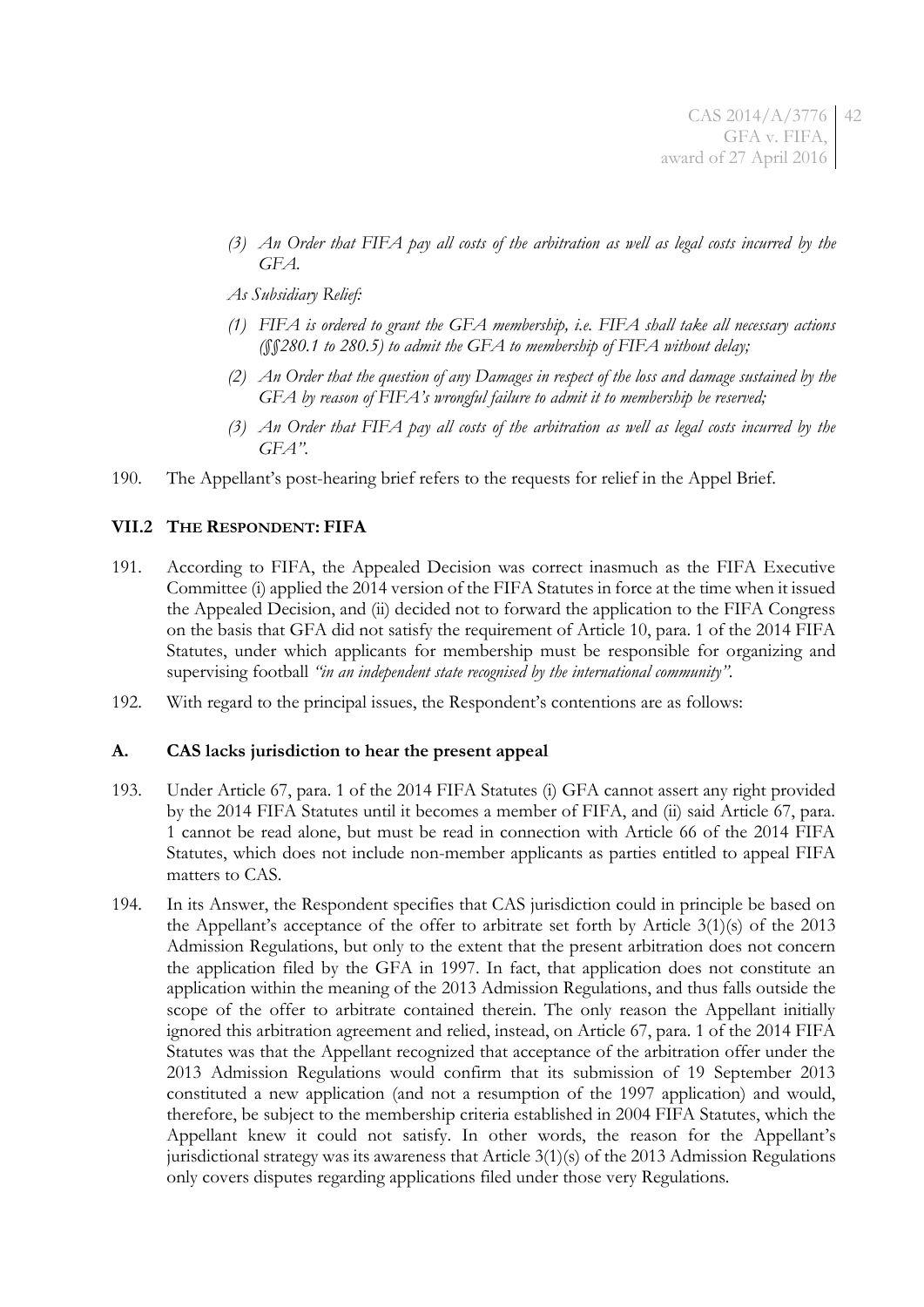*(3) An Order that FIFA pay all costs of the arbitration as well as legal costs incurred by the GFA.*

*As Subsidiary Relief:*

*(1) FIFA is ordered to grant the GFA membership, i.e. FIFA shall take all necessary actions (§§280.1 to 280.5) to admit the GFA to membership of FIFA without delay;*

*(2) An Order that the question of any Damages in respect of the loss and damage sustained by the GFA by reason of FIFA's wrongful failure to admit it to membership be reserved;*

*(3) An Order that FIFA pay all costs of the arbitration as well as legal costs incurred by the GFA".*

190. The Appellant's post-hearing brief refers to the requests for relief in the Appel Brief.

### VII.2 THE RESPONDENT: FIFA

191. According to FIFA, the Appealed Decision was correct inasmuch as the FIFA Executive Committee (i) applied the 2014 version of the FIFA Statutes in force at the time when it issued the Appealed Decision, and (ii) decided not to forward the application to the FIFA Congress on the basis that GFA did not satisfy the requirement of Article 10, para. 1 of the 2014 FIFA Statutes, under which applicants for membership must be responsible for organizing and supervising football *"in an independent state recognised by the international community"*.

192. With regard to the principal issues, the Respondent's contentions are as follows:

### A. CAS lacks jurisdiction to hear the present appeal

193. Under Article 67, para. 1 of the 2014 FIFA Statutes (i) GFA cannot assert any right provided by the 2014 FIFA Statutes until it becomes a member of FIFA, and (ii) said Article 67, para. 1 cannot be read alone, but must be read in connection with Article 66 of the 2014 FIFA Statutes, which does not include non-member applicants as parties entitled to appeal FIFA matters to CAS.

194. In its Answer, the Respondent specifies that CAS jurisdiction could in principle be based on the Appellant's acceptance of the offer to arbitrate set forth by Article 3(1)(s) of the 2013 Admission Regulations, but only to the extent that the present arbitration does not concern the application filed by the GFA in 1997. In fact, that application does not constitute an application within the meaning of the 2013 Admission Regulations, and thus falls outside the scope of the offer to arbitrate contained therein. The only reason the Appellant initially ignored this arbitration agreement and relied, instead, on Article 67, para. 1 of the 2014 FIFA Statutes was that the Appellant recognized that acceptance of the arbitration offer under the 2013 Admission Regulations would confirm that its submission of 19 September 2013 constituted a new application (and not a resumption of the 1997 application) and would, therefore, be subject to the membership criteria established in 2004 FIFA Statutes, which the Appellant knew it could not satisfy. In other words, the reason for the Appellant's jurisdictional strategy was its awareness that Article 3(1)(s) of the 2013 Admission Regulations only covers disputes regarding applications filed under those very Regulations.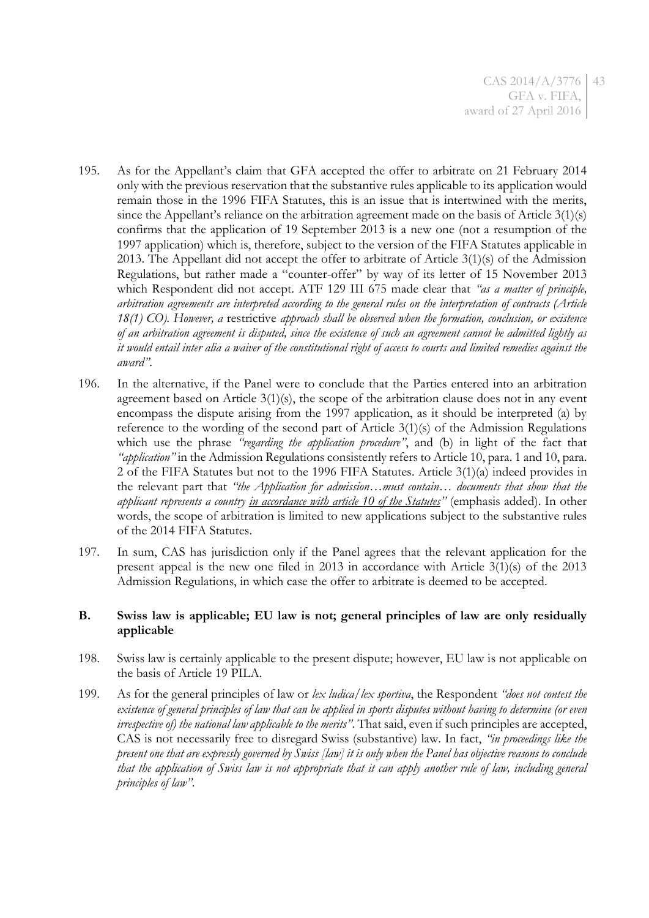195. As for the Appellant's claim that GFA accepted the offer to arbitrate on 21 February 2014 only with the previous reservation that the substantive rules applicable to its application would remain those in the 1996 FIFA Statutes, this is an issue that is intertwined with the merits, since the Appellant's reliance on the arbitration agreement made on the basis of Article 3(1)(s) confirms that the application of 19 September 2013 is a new one (not a resumption of the 1997 application) which is, therefore, subject to the version of the FIFA Statutes applicable in 2013. The Appellant did not accept the offer to arbitrate of Article 3(1)(s) of the Admission Regulations, but rather made a "counter-offer" by way of its letter of 15 November 2013 which Respondent did not accept. ATF 129 III 675 made clear that *"as a matter of principle, arbitration agreements are interpreted according to the general rules on the interpretation of contracts (Article 18(1) CO). However, a* restrictive *approach shall be observed when the formation, conclusion, or existence of an arbitration agreement is disputed, since the existence of such an agreement cannot be admitted lightly as it would entail inter alia a waiver of the constitutional right of access to courts and limited remedies against the award"*.

196. In the alternative, if the Panel were to conclude that the Parties entered into an arbitration agreement based on Article 3(1)(s), the scope of the arbitration clause does not in any event encompass the dispute arising from the 1997 application, as it should be interpreted (a) by reference to the wording of the second part of Article 3(1)(s) of the Admission Regulations which use the phrase *"regarding the application procedure"*, and (b) in light of the fact that *"application"* in the Admission Regulations consistently refers to Article 10, para. 1 and 10, para. 2 of the FIFA Statutes but not to the 1996 FIFA Statutes. Article 3(1)(a) indeed provides in the relevant part that *"the Application for admission…must contain… documents that show that the applicant represents a country <u>in accordance with article 10 of the Statutes</u>"* (emphasis added). In other words, the scope of arbitration is limited to new applications subject to the substantive rules of the 2014 FIFA Statutes.

197. In sum, CAS has jurisdiction only if the Panel agrees that the relevant application for the present appeal is the new one filed in 2013 in accordance with Article 3(1)(s) of the 2013 Admission Regulations, in which case the offer to arbitrate is deemed to be accepted.

### B. Swiss law is applicable; EU law is not; general principles of law are only residually applicable

198. Swiss law is certainly applicable to the present dispute; however, EU law is not applicable on the basis of Article 19 PILA.

199. As for the general principles of law or *lex ludica/lex sportiva*, the Respondent *"does not contest the existence of general principles of law that can be applied in sports disputes without having to determine (or even irrespective of) the national law applicable to the merits"*. That said, even if such principles are accepted, CAS is not necessarily free to disregard Swiss (substantive) law. In fact, *"in proceedings like the present one that are expressly governed by Swiss [law] it is only when the Panel has objective reasons to conclude that the application of Swiss law is not appropriate that it can apply another rule of law, including general principles of law"*.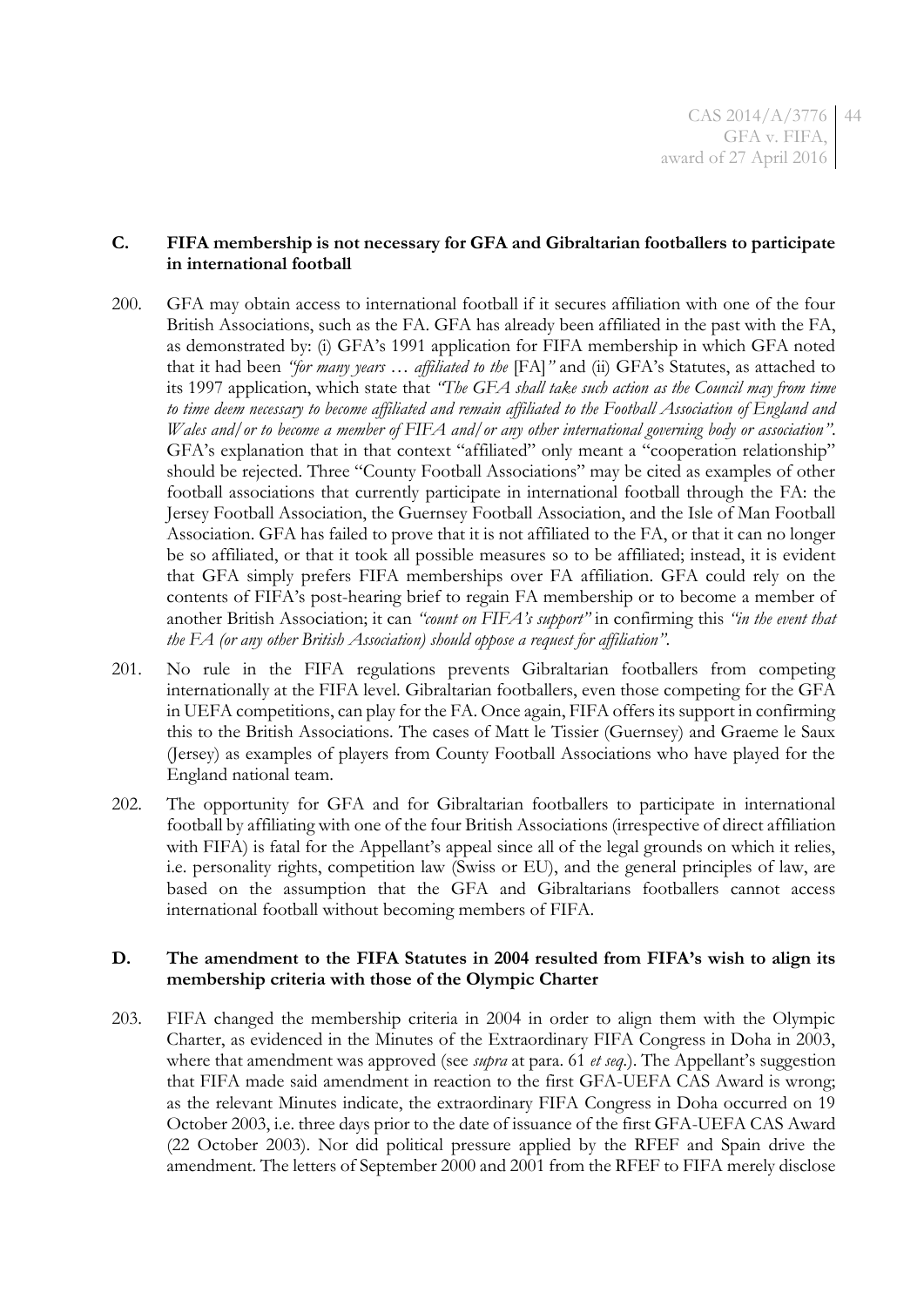### C. FIFA membership is not necessary for GFA and Gibraltarian footballers to participate in international football

200. GFA may obtain access to international football if it secures affiliation with one of the four British Associations, such as the FA. GFA has already been affiliated in the past with the FA, as demonstrated by: (i) GFA's 1991 application for FIFA membership in which GFA noted that it had been *"for many years … affiliated to the* [FA]*"* and (ii) GFA's Statutes, as attached to its 1997 application, which state that *"The GFA shall take such action as the Council may from time to time deem necessary to become affiliated and remain affiliated to the Football Association of England and Wales and/or to become a member of FIFA and/or any other international governing body or association"*. GFA's explanation that in that context "affiliated" only meant a "cooperation relationship" should be rejected. Three "County Football Associations" may be cited as examples of other football associations that currently participate in international football through the FA: the Jersey Football Association, the Guernsey Football Association, and the Isle of Man Football Association. GFA has failed to prove that it is not affiliated to the FA, or that it can no longer be so affiliated, or that it took all possible measures so to be affiliated; instead, it is evident that GFA simply prefers FIFA memberships over FA affiliation. GFA could rely on the contents of FIFA's post-hearing brief to regain FA membership or to become a member of another British Association; it can *"count on FIFA's support"* in confirming this *"in the event that the FA (or any other British Association) should oppose a request for affiliation"*.

201. No rule in the FIFA regulations prevents Gibraltarian footballers from competing internationally at the FIFA level. Gibraltarian footballers, even those competing for the GFA in UEFA competitions, can play for the FA. Once again, FIFA offers its support in confirming this to the British Associations. The cases of Matt le Tissier (Guernsey) and Graeme le Saux (Jersey) as examples of players from County Football Associations who have played for the England national team.

202. The opportunity for GFA and for Gibraltarian footballers to participate in international football by affiliating with one of the four British Associations (irrespective of direct affiliation with FIFA) is fatal for the Appellant's appeal since all of the legal grounds on which it relies, i.e. personality rights, competition law (Swiss or EU), and the general principles of law, are based on the assumption that the GFA and Gibraltarians footballers cannot access international football without becoming members of FIFA.

### D. The amendment to the FIFA Statutes in 2004 resulted from FIFA's wish to align its membership criteria with those of the Olympic Charter

203. FIFA changed the membership criteria in 2004 in order to align them with the Olympic Charter, as evidenced in the Minutes of the Extraordinary FIFA Congress in Doha in 2003, where that amendment was approved (see *supra* at para. 61 *et seq.*). The Appellant's suggestion that FIFA made said amendment in reaction to the first GFA-UEFA CAS Award is wrong; as the relevant Minutes indicate, the extraordinary FIFA Congress in Doha occurred on 19 October 2003, i.e. three days prior to the date of issuance of the first GFA-UEFA CAS Award (22 October 2003). Nor did political pressure applied by the RFEF and Spain drive the amendment. The letters of September 2000 and 2001 from the RFEF to FIFA merely disclose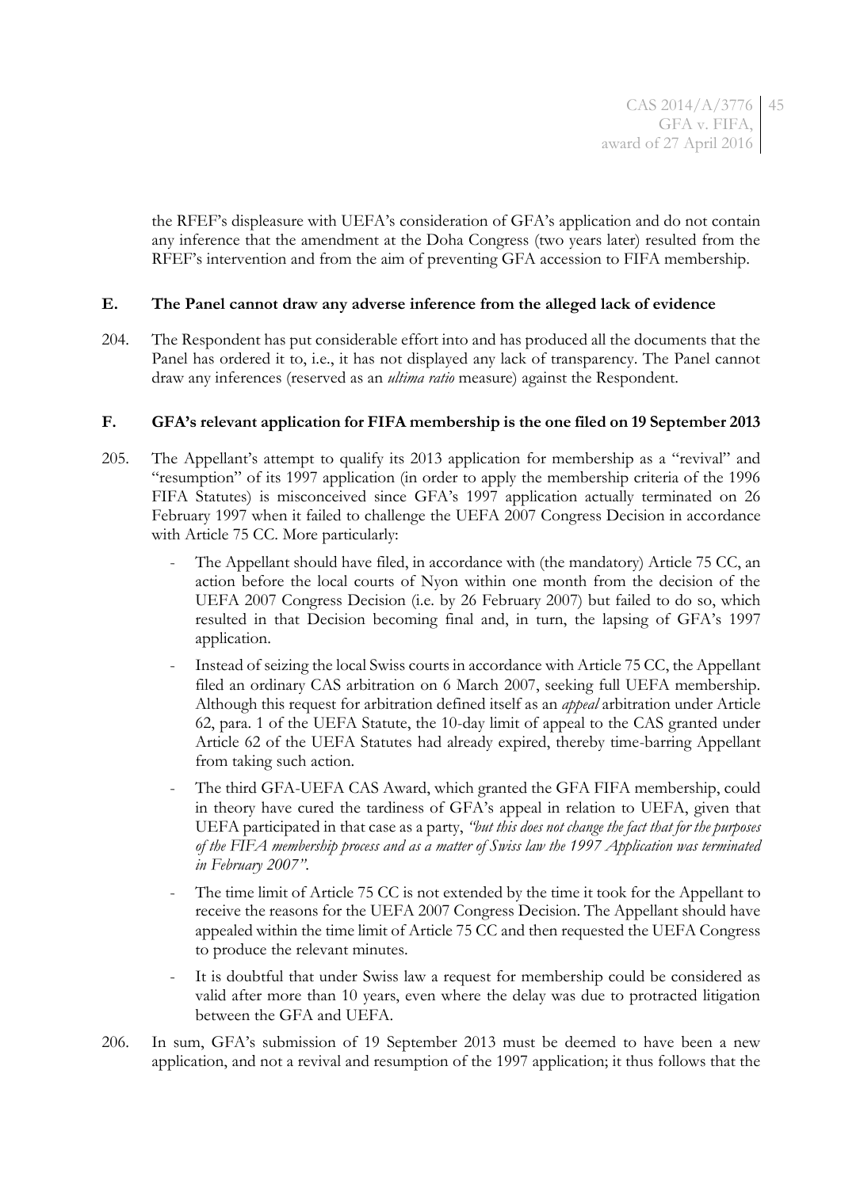the RFEF's displeasure with UEFA's consideration of GFA's application and do not contain any inference that the amendment at the Doha Congress (two years later) resulted from the RFEF's intervention and from the aim of preventing GFA accession to FIFA membership.

## E. The Panel cannot draw any adverse inference from the alleged lack of evidence

204. The Respondent has put considerable effort into and has produced all the documents that the Panel has ordered it to, i.e., it has not displayed any lack of transparency. The Panel cannot draw any inferences (reserved as an *ultima ratio* measure) against the Respondent.

## F. GFA's relevant application for FIFA membership is the one filed on 19 September 2013

205. The Appellant's attempt to qualify its 2013 application for membership as a "revival" and "resumption" of its 1997 application (in order to apply the membership criteria of the 1996 FIFA Statutes) is misconceived since GFA's 1997 application actually terminated on 26 February 1997 when it failed to challenge the UEFA 2007 Congress Decision in accordance with Article 75 CC. More particularly:

   - The Appellant should have filed, in accordance with (the mandatory) Article 75 CC, an action before the local courts of Nyon within one month from the decision of the UEFA 2007 Congress Decision (i.e. by 26 February 2007) but failed to do so, which resulted in that Decision becoming final and, in turn, the lapsing of GFA's 1997 application.
   - Instead of seizing the local Swiss courts in accordance with Article 75 CC, the Appellant filed an ordinary CAS arbitration on 6 March 2007, seeking full UEFA membership. Although this request for arbitration defined itself as an *appeal* arbitration under Article 62, para. 1 of the UEFA Statute, the 10-day limit of appeal to the CAS granted under Article 62 of the UEFA Statutes had already expired, thereby time-barring Appellant from taking such action.
   - The third GFA-UEFA CAS Award, which granted the GFA FIFA membership, could in theory have cured the tardiness of GFA's appeal in relation to UEFA, given that UEFA participated in that case as a party, *"but this does not change the fact that for the purposes of the FIFA membership process and as a matter of Swiss law the 1997 Application was terminated in February 2007"*.
   - The time limit of Article 75 CC is not extended by the time it took for the Appellant to receive the reasons for the UEFA 2007 Congress Decision. The Appellant should have appealed within the time limit of Article 75 CC and then requested the UEFA Congress to produce the relevant minutes.
   - It is doubtful that under Swiss law a request for membership could be considered as valid after more than 10 years, even where the delay was due to protracted litigation between the GFA and UEFA.

206. In sum, GFA's submission of 19 September 2013 must be deemed to have been a new application, and not a revival and resumption of the 1997 application; it thus follows that the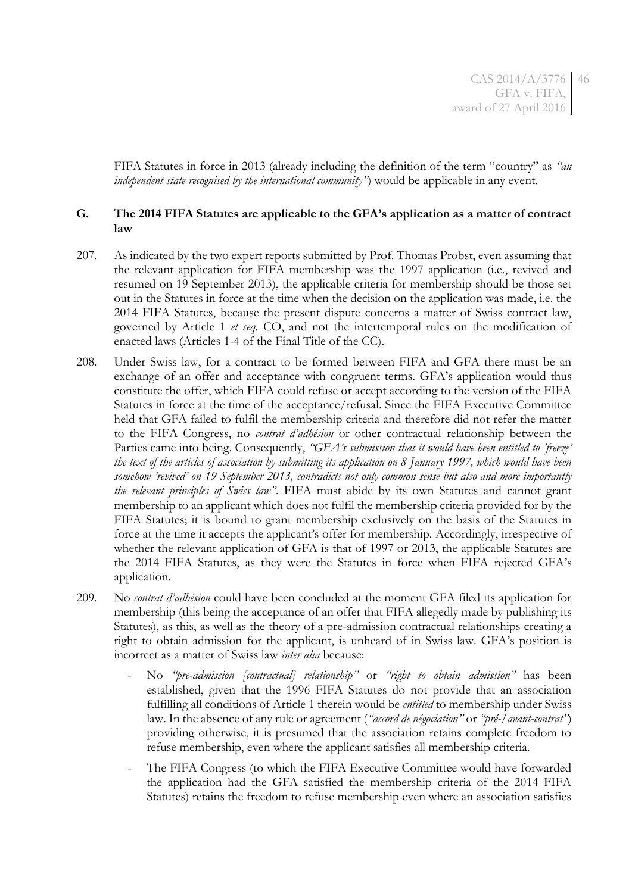FIFA Statutes in force in 2013 (already including the definition of the term "country" as *"an independent state recognised by the international community"*) would be applicable in any event.

## G. The 2014 FIFA Statutes are applicable to the GFA's application as a matter of contract law

207. As indicated by the two expert reports submitted by Prof. Thomas Probst, even assuming that the relevant application for FIFA membership was the 1997 application (i.e., revived and resumed on 19 September 2013), the applicable criteria for membership should be those set out in the Statutes in force at the time when the decision on the application was made, i.e. the 2014 FIFA Statutes, because the present dispute concerns a matter of Swiss contract law, governed by Article 1 *et seq.* CO, and not the intertemporal rules on the modification of enacted laws (Articles 1-4 of the Final Title of the CC).

208. Under Swiss law, for a contract to be formed between FIFA and GFA there must be an exchange of an offer and acceptance with congruent terms. GFA's application would thus constitute the offer, which FIFA could refuse or accept according to the version of the FIFA Statutes in force at the time of the acceptance/refusal. Since the FIFA Executive Committee held that GFA failed to fulfil the membership criteria and therefore did not refer the matter to the FIFA Congress, no *contrat d'adhésion* or other contractual relationship between the Parties came into being. Consequently, *"GFA's submission that it would have been entitled to 'freeze' the text of the articles of association by submitting its application on 8 January 1997, which would have been somehow 'revived' on 19 September 2013, contradicts not only common sense but also and more importantly the relevant principles of Swiss law"*. FIFA must abide by its own Statutes and cannot grant membership to an applicant which does not fulfil the membership criteria provided for by the FIFA Statutes; it is bound to grant membership exclusively on the basis of the Statutes in force at the time it accepts the applicant's offer for membership. Accordingly, irrespective of whether the relevant application of GFA is that of 1997 or 2013, the applicable Statutes are the 2014 FIFA Statutes, as they were the Statutes in force when FIFA rejected GFA's application.

209. No *contrat d'adhésion* could have been concluded at the moment GFA filed its application for membership (this being the acceptance of an offer that FIFA allegedly made by publishing its Statutes), as this, as well as the theory of a pre-admission contractual relationships creating a right to obtain admission for the applicant, is unheard of in Swiss law. GFA's position is incorrect as a matter of Swiss law *inter alia* because:

    - No *"pre-admission [contractual] relationship"* or *"right to obtain admission"* has been established, given that the 1996 FIFA Statutes do not provide that an association fulfilling all conditions of Article 1 therein would be *entitled* to membership under Swiss law. In the absence of any rule or agreement (*"accord de négociation"* or *"pré-/avant-contrat"*) providing otherwise, it is presumed that the association retains complete freedom to refuse membership, even where the applicant satisfies all membership criteria.

    - The FIFA Congress (to which the FIFA Executive Committee would have forwarded the application had the GFA satisfied the membership criteria of the 2014 FIFA Statutes) retains the freedom to refuse membership even where an association satisfies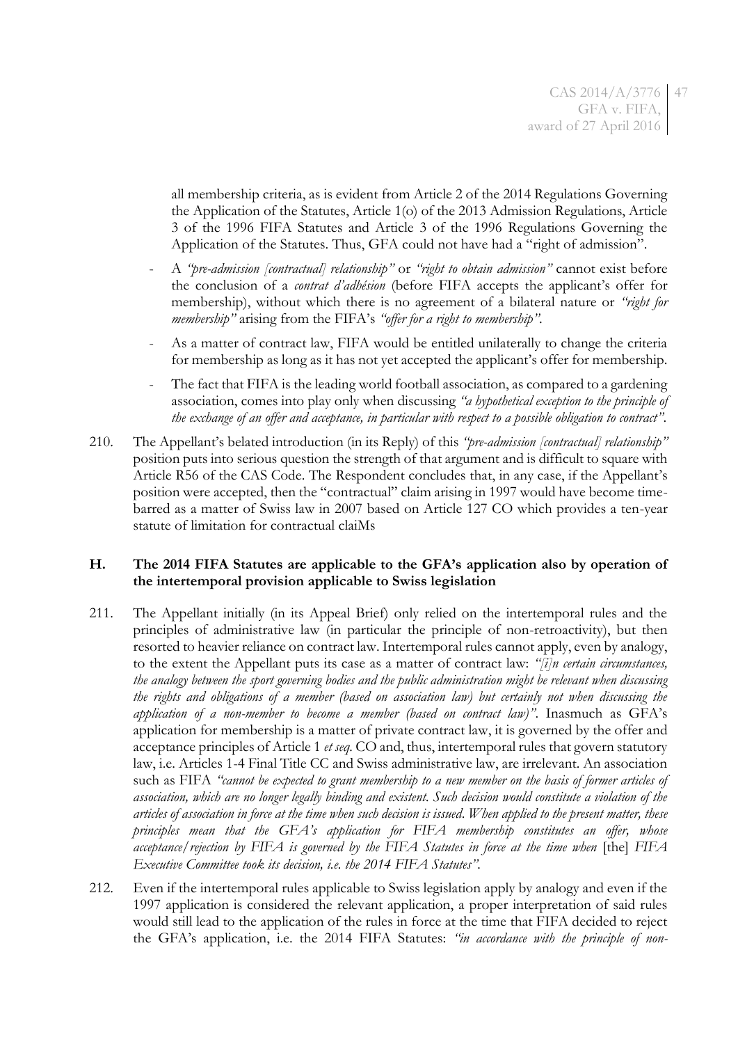all membership criteria, as is evident from Article 2 of the 2014 Regulations Governing the Application of the Statutes, Article 1(o) of the 2013 Admission Regulations, Article 3 of the 1996 FIFA Statutes and Article 3 of the 1996 Regulations Governing the Application of the Statutes. Thus, GFA could not have had a "right of admission".

- A *"pre-admission [contractual] relationship"* or *"right to obtain admission"* cannot exist before the conclusion of a *contrat d'adhésion* (before FIFA accepts the applicant's offer for membership), without which there is no agreement of a bilateral nature or *"right for membership"* arising from the FIFA's *"offer for a right to membership"*.
- As a matter of contract law, FIFA would be entitled unilaterally to change the criteria for membership as long as it has not yet accepted the applicant's offer for membership.
- The fact that FIFA is the leading world football association, as compared to a gardening association, comes into play only when discussing *"a hypothetical exception to the principle of the exchange of an offer and acceptance, in particular with respect to a possible obligation to contract"*.

210. The Appellant's belated introduction (in its Reply) of this *"pre-admission [contractual] relationship"* position puts into serious question the strength of that argument and is difficult to square with Article R56 of the CAS Code. The Respondent concludes that, in any case, if the Appellant's position were accepted, then the "contractual" claim arising in 1997 would have become time-barred as a matter of Swiss law in 2007 based on Article 127 CO which provides a ten-year statute of limitation for contractual claiMs

**H. The 2014 FIFA Statutes are applicable to the GFA's application also by operation of the intertemporal provision applicable to Swiss legislation**

211. The Appellant initially (in its Appeal Brief) only relied on the intertemporal rules and the principles of administrative law (in particular the principle of non-retroactivity), but then resorted to heavier reliance on contract law. Intertemporal rules cannot apply, even by analogy, to the extent the Appellant puts its case as a matter of contract law: *"[i]n certain circumstances, the analogy between the sport governing bodies and the public administration might be relevant when discussing the rights and obligations of a member (based on association law) but certainly not when discussing the application of a non-member to become a member (based on contract law)"*. Inasmuch as GFA's application for membership is a matter of private contract law, it is governed by the offer and acceptance principles of Article 1 *et seq.* CO and, thus, intertemporal rules that govern statutory law, i.e. Articles 1-4 Final Title CC and Swiss administrative law, are irrelevant. An association such as FIFA *"cannot be expected to grant membership to a new member on the basis of former articles of association, which are no longer legally binding and existent. Such decision would constitute a violation of the articles of association in force at the time when such decision is issued. When applied to the present matter, these principles mean that the GFA's application for FIFA membership constitutes an offer, whose acceptance/rejection by FIFA is governed by the FIFA Statutes in force at the time when* [the] *FIFA Executive Committee took its decision, i.e. the 2014 FIFA Statutes"*.

212. Even if the intertemporal rules applicable to Swiss legislation apply by analogy and even if the 1997 application is considered the relevant application, a proper interpretation of said rules would still lead to the application of the rules in force at the time that FIFA decided to reject the GFA's application, i.e. the 2014 FIFA Statutes: *"in accordance with the principle of non-*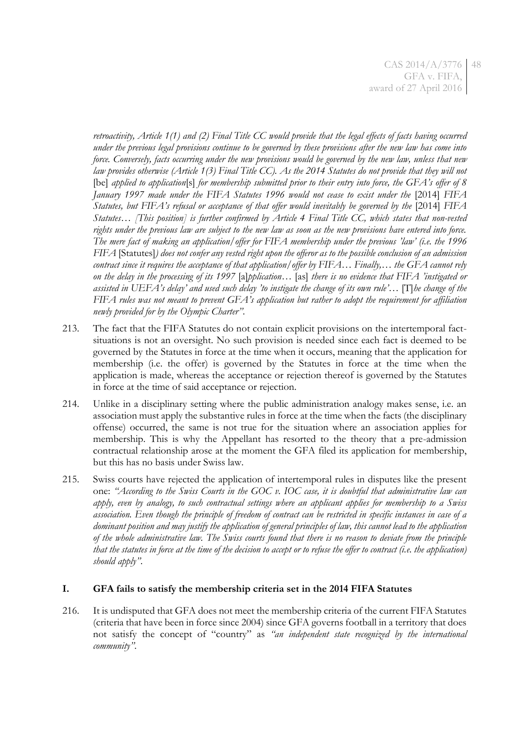*retroactivity, Article 1(1) and (2) Final Title CC would provide that the legal effects of facts having occurred under the previous legal provisions continue to be governed by these provisions after the new law has come into force. Conversely, facts occurring under the new provisions would be governed by the new law, unless that new law provides otherwise (Article 1(3) Final Title CC). As the 2014 Statutes do not provide that they will not* [be] *applied to application*[s] *for membership submitted prior to their entry into force, the GFA's offer of 8 January 1997 made under the FIFA Statutes 1996 would not cease to exist under the* [2014] *FIFA Statutes, but FIFA's refusal or acceptance of that offer would inevitably be governed by the* [2014] *FIFA Statutes… [This position] is further confirmed by Article 4 Final Title CC, which states that non-vested rights under the previous law are subject to the new law as soon as the new provisions have entered into force. The mere fact of making an application/offer for FIFA membership under the previous 'law' (i.e. the 1996 FIFA* [Statutes]*) does not confer any vested right upon the offeror as to the possible conclusion of an admission contract since it requires the acceptance of that application/offer by FIFA… Finally,… the GFA cannot rely on the delay in the processing of its 1997* [a]*pplication…* [as] *there is no evidence that FIFA 'instigated or assisted in UEFA's delay' and used such delay 'to instigate the change of its own rule'…* [T]*he change of the FIFA rules was not meant to prevent GFA's application but rather to adopt the requirement for affiliation newly provided for by the Olympic Charter".*

213. The fact that the FIFA Statutes do not contain explicit provisions on the intertemporal fact-situations is not an oversight. No such provision is needed since each fact is deemed to be governed by the Statutes in force at the time when it occurs, meaning that the application for membership (i.e. the offer) is governed by the Statutes in force at the time when the application is made, whereas the acceptance or rejection thereof is governed by the Statutes in force at the time of said acceptance or rejection.

214. Unlike in a disciplinary setting where the public administration analogy makes sense, i.e. an association must apply the substantive rules in force at the time when the facts (the disciplinary offense) occurred, the same is not true for the situation where an association applies for membership. This is why the Appellant has resorted to the theory that a pre-admission contractual relationship arose at the moment the GFA filed its application for membership, but this has no basis under Swiss law.

215. Swiss courts have rejected the application of intertemporal rules in disputes like the present one: *"According to the Swiss Courts in the GOC v. IOC case, it is doubtful that administrative law can apply, even by analogy, to such contractual settings where an applicant applies for membership to a Swiss association. Even though the principle of freedom of contract can be restricted in specific instances in case of a dominant position and may justify the application of general principles of law, this cannot lead to the application of the whole administrative law. The Swiss courts found that there is no reason to deviate from the principle that the statutes in force at the time of the decision to accept or to refuse the offer to contract (i.e. the application) should apply".*

## I. GFA fails to satisfy the membership criteria set in the 2014 FIFA Statutes

216. It is undisputed that GFA does not meet the membership criteria of the current FIFA Statutes (criteria that have been in force since 2004) since GFA governs football in a territory that does not satisfy the concept of "country" as *"an independent state recognized by the international community".*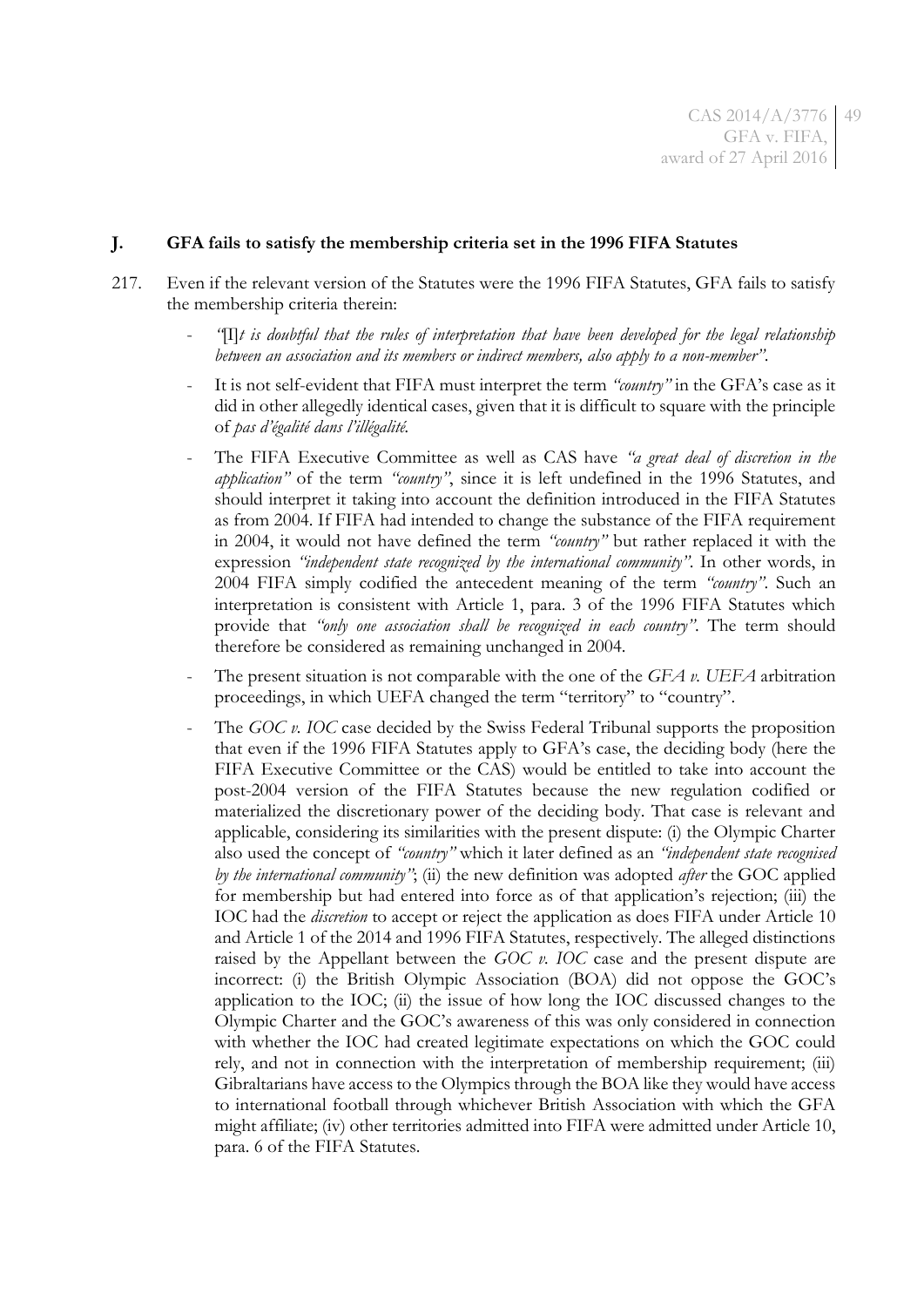## J. GFA fails to satisfy the membership criteria set in the 1996 FIFA Statutes

217. Even if the relevant version of the Statutes were the 1996 FIFA Statutes, GFA fails to satisfy the membership criteria therein:

- *"*[I]*t is doubtful that the rules of interpretation that have been developed for the legal relationship between an association and its members or indirect members, also apply to a non-member"*.
- It is not self-evident that FIFA must interpret the term *"country"* in the GFA's case as it did in other allegedly identical cases, given that it is difficult to square with the principle of *pas d'égalité dans l'illégalité.*
- The FIFA Executive Committee as well as CAS have *"a great deal of discretion in the application"* of the term *"country"*, since it is left undefined in the 1996 Statutes, and should interpret it taking into account the definition introduced in the FIFA Statutes as from 2004. If FIFA had intended to change the substance of the FIFA requirement in 2004, it would not have defined the term *"country"* but rather replaced it with the expression *"independent state recognized by the international community"*. In other words, in 2004 FIFA simply codified the antecedent meaning of the term *"country"*. Such an interpretation is consistent with Article 1, para. 3 of the 1996 FIFA Statutes which provide that *"only one association shall be recognized in each country"*. The term should therefore be considered as remaining unchanged in 2004.
- The present situation is not comparable with the one of the *GFA v. UEFA* arbitration proceedings, in which UEFA changed the term "territory" to "country".
- The *GOC v. IOC* case decided by the Swiss Federal Tribunal supports the proposition that even if the 1996 FIFA Statutes apply to GFA's case, the deciding body (here the FIFA Executive Committee or the CAS) would be entitled to take into account the post-2004 version of the FIFA Statutes because the new regulation codified or materialized the discretionary power of the deciding body. That case is relevant and applicable, considering its similarities with the present dispute: (i) the Olympic Charter also used the concept of *"country"* which it later defined as an *"independent state recognised by the international community"*; (ii) the new definition was adopted *after* the GOC applied for membership but had entered into force as of that application's rejection; (iii) the IOC had the *discretion* to accept or reject the application as does FIFA under Article 10 and Article 1 of the 2014 and 1996 FIFA Statutes, respectively. The alleged distinctions raised by the Appellant between the *GOC v. IOC* case and the present dispute are incorrect: (i) the British Olympic Association (BOA) did not oppose the GOC's application to the IOC; (ii) the issue of how long the IOC discussed changes to the Olympic Charter and the GOC's awareness of this was only considered in connection with whether the IOC had created legitimate expectations on which the GOC could rely, and not in connection with the interpretation of membership requirement; (iii) Gibraltarians have access to the Olympics through the BOA like they would have access to international football through whichever British Association with which the GFA might affiliate; (iv) other territories admitted into FIFA were admitted under Article 10, para. 6 of the FIFA Statutes.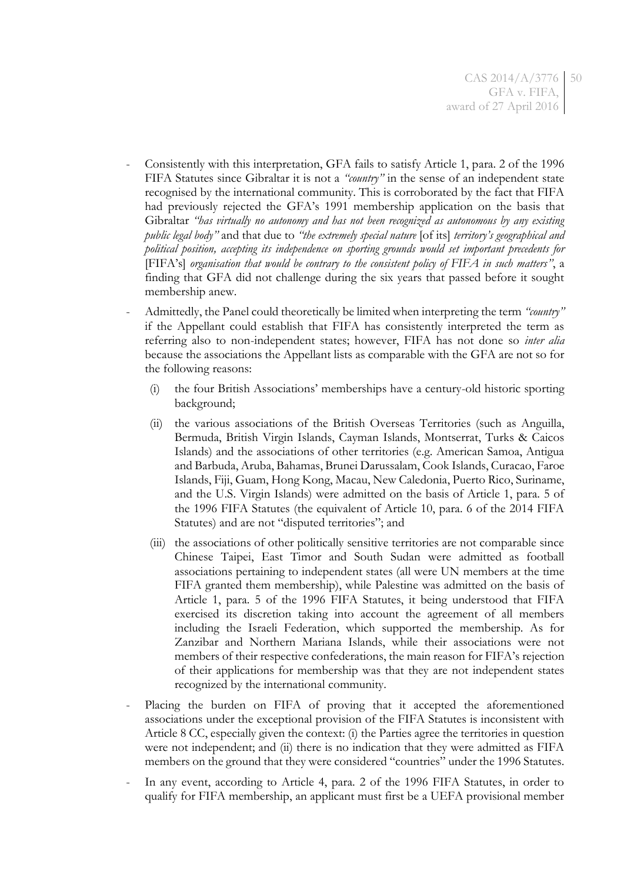- Consistently with this interpretation, GFA fails to satisfy Article 1, para. 2 of the 1996 FIFA Statutes since Gibraltar it is not a *"country"* in the sense of an independent state recognised by the international community. This is corroborated by the fact that FIFA had previously rejected the GFA's 1991 membership application on the basis that Gibraltar *"has virtually no autonomy and has not been recognized as autonomous by any existing public legal body"* and that due to *"the extremely special nature* [of its] *territory's geographical and political position, accepting its independence on sporting grounds would set important precedents for* [FIFA's] *organisation that would be contrary to the consistent policy of FIFA in such matters"*, a finding that GFA did not challenge during the six years that passed before it sought membership anew.
- Admittedly, the Panel could theoretically be limited when interpreting the term *"country"* if the Appellant could establish that FIFA has consistently interpreted the term as referring also to non-independent states; however, FIFA has not done so *inter alia* because the associations the Appellant lists as comparable with the GFA are not so for the following reasons:
  (i) the four British Associations' memberships have a century-old historic sporting background;
  (ii) the various associations of the British Overseas Territories (such as Anguilla, Bermuda, British Virgin Islands, Cayman Islands, Montserrat, Turks & Caicos Islands) and the associations of other territories (e.g. American Samoa, Antigua and Barbuda, Aruba, Bahamas, Brunei Darussalam, Cook Islands, Curacao, Faroe Islands, Fiji, Guam, Hong Kong, Macau, New Caledonia, Puerto Rico, Suriname, and the U.S. Virgin Islands) were admitted on the basis of Article 1, para. 5 of the 1996 FIFA Statutes (the equivalent of Article 10, para. 6 of the 2014 FIFA Statutes) and are not "disputed territories"; and
  (iii) the associations of other politically sensitive territories are not comparable since Chinese Taipei, East Timor and South Sudan were admitted as football associations pertaining to independent states (all were UN members at the time FIFA granted them membership), while Palestine was admitted on the basis of Article 1, para. 5 of the 1996 FIFA Statutes, it being understood that FIFA exercised its discretion taking into account the agreement of all members including the Israeli Federation, which supported the membership. As for Zanzibar and Northern Mariana Islands, while their associations were not members of their respective confederations, the main reason for FIFA's rejection of their applications for membership was that they are not independent states recognized by the international community.
- Placing the burden on FIFA of proving that it accepted the aforementioned associations under the exceptional provision of the FIFA Statutes is inconsistent with Article 8 CC, especially given the context: (i) the Parties agree the territories in question were not independent; and (ii) there is no indication that they were admitted as FIFA members on the ground that they were considered "countries" under the 1996 Statutes.
- In any event, according to Article 4, para. 2 of the 1996 FIFA Statutes, in order to qualify for FIFA membership, an applicant must first be a UEFA provisional member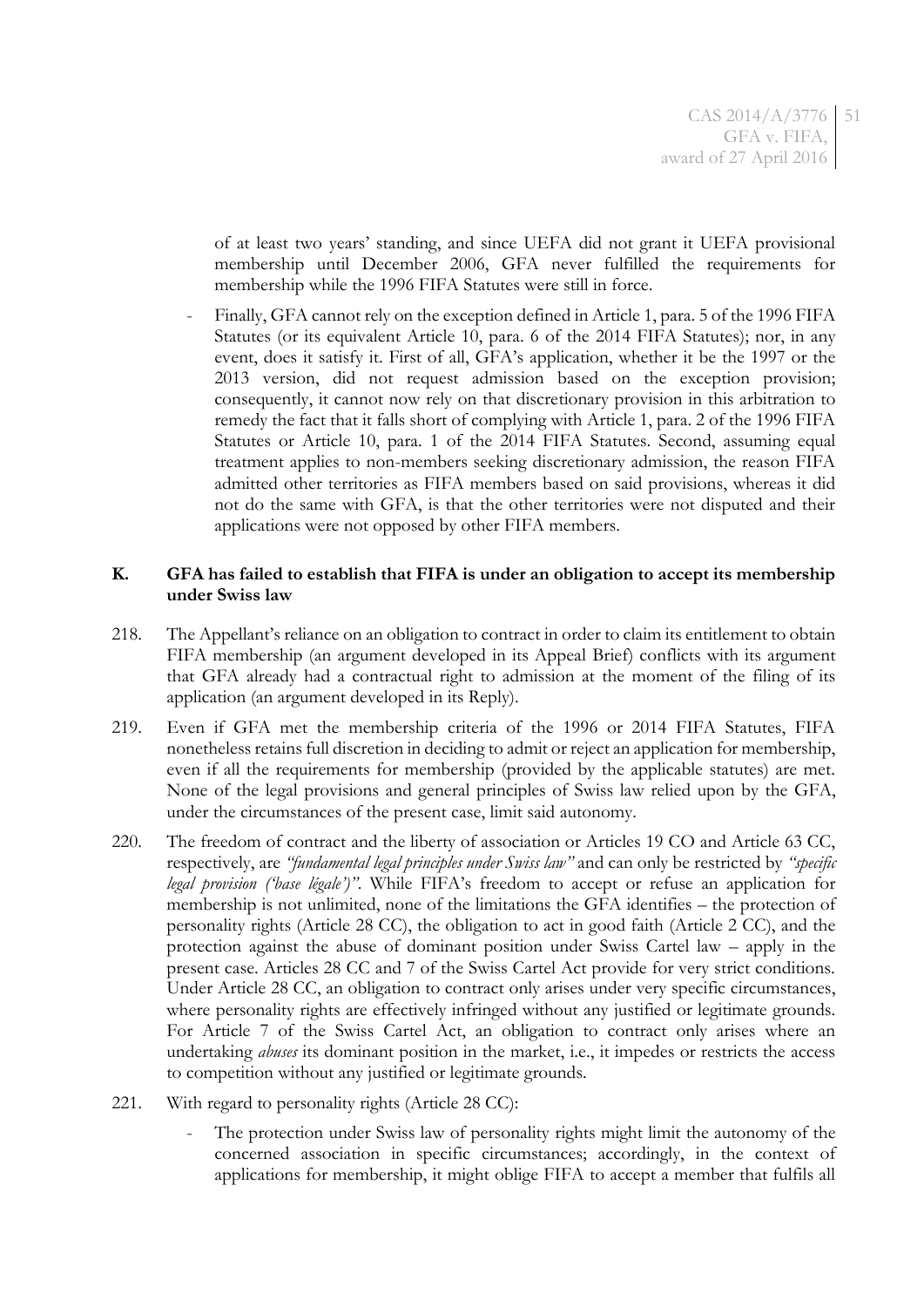of at least two years' standing, and since UEFA did not grant it UEFA provisional membership until December 2006, GFA never fulfilled the requirements for membership while the 1996 FIFA Statutes were still in force.

- Finally, GFA cannot rely on the exception defined in Article 1, para. 5 of the 1996 FIFA Statutes (or its equivalent Article 10, para. 6 of the 2014 FIFA Statutes); nor, in any event, does it satisfy it. First of all, GFA's application, whether it be the 1997 or the 2013 version, did not request admission based on the exception provision; consequently, it cannot now rely on that discretionary provision in this arbitration to remedy the fact that it falls short of complying with Article 1, para. 2 of the 1996 FIFA Statutes or Article 10, para. 1 of the 2014 FIFA Statutes. Second, assuming equal treatment applies to non-members seeking discretionary admission, the reason FIFA admitted other territories as FIFA members based on said provisions, whereas it did not do the same with GFA, is that the other territories were not disputed and their applications were not opposed by other FIFA members.

### K. GFA has failed to establish that FIFA is under an obligation to accept its membership under Swiss law

218. The Appellant's reliance on an obligation to contract in order to claim its entitlement to obtain FIFA membership (an argument developed in its Appeal Brief) conflicts with its argument that GFA already had a contractual right to admission at the moment of the filing of its application (an argument developed in its Reply).

219. Even if GFA met the membership criteria of the 1996 or 2014 FIFA Statutes, FIFA nonetheless retains full discretion in deciding to admit or reject an application for membership, even if all the requirements for membership (provided by the applicable statutes) are met. None of the legal provisions and general principles of Swiss law relied upon by the GFA, under the circumstances of the present case, limit said autonomy.

220. The freedom of contract and the liberty of association or Articles 19 CO and Article 63 CC, respectively, are *"fundamental legal principles under Swiss law"* and can only be restricted by *"specific legal provision ('base légale')"*. While FIFA's freedom to accept or refuse an application for membership is not unlimited, none of the limitations the GFA identifies – the protection of personality rights (Article 28 CC), the obligation to act in good faith (Article 2 CC), and the protection against the abuse of dominant position under Swiss Cartel law – apply in the present case. Articles 28 CC and 7 of the Swiss Cartel Act provide for very strict conditions. Under Article 28 CC, an obligation to contract only arises under very specific circumstances, where personality rights are effectively infringed without any justified or legitimate grounds. For Article 7 of the Swiss Cartel Act, an obligation to contract only arises where an undertaking *abuses* its dominant position in the market, i.e., it impedes or restricts the access to competition without any justified or legitimate grounds.

221. With regard to personality rights (Article 28 CC):

- The protection under Swiss law of personality rights might limit the autonomy of the concerned association in specific circumstances; accordingly, in the context of applications for membership, it might oblige FIFA to accept a member that fulfils all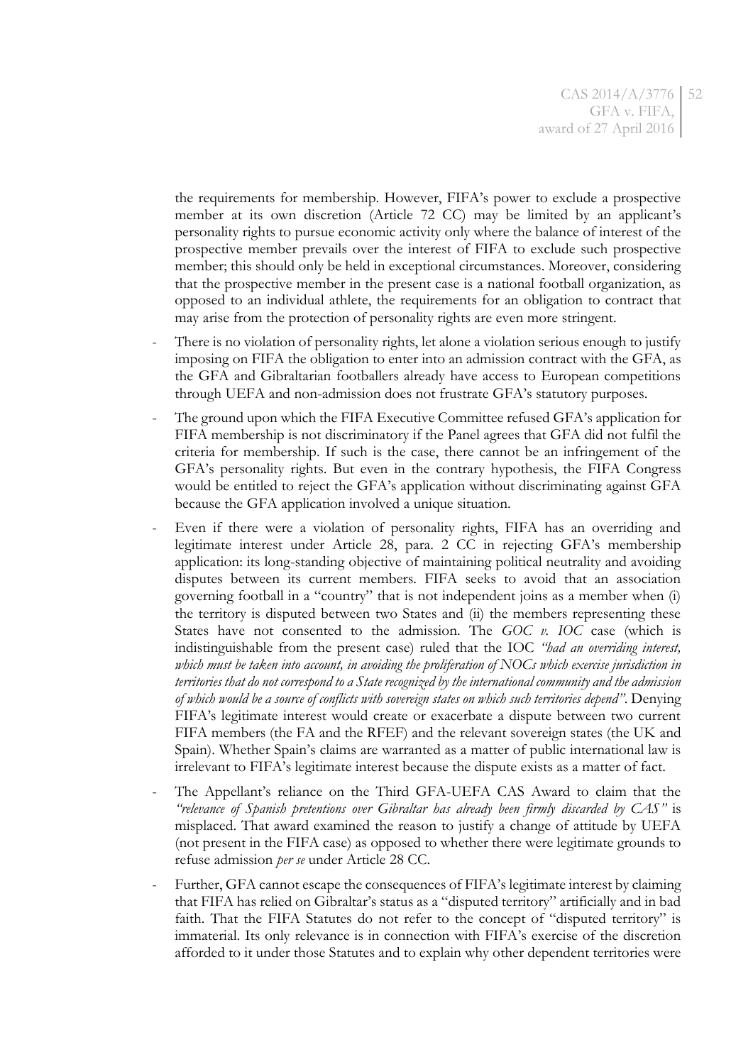the requirements for membership. However, FIFA's power to exclude a prospective member at its own discretion (Article 72 CC) may be limited by an applicant's personality rights to pursue economic activity only where the balance of interest of the prospective member prevails over the interest of FIFA to exclude such prospective member; this should only be held in exceptional circumstances. Moreover, considering that the prospective member in the present case is a national football organization, as opposed to an individual athlete, the requirements for an obligation to contract that may arise from the protection of personality rights are even more stringent.

- There is no violation of personality rights, let alone a violation serious enough to justify imposing on FIFA the obligation to enter into an admission contract with the GFA, as the GFA and Gibraltarian footballers already have access to European competitions through UEFA and non-admission does not frustrate GFA's statutory purposes.
- The ground upon which the FIFA Executive Committee refused GFA's application for FIFA membership is not discriminatory if the Panel agrees that GFA did not fulfil the criteria for membership. If such is the case, there cannot be an infringement of the GFA's personality rights. But even in the contrary hypothesis, the FIFA Congress would be entitled to reject the GFA's application without discriminating against GFA because the GFA application involved a unique situation.
- Even if there were a violation of personality rights, FIFA has an overriding and legitimate interest under Article 28, para. 2 CC in rejecting GFA's membership application: its long-standing objective of maintaining political neutrality and avoiding disputes between its current members. FIFA seeks to avoid that an association governing football in a "country" that is not independent joins as a member when (i) the territory is disputed between two States and (ii) the members representing these States have not consented to the admission. The *GOC v. IOC* case (which is indistinguishable from the present case) ruled that the IOC *"had an overriding interest, which must be taken into account, in avoiding the proliferation of NOCs which exercise jurisdiction in territories that do not correspond to a State recognized by the international community and the admission of which would be a source of conflicts with sovereign states on which such territories depend"*. Denying FIFA's legitimate interest would create or exacerbate a dispute between two current FIFA members (the FA and the RFEF) and the relevant sovereign states (the UK and Spain). Whether Spain's claims are warranted as a matter of public international law is irrelevant to FIFA's legitimate interest because the dispute exists as a matter of fact.
- The Appellant's reliance on the Third GFA-UEFA CAS Award to claim that the *"relevance of Spanish pretentions over Gibraltar has already been firmly discarded by CAS"* is misplaced. That award examined the reason to justify a change of attitude by UEFA (not present in the FIFA case) as opposed to whether there were legitimate grounds to refuse admission *per se* under Article 28 CC.
- Further, GFA cannot escape the consequences of FIFA's legitimate interest by claiming that FIFA has relied on Gibraltar's status as a "disputed territory" artificially and in bad faith. That the FIFA Statutes do not refer to the concept of "disputed territory" is immaterial. Its only relevance is in connection with FIFA's exercise of the discretion afforded to it under those Statutes and to explain why other dependent territories were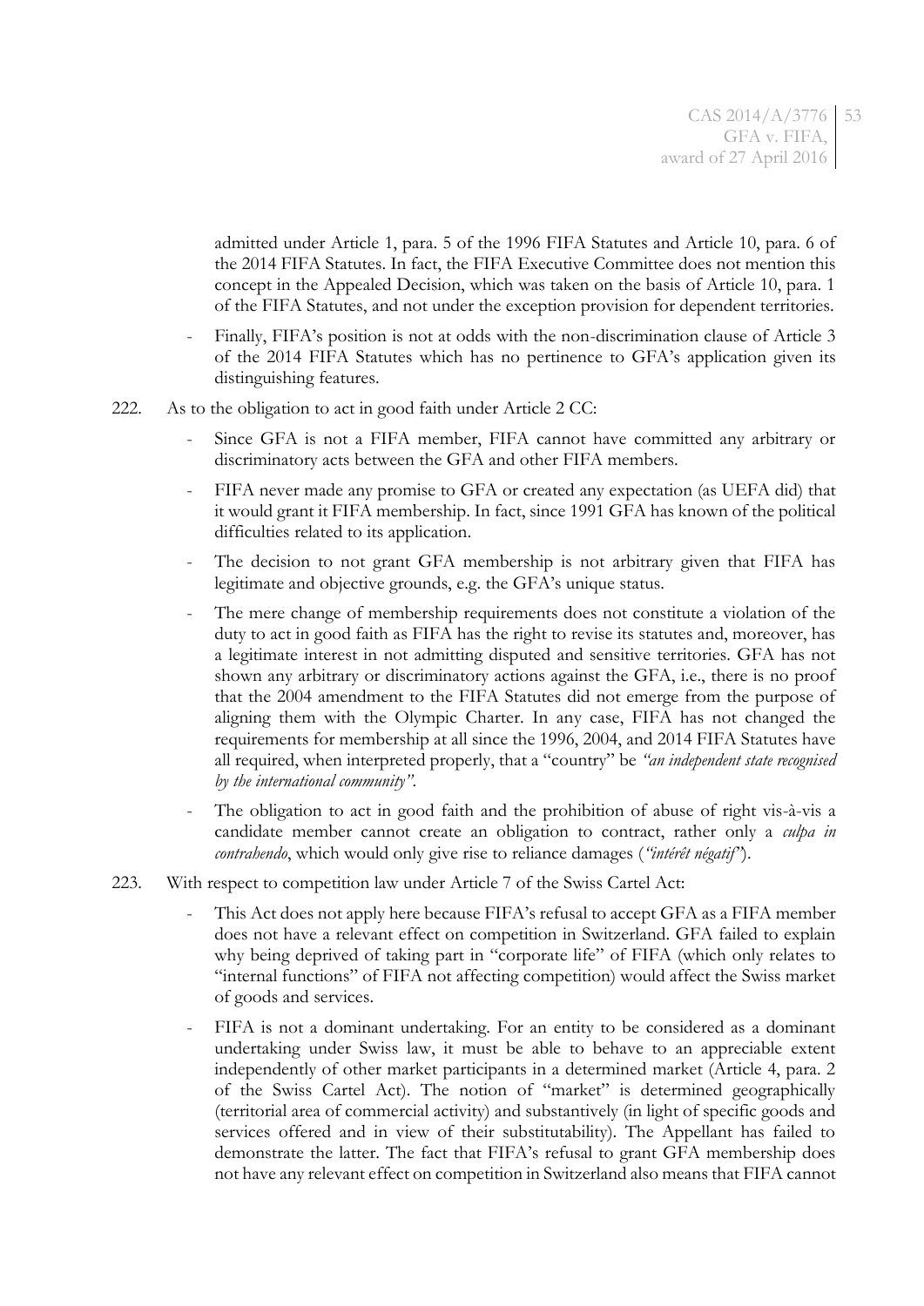admitted under Article 1, para. 5 of the 1996 FIFA Statutes and Article 10, para. 6 of the 2014 FIFA Statutes. In fact, the FIFA Executive Committee does not mention this concept in the Appealed Decision, which was taken on the basis of Article 10, para. 1 of the FIFA Statutes, and not under the exception provision for dependent territories.

- Finally, FIFA's position is not at odds with the non-discrimination clause of Article 3 of the 2014 FIFA Statutes which has no pertinence to GFA's application given its distinguishing features.

222. As to the obligation to act in good faith under Article 2 CC:

- Since GFA is not a FIFA member, FIFA cannot have committed any arbitrary or discriminatory acts between the GFA and other FIFA members.
- FIFA never made any promise to GFA or created any expectation (as UEFA did) that it would grant it FIFA membership. In fact, since 1991 GFA has known of the political difficulties related to its application.
- The decision to not grant GFA membership is not arbitrary given that FIFA has legitimate and objective grounds, e.g. the GFA's unique status.
- The mere change of membership requirements does not constitute a violation of the duty to act in good faith as FIFA has the right to revise its statutes and, moreover, has a legitimate interest in not admitting disputed and sensitive territories. GFA has not shown any arbitrary or discriminatory actions against the GFA, i.e., there is no proof that the 2004 amendment to the FIFA Statutes did not emerge from the purpose of aligning them with the Olympic Charter. In any case, FIFA has not changed the requirements for membership at all since the 1996, 2004, and 2014 FIFA Statutes have all required, when interpreted properly, that a "country" be *"an independent state recognised by the international community"*.
- The obligation to act in good faith and the prohibition of abuse of right vis-à-vis a candidate member cannot create an obligation to contract, rather only a *culpa in contrahendo*, which would only give rise to reliance damages (*"intérêt négatif"*).

223. With respect to competition law under Article 7 of the Swiss Cartel Act:

- This Act does not apply here because FIFA's refusal to accept GFA as a FIFA member does not have a relevant effect on competition in Switzerland. GFA failed to explain why being deprived of taking part in "corporate life" of FIFA (which only relates to "internal functions" of FIFA not affecting competition) would affect the Swiss market of goods and services.
- FIFA is not a dominant undertaking. For an entity to be considered as a dominant undertaking under Swiss law, it must be able to behave to an appreciable extent independently of other market participants in a determined market (Article 4, para. 2 of the Swiss Cartel Act). The notion of "market" is determined geographically (territorial area of commercial activity) and substantively (in light of specific goods and services offered and in view of their substitutability). The Appellant has failed to demonstrate the latter. The fact that FIFA's refusal to grant GFA membership does not have any relevant effect on competition in Switzerland also means that FIFA cannot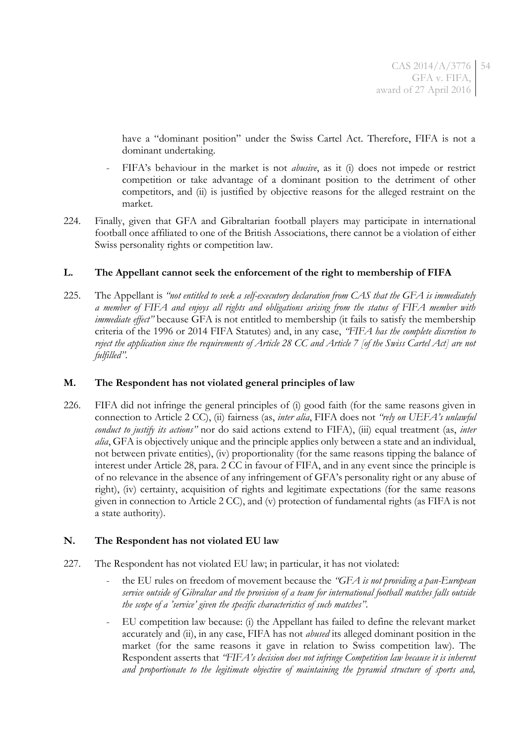have a "dominant position" under the Swiss Cartel Act. Therefore, FIFA is not a dominant undertaking.

- FIFA's behaviour in the market is not *abusive*, as it (i) does not impede or restrict competition or take advantage of a dominant position to the detriment of other competitors, and (ii) is justified by objective reasons for the alleged restraint on the market.

224. Finally, given that GFA and Gibraltarian football players may participate in international football once affiliated to one of the British Associations, there cannot be a violation of either Swiss personality rights or competition law.

### L. The Appellant cannot seek the enforcement of the right to membership of FIFA

225. The Appellant is *"not entitled to seek a self-executory declaration from CAS that the GFA is immediately a member of FIFA and enjoys all rights and obligations arising from the status of FIFA member with immediate effect"* because GFA is not entitled to membership (it fails to satisfy the membership criteria of the 1996 or 2014 FIFA Statutes) and, in any case, *"FIFA has the complete discretion to reject the application since the requirements of Article 28 CC and Article 7 [of the Swiss Cartel Act] are not fulfilled"*.

### M. The Respondent has not violated general principles of law

226. FIFA did not infringe the general principles of (i) good faith (for the same reasons given in connection to Article 2 CC), (ii) fairness (as, *inter alia*, FIFA does not *"rely on UEFA's unlawful conduct to justify its actions"* nor do said actions extend to FIFA), (iii) equal treatment (as, *inter alia*, GFA is objectively unique and the principle applies only between a state and an individual, not between private entities), (iv) proportionality (for the same reasons tipping the balance of interest under Article 28, para. 2 CC in favour of FIFA, and in any event since the principle is of no relevance in the absence of any infringement of GFA's personality right or any abuse of right), (iv) certainty, acquisition of rights and legitimate expectations (for the same reasons given in connection to Article 2 CC), and (v) protection of fundamental rights (as FIFA is not a state authority).

### N. The Respondent has not violated EU law

227. The Respondent has not violated EU law; in particular, it has not violated:

- the EU rules on freedom of movement because the *"GFA is not providing a pan-European service outside of Gibraltar and the provision of a team for international football matches falls outside the scope of a 'service' given the specific characteristics of such matches"*.

- EU competition law because: (i) the Appellant has failed to define the relevant market accurately and (ii), in any case, FIFA has not *abused* its alleged dominant position in the market (for the same reasons it gave in relation to Swiss competition law). The Respondent asserts that *"FIFA's decision does not infringe Competition law because it is inherent and proportionate to the legitimate objective of maintaining the pyramid structure of sports and,*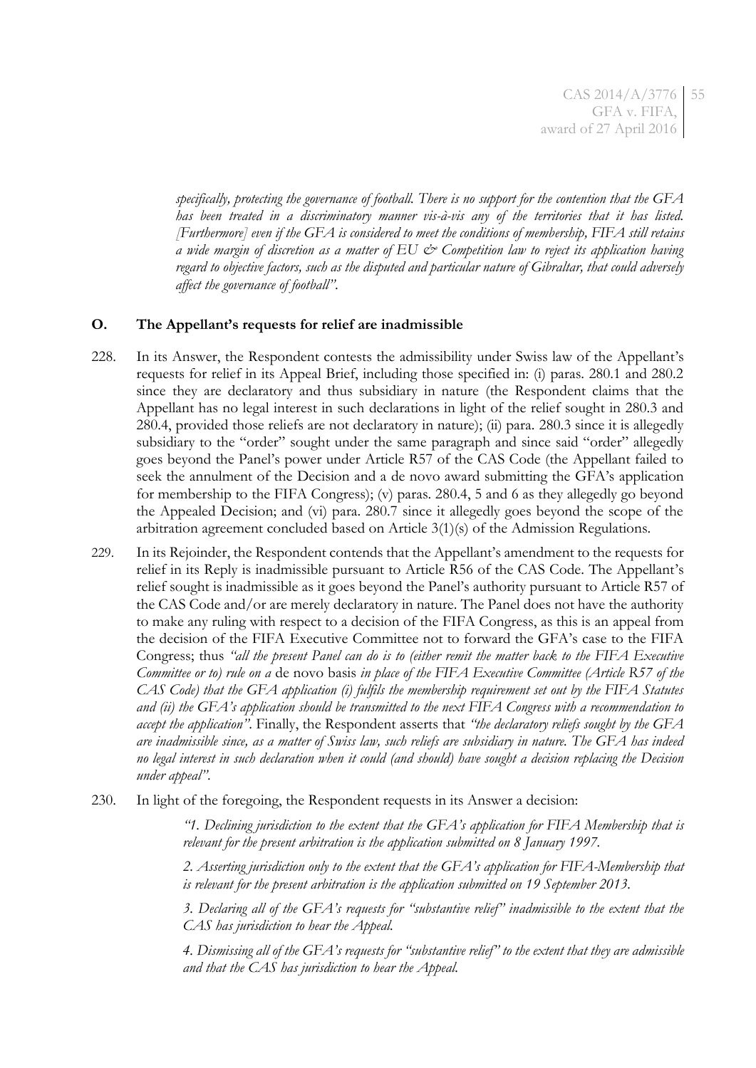*specifically, protecting the governance of football. There is no support for the contention that the GFA has been treated in a discriminatory manner vis-à-vis any of the territories that it has listed. [Furthermore] even if the GFA is considered to meet the conditions of membership, FIFA still retains a wide margin of discretion as a matter of EU & Competition law to reject its application having regard to objective factors, such as the disputed and particular nature of Gibraltar, that could adversely affect the governance of football".*

## O. The Appellant's requests for relief are inadmissible

228. In its Answer, the Respondent contests the admissibility under Swiss law of the Appellant's requests for relief in its Appeal Brief, including those specified in: (i) paras. 280.1 and 280.2 since they are declaratory and thus subsidiary in nature (the Respondent claims that the Appellant has no legal interest in such declarations in light of the relief sought in 280.3 and 280.4, provided those reliefs are not declaratory in nature); (ii) para. 280.3 since it is allegedly subsidiary to the "order" sought under the same paragraph and since said "order" allegedly goes beyond the Panel's power under Article R57 of the CAS Code (the Appellant failed to seek the annulment of the Decision and a de novo award submitting the GFA's application for membership to the FIFA Congress); (v) paras. 280.4, 5 and 6 as they allegedly go beyond the Appealed Decision; and (vi) para. 280.7 since it allegedly goes beyond the scope of the arbitration agreement concluded based on Article 3(1)(s) of the Admission Regulations.

229. In its Rejoinder, the Respondent contends that the Appellant's amendment to the requests for relief in its Reply is inadmissible pursuant to Article R56 of the CAS Code. The Appellant's relief sought is inadmissible as it goes beyond the Panel's authority pursuant to Article R57 of the CAS Code and/or are merely declaratory in nature. The Panel does not have the authority to make any ruling with respect to a decision of the FIFA Congress, as this is an appeal from the decision of the FIFA Executive Committee not to forward the GFA's case to the FIFA Congress; thus *"all the present Panel can do is to (either remit the matter back to the FIFA Executive Committee or to) rule on a* de novo basis *in place of the FIFA Executive Committee (Article R57 of the CAS Code) that the GFA application (i) fulfils the membership requirement set out by the FIFA Statutes and (ii) the GFA's application should be transmitted to the next FIFA Congress with a recommendation to accept the application"*. Finally, the Respondent asserts that *"the declaratory reliefs sought by the GFA are inadmissible since, as a matter of Swiss law, such reliefs are subsidiary in nature. The GFA has indeed no legal interest in such declaration when it could (and should) have sought a decision replacing the Decision under appeal"*.

230. In light of the foregoing, the Respondent requests in its Answer a decision:

> *"1. Declining jurisdiction to the extent that the GFA's application for FIFA Membership that is relevant for the present arbitration is the application submitted on 8 January 1997.*
>
> *2. Asserting jurisdiction only to the extent that the GFA's application for FIFA-Membership that is relevant for the present arbitration is the application submitted on 19 September 2013.*
>
> *3. Declaring all of the GFA's requests for "substantive relief" inadmissible to the extent that the CAS has jurisdiction to hear the Appeal.*
>
> *4. Dismissing all of the GFA's requests for "substantive relief" to the extent that they are admissible and that the CAS has jurisdiction to hear the Appeal.*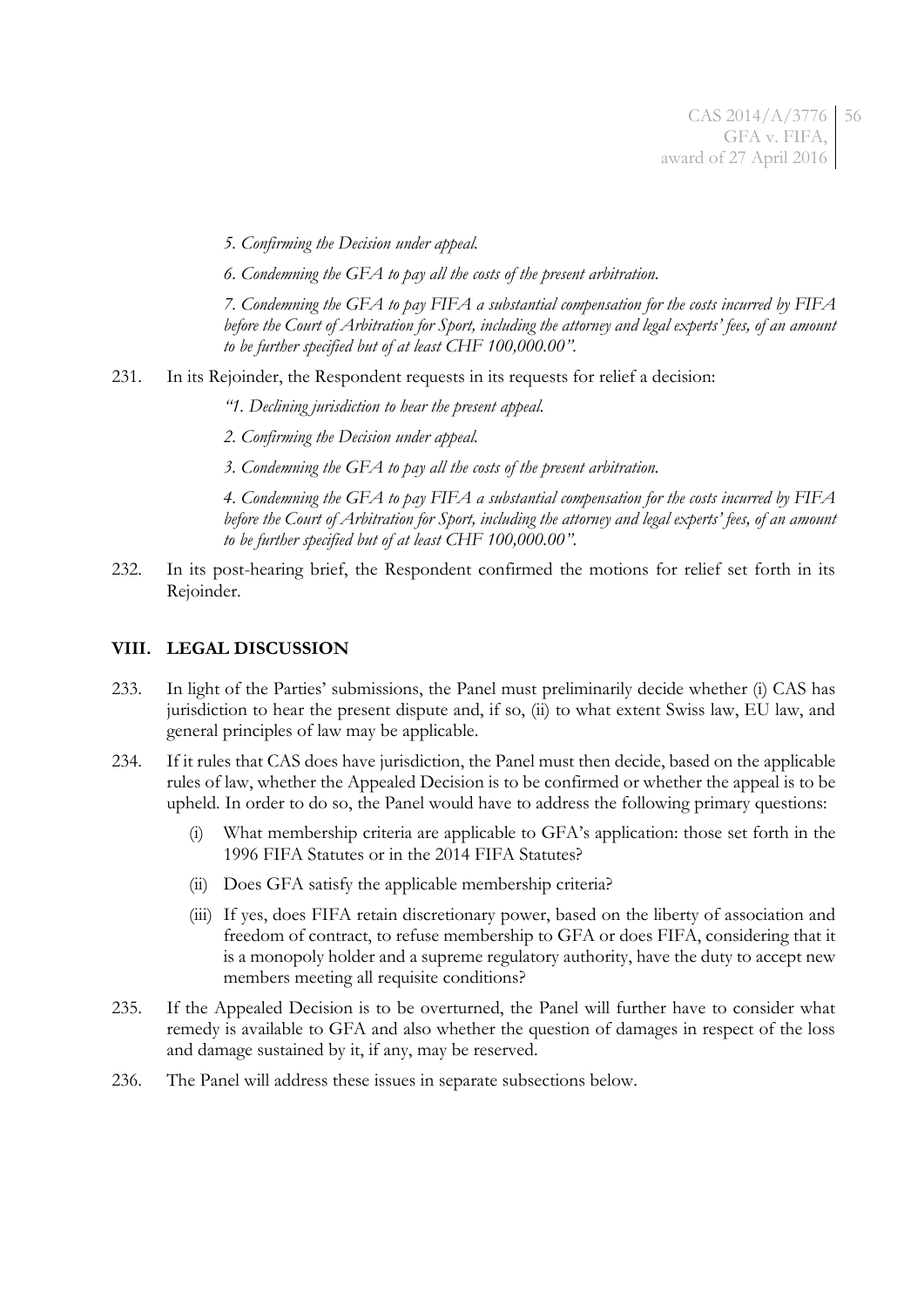*5. Confirming the Decision under appeal.*

*6. Condemning the GFA to pay all the costs of the present arbitration.*

*7. Condemning the GFA to pay FIFA a substantial compensation for the costs incurred by FIFA before the Court of Arbitration for Sport, including the attorney and legal experts' fees, of an amount to be further specified but of at least CHF 100,000.00".*

231. In its Rejoinder, the Respondent requests in its requests for relief a decision:

*"1. Declining jurisdiction to hear the present appeal.*

*2. Confirming the Decision under appeal.*

*3. Condemning the GFA to pay all the costs of the present arbitration.*

*4. Condemning the GFA to pay FIFA a substantial compensation for the costs incurred by FIFA before the Court of Arbitration for Sport, including the attorney and legal experts' fees, of an amount to be further specified but of at least CHF 100,000.00".*

232. In its post-hearing brief, the Respondent confirmed the motions for relief set forth in its Rejoinder.

## VIII. LEGAL DISCUSSION

233. In light of the Parties' submissions, the Panel must preliminarily decide whether (i) CAS has jurisdiction to hear the present dispute and, if so, (ii) to what extent Swiss law, EU law, and general principles of law may be applicable.

234. If it rules that CAS does have jurisdiction, the Panel must then decide, based on the applicable rules of law, whether the Appealed Decision is to be confirmed or whether the appeal is to be upheld. In order to do so, the Panel would have to address the following primary questions:

   (i) What membership criteria are applicable to GFA's application: those set forth in the 1996 FIFA Statutes or in the 2014 FIFA Statutes?

   (ii) Does GFA satisfy the applicable membership criteria?

   (iii) If yes, does FIFA retain discretionary power, based on the liberty of association and freedom of contract, to refuse membership to GFA or does FIFA, considering that it is a monopoly holder and a supreme regulatory authority, have the duty to accept new members meeting all requisite conditions?

235. If the Appealed Decision is to be overturned, the Panel will further have to consider what remedy is available to GFA and also whether the question of damages in respect of the loss and damage sustained by it, if any, may be reserved.

236. The Panel will address these issues in separate subsections below.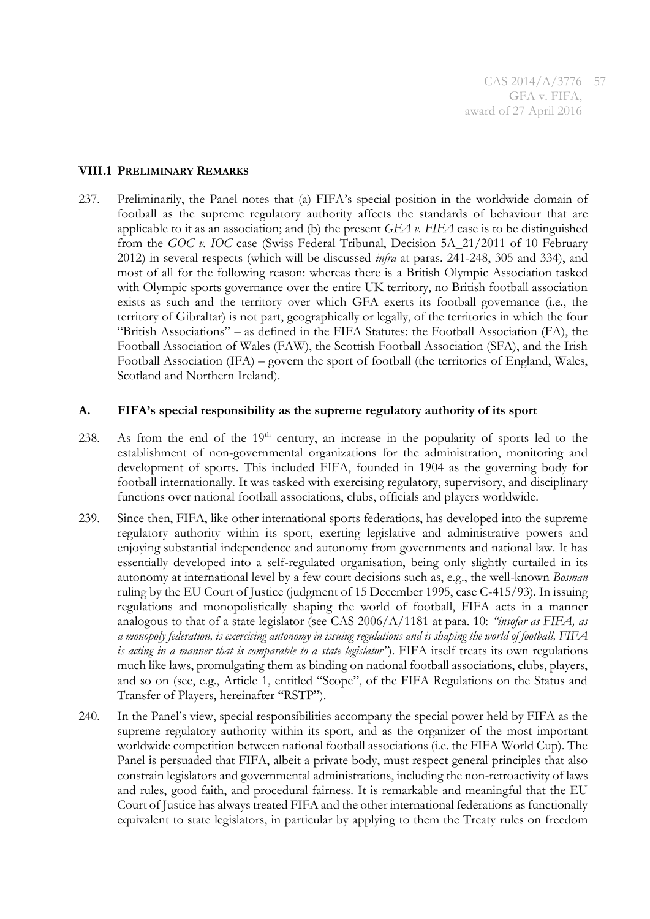## VIII.1 PRELIMINARY REMARKS

237. Preliminarily, the Panel notes that (a) FIFA's special position in the worldwide domain of football as the supreme regulatory authority affects the standards of behaviour that are applicable to it as an association; and (b) the present *GFA v. FIFA* case is to be distinguished from the *GOC v. IOC* case (Swiss Federal Tribunal, Decision 5A_21/2011 of 10 February 2012) in several respects (which will be discussed *infra* at paras. 241-248, 305 and 334), and most of all for the following reason: whereas there is a British Olympic Association tasked with Olympic sports governance over the entire UK territory, no British football association exists as such and the territory over which GFA exerts its football governance (i.e., the territory of Gibraltar) is not part, geographically or legally, of the territories in which the four "British Associations" – as defined in the FIFA Statutes: the Football Association (FA), the Football Association of Wales (FAW), the Scottish Football Association (SFA), and the Irish Football Association (IFA) – govern the sport of football (the territories of England, Wales, Scotland and Northern Ireland).

### A. FIFA's special responsibility as the supreme regulatory authority of its sport

238. As from the end of the 19th century, an increase in the popularity of sports led to the establishment of non-governmental organizations for the administration, monitoring and development of sports. This included FIFA, founded in 1904 as the governing body for football internationally. It was tasked with exercising regulatory, supervisory, and disciplinary functions over national football associations, clubs, officials and players worldwide.

239. Since then, FIFA, like other international sports federations, has developed into the supreme regulatory authority within its sport, exerting legislative and administrative powers and enjoying substantial independence and autonomy from governments and national law. It has essentially developed into a self-regulated organisation, being only slightly curtailed in its autonomy at international level by a few court decisions such as, e.g., the well-known *Bosman* ruling by the EU Court of Justice (judgment of 15 December 1995, case C-415/93). In issuing regulations and monopolistically shaping the world of football, FIFA acts in a manner analogous to that of a state legislator (see CAS 2006/A/1181 at para. 10: *"insofar as FIFA, as a monopoly federation, is exercising autonomy in issuing regulations and is shaping the world of football, FIFA is acting in a manner that is comparable to a state legislator"*). FIFA itself treats its own regulations much like laws, promulgating them as binding on national football associations, clubs, players, and so on (see, e.g., Article 1, entitled "Scope", of the FIFA Regulations on the Status and Transfer of Players, hereinafter "RSTP").

240. In the Panel's view, special responsibilities accompany the special power held by FIFA as the supreme regulatory authority within its sport, and as the organizer of the most important worldwide competition between national football associations (i.e. the FIFA World Cup). The Panel is persuaded that FIFA, albeit a private body, must respect general principles that also constrain legislators and governmental administrations, including the non-retroactivity of laws and rules, good faith, and procedural fairness. It is remarkable and meaningful that the EU Court of Justice has always treated FIFA and the other international federations as functionally equivalent to state legislators, in particular by applying to them the Treaty rules on freedom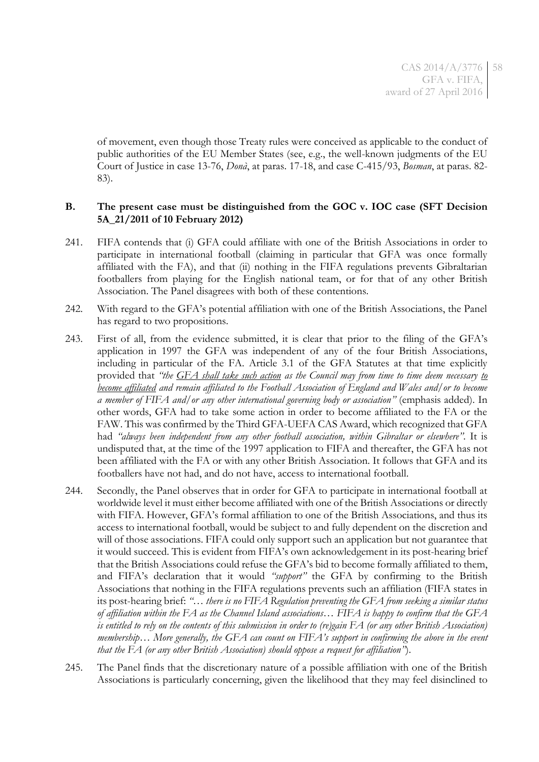of movement, even though those Treaty rules were conceived as applicable to the conduct of public authorities of the EU Member States (see, e.g., the well-known judgments of the EU Court of Justice in case 13-76, *Donà*, at paras. 17-18, and case C-415/93, *Bosman*, at paras. 82-83).

## B. The present case must be distinguished from the GOC v. IOC case (SFT Decision 5A_21/2011 of 10 February 2012)

241. FIFA contends that (i) GFA could affiliate with one of the British Associations in order to participate in international football (claiming in particular that GFA was once formally affiliated with the FA), and that (ii) nothing in the FIFA regulations prevents Gibraltarian footballers from playing for the English national team, or for that of any other British Association. The Panel disagrees with both of these contentions.

242. With regard to the GFA's potential affiliation with one of the British Associations, the Panel has regard to two propositions.

243. First of all, from the evidence submitted, it is clear that prior to the filing of the GFA's application in 1997 the GFA was independent of any of the four British Associations, including in particular of the FA. Article 3.1 of the GFA Statutes at that time explicitly provided that *"the <u>GFA shall take such action</u> as the Council may from time to time deem necessary <u>to become affiliated</u> and remain affiliated to the Football Association of England and Wales and/or to become a member of FIFA and/or any other international governing body or association"* (emphasis added). In other words, GFA had to take some action in order to become affiliated to the FA or the FAW. This was confirmed by the Third GFA-UEFA CAS Award, which recognized that GFA had *"always been independent from any other football association, within Gibraltar or elsewhere"*. It is undisputed that, at the time of the 1997 application to FIFA and thereafter, the GFA has not been affiliated with the FA or with any other British Association. It follows that GFA and its footballers have not had, and do not have, access to international football.

244. Secondly, the Panel observes that in order for GFA to participate in international football at worldwide level it must either become affiliated with one of the British Associations or directly with FIFA. However, GFA's formal affiliation to one of the British Associations, and thus its access to international football, would be subject to and fully dependent on the discretion and will of those associations. FIFA could only support such an application but not guarantee that it would succeed. This is evident from FIFA's own acknowledgement in its post-hearing brief that the British Associations could refuse the GFA's bid to become formally affiliated to them, and FIFA's declaration that it would *"support"* the GFA by confirming to the British Associations that nothing in the FIFA regulations prevents such an affiliation (FIFA states in its post-hearing brief: *"… there is no FIFA Regulation preventing the GFA from seeking a similar status of affiliation within the FA as the Channel Island associations… FIFA is happy to confirm that the GFA is entitled to rely on the contents of this submission in order to (re)gain FA (or any other British Association) membership… More generally, the GFA can count on FIFA's support in confirming the above in the event that the FA (or any other British Association) should oppose a request for affiliation"*).

245. The Panel finds that the discretionary nature of a possible affiliation with one of the British Associations is particularly concerning, given the likelihood that they may feel disinclined to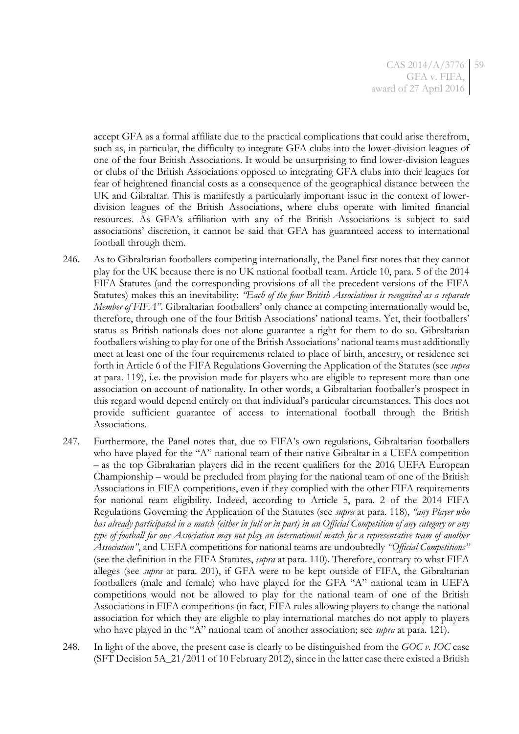accept GFA as a formal affiliate due to the practical complications that could arise therefrom, such as, in particular, the difficulty to integrate GFA clubs into the lower-division leagues of one of the four British Associations. It would be unsurprising to find lower-division leagues or clubs of the British Associations opposed to integrating GFA clubs into their leagues for fear of heightened financial costs as a consequence of the geographical distance between the UK and Gibraltar. This is manifestly a particularly important issue in the context of lower-division leagues of the British Associations, where clubs operate with limited financial resources. As GFA's affiliation with any of the British Associations is subject to said associations' discretion, it cannot be said that GFA has guaranteed access to international football through them.

246. As to Gibraltarian footballers competing internationally, the Panel first notes that they cannot play for the UK because there is no UK national football team. Article 10, para. 5 of the 2014 FIFA Statutes (and the corresponding provisions of all the precedent versions of the FIFA Statutes) makes this an inevitability: *"Each of the four British Associations is recognised as a separate Member of FIFA"*. Gibraltarian footballers' only chance at competing internationally would be, therefore, through one of the four British Associations' national teams. Yet, their footballers' status as British nationals does not alone guarantee a right for them to do so. Gibraltarian footballers wishing to play for one of the British Associations' national teams must additionally meet at least one of the four requirements related to place of birth, ancestry, or residence set forth in Article 6 of the FIFA Regulations Governing the Application of the Statutes (see *supra* at para. 119), i.e. the provision made for players who are eligible to represent more than one association on account of nationality. In other words, a Gibraltarian footballer's prospect in this regard would depend entirely on that individual's particular circumstances. This does not provide sufficient guarantee of access to international football through the British Associations.

247. Furthermore, the Panel notes that, due to FIFA's own regulations, Gibraltarian footballers who have played for the "A" national team of their native Gibraltar in a UEFA competition – as the top Gibraltarian players did in the recent qualifiers for the 2016 UEFA European Championship – would be precluded from playing for the national team of one of the British Associations in FIFA competitions, even if they complied with the other FIFA requirements for national team eligibility. Indeed, according to Article 5, para. 2 of the 2014 FIFA Regulations Governing the Application of the Statutes (see *supra* at para. 118), *"any Player who has already participated in a match (either in full or in part) in an Official Competition of any category or any type of football for one Association may not play an international match for a representative team of another Association"*, and UEFA competitions for national teams are undoubtedly *"Official Competitions"* (see the definition in the FIFA Statutes, *supra* at para. 110). Therefore, contrary to what FIFA alleges (see *supra* at para. 201), if GFA were to be kept outside of FIFA, the Gibraltarian footballers (male and female) who have played for the GFA "A" national team in UEFA competitions would not be allowed to play for the national team of one of the British Associations in FIFA competitions (in fact, FIFA rules allowing players to change the national association for which they are eligible to play international matches do not apply to players who have played in the "A" national team of another association; see *supra* at para. 121).

248. In light of the above, the present case is clearly to be distinguished from the *GOC v. IOC* case (SFT Decision 5A_21/2011 of 10 February 2012), since in the latter case there existed a British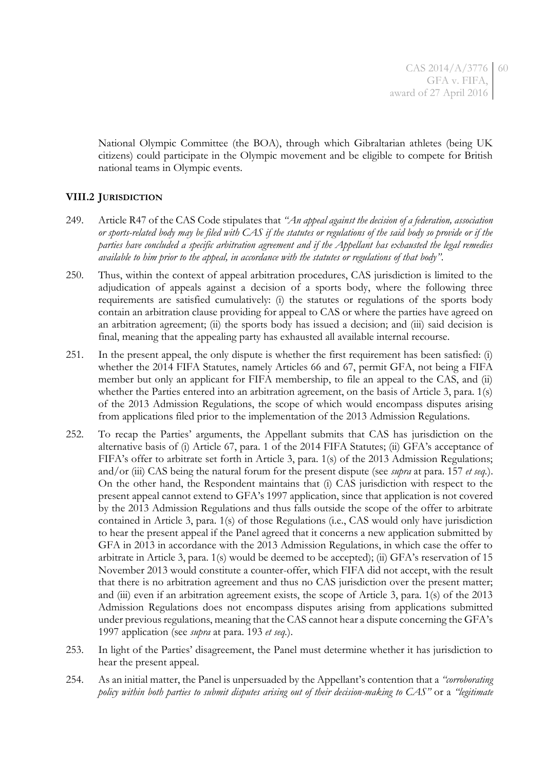National Olympic Committee (the BOA), through which Gibraltarian athletes (being UK citizens) could participate in the Olympic movement and be eligible to compete for British national teams in Olympic events.

### VIII.2 JURISDICTION

249. Article R47 of the CAS Code stipulates that *"An appeal against the decision of a federation, association or sports-related body may be filed with CAS if the statutes or regulations of the said body so provide or if the parties have concluded a specific arbitration agreement and if the Appellant has exhausted the legal remedies available to him prior to the appeal, in accordance with the statutes or regulations of that body"*.

250. Thus, within the context of appeal arbitration procedures, CAS jurisdiction is limited to the adjudication of appeals against a decision of a sports body, where the following three requirements are satisfied cumulatively: (i) the statutes or regulations of the sports body contain an arbitration clause providing for appeal to CAS or where the parties have agreed on an arbitration agreement; (ii) the sports body has issued a decision; and (iii) said decision is final, meaning that the appealing party has exhausted all available internal recourse.

251. In the present appeal, the only dispute is whether the first requirement has been satisfied: (i) whether the 2014 FIFA Statutes, namely Articles 66 and 67, permit GFA, not being a FIFA member but only an applicant for FIFA membership, to file an appeal to the CAS, and (ii) whether the Parties entered into an arbitration agreement, on the basis of Article 3, para. 1(s) of the 2013 Admission Regulations, the scope of which would encompass disputes arising from applications filed prior to the implementation of the 2013 Admission Regulations.

252. To recap the Parties' arguments, the Appellant submits that CAS has jurisdiction on the alternative basis of (i) Article 67, para. 1 of the 2014 FIFA Statutes; (ii) GFA's acceptance of FIFA's offer to arbitrate set forth in Article 3, para. 1(s) of the 2013 Admission Regulations; and/or (iii) CAS being the natural forum for the present dispute (see *supra* at para. 157 *et seq.*). On the other hand, the Respondent maintains that (i) CAS jurisdiction with respect to the present appeal cannot extend to GFA's 1997 application, since that application is not covered by the 2013 Admission Regulations and thus falls outside the scope of the offer to arbitrate contained in Article 3, para. 1(s) of those Regulations (i.e., CAS would only have jurisdiction to hear the present appeal if the Panel agreed that it concerns a new application submitted by GFA in 2013 in accordance with the 2013 Admission Regulations, in which case the offer to arbitrate in Article 3, para. 1(s) would be deemed to be accepted); (ii) GFA's reservation of 15 November 2013 would constitute a counter-offer, which FIFA did not accept, with the result that there is no arbitration agreement and thus no CAS jurisdiction over the present matter; and (iii) even if an arbitration agreement exists, the scope of Article 3, para. 1(s) of the 2013 Admission Regulations does not encompass disputes arising from applications submitted under previous regulations, meaning that the CAS cannot hear a dispute concerning the GFA's 1997 application (see *supra* at para. 193 *et seq.*).

253. In light of the Parties' disagreement, the Panel must determine whether it has jurisdiction to hear the present appeal.

254. As an initial matter, the Panel is unpersuaded by the Appellant's contention that a *"corroborating policy within both parties to submit disputes arising out of their decision-making to CAS"* or a *"legitimate*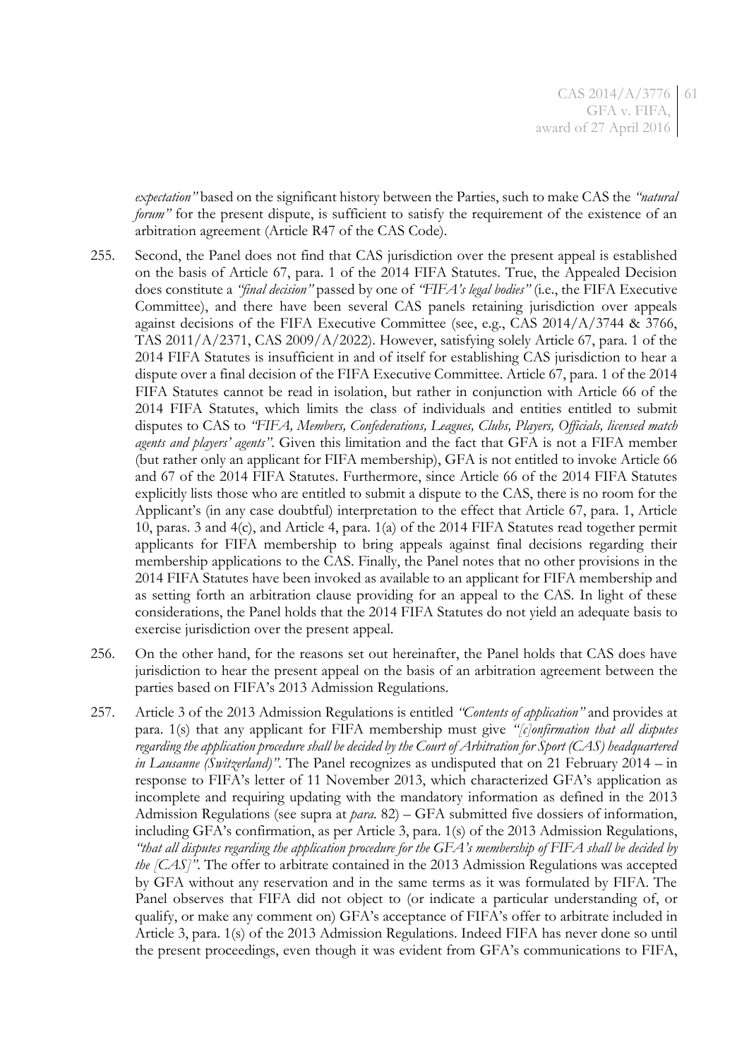*expectation"* based on the significant history between the Parties, such to make CAS the *"natural forum"* for the present dispute, is sufficient to satisfy the requirement of the existence of an arbitration agreement (Article R47 of the CAS Code).

255. Second, the Panel does not find that CAS jurisdiction over the present appeal is established on the basis of Article 67, para. 1 of the 2014 FIFA Statutes. True, the Appealed Decision does constitute a *"final decision"* passed by one of *"FIFA's legal bodies"* (i.e., the FIFA Executive Committee), and there have been several CAS panels retaining jurisdiction over appeals against decisions of the FIFA Executive Committee (see, e.g., CAS 2014/A/3744 & 3766, TAS 2011/A/2371, CAS 2009/A/2022). However, satisfying solely Article 67, para. 1 of the 2014 FIFA Statutes is insufficient in and of itself for establishing CAS jurisdiction to hear a dispute over a final decision of the FIFA Executive Committee. Article 67, para. 1 of the 2014 FIFA Statutes cannot be read in isolation, but rather in conjunction with Article 66 of the 2014 FIFA Statutes, which limits the class of individuals and entities entitled to submit disputes to CAS to *"FIFA, Members, Confederations, Leagues, Clubs, Players, Officials, licensed match agents and players' agents"*. Given this limitation and the fact that GFA is not a FIFA member (but rather only an applicant for FIFA membership), GFA is not entitled to invoke Article 66 and 67 of the 2014 FIFA Statutes. Furthermore, since Article 66 of the 2014 FIFA Statutes explicitly lists those who are entitled to submit a dispute to the CAS, there is no room for the Applicant's (in any case doubtful) interpretation to the effect that Article 67, para. 1, Article 10, paras. 3 and 4(c), and Article 4, para. 1(a) of the 2014 FIFA Statutes read together permit applicants for FIFA membership to bring appeals against final decisions regarding their membership applications to the CAS. Finally, the Panel notes that no other provisions in the 2014 FIFA Statutes have been invoked as available to an applicant for FIFA membership and as setting forth an arbitration clause providing for an appeal to the CAS. In light of these considerations, the Panel holds that the 2014 FIFA Statutes do not yield an adequate basis to exercise jurisdiction over the present appeal.

256. On the other hand, for the reasons set out hereinafter, the Panel holds that CAS does have jurisdiction to hear the present appeal on the basis of an arbitration agreement between the parties based on FIFA's 2013 Admission Regulations.

257. Article 3 of the 2013 Admission Regulations is entitled *"Contents of application"* and provides at para. 1(s) that any applicant for FIFA membership must give *"[c]onfirmation that all disputes regarding the application procedure shall be decided by the Court of Arbitration for Sport (CAS) headquartered in Lausanne (Switzerland)"*. The Panel recognizes as undisputed that on 21 February 2014 – in response to FIFA's letter of 11 November 2013, which characterized GFA's application as incomplete and requiring updating with the mandatory information as defined in the 2013 Admission Regulations (see supra at *para.* 82) – GFA submitted five dossiers of information, including GFA's confirmation, as per Article 3, para. 1(s) of the 2013 Admission Regulations, *"that all disputes regarding the application procedure for the GFA's membership of FIFA shall be decided by the [CAS]"*. The offer to arbitrate contained in the 2013 Admission Regulations was accepted by GFA without any reservation and in the same terms as it was formulated by FIFA. The Panel observes that FIFA did not object to (or indicate a particular understanding of, or qualify, or make any comment on) GFA's acceptance of FIFA's offer to arbitrate included in Article 3, para. 1(s) of the 2013 Admission Regulations. Indeed FIFA has never done so until the present proceedings, even though it was evident from GFA's communications to FIFA,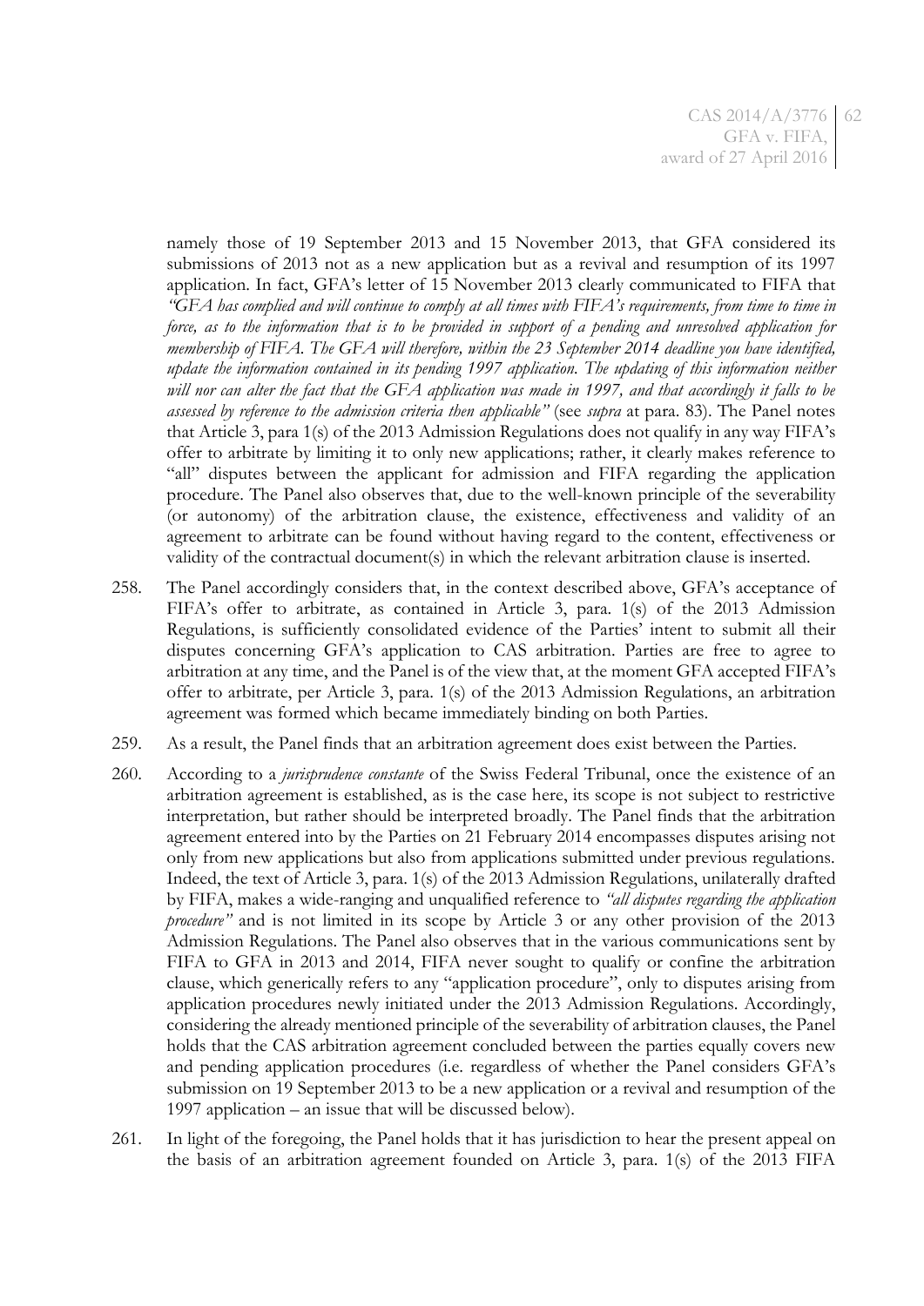namely those of 19 September 2013 and 15 November 2013, that GFA considered its submissions of 2013 not as a new application but as a revival and resumption of its 1997 application. In fact, GFA's letter of 15 November 2013 clearly communicated to FIFA that *"GFA has complied and will continue to comply at all times with FIFA's requirements, from time to time in force, as to the information that is to be provided in support of a pending and unresolved application for membership of FIFA. The GFA will therefore, within the 23 September 2014 deadline you have identified, update the information contained in its pending 1997 application. The updating of this information neither will nor can alter the fact that the GFA application was made in 1997, and that accordingly it falls to be assessed by reference to the admission criteria then applicable"* (see *supra* at para. 83). The Panel notes that Article 3, para 1(s) of the 2013 Admission Regulations does not qualify in any way FIFA's offer to arbitrate by limiting it to only new applications; rather, it clearly makes reference to "all" disputes between the applicant for admission and FIFA regarding the application procedure. The Panel also observes that, due to the well-known principle of the severability (or autonomy) of the arbitration clause, the existence, effectiveness and validity of an agreement to arbitrate can be found without having regard to the content, effectiveness or validity of the contractual document(s) in which the relevant arbitration clause is inserted.

258. The Panel accordingly considers that, in the context described above, GFA's acceptance of FIFA's offer to arbitrate, as contained in Article 3, para. 1(s) of the 2013 Admission Regulations, is sufficiently consolidated evidence of the Parties' intent to submit all their disputes concerning GFA's application to CAS arbitration. Parties are free to agree to arbitration at any time, and the Panel is of the view that, at the moment GFA accepted FIFA's offer to arbitrate, per Article 3, para. 1(s) of the 2013 Admission Regulations, an arbitration agreement was formed which became immediately binding on both Parties.

259. As a result, the Panel finds that an arbitration agreement does exist between the Parties.

260. According to a *jurisprudence constante* of the Swiss Federal Tribunal, once the existence of an arbitration agreement is established, as is the case here, its scope is not subject to restrictive interpretation, but rather should be interpreted broadly. The Panel finds that the arbitration agreement entered into by the Parties on 21 February 2014 encompasses disputes arising not only from new applications but also from applications submitted under previous regulations. Indeed, the text of Article 3, para. 1(s) of the 2013 Admission Regulations, unilaterally drafted by FIFA, makes a wide-ranging and unqualified reference to *"all disputes regarding the application procedure"* and is not limited in its scope by Article 3 or any other provision of the 2013 Admission Regulations. The Panel also observes that in the various communications sent by FIFA to GFA in 2013 and 2014, FIFA never sought to qualify or confine the arbitration clause, which generically refers to any "application procedure", only to disputes arising from application procedures newly initiated under the 2013 Admission Regulations. Accordingly, considering the already mentioned principle of the severability of arbitration clauses, the Panel holds that the CAS arbitration agreement concluded between the parties equally covers new and pending application procedures (i.e. regardless of whether the Panel considers GFA's submission on 19 September 2013 to be a new application or a revival and resumption of the 1997 application – an issue that will be discussed below).

261. In light of the foregoing, the Panel holds that it has jurisdiction to hear the present appeal on the basis of an arbitration agreement founded on Article 3, para. 1(s) of the 2013 FIFA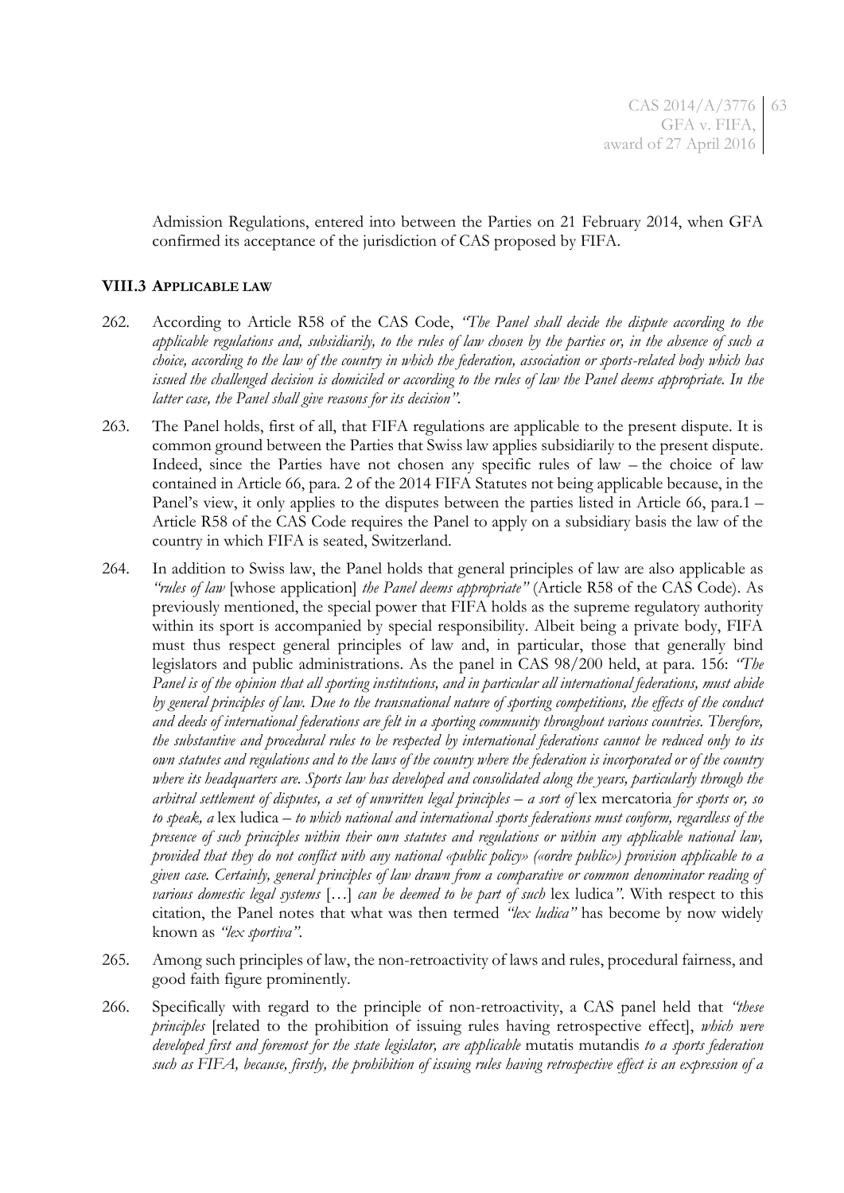Admission Regulations, entered into between the Parties on 21 February 2014, when GFA confirmed its acceptance of the jurisdiction of CAS proposed by FIFA.

### VIII.3 APPLICABLE LAW

262. According to Article R58 of the CAS Code, *"The Panel shall decide the dispute according to the applicable regulations and, subsidiarily, to the rules of law chosen by the parties or, in the absence of such a choice, according to the law of the country in which the federation, association or sports-related body which has issued the challenged decision is domiciled or according to the rules of law the Panel deems appropriate. In the latter case, the Panel shall give reasons for its decision"*.

263. The Panel holds, first of all, that FIFA regulations are applicable to the present dispute. It is common ground between the Parties that Swiss law applies subsidiarily to the present dispute. Indeed, since the Parties have not chosen any specific rules of law – the choice of law contained in Article 66, para. 2 of the 2014 FIFA Statutes not being applicable because, in the Panel's view, it only applies to the disputes between the parties listed in Article 66, para.1 – Article R58 of the CAS Code requires the Panel to apply on a subsidiary basis the law of the country in which FIFA is seated, Switzerland.

264. In addition to Swiss law, the Panel holds that general principles of law are also applicable as *"rules of law* [whose application] *the Panel deems appropriate"* (Article R58 of the CAS Code). As previously mentioned, the special power that FIFA holds as the supreme regulatory authority within its sport is accompanied by special responsibility. Albeit being a private body, FIFA must thus respect general principles of law and, in particular, those that generally bind legislators and public administrations. As the panel in CAS 98/200 held, at para. 156: *"The Panel is of the opinion that all sporting institutions, and in particular all international federations, must abide by general principles of law. Due to the transnational nature of sporting competitions, the effects of the conduct and deeds of international federations are felt in a sporting community throughout various countries. Therefore, the substantive and procedural rules to be respected by international federations cannot be reduced only to its own statutes and regulations and to the laws of the country where the federation is incorporated or of the country where its headquarters are. Sports law has developed and consolidated along the years, particularly through the arbitral settlement of disputes, a set of unwritten legal principles – a sort of* lex mercatoria *for sports or, so to speak, a* lex ludica *– to which national and international sports federations must conform, regardless of the presence of such principles within their own statutes and regulations or within any applicable national law, provided that they do not conflict with any national «public policy» («ordre public») provision applicable to a given case. Certainly, general principles of law drawn from a comparative or common denominator reading of various domestic legal systems* […] *can be deemed to be part of such* lex ludica*"*. With respect to this citation, the Panel notes that what was then termed *"lex ludica"* has become by now widely known as *"lex sportiva"*.

265. Among such principles of law, the non-retroactivity of laws and rules, procedural fairness, and good faith figure prominently.

266. Specifically with regard to the principle of non-retroactivity, a CAS panel held that *"these principles* [related to the prohibition of issuing rules having retrospective effect], *which were developed first and foremost for the state legislator, are applicable* mutatis mutandis *to a sports federation such as FIFA, because, firstly, the prohibition of issuing rules having retrospective effect is an expression of a*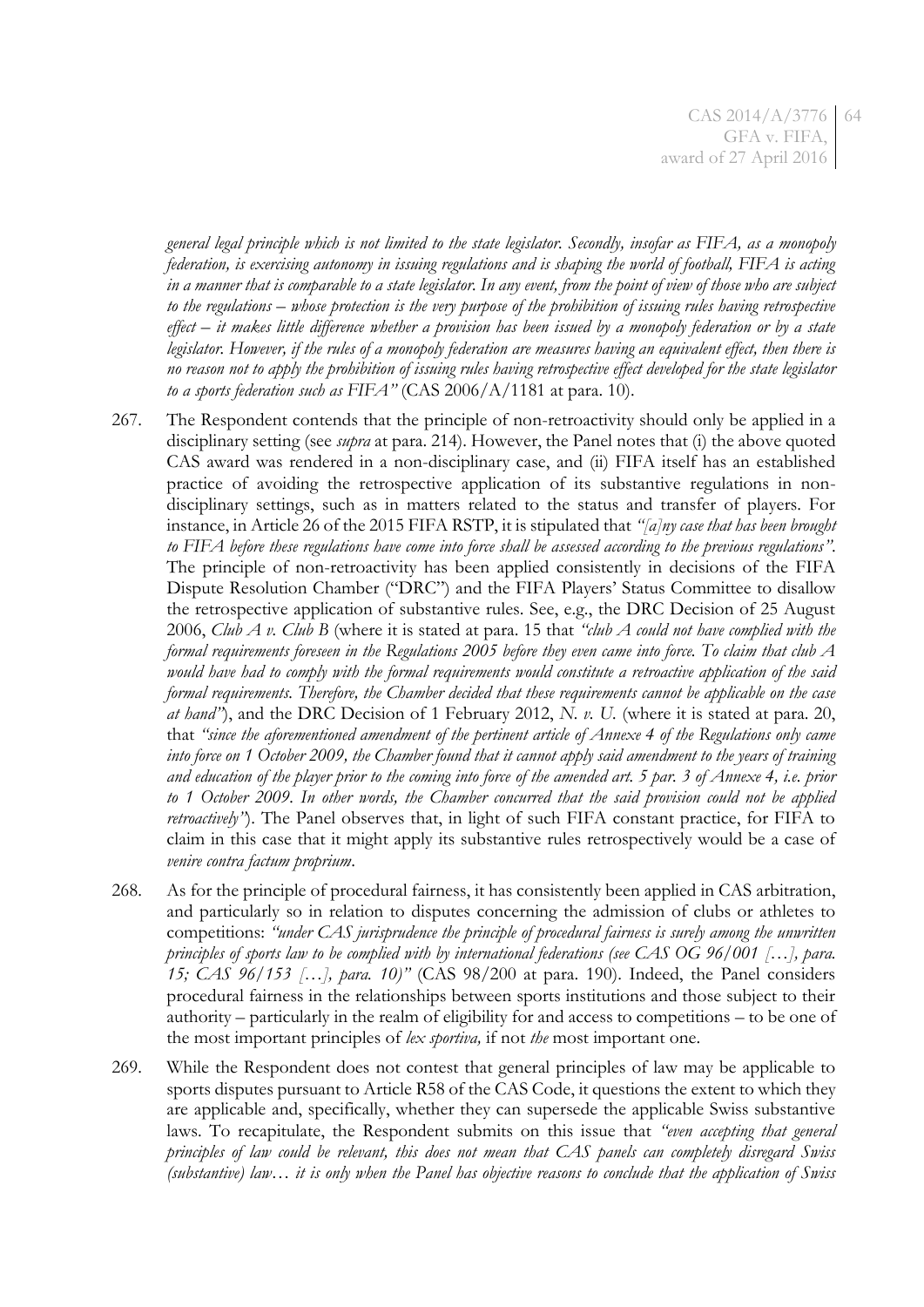*general legal principle which is not limited to the state legislator. Secondly, insofar as FIFA, as a monopoly federation, is exercising autonomy in issuing regulations and is shaping the world of football, FIFA is acting in a manner that is comparable to a state legislator. In any event, from the point of view of those who are subject to the regulations – whose protection is the very purpose of the prohibition of issuing rules having retrospective effect – it makes little difference whether a provision has been issued by a monopoly federation or by a state legislator. However, if the rules of a monopoly federation are measures having an equivalent effect, then there is no reason not to apply the prohibition of issuing rules having retrospective effect developed for the state legislator to a sports federation such as FIFA"* (CAS 2006/A/1181 at para. 10).

267. The Respondent contends that the principle of non-retroactivity should only be applied in a disciplinary setting (see *supra* at para. 214). However, the Panel notes that (i) the above quoted CAS award was rendered in a non-disciplinary case, and (ii) FIFA itself has an established practice of avoiding the retrospective application of its substantive regulations in non-disciplinary settings, such as in matters related to the status and transfer of players. For instance, in Article 26 of the 2015 FIFA RSTP, it is stipulated that *"[a]ny case that has been brought to FIFA before these regulations have come into force shall be assessed according to the previous regulations"*. The principle of non-retroactivity has been applied consistently in decisions of the FIFA Dispute Resolution Chamber ("DRC") and the FIFA Players' Status Committee to disallow the retrospective application of substantive rules. See, e.g., the DRC Decision of 25 August 2006, *Club A v. Club B* (where it is stated at para. 15 that *"club A could not have complied with the formal requirements foreseen in the Regulations 2005 before they even came into force. To claim that club A would have had to comply with the formal requirements would constitute a retroactive application of the said formal requirements. Therefore, the Chamber decided that these requirements cannot be applicable on the case at hand"*), and the DRC Decision of 1 February 2012, *N. v. U.* (where it is stated at para. 20, that *"since the aforementioned amendment of the pertinent article of Annexe 4 of the Regulations only came into force on 1 October 2009, the Chamber found that it cannot apply said amendment to the years of training and education of the player prior to the coming into force of the amended art. 5 par. 3 of Annexe 4, i.e. prior to 1 October 2009. In other words, the Chamber concurred that the said provision could not be applied retroactively"*). The Panel observes that, in light of such FIFA constant practice, for FIFA to claim in this case that it might apply its substantive rules retrospectively would be a case of *venire contra factum proprium*.

268. As for the principle of procedural fairness, it has consistently been applied in CAS arbitration, and particularly so in relation to disputes concerning the admission of clubs or athletes to competitions: *"under CAS jurisprudence the principle of procedural fairness is surely among the unwritten principles of sports law to be complied with by international federations (see CAS OG 96/001 […], para. 15; CAS 96/153 […], para. 10)"* (CAS 98/200 at para. 190). Indeed, the Panel considers procedural fairness in the relationships between sports institutions and those subject to their authority – particularly in the realm of eligibility for and access to competitions – to be one of the most important principles of *lex sportiva,* if not *the* most important one.

269. While the Respondent does not contest that general principles of law may be applicable to sports disputes pursuant to Article R58 of the CAS Code, it questions the extent to which they are applicable and, specifically, whether they can supersede the applicable Swiss substantive laws. To recapitulate, the Respondent submits on this issue that *"even accepting that general principles of law could be relevant, this does not mean that CAS panels can completely disregard Swiss (substantive) law… it is only when the Panel has objective reasons to conclude that the application of Swiss*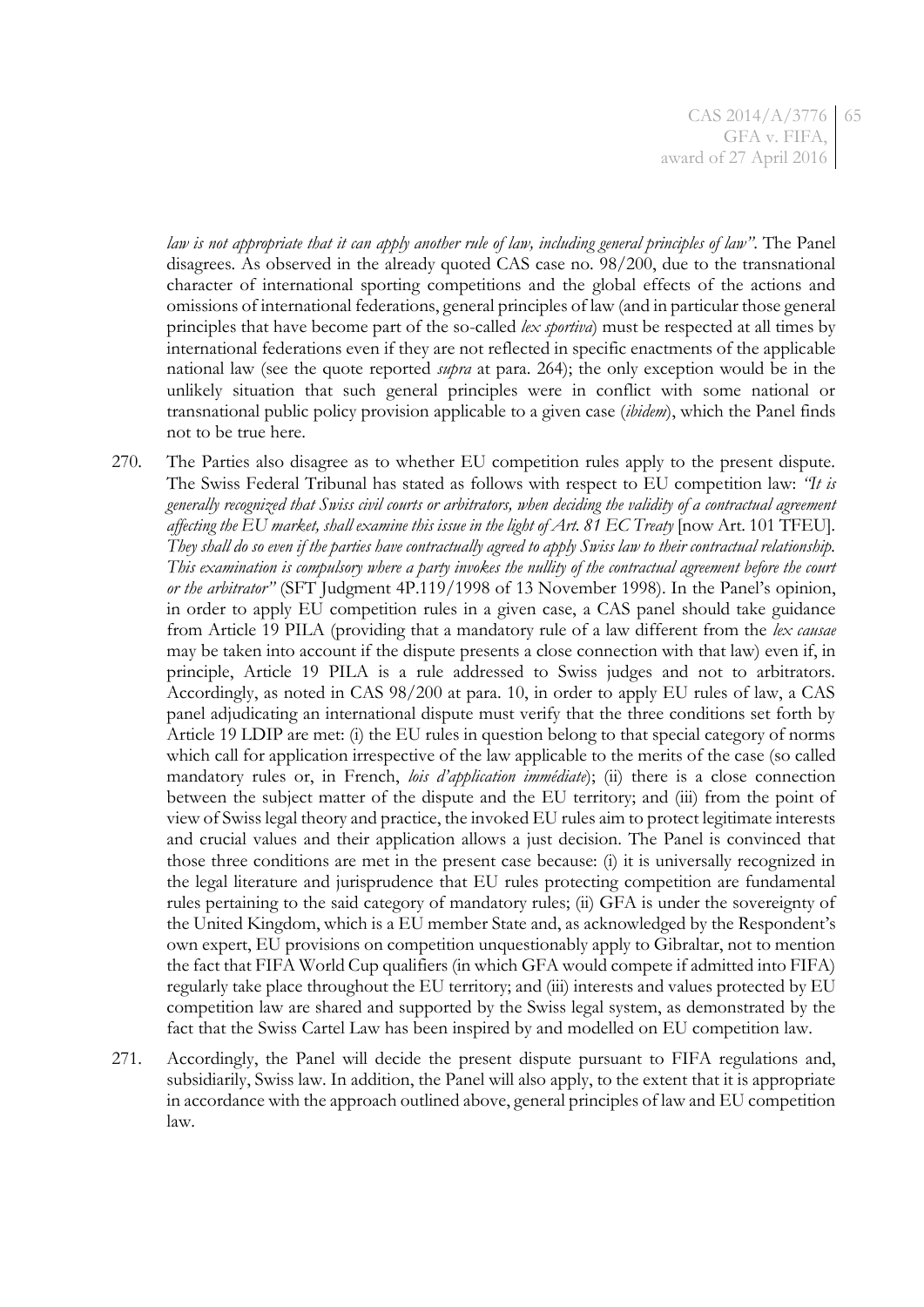*law is not appropriate that it can apply another rule of law, including general principles of law"*. The Panel disagrees. As observed in the already quoted CAS case no. 98/200, due to the transnational character of international sporting competitions and the global effects of the actions and omissions of international federations, general principles of law (and in particular those general principles that have become part of the so-called *lex sportiva*) must be respected at all times by international federations even if they are not reflected in specific enactments of the applicable national law (see the quote reported *supra* at para. 264); the only exception would be in the unlikely situation that such general principles were in conflict with some national or transnational public policy provision applicable to a given case (*ibidem*), which the Panel finds not to be true here.

270. The Parties also disagree as to whether EU competition rules apply to the present dispute. The Swiss Federal Tribunal has stated as follows with respect to EU competition law: *"It is generally recognized that Swiss civil courts or arbitrators, when deciding the validity of a contractual agreement affecting the EU market, shall examine this issue in the light of Art. 81 EC Treaty* [now Art. 101 TFEU]. *They shall do so even if the parties have contractually agreed to apply Swiss law to their contractual relationship. This examination is compulsory where a party invokes the nullity of the contractual agreement before the court or the arbitrator"* (SFT Judgment 4P.119/1998 of 13 November 1998). In the Panel's opinion, in order to apply EU competition rules in a given case, a CAS panel should take guidance from Article 19 PILA (providing that a mandatory rule of a law different from the *lex causae* may be taken into account if the dispute presents a close connection with that law) even if, in principle, Article 19 PILA is a rule addressed to Swiss judges and not to arbitrators. Accordingly, as noted in CAS 98/200 at para. 10, in order to apply EU rules of law, a CAS panel adjudicating an international dispute must verify that the three conditions set forth by Article 19 LDIP are met: (i) the EU rules in question belong to that special category of norms which call for application irrespective of the law applicable to the merits of the case (so called mandatory rules or, in French, *lois d'application immédiate*); (ii) there is a close connection between the subject matter of the dispute and the EU territory; and (iii) from the point of view of Swiss legal theory and practice, the invoked EU rules aim to protect legitimate interests and crucial values and their application allows a just decision. The Panel is convinced that those three conditions are met in the present case because: (i) it is universally recognized in the legal literature and jurisprudence that EU rules protecting competition are fundamental rules pertaining to the said category of mandatory rules; (ii) GFA is under the sovereignty of the United Kingdom, which is a EU member State and, as acknowledged by the Respondent's own expert, EU provisions on competition unquestionably apply to Gibraltar, not to mention the fact that FIFA World Cup qualifiers (in which GFA would compete if admitted into FIFA) regularly take place throughout the EU territory; and (iii) interests and values protected by EU competition law are shared and supported by the Swiss legal system, as demonstrated by the fact that the Swiss Cartel Law has been inspired by and modelled on EU competition law.

271. Accordingly, the Panel will decide the present dispute pursuant to FIFA regulations and, subsidiarily, Swiss law. In addition, the Panel will also apply, to the extent that it is appropriate in accordance with the approach outlined above, general principles of law and EU competition law.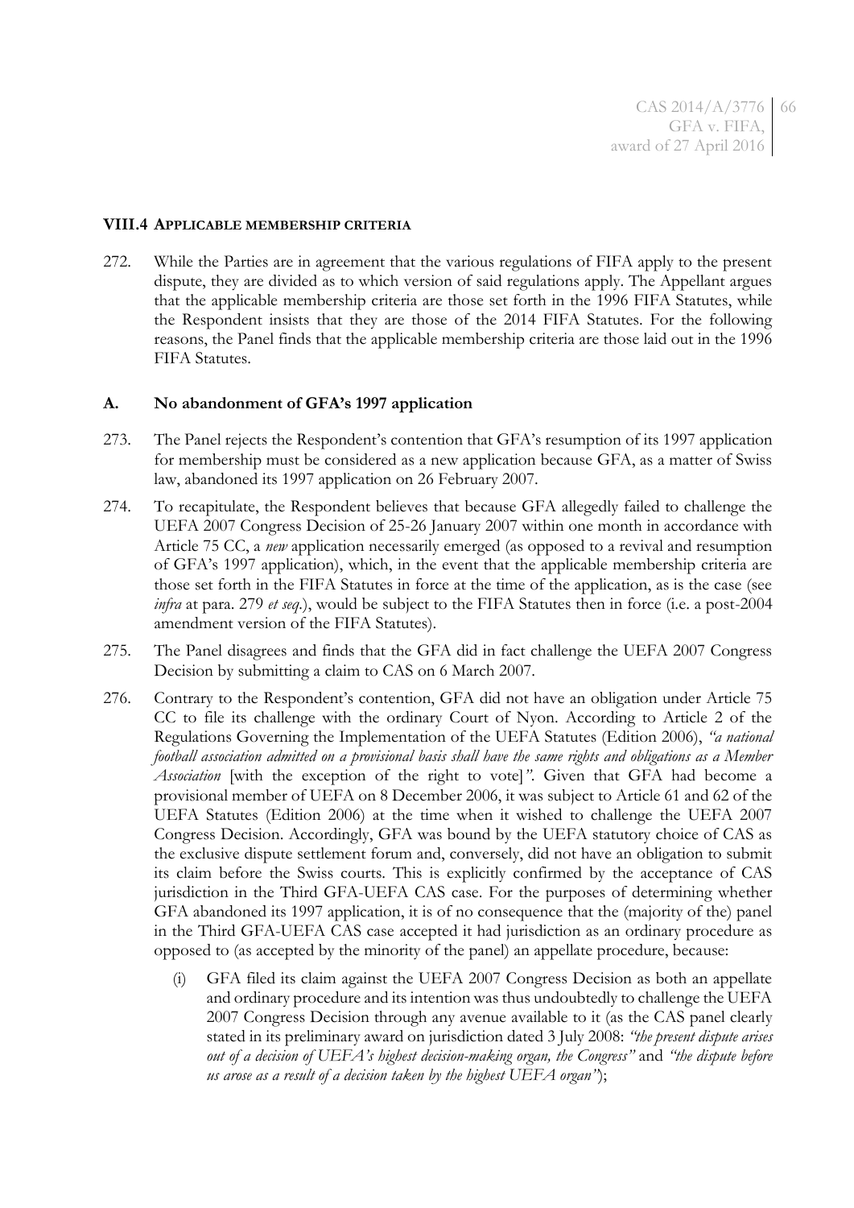### VIII.4 APPLICABLE MEMBERSHIP CRITERIA

272. While the Parties are in agreement that the various regulations of FIFA apply to the present dispute, they are divided as to which version of said regulations apply. The Appellant argues that the applicable membership criteria are those set forth in the 1996 FIFA Statutes, while the Respondent insists that they are those of the 2014 FIFA Statutes. For the following reasons, the Panel finds that the applicable membership criteria are those laid out in the 1996 FIFA Statutes.

#### A. No abandonment of GFA's 1997 application

273. The Panel rejects the Respondent's contention that GFA's resumption of its 1997 application for membership must be considered as a new application because GFA, as a matter of Swiss law, abandoned its 1997 application on 26 February 2007.

274. To recapitulate, the Respondent believes that because GFA allegedly failed to challenge the UEFA 2007 Congress Decision of 25-26 January 2007 within one month in accordance with Article 75 CC, a *new* application necessarily emerged (as opposed to a revival and resumption of GFA's 1997 application), which, in the event that the applicable membership criteria are those set forth in the FIFA Statutes in force at the time of the application, as is the case (see *infra* at para. 279 *et seq.*), would be subject to the FIFA Statutes then in force (i.e. a post-2004 amendment version of the FIFA Statutes).

275. The Panel disagrees and finds that the GFA did in fact challenge the UEFA 2007 Congress Decision by submitting a claim to CAS on 6 March 2007.

276. Contrary to the Respondent's contention, GFA did not have an obligation under Article 75 CC to file its challenge with the ordinary Court of Nyon. According to Article 2 of the Regulations Governing the Implementation of the UEFA Statutes (Edition 2006), *"a national football association admitted on a provisional basis shall have the same rights and obligations as a Member Association* [with the exception of the right to vote]*"*. Given that GFA had become a provisional member of UEFA on 8 December 2006, it was subject to Article 61 and 62 of the UEFA Statutes (Edition 2006) at the time when it wished to challenge the UEFA 2007 Congress Decision. Accordingly, GFA was bound by the UEFA statutory choice of CAS as the exclusive dispute settlement forum and, conversely, did not have an obligation to submit its claim before the Swiss courts. This is explicitly confirmed by the acceptance of CAS jurisdiction in the Third GFA-UEFA CAS case. For the purposes of determining whether GFA abandoned its 1997 application, it is of no consequence that the (majority of the) panel in the Third GFA-UEFA CAS case accepted it had jurisdiction as an ordinary procedure as opposed to (as accepted by the minority of the panel) an appellate procedure, because:

   (i) GFA filed its claim against the UEFA 2007 Congress Decision as both an appellate and ordinary procedure and its intention was thus undoubtedly to challenge the UEFA 2007 Congress Decision through any avenue available to it (as the CAS panel clearly stated in its preliminary award on jurisdiction dated 3 July 2008: *"the present dispute arises out of a decision of UEFA's highest decision-making organ, the Congress"* and *"the dispute before us arose as a result of a decision taken by the highest UEFA organ"*);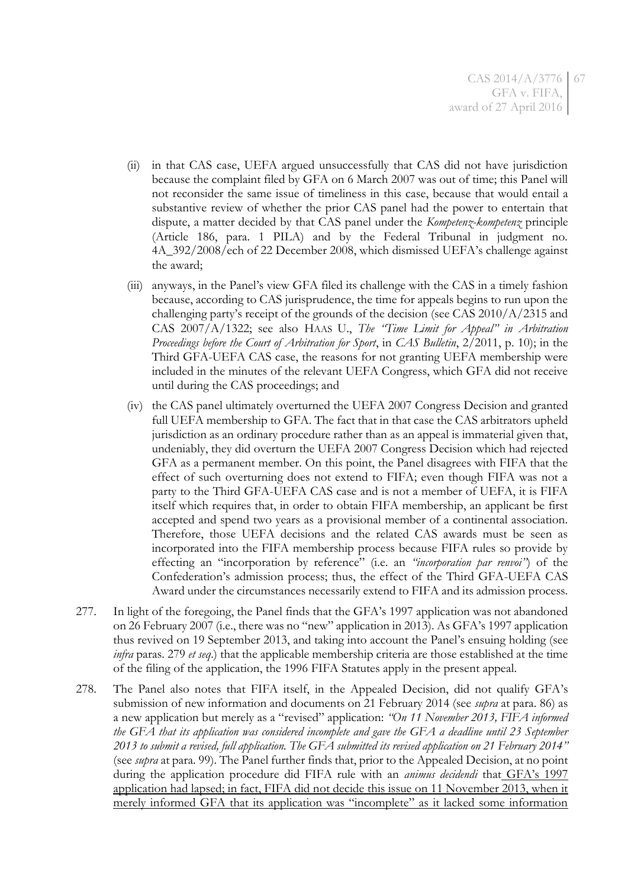(ii) in that CAS case, UEFA argued unsuccessfully that CAS did not have jurisdiction because the complaint filed by GFA on 6 March 2007 was out of time; this Panel will not reconsider the same issue of timeliness in this case, because that would entail a substantive review of whether the prior CAS panel had the power to entertain that dispute, a matter decided by that CAS panel under the *Kompetenz-kompetenz* principle (Article 186, para. 1 PILA) and by the Federal Tribunal in judgment no. 4A_392/2008/ech of 22 December 2008, which dismissed UEFA's challenge against the award;

(iii) anyways, in the Panel's view GFA filed its challenge with the CAS in a timely fashion because, according to CAS jurisprudence, the time for appeals begins to run upon the challenging party's receipt of the grounds of the decision (see CAS 2010/A/2315 and CAS 2007/A/1322; see also HAAS U., *The "Time Limit for Appeal" in Arbitration Proceedings before the Court of Arbitration for Sport*, in *CAS Bulletin*, 2/2011, p. 10); in the Third GFA-UEFA CAS case, the reasons for not granting UEFA membership were included in the minutes of the relevant UEFA Congress, which GFA did not receive until during the CAS proceedings; and

(iv) the CAS panel ultimately overturned the UEFA 2007 Congress Decision and granted full UEFA membership to GFA. The fact that in that case the CAS arbitrators upheld jurisdiction as an ordinary procedure rather than as an appeal is immaterial given that, undeniably, they did overturn the UEFA 2007 Congress Decision which had rejected GFA as a permanent member. On this point, the Panel disagrees with FIFA that the effect of such overturning does not extend to FIFA; even though FIFA was not a party to the Third GFA-UEFA CAS case and is not a member of UEFA, it is FIFA itself which requires that, in order to obtain FIFA membership, an applicant be first accepted and spend two years as a provisional member of a continental association. Therefore, those UEFA decisions and the related CAS awards must be seen as incorporated into the FIFA membership process because FIFA rules so provide by effecting an "incorporation by reference" (i.e. an *"incorporation par renvoi"*) of the Confederation's admission process; thus, the effect of the Third GFA-UEFA CAS Award under the circumstances necessarily extend to FIFA and its admission process.

277. In light of the foregoing, the Panel finds that the GFA's 1997 application was not abandoned on 26 February 2007 (i.e., there was no "new" application in 2013). As GFA's 1997 application thus revived on 19 September 2013, and taking into account the Panel's ensuing holding (see *infra* paras. 279 *et seq*.) that the applicable membership criteria are those established at the time of the filing of the application, the 1996 FIFA Statutes apply in the present appeal.

278. The Panel also notes that FIFA itself, in the Appealed Decision, did not qualify GFA's submission of new information and documents on 21 February 2014 (see *supra* at para. 86) as a new application but merely as a "revised" application: *"On 11 November 2013, FIFA informed the GFA that its application was considered incomplete and gave the GFA a deadline until 23 September 2013 to submit a revised, full application. The GFA submitted its revised application on 21 February 2014"* (see *supra* at para. 99). The Panel further finds that, prior to the Appealed Decision, at no point during the application procedure did FIFA rule with an *animus decidendi* that GFA's 1997 application had lapsed; in fact, FIFA did not decide this issue on 11 November 2013, when it merely informed GFA that its application was "incomplete" as it lacked some information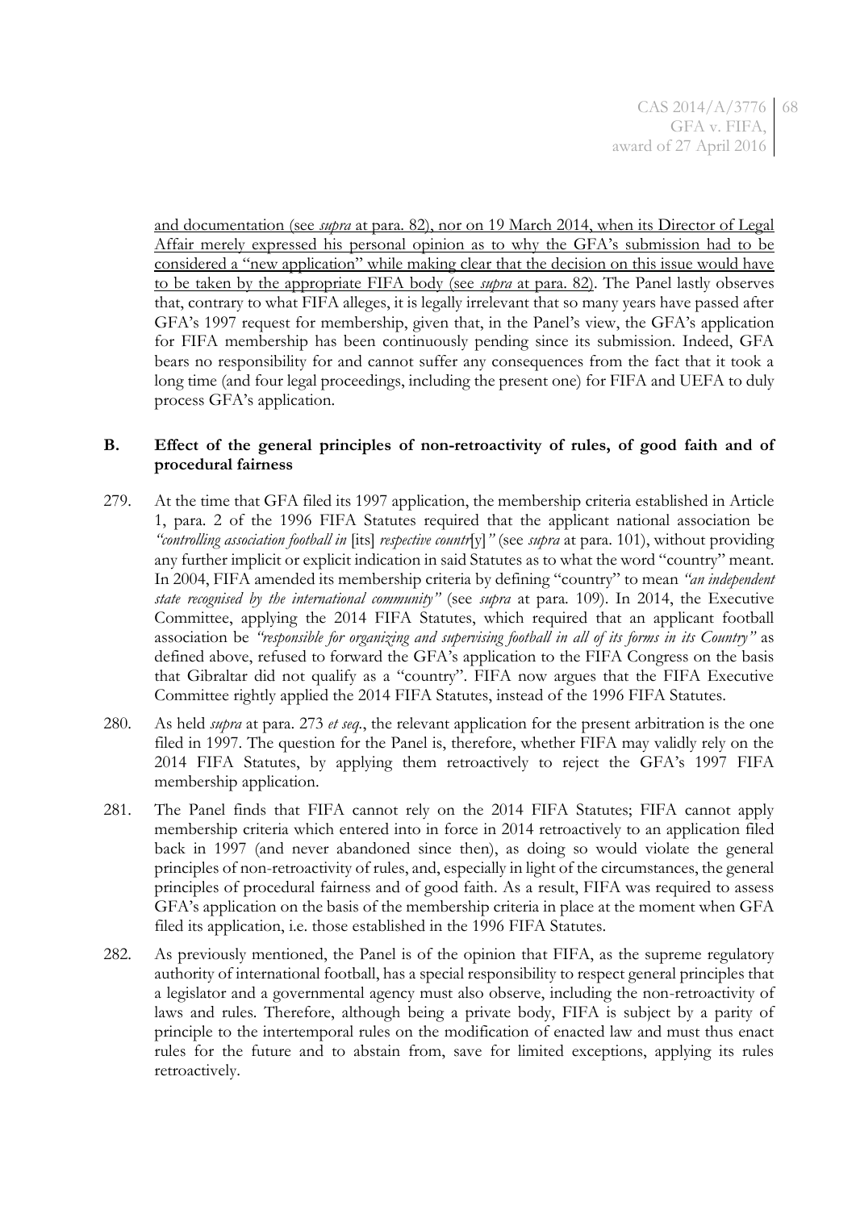and documentation (see *supra* at para. 82), nor on 19 March 2014, when its Director of Legal Affair merely expressed his personal opinion as to why the GFA's submission had to be considered a "new application" while making clear that the decision on this issue would have to be taken by the appropriate FIFA body (see *supra* at para. 82). The Panel lastly observes that, contrary to what FIFA alleges, it is legally irrelevant that so many years have passed after GFA's 1997 request for membership, given that, in the Panel's view, the GFA's application for FIFA membership has been continuously pending since its submission. Indeed, GFA bears no responsibility for and cannot suffer any consequences from the fact that it took a long time (and four legal proceedings, including the present one) for FIFA and UEFA to duly process GFA's application.

### B. Effect of the general principles of non-retroactivity of rules, of good faith and of procedural fairness

279. At the time that GFA filed its 1997 application, the membership criteria established in Article 1, para. 2 of the 1996 FIFA Statutes required that the applicant national association be *"controlling association football in* [its] *respective countr*[y]*"* (see *supra* at para. 101), without providing any further implicit or explicit indication in said Statutes as to what the word "country" meant. In 2004, FIFA amended its membership criteria by defining "country" to mean *"an independent state recognised by the international community"* (see *supra* at para. 109). In 2014, the Executive Committee, applying the 2014 FIFA Statutes, which required that an applicant football association be *"responsible for organizing and supervising football in all of its forms in its Country"* as defined above, refused to forward the GFA's application to the FIFA Congress on the basis that Gibraltar did not qualify as a "country". FIFA now argues that the FIFA Executive Committee rightly applied the 2014 FIFA Statutes, instead of the 1996 FIFA Statutes.

280. As held *supra* at para. 273 *et seq.*, the relevant application for the present arbitration is the one filed in 1997. The question for the Panel is, therefore, whether FIFA may validly rely on the 2014 FIFA Statutes, by applying them retroactively to reject the GFA's 1997 FIFA membership application.

281. The Panel finds that FIFA cannot rely on the 2014 FIFA Statutes; FIFA cannot apply membership criteria which entered into in force in 2014 retroactively to an application filed back in 1997 (and never abandoned since then), as doing so would violate the general principles of non-retroactivity of rules, and, especially in light of the circumstances, the general principles of procedural fairness and of good faith. As a result, FIFA was required to assess GFA's application on the basis of the membership criteria in place at the moment when GFA filed its application, i.e. those established in the 1996 FIFA Statutes.

282. As previously mentioned, the Panel is of the opinion that FIFA, as the supreme regulatory authority of international football, has a special responsibility to respect general principles that a legislator and a governmental agency must also observe, including the non-retroactivity of laws and rules. Therefore, although being a private body, FIFA is subject by a parity of principle to the intertemporal rules on the modification of enacted law and must thus enact rules for the future and to abstain from, save for limited exceptions, applying its rules retroactively.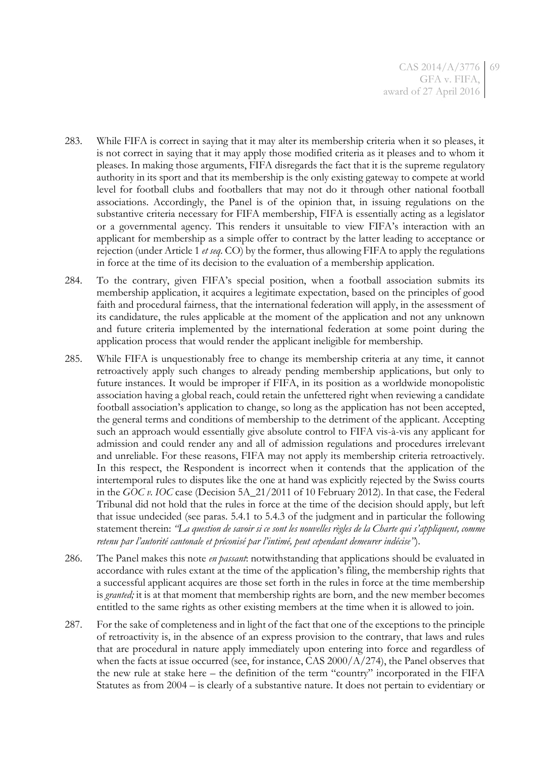283. While FIFA is correct in saying that it may alter its membership criteria when it so pleases, it is not correct in saying that it may apply those modified criteria as it pleases and to whom it pleases. In making those arguments, FIFA disregards the fact that it is the supreme regulatory authority in its sport and that its membership is the only existing gateway to compete at world level for football clubs and footballers that may not do it through other national football associations. Accordingly, the Panel is of the opinion that, in issuing regulations on the substantive criteria necessary for FIFA membership, FIFA is essentially acting as a legislator or a governmental agency. This renders it unsuitable to view FIFA's interaction with an applicant for membership as a simple offer to contract by the latter leading to acceptance or rejection (under Article 1 *et seq.* CO) by the former, thus allowing FIFA to apply the regulations in force at the time of its decision to the evaluation of a membership application.

284. To the contrary, given FIFA's special position, when a football association submits its membership application, it acquires a legitimate expectation, based on the principles of good faith and procedural fairness, that the international federation will apply, in the assessment of its candidature, the rules applicable at the moment of the application and not any unknown and future criteria implemented by the international federation at some point during the application process that would render the applicant ineligible for membership.

285. While FIFA is unquestionably free to change its membership criteria at any time, it cannot retroactively apply such changes to already pending membership applications, but only to future instances. It would be improper if FIFA, in its position as a worldwide monopolistic association having a global reach, could retain the unfettered right when reviewing a candidate football association's application to change, so long as the application has not been accepted, the general terms and conditions of membership to the detriment of the applicant. Accepting such an approach would essentially give absolute control to FIFA vis-à-vis any applicant for admission and could render any and all of admission regulations and procedures irrelevant and unreliable. For these reasons, FIFA may not apply its membership criteria retroactively. In this respect, the Respondent is incorrect when it contends that the application of the intertemporal rules to disputes like the one at hand was explicitly rejected by the Swiss courts in the *GOC v. IOC* case (Decision 5A_21/2011 of 10 February 2012). In that case, the Federal Tribunal did not hold that the rules in force at the time of the decision should apply, but left that issue undecided (see paras. 5.4.1 to 5.4.3 of the judgment and in particular the following statement therein: *"La question de savoir si ce sont les nouvelles règles de la Charte qui s'appliquent, comme retenu par l'autorité cantonale et préconisé par l'intimé, peut cependant demeurer indécise"*).

286. The Panel makes this note *en passant*: notwithstanding that applications should be evaluated in accordance with rules extant at the time of the application's filing, the membership rights that a successful applicant acquires are those set forth in the rules in force at the time membership is *granted;* it is at that moment that membership rights are born, and the new member becomes entitled to the same rights as other existing members at the time when it is allowed to join.

287. For the sake of completeness and in light of the fact that one of the exceptions to the principle of retroactivity is, in the absence of an express provision to the contrary, that laws and rules that are procedural in nature apply immediately upon entering into force and regardless of when the facts at issue occurred (see, for instance, CAS 2000/A/274), the Panel observes that the new rule at stake here – the definition of the term "country" incorporated in the FIFA Statutes as from 2004 – is clearly of a substantive nature. It does not pertain to evidentiary or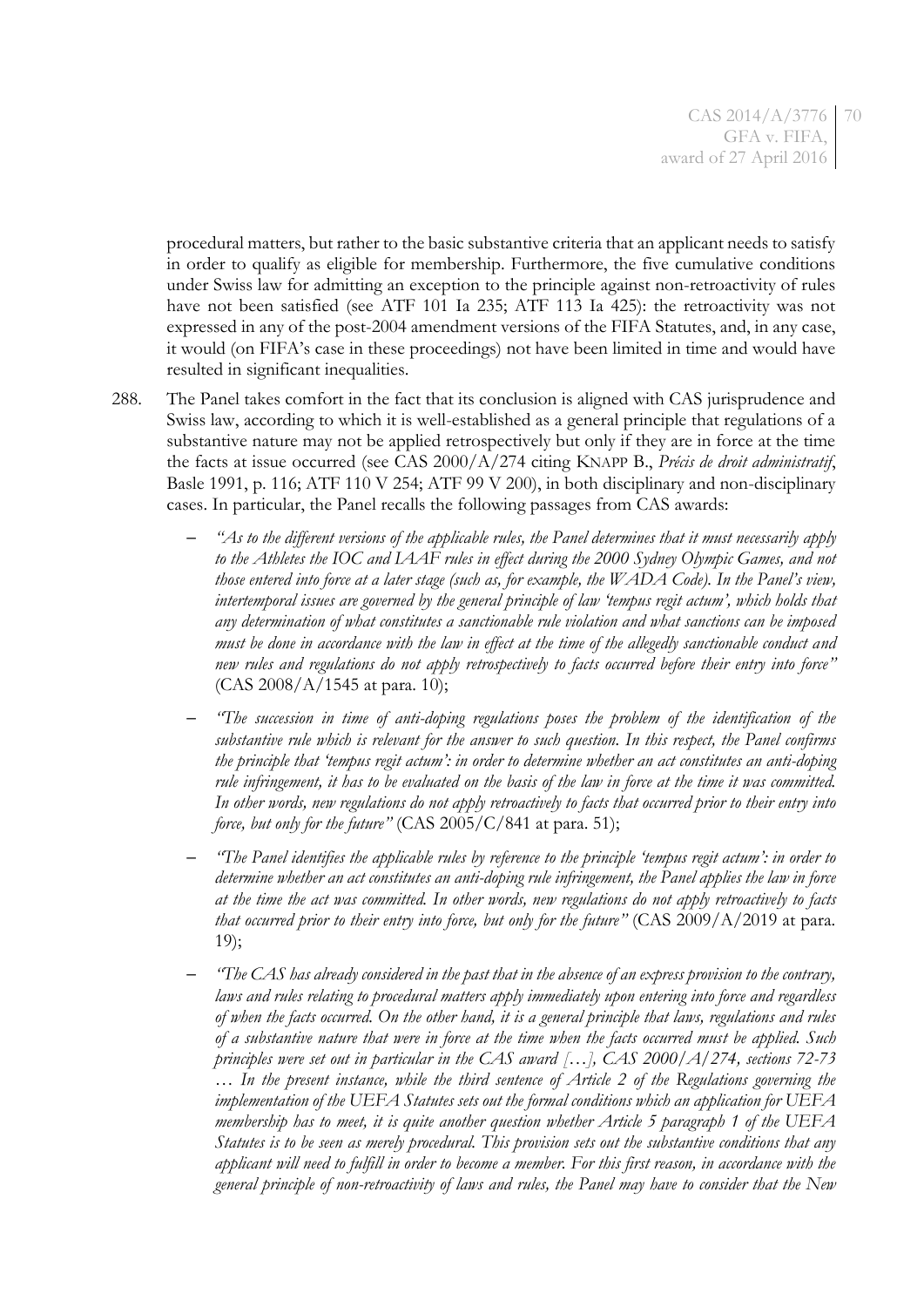procedural matters, but rather to the basic substantive criteria that an applicant needs to satisfy in order to qualify as eligible for membership. Furthermore, the five cumulative conditions under Swiss law for admitting an exception to the principle against non-retroactivity of rules have not been satisfied (see ATF 101 Ia 235; ATF 113 Ia 425): the retroactivity was not expressed in any of the post-2004 amendment versions of the FIFA Statutes, and, in any case, it would (on FIFA's case in these proceedings) not have been limited in time and would have resulted in significant inequalities.

288. The Panel takes comfort in the fact that its conclusion is aligned with CAS jurisprudence and Swiss law, according to which it is well-established as a general principle that regulations of a substantive nature may not be applied retrospectively but only if they are in force at the time the facts at issue occurred (see CAS 2000/A/274 citing KNAPP B., *Précis de droit administratif*, Basle 1991, p. 116; ATF 110 V 254; ATF 99 V 200), in both disciplinary and non-disciplinary cases. In particular, the Panel recalls the following passages from CAS awards:

   - *"As to the different versions of the applicable rules, the Panel determines that it must necessarily apply to the Athletes the IOC and IAAF rules in effect during the 2000 Sydney Olympic Games, and not those entered into force at a later stage (such as, for example, the WADA Code). In the Panel's view, intertemporal issues are governed by the general principle of law 'tempus regit actum', which holds that any determination of what constitutes a sanctionable rule violation and what sanctions can be imposed must be done in accordance with the law in effect at the time of the allegedly sanctionable conduct and new rules and regulations do not apply retrospectively to facts occurred before their entry into force"* (CAS 2008/A/1545 at para. 10);

   - *"The succession in time of anti-doping regulations poses the problem of the identification of the substantive rule which is relevant for the answer to such question. In this respect, the Panel confirms the principle that 'tempus regit actum': in order to determine whether an act constitutes an anti-doping rule infringement, it has to be evaluated on the basis of the law in force at the time it was committed. In other words, new regulations do not apply retroactively to facts that occurred prior to their entry into force, but only for the future"* (CAS 2005/C/841 at para. 51);

   - *"The Panel identifies the applicable rules by reference to the principle 'tempus regit actum': in order to determine whether an act constitutes an anti-doping rule infringement, the Panel applies the law in force at the time the act was committed. In other words, new regulations do not apply retroactively to facts that occurred prior to their entry into force, but only for the future"* (CAS 2009/A/2019 at para. 19);

   - *"The CAS has already considered in the past that in the absence of an express provision to the contrary, laws and rules relating to procedural matters apply immediately upon entering into force and regardless of when the facts occurred. On the other hand, it is a general principle that laws, regulations and rules of a substantive nature that were in force at the time when the facts occurred must be applied. Such principles were set out in particular in the CAS award […], CAS 2000/A/274, sections 72-73 … In the present instance, while the third sentence of Article 2 of the Regulations governing the implementation of the UEFA Statutes sets out the formal conditions which an application for UEFA membership has to meet, it is quite another question whether Article 5 paragraph 1 of the UEFA Statutes is to be seen as merely procedural. This provision sets out the substantive conditions that any applicant will need to fulfill in order to become a member. For this first reason, in accordance with the general principle of non-retroactivity of laws and rules, the Panel may have to consider that the New*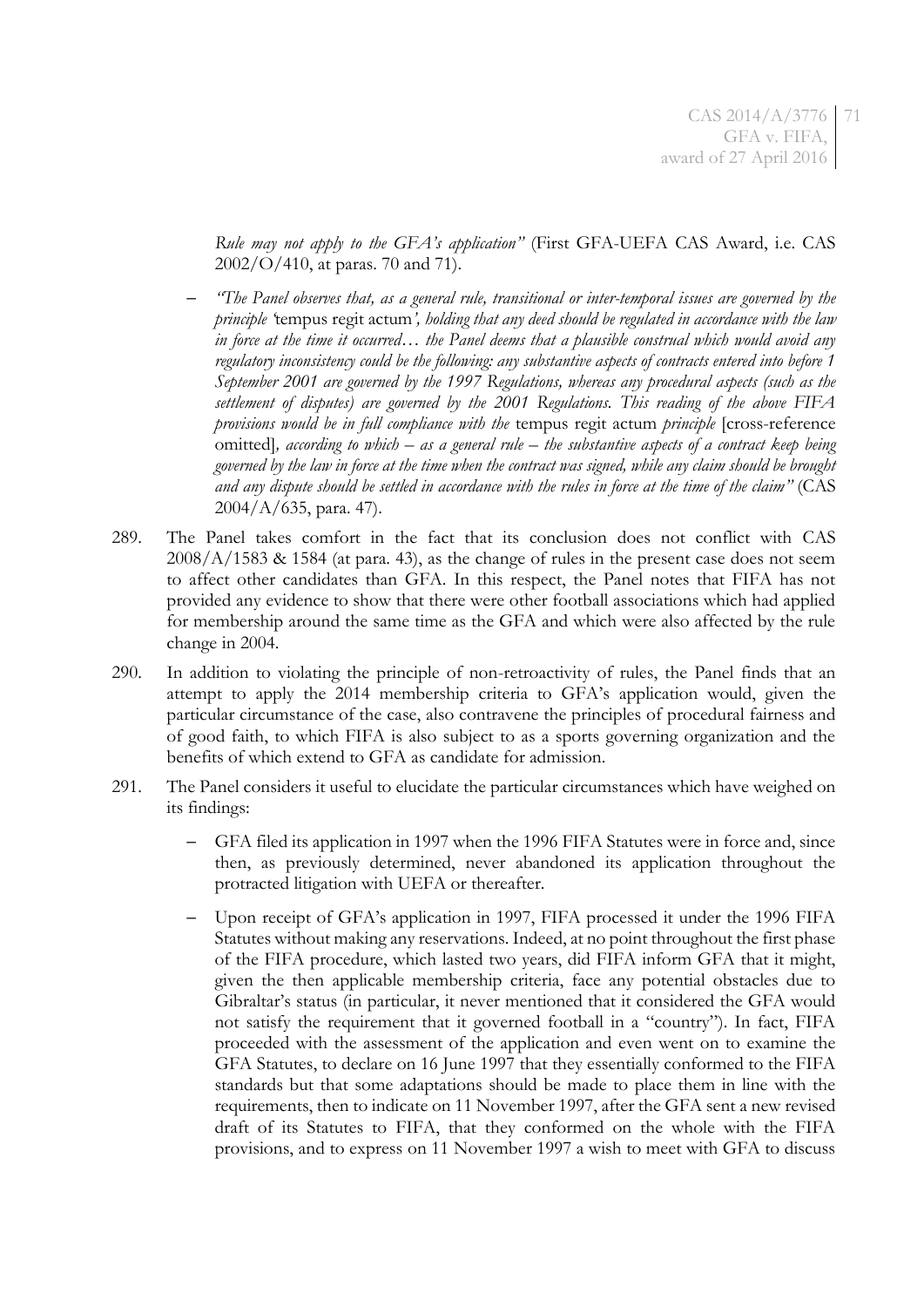*Rule may not apply to the GFA's application"* (First GFA-UEFA CAS Award, i.e. CAS 2002/O/410, at paras. 70 and 71).

- *"The Panel observes that, as a general rule, transitional or inter-temporal issues are governed by the principle '*tempus regit actum*', holding that any deed should be regulated in accordance with the law in force at the time it occurred… the Panel deems that a plausible construal which would avoid any regulatory inconsistency could be the following: any substantive aspects of contracts entered into before 1 September 2001 are governed by the 1997 Regulations, whereas any procedural aspects (such as the settlement of disputes) are governed by the 2001 Regulations. This reading of the above FIFA provisions would be in full compliance with the* tempus regit actum *principle* [cross-reference omitted]*, according to which – as a general rule – the substantive aspects of a contract keep being governed by the law in force at the time when the contract was signed, while any claim should be brought and any dispute should be settled in accordance with the rules in force at the time of the claim"* (CAS 2004/A/635, para. 47).

289. The Panel takes comfort in the fact that its conclusion does not conflict with CAS 2008/A/1583 & 1584 (at para. 43), as the change of rules in the present case does not seem to affect other candidates than GFA. In this respect, the Panel notes that FIFA has not provided any evidence to show that there were other football associations which had applied for membership around the same time as the GFA and which were also affected by the rule change in 2004.

290. In addition to violating the principle of non-retroactivity of rules, the Panel finds that an attempt to apply the 2014 membership criteria to GFA's application would, given the particular circumstance of the case, also contravene the principles of procedural fairness and of good faith, to which FIFA is also subject to as a sports governing organization and the benefits of which extend to GFA as candidate for admission.

291. The Panel considers it useful to elucidate the particular circumstances which have weighed on its findings:

   - GFA filed its application in 1997 when the 1996 FIFA Statutes were in force and, since then, as previously determined, never abandoned its application throughout the protracted litigation with UEFA or thereafter.
   - Upon receipt of GFA's application in 1997, FIFA processed it under the 1996 FIFA Statutes without making any reservations. Indeed, at no point throughout the first phase of the FIFA procedure, which lasted two years, did FIFA inform GFA that it might, given the then applicable membership criteria, face any potential obstacles due to Gibraltar's status (in particular, it never mentioned that it considered the GFA would not satisfy the requirement that it governed football in a "country"). In fact, FIFA proceeded with the assessment of the application and even went on to examine the GFA Statutes, to declare on 16 June 1997 that they essentially conformed to the FIFA standards but that some adaptations should be made to place them in line with the requirements, then to indicate on 11 November 1997, after the GFA sent a new revised draft of its Statutes to FIFA, that they conformed on the whole with the FIFA provisions, and to express on 11 November 1997 a wish to meet with GFA to discuss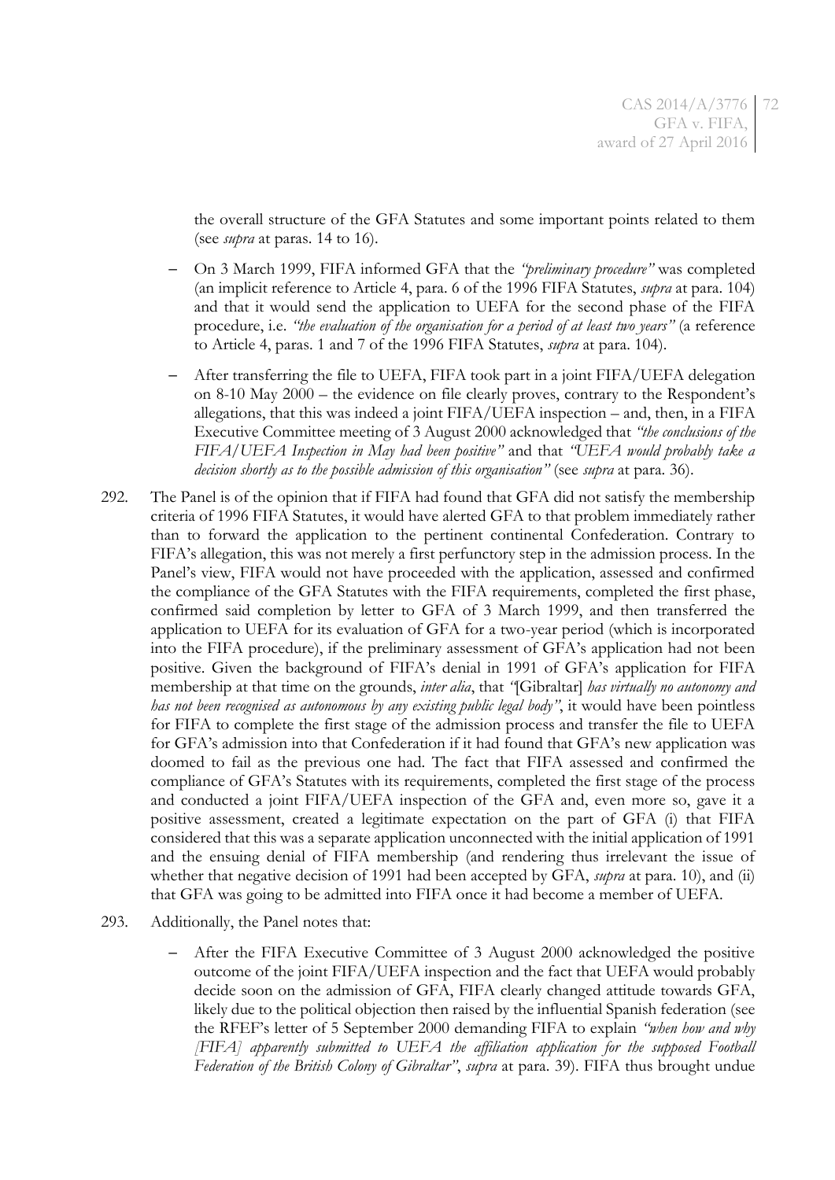the overall structure of the GFA Statutes and some important points related to them (see *supra* at paras. 14 to 16).

- On 3 March 1999, FIFA informed GFA that the *"preliminary procedure"* was completed (an implicit reference to Article 4, para. 6 of the 1996 FIFA Statutes, *supra* at para. 104) and that it would send the application to UEFA for the second phase of the FIFA procedure, i.e. *"the evaluation of the organisation for a period of at least two years"* (a reference to Article 4, paras. 1 and 7 of the 1996 FIFA Statutes, *supra* at para. 104).
- After transferring the file to UEFA, FIFA took part in a joint FIFA/UEFA delegation on 8-10 May 2000 – the evidence on file clearly proves, contrary to the Respondent's allegations, that this was indeed a joint FIFA/UEFA inspection – and, then, in a FIFA Executive Committee meeting of 3 August 2000 acknowledged that *"the conclusions of the FIFA/UEFA Inspection in May had been positive"* and that *"UEFA would probably take a decision shortly as to the possible admission of this organisation"* (see *supra* at para. 36).

292. The Panel is of the opinion that if FIFA had found that GFA did not satisfy the membership criteria of 1996 FIFA Statutes, it would have alerted GFA to that problem immediately rather than to forward the application to the pertinent continental Confederation. Contrary to FIFA's allegation, this was not merely a first perfunctory step in the admission process. In the Panel's view, FIFA would not have proceeded with the application, assessed and confirmed the compliance of the GFA Statutes with the FIFA requirements, completed the first phase, confirmed said completion by letter to GFA of 3 March 1999, and then transferred the application to UEFA for its evaluation of GFA for a two-year period (which is incorporated into the FIFA procedure), if the preliminary assessment of GFA's application had not been positive. Given the background of FIFA's denial in 1991 of GFA's application for FIFA membership at that time on the grounds, *inter alia*, that *"*[Gibraltar] *has virtually no autonomy and has not been recognised as autonomous by any existing public legal body"*, it would have been pointless for FIFA to complete the first stage of the admission process and transfer the file to UEFA for GFA's admission into that Confederation if it had found that GFA's new application was doomed to fail as the previous one had. The fact that FIFA assessed and confirmed the compliance of GFA's Statutes with its requirements, completed the first stage of the process and conducted a joint FIFA/UEFA inspection of the GFA and, even more so, gave it a positive assessment, created a legitimate expectation on the part of GFA (i) that FIFA considered that this was a separate application unconnected with the initial application of 1991 and the ensuing denial of FIFA membership (and rendering thus irrelevant the issue of whether that negative decision of 1991 had been accepted by GFA, *supra* at para. 10), and (ii) that GFA was going to be admitted into FIFA once it had become a member of UEFA.

293. Additionally, the Panel notes that:

- After the FIFA Executive Committee of 3 August 2000 acknowledged the positive outcome of the joint FIFA/UEFA inspection and the fact that UEFA would probably decide soon on the admission of GFA, FIFA clearly changed attitude towards GFA, likely due to the political objection then raised by the influential Spanish federation (see the RFEF's letter of 5 September 2000 demanding FIFA to explain *"when how and why [FIFA] apparently submitted to UEFA the affiliation application for the supposed Football Federation of the British Colony of Gibraltar"*, *supra* at para. 39). FIFA thus brought undue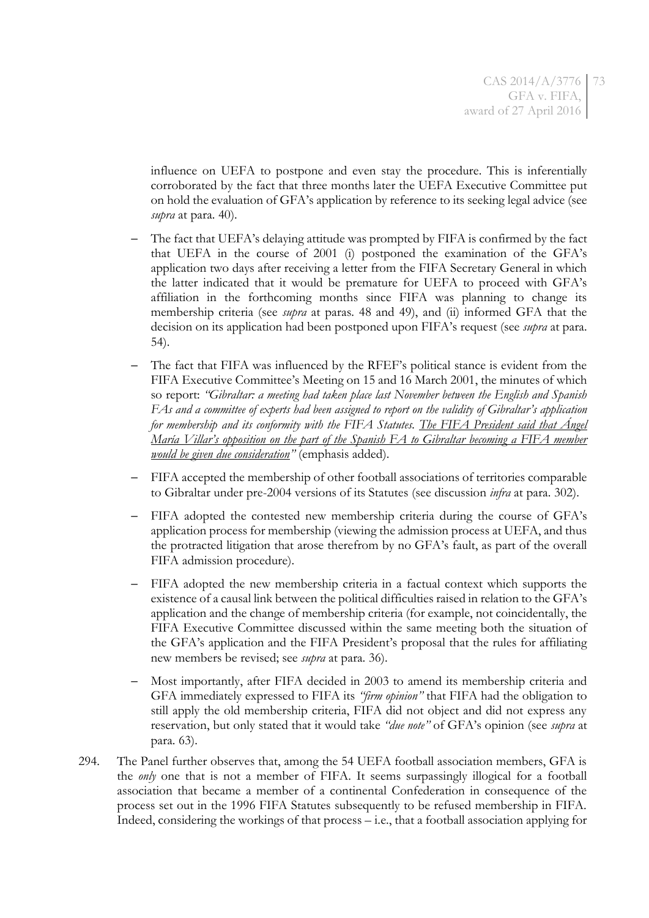influence on UEFA to postpone and even stay the procedure. This is inferentially corroborated by the fact that three months later the UEFA Executive Committee put on hold the evaluation of GFA's application by reference to its seeking legal advice (see *supra* at para. 40).

- The fact that UEFA's delaying attitude was prompted by FIFA is confirmed by the fact that UEFA in the course of 2001 (i) postponed the examination of the GFA's application two days after receiving a letter from the FIFA Secretary General in which the latter indicated that it would be premature for UEFA to proceed with GFA's affiliation in the forthcoming months since FIFA was planning to change its membership criteria (see *supra* at paras. 48 and 49), and (ii) informed GFA that the decision on its application had been postponed upon FIFA's request (see *supra* at para. 54).
- The fact that FIFA was influenced by the RFEF's political stance is evident from the FIFA Executive Committee's Meeting on 15 and 16 March 2001, the minutes of which so report: *"Gibraltar: a meeting had taken place last November between the English and Spanish FAs and a committee of experts had been assigned to report on the validity of Gibraltar's application for membership and its conformity with the FIFA Statutes. <u>The FIFA President said that Ángel María Villar's opposition on the part of the Spanish FA to Gibraltar becoming a FIFA member would be given due consideration</u>"* (emphasis added).
- FIFA accepted the membership of other football associations of territories comparable to Gibraltar under pre-2004 versions of its Statutes (see discussion *infra* at para. 302).
- FIFA adopted the contested new membership criteria during the course of GFA's application process for membership (viewing the admission process at UEFA, and thus the protracted litigation that arose therefrom by no GFA's fault, as part of the overall FIFA admission procedure).
- FIFA adopted the new membership criteria in a factual context which supports the existence of a causal link between the political difficulties raised in relation to the GFA's application and the change of membership criteria (for example, not coincidentally, the FIFA Executive Committee discussed within the same meeting both the situation of the GFA's application and the FIFA President's proposal that the rules for affiliating new members be revised; see *supra* at para. 36).
- Most importantly, after FIFA decided in 2003 to amend its membership criteria and GFA immediately expressed to FIFA its *"firm opinion"* that FIFA had the obligation to still apply the old membership criteria, FIFA did not object and did not express any reservation, but only stated that it would take *"due note"* of GFA's opinion (see *supra* at para. 63).

294. The Panel further observes that, among the 54 UEFA football association members, GFA is the *only* one that is not a member of FIFA. It seems surpassingly illogical for a football association that became a member of a continental Confederation in consequence of the process set out in the 1996 FIFA Statutes subsequently to be refused membership in FIFA. Indeed, considering the workings of that process – i.e., that a football association applying for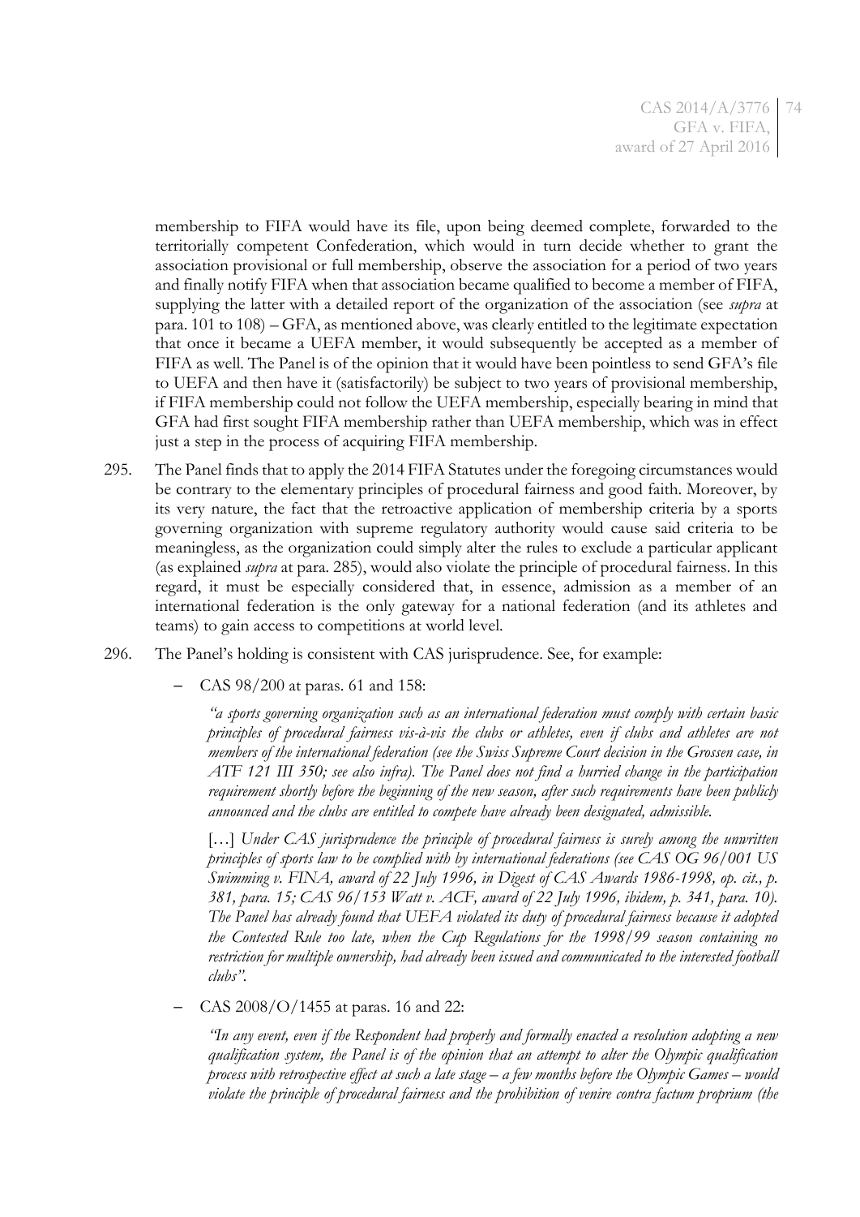membership to FIFA would have its file, upon being deemed complete, forwarded to the territorially competent Confederation, which would in turn decide whether to grant the association provisional or full membership, observe the association for a period of two years and finally notify FIFA when that association became qualified to become a member of FIFA, supplying the latter with a detailed report of the organization of the association (see *supra* at para. 101 to 108) – GFA, as mentioned above, was clearly entitled to the legitimate expectation that once it became a UEFA member, it would subsequently be accepted as a member of FIFA as well. The Panel is of the opinion that it would have been pointless to send GFA's file to UEFA and then have it (satisfactorily) be subject to two years of provisional membership, if FIFA membership could not follow the UEFA membership, especially bearing in mind that GFA had first sought FIFA membership rather than UEFA membership, which was in effect just a step in the process of acquiring FIFA membership.

295. The Panel finds that to apply the 2014 FIFA Statutes under the foregoing circumstances would be contrary to the elementary principles of procedural fairness and good faith. Moreover, by its very nature, the fact that the retroactive application of membership criteria by a sports governing organization with supreme regulatory authority would cause said criteria to be meaningless, as the organization could simply alter the rules to exclude a particular applicant (as explained *supra* at para. 285), would also violate the principle of procedural fairness. In this regard, it must be especially considered that, in essence, admission as a member of an international federation is the only gateway for a national federation (and its athletes and teams) to gain access to competitions at world level.

296. The Panel's holding is consistent with CAS jurisprudence. See, for example:

- CAS 98/200 at paras. 61 and 158:

  *"a sports governing organization such as an international federation must comply with certain basic principles of procedural fairness vis-à-vis the clubs or athletes, even if clubs and athletes are not members of the international federation (see the Swiss Supreme Court decision in the Grossen case, in ATF 121 III 350; see also infra). The Panel does not find a hurried change in the participation requirement shortly before the beginning of the new season, after such requirements have been publicly announced and the clubs are entitled to compete have already been designated, admissible.*

  […] *Under CAS jurisprudence the principle of procedural fairness is surely among the unwritten principles of sports law to be complied with by international federations (see CAS OG 96/001 US Swimming v. FINA, award of 22 July 1996, in Digest of CAS Awards 1986-1998, op. cit., p. 381, para. 15; CAS 96/153 Watt v. ACF, award of 22 July 1996, ibidem, p. 341, para. 10). The Panel has already found that UEFA violated its duty of procedural fairness because it adopted the Contested Rule too late, when the Cup Regulations for the 1998/99 season containing no restriction for multiple ownership, had already been issued and communicated to the interested football clubs".*

- CAS 2008/O/1455 at paras. 16 and 22:

  *"In any event, even if the Respondent had properly and formally enacted a resolution adopting a new qualification system, the Panel is of the opinion that an attempt to alter the Olympic qualification process with retrospective effect at such a late stage – a few months before the Olympic Games – would violate the principle of procedural fairness and the prohibition of venire contra factum proprium (the*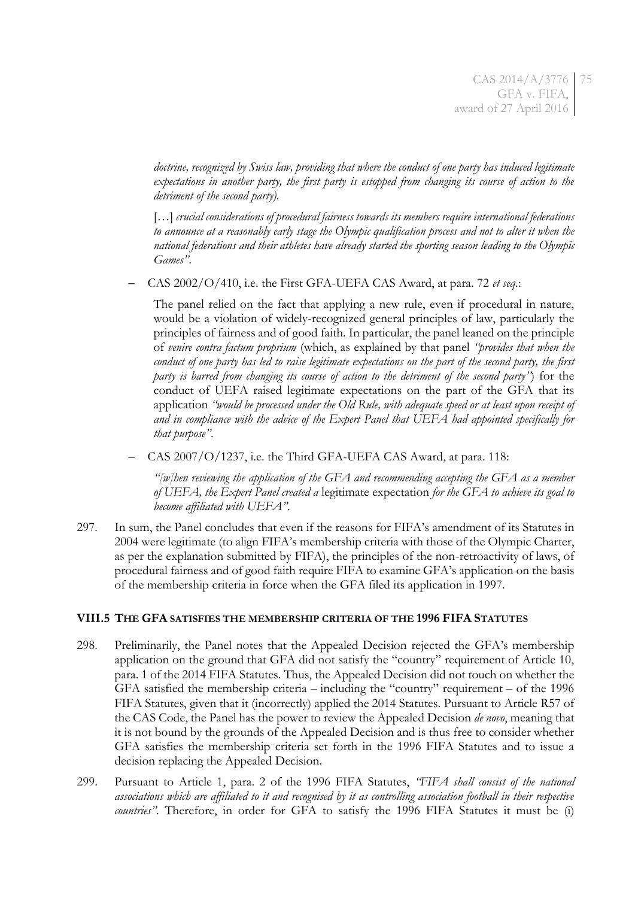*doctrine, recognized by Swiss law, providing that where the conduct of one party has induced legitimate expectations in another party, the first party is estopped from changing its course of action to the detriment of the second party).*

[…] *crucial considerations of procedural fairness towards its members require international federations to announce at a reasonably early stage the Olympic qualification process and not to alter it when the national federations and their athletes have already started the sporting season leading to the Olympic Games"*.

– CAS 2002/O/410, i.e. the First GFA-UEFA CAS Award, at para. 72 *et seq*.:

The panel relied on the fact that applying a new rule, even if procedural in nature, would be a violation of widely-recognized general principles of law, particularly the principles of fairness and of good faith. In particular, the panel leaned on the principle of *venire contra factum proprium* (which, as explained by that panel *"provides that when the conduct of one party has led to raise legitimate expectations on the part of the second party, the first party is barred from changing its course of action to the detriment of the second party"*) for the conduct of UEFA raised legitimate expectations on the part of the GFA that its application *"would be processed under the Old Rule, with adequate speed or at least upon receipt of and in compliance with the advice of the Expert Panel that UEFA had appointed specifically for that purpose"*.

– CAS 2007/O/1237, i.e. the Third GFA-UEFA CAS Award, at para. 118:

*"[w]hen reviewing the application of the GFA and recommending accepting the GFA as a member of UEFA, the Expert Panel created a* legitimate expectation *for the GFA to achieve its goal to become affiliated with UEFA"*.

297. In sum, the Panel concludes that even if the reasons for FIFA's amendment of its Statutes in 2004 were legitimate (to align FIFA's membership criteria with those of the Olympic Charter, as per the explanation submitted by FIFA), the principles of the non-retroactivity of laws, of procedural fairness and of good faith require FIFA to examine GFA's application on the basis of the membership criteria in force when the GFA filed its application in 1997.

## VIII.5 THE GFA SATISFIES THE MEMBERSHIP CRITERIA OF THE 1996 FIFA STATUTES

298. Preliminarily, the Panel notes that the Appealed Decision rejected the GFA's membership application on the ground that GFA did not satisfy the "country" requirement of Article 10, para. 1 of the 2014 FIFA Statutes. Thus, the Appealed Decision did not touch on whether the GFA satisfied the membership criteria – including the "country" requirement – of the 1996 FIFA Statutes, given that it (incorrectly) applied the 2014 Statutes. Pursuant to Article R57 of the CAS Code, the Panel has the power to review the Appealed Decision *de novo*, meaning that it is not bound by the grounds of the Appealed Decision and is thus free to consider whether GFA satisfies the membership criteria set forth in the 1996 FIFA Statutes and to issue a decision replacing the Appealed Decision.

299. Pursuant to Article 1, para. 2 of the 1996 FIFA Statutes, *"FIFA shall consist of the national associations which are affiliated to it and recognised by it as controlling association football in their respective countries"*. Therefore, in order for GFA to satisfy the 1996 FIFA Statutes it must be (i)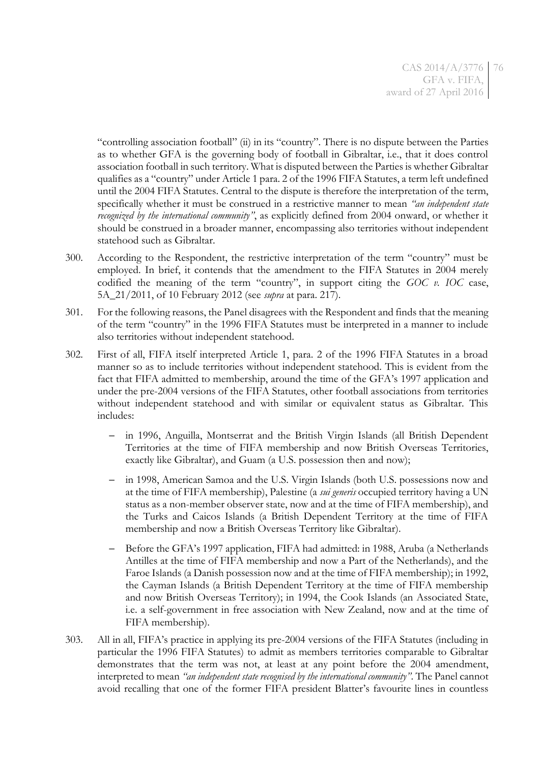"controlling association football" (ii) in its "country". There is no dispute between the Parties as to whether GFA is the governing body of football in Gibraltar, i.e., that it does control association football in such territory. What is disputed between the Parties is whether Gibraltar qualifies as a "country" under Article 1 para. 2 of the 1996 FIFA Statutes, a term left undefined until the 2004 FIFA Statutes. Central to the dispute is therefore the interpretation of the term, specifically whether it must be construed in a restrictive manner to mean *"an independent state recognized by the international community"*, as explicitly defined from 2004 onward, or whether it should be construed in a broader manner, encompassing also territories without independent statehood such as Gibraltar.

300. According to the Respondent, the restrictive interpretation of the term "country" must be employed. In brief, it contends that the amendment to the FIFA Statutes in 2004 merely codified the meaning of the term "country", in support citing the *GOC v. IOC* case, 5A_21/2011, of 10 February 2012 (see *supra* at para. 217).

301. For the following reasons, the Panel disagrees with the Respondent and finds that the meaning of the term "country" in the 1996 FIFA Statutes must be interpreted in a manner to include also territories without independent statehood.

302. First of all, FIFA itself interpreted Article 1, para. 2 of the 1996 FIFA Statutes in a broad manner so as to include territories without independent statehood. This is evident from the fact that FIFA admitted to membership, around the time of the GFA's 1997 application and under the pre-2004 versions of the FIFA Statutes, other football associations from territories without independent statehood and with similar or equivalent status as Gibraltar. This includes:

   - in 1996, Anguilla, Montserrat and the British Virgin Islands (all British Dependent Territories at the time of FIFA membership and now British Overseas Territories, exactly like Gibraltar), and Guam (a U.S. possession then and now);
   - in 1998, American Samoa and the U.S. Virgin Islands (both U.S. possessions now and at the time of FIFA membership), Palestine (a *sui generis* occupied territory having a UN status as a non-member observer state, now and at the time of FIFA membership), and the Turks and Caicos Islands (a British Dependent Territory at the time of FIFA membership and now a British Overseas Territory like Gibraltar).
   - Before the GFA's 1997 application, FIFA had admitted: in 1988, Aruba (a Netherlands Antilles at the time of FIFA membership and now a Part of the Netherlands), and the Faroe Islands (a Danish possession now and at the time of FIFA membership); in 1992, the Cayman Islands (a British Dependent Territory at the time of FIFA membership and now British Overseas Territory); in 1994, the Cook Islands (an Associated State, i.e. a self-government in free association with New Zealand, now and at the time of FIFA membership).

303. All in all, FIFA's practice in applying its pre-2004 versions of the FIFA Statutes (including in particular the 1996 FIFA Statutes) to admit as members territories comparable to Gibraltar demonstrates that the term was not, at least at any point before the 2004 amendment, interpreted to mean *"an independent state recognised by the international community"*. The Panel cannot avoid recalling that one of the former FIFA president Blatter's favourite lines in countless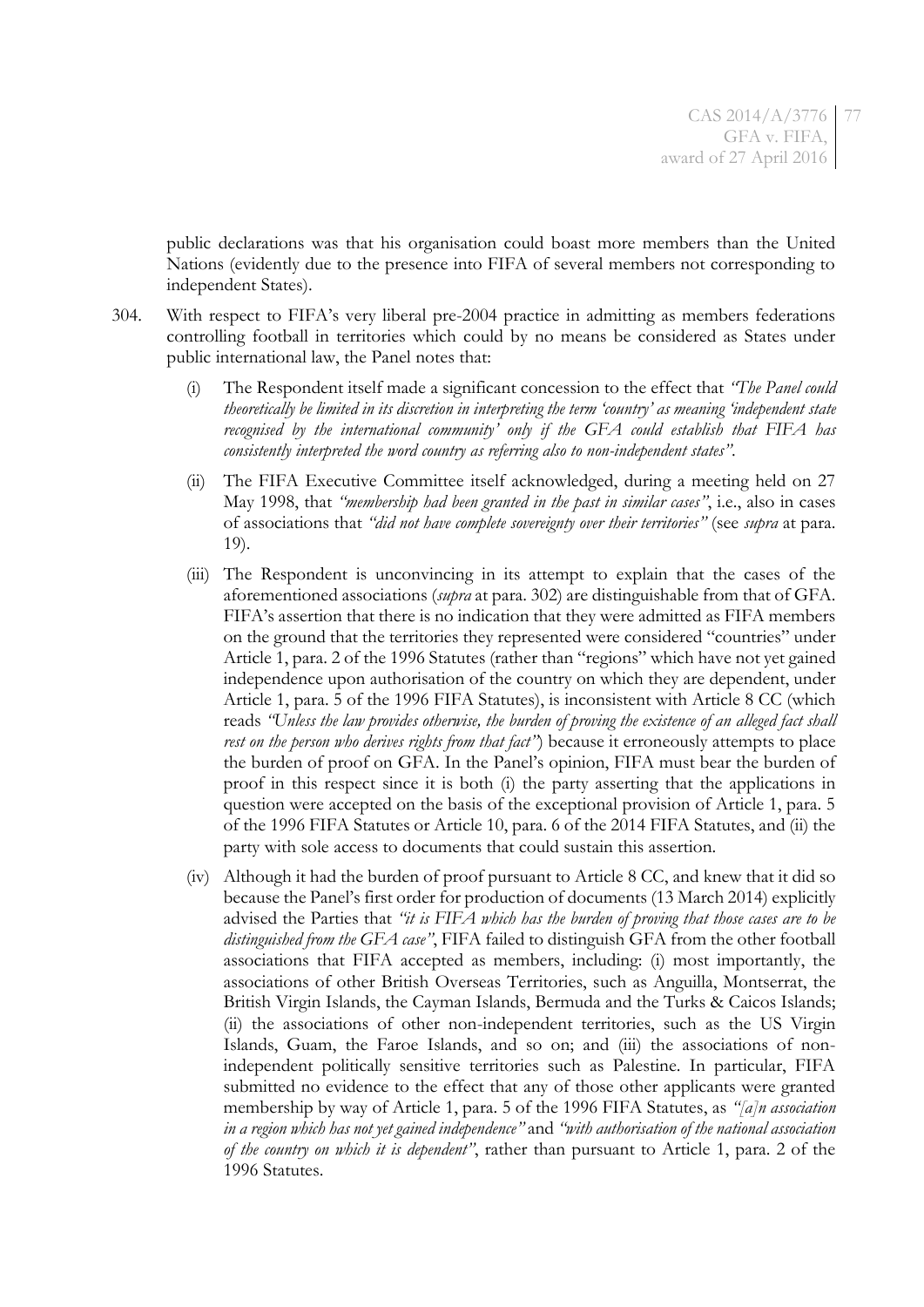public declarations was that his organisation could boast more members than the United Nations (evidently due to the presence into FIFA of several members not corresponding to independent States).

304. With respect to FIFA's very liberal pre-2004 practice in admitting as members federations controlling football in territories which could by no means be considered as States under public international law, the Panel notes that:

   (i) The Respondent itself made a significant concession to the effect that *"The Panel could theoretically be limited in its discretion in interpreting the term 'country' as meaning 'independent state recognised by the international community' only if the GFA could establish that FIFA has consistently interpreted the word country as referring also to non-independent states"*.

   (ii) The FIFA Executive Committee itself acknowledged, during a meeting held on 27 May 1998, that *"membership had been granted in the past in similar cases"*, i.e., also in cases of associations that *"did not have complete sovereignty over their territories"* (see *supra* at para. 19).

   (iii) The Respondent is unconvincing in its attempt to explain that the cases of the aforementioned associations (*supra* at para. 302) are distinguishable from that of GFA. FIFA's assertion that there is no indication that they were admitted as FIFA members on the ground that the territories they represented were considered "countries" under Article 1, para. 2 of the 1996 Statutes (rather than "regions" which have not yet gained independence upon authorisation of the country on which they are dependent, under Article 1, para. 5 of the 1996 FIFA Statutes), is inconsistent with Article 8 CC (which reads *"Unless the law provides otherwise, the burden of proving the existence of an alleged fact shall rest on the person who derives rights from that fact"*) because it erroneously attempts to place the burden of proof on GFA. In the Panel's opinion, FIFA must bear the burden of proof in this respect since it is both (i) the party asserting that the applications in question were accepted on the basis of the exceptional provision of Article 1, para. 5 of the 1996 FIFA Statutes or Article 10, para. 6 of the 2014 FIFA Statutes, and (ii) the party with sole access to documents that could sustain this assertion.

   (iv) Although it had the burden of proof pursuant to Article 8 CC, and knew that it did so because the Panel's first order for production of documents (13 March 2014) explicitly advised the Parties that *"it is FIFA which has the burden of proving that those cases are to be distinguished from the GFA case"*, FIFA failed to distinguish GFA from the other football associations that FIFA accepted as members, including: (i) most importantly, the associations of other British Overseas Territories, such as Anguilla, Montserrat, the British Virgin Islands, the Cayman Islands, Bermuda and the Turks & Caicos Islands; (ii) the associations of other non-independent territories, such as the US Virgin Islands, Guam, the Faroe Islands, and so on; and (iii) the associations of non-independent politically sensitive territories such as Palestine. In particular, FIFA submitted no evidence to the effect that any of those other applicants were granted membership by way of Article 1, para. 5 of the 1996 FIFA Statutes, as *"[a]n association in a region which has not yet gained independence"* and *"with authorisation of the national association of the country on which it is dependent"*, rather than pursuant to Article 1, para. 2 of the 1996 Statutes.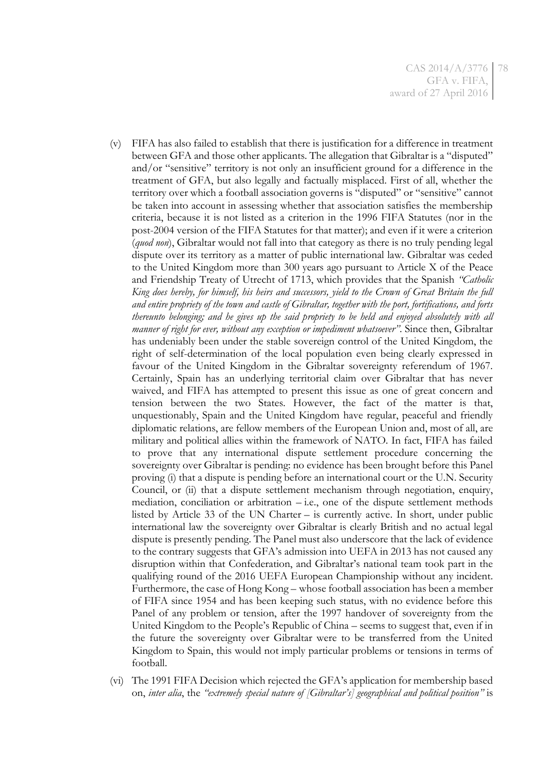(v) FIFA has also failed to establish that there is justification for a difference in treatment between GFA and those other applicants. The allegation that Gibraltar is a "disputed" and/or "sensitive" territory is not only an insufficient ground for a difference in the treatment of GFA, but also legally and factually misplaced. First of all, whether the territory over which a football association governs is "disputed" or "sensitive" cannot be taken into account in assessing whether that association satisfies the membership criteria, because it is not listed as a criterion in the 1996 FIFA Statutes (nor in the post-2004 version of the FIFA Statutes for that matter); and even if it were a criterion (*quod non*), Gibraltar would not fall into that category as there is no truly pending legal dispute over its territory as a matter of public international law. Gibraltar was ceded to the United Kingdom more than 300 years ago pursuant to Article X of the Peace and Friendship Treaty of Utrecht of 1713, which provides that the Spanish *"Catholic King does hereby, for himself, his heirs and successors, yield to the Crown of Great Britain the full and entire propriety of the town and castle of Gibraltar, together with the port, fortifications, and forts thereunto belonging; and he gives up the said propriety to be held and enjoyed absolutely with all manner of right for ever, without any exception or impediment whatsoever"*. Since then, Gibraltar has undeniably been under the stable sovereign control of the United Kingdom, the right of self-determination of the local population even being clearly expressed in favour of the United Kingdom in the Gibraltar sovereignty referendum of 1967. Certainly, Spain has an underlying territorial claim over Gibraltar that has never waived, and FIFA has attempted to present this issue as one of great concern and tension between the two States. However, the fact of the matter is that, unquestionably, Spain and the United Kingdom have regular, peaceful and friendly diplomatic relations, are fellow members of the European Union and, most of all, are military and political allies within the framework of NATO. In fact, FIFA has failed to prove that any international dispute settlement procedure concerning the sovereignty over Gibraltar is pending: no evidence has been brought before this Panel proving (i) that a dispute is pending before an international court or the U.N. Security Council, or (ii) that a dispute settlement mechanism through negotiation, enquiry, mediation, conciliation or arbitration – i.e., one of the dispute settlement methods listed by Article 33 of the UN Charter – is currently active. In short, under public international law the sovereignty over Gibraltar is clearly British and no actual legal dispute is presently pending. The Panel must also underscore that the lack of evidence to the contrary suggests that GFA's admission into UEFA in 2013 has not caused any disruption within that Confederation, and Gibraltar's national team took part in the qualifying round of the 2016 UEFA European Championship without any incident. Furthermore, the case of Hong Kong – whose football association has been a member of FIFA since 1954 and has been keeping such status, with no evidence before this Panel of any problem or tension, after the 1997 handover of sovereignty from the United Kingdom to the People's Republic of China – seems to suggest that, even if in the future the sovereignty over Gibraltar were to be transferred from the United Kingdom to Spain, this would not imply particular problems or tensions in terms of football.

(vi) The 1991 FIFA Decision which rejected the GFA's application for membership based on, *inter alia*, the *"extremely special nature of [Gibraltar's] geographical and political position"* is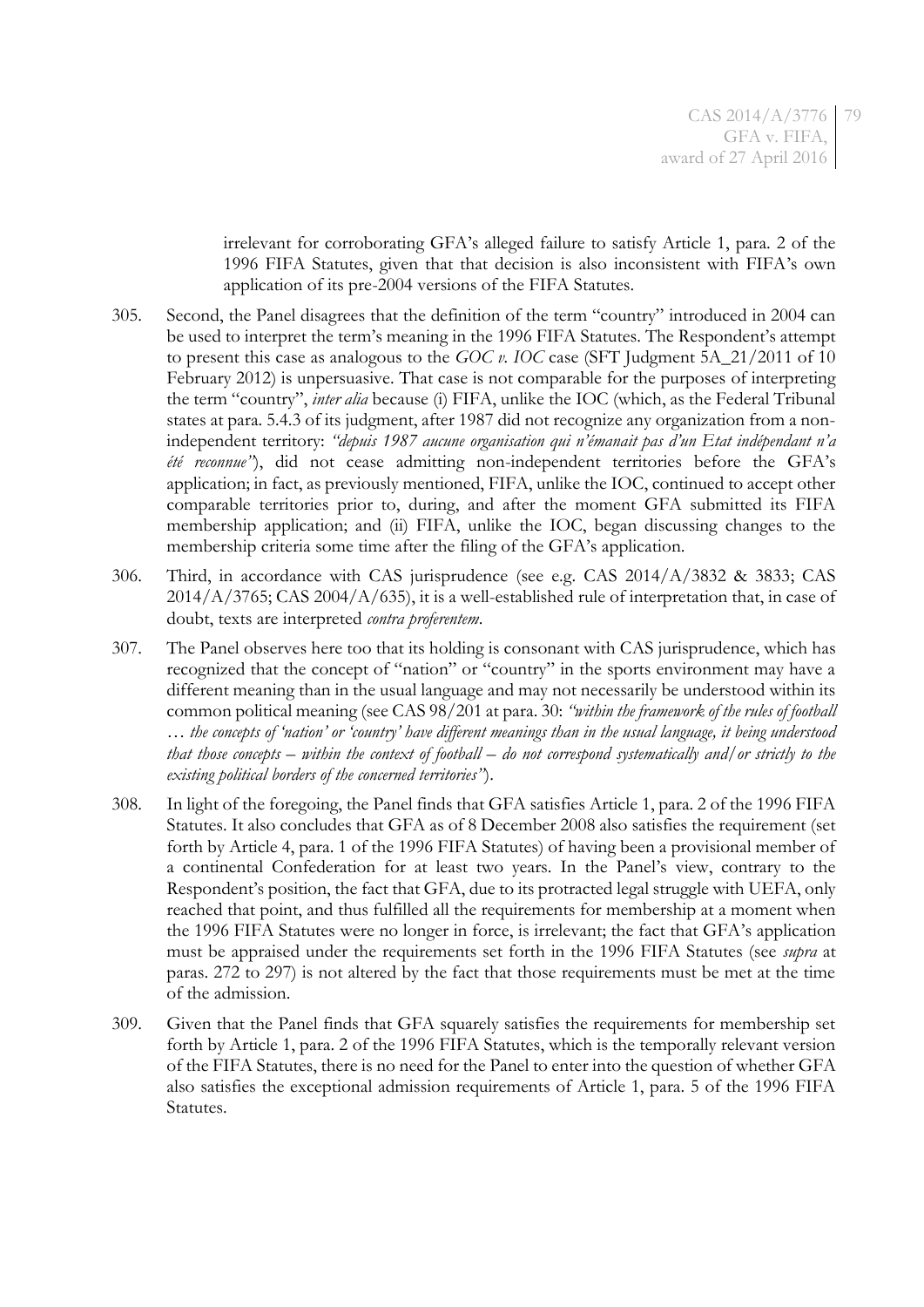irrelevant for corroborating GFA's alleged failure to satisfy Article 1, para. 2 of the 1996 FIFA Statutes, given that that decision is also inconsistent with FIFA's own application of its pre-2004 versions of the FIFA Statutes.

305. Second, the Panel disagrees that the definition of the term "country" introduced in 2004 can be used to interpret the term's meaning in the 1996 FIFA Statutes. The Respondent's attempt to present this case as analogous to the *GOC v. IOC* case (SFT Judgment 5A_21/2011 of 10 February 2012) is unpersuasive. That case is not comparable for the purposes of interpreting the term "country", *inter alia* because (i) FIFA, unlike the IOC (which, as the Federal Tribunal states at para. 5.4.3 of its judgment, after 1987 did not recognize any organization from a non-independent territory: *"depuis 1987 aucune organisation qui n'émanait pas d'un Etat indépendant n'a été reconnue"*), did not cease admitting non-independent territories before the GFA's application; in fact, as previously mentioned, FIFA, unlike the IOC, continued to accept other comparable territories prior to, during, and after the moment GFA submitted its FIFA membership application; and (ii) FIFA, unlike the IOC, began discussing changes to the membership criteria some time after the filing of the GFA's application.

306. Third, in accordance with CAS jurisprudence (see e.g. CAS 2014/A/3832 & 3833; CAS 2014/A/3765; CAS 2004/A/635), it is a well-established rule of interpretation that, in case of doubt, texts are interpreted *contra proferentem*.

307. The Panel observes here too that its holding is consonant with CAS jurisprudence, which has recognized that the concept of "nation" or "country" in the sports environment may have a different meaning than in the usual language and may not necessarily be understood within its common political meaning (see CAS 98/201 at para. 30: *"within the framework of the rules of football … the concepts of 'nation' or 'country' have different meanings than in the usual language, it being understood that those concepts – within the context of football – do not correspond systematically and/or strictly to the existing political borders of the concerned territories"*).

308. In light of the foregoing, the Panel finds that GFA satisfies Article 1, para. 2 of the 1996 FIFA Statutes. It also concludes that GFA as of 8 December 2008 also satisfies the requirement (set forth by Article 4, para. 1 of the 1996 FIFA Statutes) of having been a provisional member of a continental Confederation for at least two years. In the Panel's view, contrary to the Respondent's position, the fact that GFA, due to its protracted legal struggle with UEFA, only reached that point, and thus fulfilled all the requirements for membership at a moment when the 1996 FIFA Statutes were no longer in force, is irrelevant; the fact that GFA's application must be appraised under the requirements set forth in the 1996 FIFA Statutes (see *supra* at paras. 272 to 297) is not altered by the fact that those requirements must be met at the time of the admission.

309. Given that the Panel finds that GFA squarely satisfies the requirements for membership set forth by Article 1, para. 2 of the 1996 FIFA Statutes, which is the temporally relevant version of the FIFA Statutes, there is no need for the Panel to enter into the question of whether GFA also satisfies the exceptional admission requirements of Article 1, para. 5 of the 1996 FIFA Statutes.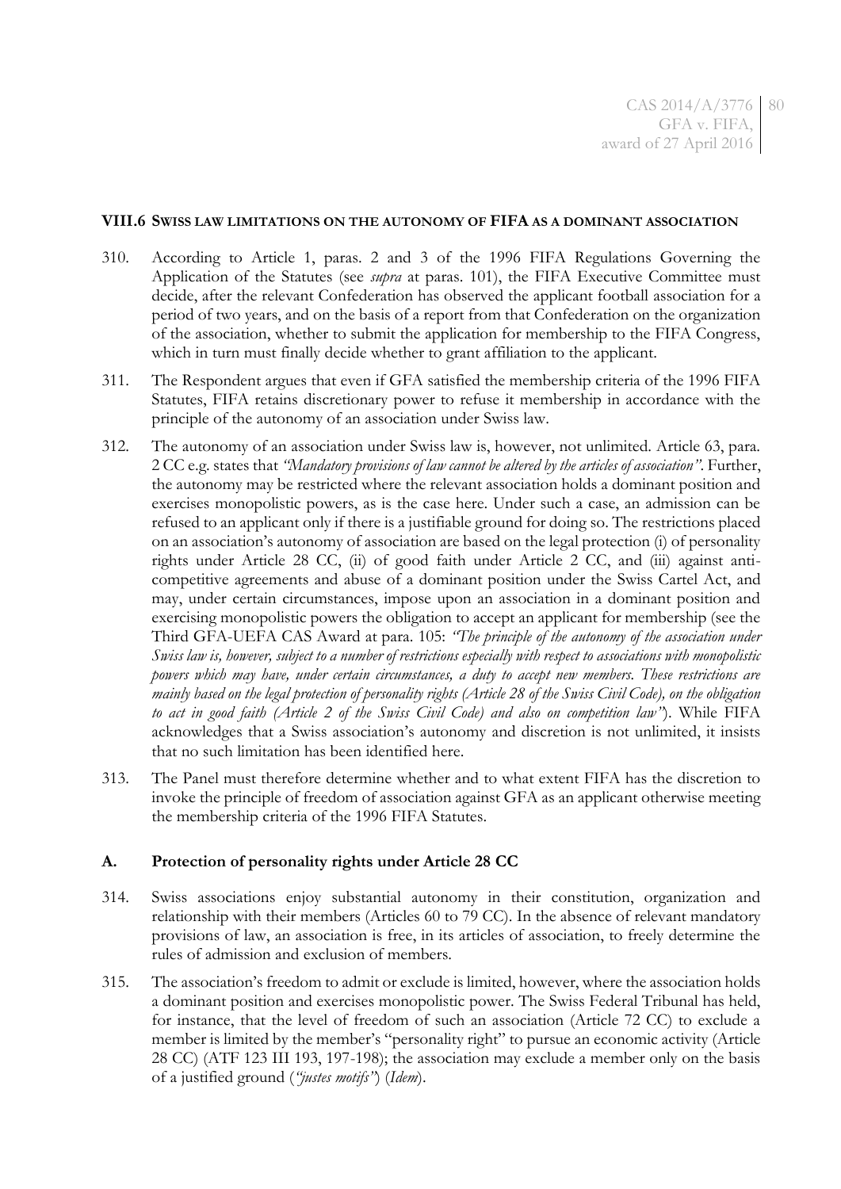## VIII.6 SWISS LAW LIMITATIONS ON THE AUTONOMY OF FIFA AS A DOMINANT ASSOCIATION

310. According to Article 1, paras. 2 and 3 of the 1996 FIFA Regulations Governing the Application of the Statutes (see *supra* at paras. 101), the FIFA Executive Committee must decide, after the relevant Confederation has observed the applicant football association for a period of two years, and on the basis of a report from that Confederation on the organization of the association, whether to submit the application for membership to the FIFA Congress, which in turn must finally decide whether to grant affiliation to the applicant.

311. The Respondent argues that even if GFA satisfied the membership criteria of the 1996 FIFA Statutes, FIFA retains discretionary power to refuse it membership in accordance with the principle of the autonomy of an association under Swiss law.

312. The autonomy of an association under Swiss law is, however, not unlimited. Article 63, para. 2 CC e.g. states that *"Mandatory provisions of law cannot be altered by the articles of association"*. Further, the autonomy may be restricted where the relevant association holds a dominant position and exercises monopolistic powers, as is the case here. Under such a case, an admission can be refused to an applicant only if there is a justifiable ground for doing so. The restrictions placed on an association's autonomy of association are based on the legal protection (i) of personality rights under Article 28 CC, (ii) of good faith under Article 2 CC, and (iii) against anti-competitive agreements and abuse of a dominant position under the Swiss Cartel Act, and may, under certain circumstances, impose upon an association in a dominant position and exercising monopolistic powers the obligation to accept an applicant for membership (see the Third GFA-UEFA CAS Award at para. 105: *"The principle of the autonomy of the association under Swiss law is, however, subject to a number of restrictions especially with respect to associations with monopolistic powers which may have, under certain circumstances, a duty to accept new members. These restrictions are mainly based on the legal protection of personality rights (Article 28 of the Swiss Civil Code), on the obligation to act in good faith (Article 2 of the Swiss Civil Code) and also on competition law"*). While FIFA acknowledges that a Swiss association's autonomy and discretion is not unlimited, it insists that no such limitation has been identified here.

313. The Panel must therefore determine whether and to what extent FIFA has the discretion to invoke the principle of freedom of association against GFA as an applicant otherwise meeting the membership criteria of the 1996 FIFA Statutes.

### A. Protection of personality rights under Article 28 CC

314. Swiss associations enjoy substantial autonomy in their constitution, organization and relationship with their members (Articles 60 to 79 CC). In the absence of relevant mandatory provisions of law, an association is free, in its articles of association, to freely determine the rules of admission and exclusion of members.

315. The association's freedom to admit or exclude is limited, however, where the association holds a dominant position and exercises monopolistic power. The Swiss Federal Tribunal has held, for instance, that the level of freedom of such an association (Article 72 CC) to exclude a member is limited by the member's "personality right" to pursue an economic activity (Article 28 CC) (ATF 123 III 193, 197-198); the association may exclude a member only on the basis of a justified ground (*"justes motifs"*) (*Idem*).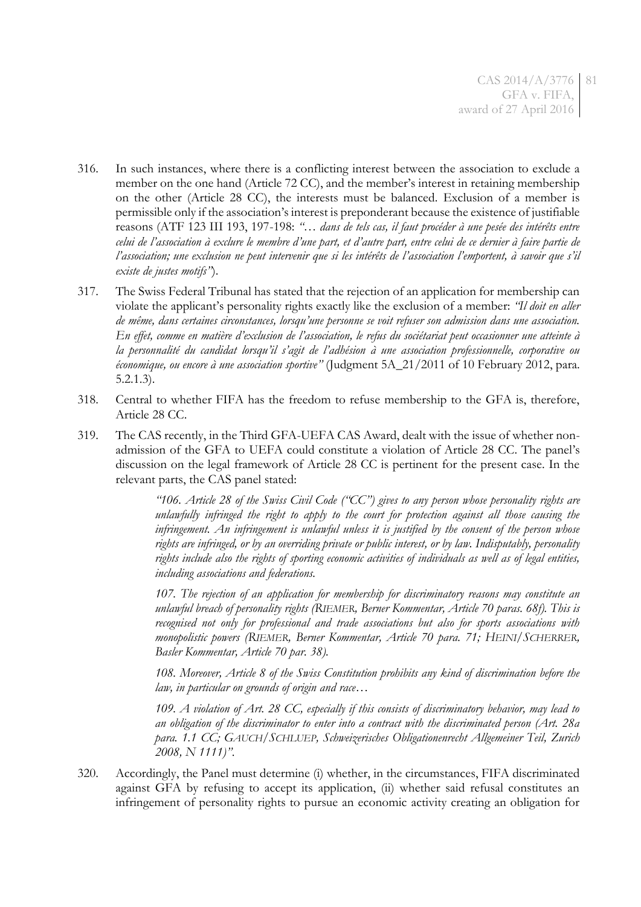316. In such instances, where there is a conflicting interest between the association to exclude a member on the one hand (Article 72 CC), and the member's interest in retaining membership on the other (Article 28 CC), the interests must be balanced. Exclusion of a member is permissible only if the association's interest is preponderant because the existence of justifiable reasons (ATF 123 III 193, 197-198: *"… dans de tels cas, il faut procéder à une pesée des intérêts entre celui de l'association à exclure le membre d'une part, et d'autre part, entre celui de ce dernier à faire partie de l'association; une exclusion ne peut intervenir que si les intérêts de l'association l'emportent, à savoir que s'il existe de justes motifs"*).

317. The Swiss Federal Tribunal has stated that the rejection of an application for membership can violate the applicant's personality rights exactly like the exclusion of a member: *"Il doit en aller de même, dans certaines circonstances, lorsqu'une personne se voit refuser son admission dans une association. En effet, comme en matière d'exclusion de l'association, le refus du sociétariat peut occasionner une atteinte à la personnalité du candidat lorsqu'il s'agit de l'adhésion à une association professionnelle, corporative ou économique, ou encore à une association sportive"* (Judgment 5A_21/2011 of 10 February 2012, para. 5.2.1.3).

318. Central to whether FIFA has the freedom to refuse membership to the GFA is, therefore, Article 28 CC.

319. The CAS recently, in the Third GFA-UEFA CAS Award, dealt with the issue of whether non-admission of the GFA to UEFA could constitute a violation of Article 28 CC. The panel's discussion on the legal framework of Article 28 CC is pertinent for the present case. In the relevant parts, the CAS panel stated:

> *"106. Article 28 of the Swiss Civil Code ("CC") gives to any person whose personality rights are unlawfully infringed the right to apply to the court for protection against all those causing the infringement. An infringement is unlawful unless it is justified by the consent of the person whose rights are infringed, or by an overriding private or public interest, or by law. Indisputably, personality rights include also the rights of sporting economic activities of individuals as well as of legal entities, including associations and federations.*
>
> *107. The rejection of an application for membership for discriminatory reasons may constitute an unlawful breach of personality rights (RIEMER, Berner Kommentar, Article 70 paras. 68f). This is recognised not only for professional and trade associations but also for sports associations with monopolistic powers (RIEMER, Berner Kommentar, Article 70 para. 71; HEINI/SCHERRER, Basler Kommentar, Article 70 par. 38).*
>
> *108. Moreover, Article 8 of the Swiss Constitution prohibits any kind of discrimination before the law, in particular on grounds of origin and race…*
>
> *109. A violation of Art. 28 CC, especially if this consists of discriminatory behavior, may lead to an obligation of the discriminator to enter into a contract with the discriminated person (Art. 28a para. 1.1 CC; GAUCH/SCHLUEP, Schweizerisches Obligationenrecht Allgemeiner Teil, Zurich 2008, N 1111)".*

320. Accordingly, the Panel must determine (i) whether, in the circumstances, FIFA discriminated against GFA by refusing to accept its application, (ii) whether said refusal constitutes an infringement of personality rights to pursue an economic activity creating an obligation for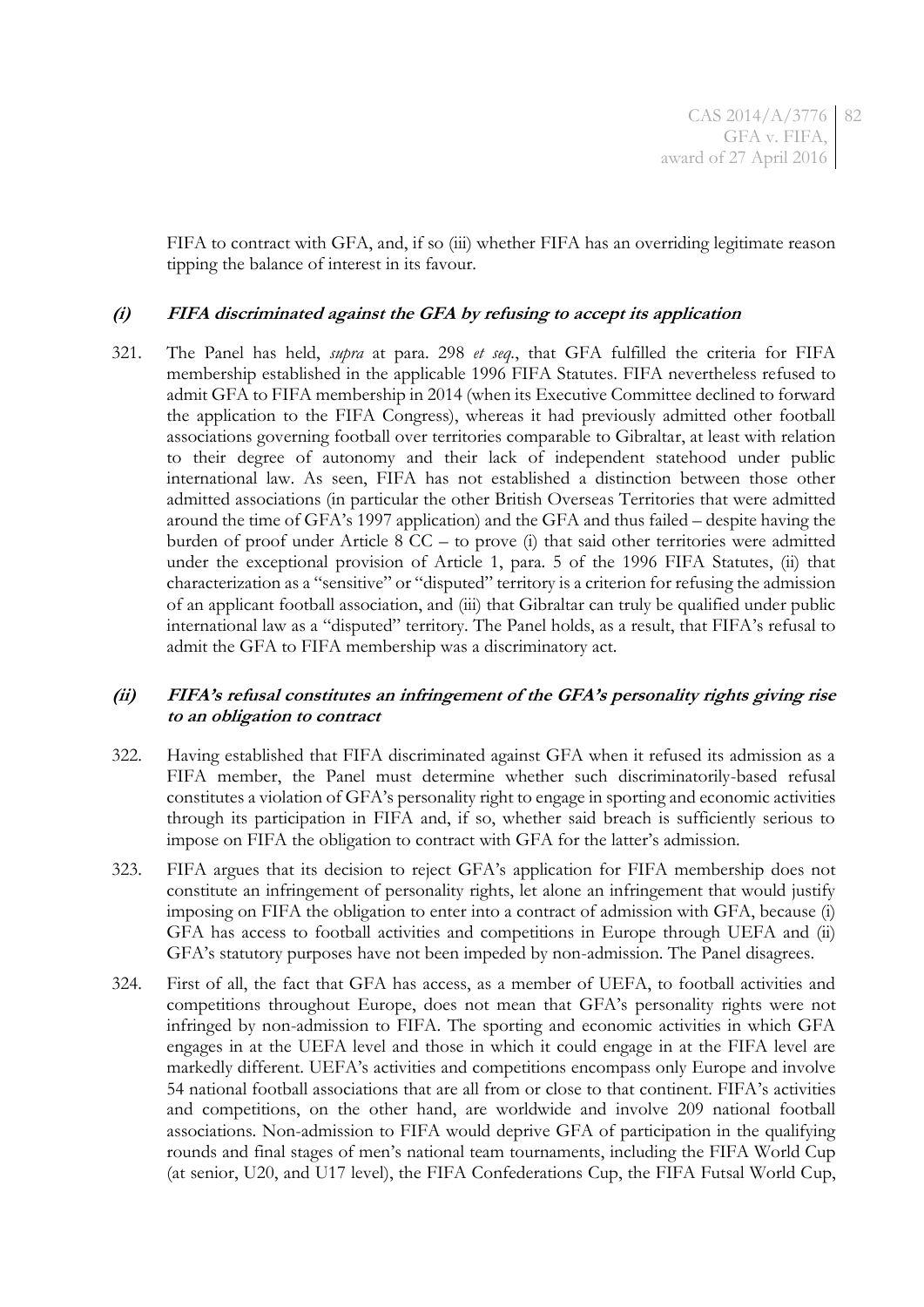FIFA to contract with GFA, and, if so (iii) whether FIFA has an overriding legitimate reason tipping the balance of interest in its favour.

### *(i) FIFA discriminated against the GFA by refusing to accept its application*

321. The Panel has held, *supra* at para. 298 *et seq.*, that GFA fulfilled the criteria for FIFA membership established in the applicable 1996 FIFA Statutes. FIFA nevertheless refused to admit GFA to FIFA membership in 2014 (when its Executive Committee declined to forward the application to the FIFA Congress), whereas it had previously admitted other football associations governing football over territories comparable to Gibraltar, at least with relation to their degree of autonomy and their lack of independent statehood under public international law. As seen, FIFA has not established a distinction between those other admitted associations (in particular the other British Overseas Territories that were admitted around the time of GFA's 1997 application) and the GFA and thus failed – despite having the burden of proof under Article 8 CC – to prove (i) that said other territories were admitted under the exceptional provision of Article 1, para. 5 of the 1996 FIFA Statutes, (ii) that characterization as a "sensitive" or "disputed" territory is a criterion for refusing the admission of an applicant football association, and (iii) that Gibraltar can truly be qualified under public international law as a "disputed" territory. The Panel holds, as a result, that FIFA's refusal to admit the GFA to FIFA membership was a discriminatory act.

### *(ii) FIFA's refusal constitutes an infringement of the GFA's personality rights giving rise to an obligation to contract*

322. Having established that FIFA discriminated against GFA when it refused its admission as a FIFA member, the Panel must determine whether such discriminatorily-based refusal constitutes a violation of GFA's personality right to engage in sporting and economic activities through its participation in FIFA and, if so, whether said breach is sufficiently serious to impose on FIFA the obligation to contract with GFA for the latter's admission.

323. FIFA argues that its decision to reject GFA's application for FIFA membership does not constitute an infringement of personality rights, let alone an infringement that would justify imposing on FIFA the obligation to enter into a contract of admission with GFA, because (i) GFA has access to football activities and competitions in Europe through UEFA and (ii) GFA's statutory purposes have not been impeded by non-admission. The Panel disagrees.

324. First of all, the fact that GFA has access, as a member of UEFA, to football activities and competitions throughout Europe, does not mean that GFA's personality rights were not infringed by non-admission to FIFA. The sporting and economic activities in which GFA engages in at the UEFA level and those in which it could engage in at the FIFA level are markedly different. UEFA's activities and competitions encompass only Europe and involve 54 national football associations that are all from or close to that continent. FIFA's activities and competitions, on the other hand, are worldwide and involve 209 national football associations. Non-admission to FIFA would deprive GFA of participation in the qualifying rounds and final stages of men's national team tournaments, including the FIFA World Cup (at senior, U20, and U17 level), the FIFA Confederations Cup, the FIFA Futsal World Cup,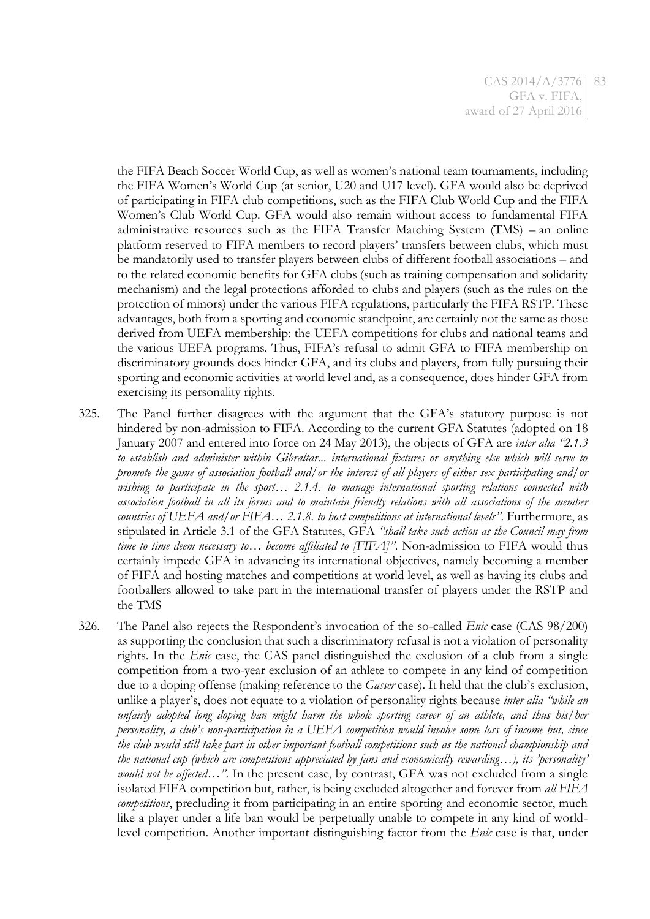the FIFA Beach Soccer World Cup, as well as women's national team tournaments, including the FIFA Women's World Cup (at senior, U20 and U17 level). GFA would also be deprived of participating in FIFA club competitions, such as the FIFA Club World Cup and the FIFA Women's Club World Cup. GFA would also remain without access to fundamental FIFA administrative resources such as the FIFA Transfer Matching System (TMS) – an online platform reserved to FIFA members to record players' transfers between clubs, which must be mandatorily used to transfer players between clubs of different football associations – and to the related economic benefits for GFA clubs (such as training compensation and solidarity mechanism) and the legal protections afforded to clubs and players (such as the rules on the protection of minors) under the various FIFA regulations, particularly the FIFA RSTP. These advantages, both from a sporting and economic standpoint, are certainly not the same as those derived from UEFA membership: the UEFA competitions for clubs and national teams and the various UEFA programs. Thus, FIFA's refusal to admit GFA to FIFA membership on discriminatory grounds does hinder GFA, and its clubs and players, from fully pursuing their sporting and economic activities at world level and, as a consequence, does hinder GFA from exercising its personality rights.

325. The Panel further disagrees with the argument that the GFA's statutory purpose is not hindered by non-admission to FIFA. According to the current GFA Statutes (adopted on 18 January 2007 and entered into force on 24 May 2013), the objects of GFA are *inter alia "2.1.3 to establish and administer within Gibraltar... international fixtures or anything else which will serve to promote the game of association football and/or the interest of all players of either sex participating and/or wishing to participate in the sport… 2.1.4. to manage international sporting relations connected with association football in all its forms and to maintain friendly relations with all associations of the member countries of UEFA and/or FIFA… 2.1.8. to host competitions at international levels"*. Furthermore, as stipulated in Article 3.1 of the GFA Statutes, GFA *"shall take such action as the Council may from time to time deem necessary to… become affiliated to [FIFA]"*. Non-admission to FIFA would thus certainly impede GFA in advancing its international objectives, namely becoming a member of FIFA and hosting matches and competitions at world level, as well as having its clubs and footballers allowed to take part in the international transfer of players under the RSTP and the TMS

326. The Panel also rejects the Respondent's invocation of the so-called *Enic* case (CAS 98/200) as supporting the conclusion that such a discriminatory refusal is not a violation of personality rights. In the *Enic* case, the CAS panel distinguished the exclusion of a club from a single competition from a two-year exclusion of an athlete to compete in any kind of competition due to a doping offense (making reference to the *Gasser* case). It held that the club's exclusion, unlike a player's, does not equate to a violation of personality rights because *inter alia "while an unfairly adopted long doping ban might harm the whole sporting career of an athlete, and thus his/her personality, a club's non-participation in a UEFA competition would involve some loss of income but, since the club would still take part in other important football competitions such as the national championship and the national cup (which are competitions appreciated by fans and economically rewarding…), its 'personality' would not be affected…"*. In the present case, by contrast, GFA was not excluded from a single isolated FIFA competition but, rather, is being excluded altogether and forever from *all FIFA competitions*, precluding it from participating in an entire sporting and economic sector, much like a player under a life ban would be perpetually unable to compete in any kind of world-level competition. Another important distinguishing factor from the *Enic* case is that, under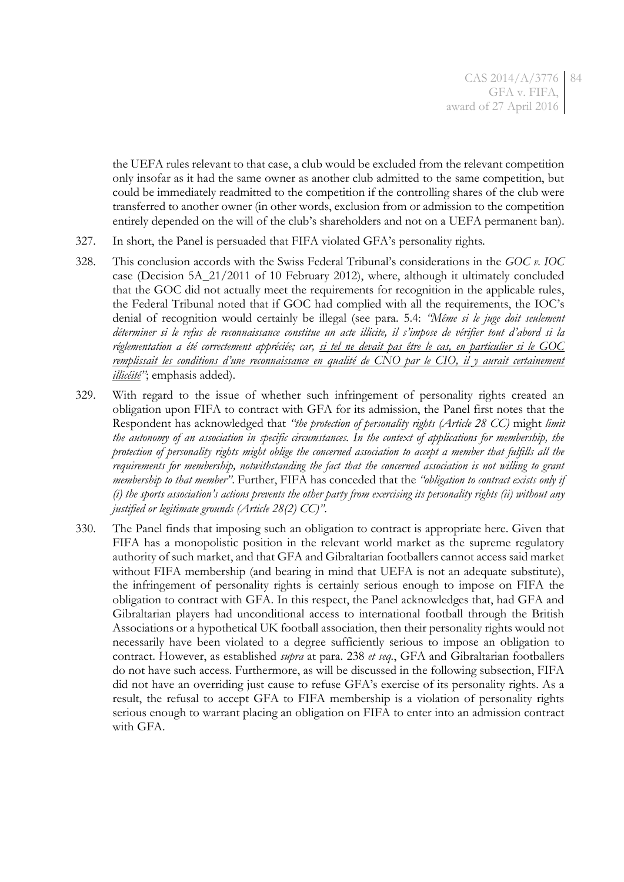the UEFA rules relevant to that case, a club would be excluded from the relevant competition only insofar as it had the same owner as another club admitted to the same competition, but could be immediately readmitted to the competition if the controlling shares of the club were transferred to another owner (in other words, exclusion from or admission to the competition entirely depended on the will of the club's shareholders and not on a UEFA permanent ban).

327. In short, the Panel is persuaded that FIFA violated GFA's personality rights.

328. This conclusion accords with the Swiss Federal Tribunal's considerations in the *GOC v. IOC* case (Decision 5A_21/2011 of 10 February 2012), where, although it ultimately concluded that the GOC did not actually meet the requirements for recognition in the applicable rules, the Federal Tribunal noted that if GOC had complied with all the requirements, the IOC's denial of recognition would certainly be illegal (see para. 5.4: *"Même si le juge doit seulement déterminer si le refus de reconnaissance constitue un acte illicite, il s'impose de vérifier tout d'abord si la réglementation a été correctement appréciée; car, <u>si tel ne devait pas être le cas, en particulier si le GOC remplissait les conditions d'une reconnaissance en qualité de CNO par le CIO, il y aurait certainement illicéité</u>"*; emphasis added).

329. With regard to the issue of whether such infringement of personality rights created an obligation upon FIFA to contract with GFA for its admission, the Panel first notes that the Respondent has acknowledged that *"the protection of personality rights (Article 28 CC)* might *limit the autonomy of an association in specific circumstances. In the context of applications for membership, the protection of personality rights might oblige the concerned association to accept a member that fulfills all the requirements for membership, notwithstanding the fact that the concerned association is not willing to grant membership to that member"*. Further, FIFA has conceded that the *"obligation to contract exists only if (i) the sports association's actions prevents the other party from exercising its personality rights (ii) without any justified or legitimate grounds (Article 28(2) CC)"*.

330. The Panel finds that imposing such an obligation to contract is appropriate here. Given that FIFA has a monopolistic position in the relevant world market as the supreme regulatory authority of such market, and that GFA and Gibraltarian footballers cannot access said market without FIFA membership (and bearing in mind that UEFA is not an adequate substitute), the infringement of personality rights is certainly serious enough to impose on FIFA the obligation to contract with GFA. In this respect, the Panel acknowledges that, had GFA and Gibraltarian players had unconditional access to international football through the British Associations or a hypothetical UK football association, then their personality rights would not necessarily have been violated to a degree sufficiently serious to impose an obligation to contract. However, as established *supra* at para. 238 *et seq.*, GFA and Gibraltarian footballers do not have such access. Furthermore, as will be discussed in the following subsection, FIFA did not have an overriding just cause to refuse GFA's exercise of its personality rights. As a result, the refusal to accept GFA to FIFA membership is a violation of personality rights serious enough to warrant placing an obligation on FIFA to enter into an admission contract with GFA.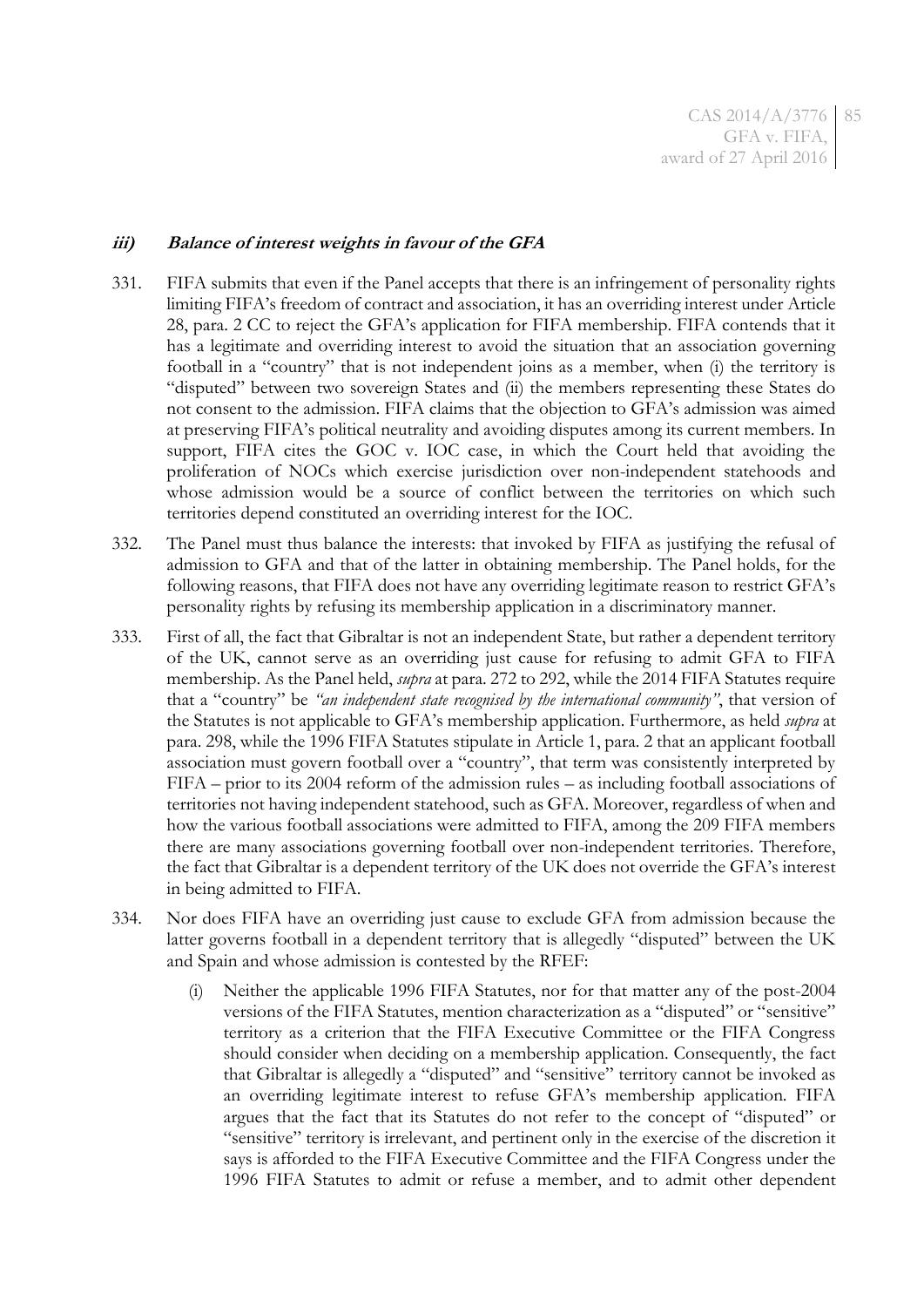#### ***iii) Balance of interest weights in favour of the GFA***

331. FIFA submits that even if the Panel accepts that there is an infringement of personality rights limiting FIFA's freedom of contract and association, it has an overriding interest under Article 28, para. 2 CC to reject the GFA's application for FIFA membership. FIFA contends that it has a legitimate and overriding interest to avoid the situation that an association governing football in a "country" that is not independent joins as a member, when (i) the territory is "disputed" between two sovereign States and (ii) the members representing these States do not consent to the admission. FIFA claims that the objection to GFA's admission was aimed at preserving FIFA's political neutrality and avoiding disputes among its current members. In support, FIFA cites the GOC v. IOC case, in which the Court held that avoiding the proliferation of NOCs which exercise jurisdiction over non-independent statehoods and whose admission would be a source of conflict between the territories on which such territories depend constituted an overriding interest for the IOC.

332. The Panel must thus balance the interests: that invoked by FIFA as justifying the refusal of admission to GFA and that of the latter in obtaining membership. The Panel holds, for the following reasons, that FIFA does not have any overriding legitimate reason to restrict GFA's personality rights by refusing its membership application in a discriminatory manner.

333. First of all, the fact that Gibraltar is not an independent State, but rather a dependent territory of the UK, cannot serve as an overriding just cause for refusing to admit GFA to FIFA membership. As the Panel held, *supra* at para. 272 to 292, while the 2014 FIFA Statutes require that a "country" be *"an independent state recognised by the international community"*, that version of the Statutes is not applicable to GFA's membership application. Furthermore, as held *supra* at para. 298, while the 1996 FIFA Statutes stipulate in Article 1, para. 2 that an applicant football association must govern football over a "country", that term was consistently interpreted by FIFA – prior to its 2004 reform of the admission rules – as including football associations of territories not having independent statehood, such as GFA. Moreover, regardless of when and how the various football associations were admitted to FIFA, among the 209 FIFA members there are many associations governing football over non-independent territories. Therefore, the fact that Gibraltar is a dependent territory of the UK does not override the GFA's interest in being admitted to FIFA.

334. Nor does FIFA have an overriding just cause to exclude GFA from admission because the latter governs football in a dependent territory that is allegedly "disputed" between the UK and Spain and whose admission is contested by the RFEF:

    (i) Neither the applicable 1996 FIFA Statutes, nor for that matter any of the post-2004 versions of the FIFA Statutes, mention characterization as a "disputed" or "sensitive" territory as a criterion that the FIFA Executive Committee or the FIFA Congress should consider when deciding on a membership application. Consequently, the fact that Gibraltar is allegedly a "disputed" and "sensitive" territory cannot be invoked as an overriding legitimate interest to refuse GFA's membership application. FIFA argues that the fact that its Statutes do not refer to the concept of "disputed" or "sensitive" territory is irrelevant, and pertinent only in the exercise of the discretion it says is afforded to the FIFA Executive Committee and the FIFA Congress under the 1996 FIFA Statutes to admit or refuse a member, and to admit other dependent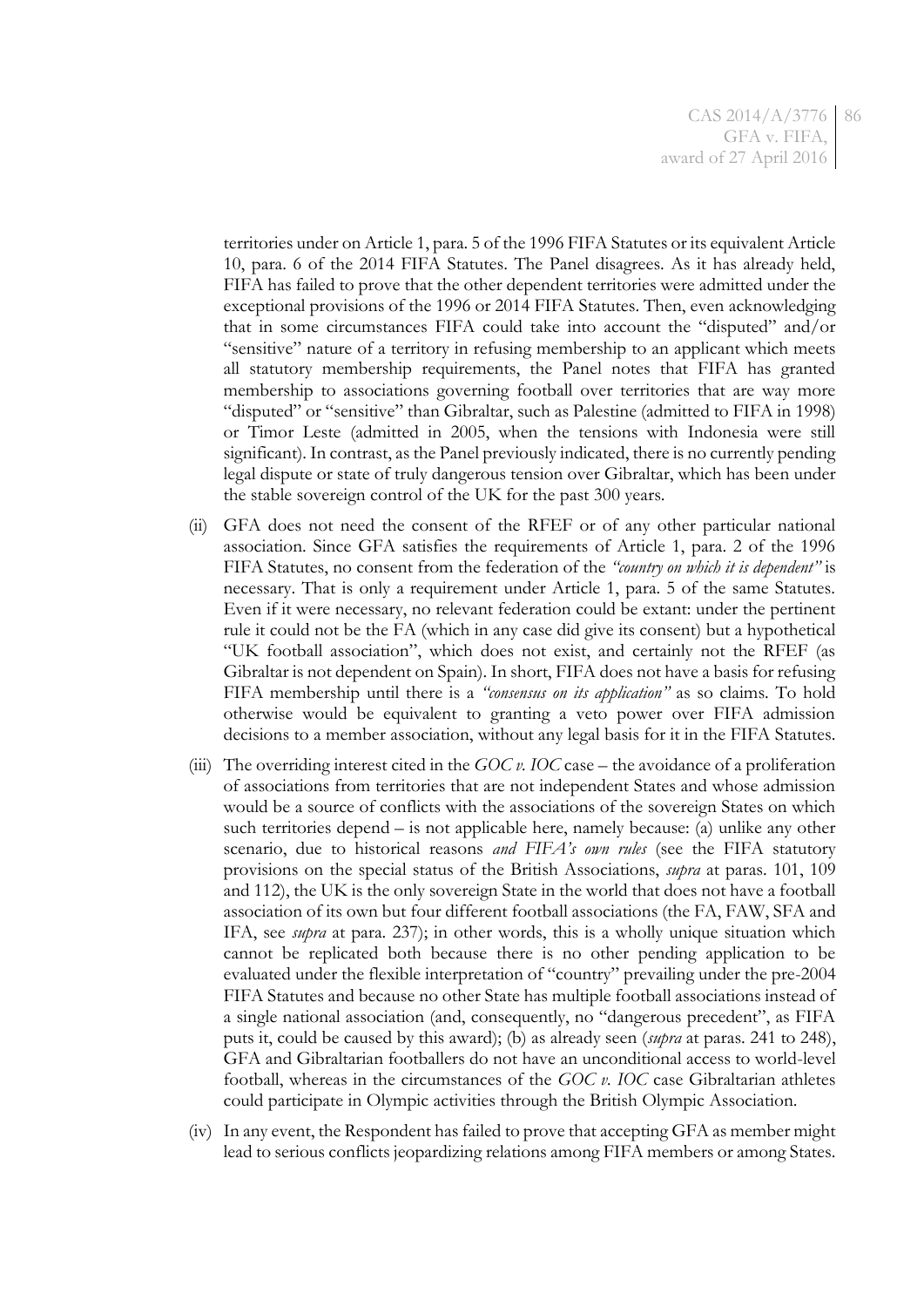territories under on Article 1, para. 5 of the 1996 FIFA Statutes or its equivalent Article 10, para. 6 of the 2014 FIFA Statutes. The Panel disagrees. As it has already held, FIFA has failed to prove that the other dependent territories were admitted under the exceptional provisions of the 1996 or 2014 FIFA Statutes. Then, even acknowledging that in some circumstances FIFA could take into account the "disputed" and/or "sensitive" nature of a territory in refusing membership to an applicant which meets all statutory membership requirements, the Panel notes that FIFA has granted membership to associations governing football over territories that are way more "disputed" or "sensitive" than Gibraltar, such as Palestine (admitted to FIFA in 1998) or Timor Leste (admitted in 2005, when the tensions with Indonesia were still significant). In contrast, as the Panel previously indicated, there is no currently pending legal dispute or state of truly dangerous tension over Gibraltar, which has been under the stable sovereign control of the UK for the past 300 years.

(ii) GFA does not need the consent of the RFEF or of any other particular national association. Since GFA satisfies the requirements of Article 1, para. 2 of the 1996 FIFA Statutes, no consent from the federation of the *"country on which it is dependent"* is necessary. That is only a requirement under Article 1, para. 5 of the same Statutes. Even if it were necessary, no relevant federation could be extant: under the pertinent rule it could not be the FA (which in any case did give its consent) but a hypothetical "UK football association", which does not exist, and certainly not the RFEF (as Gibraltar is not dependent on Spain). In short, FIFA does not have a basis for refusing FIFA membership until there is a *"consensus on its application"* as so claims. To hold otherwise would be equivalent to granting a veto power over FIFA admission decisions to a member association, without any legal basis for it in the FIFA Statutes.

(iii) The overriding interest cited in the *GOC v. IOC* case – the avoidance of a proliferation of associations from territories that are not independent States and whose admission would be a source of conflicts with the associations of the sovereign States on which such territories depend – is not applicable here, namely because: (a) unlike any other scenario, due to historical reasons *and FIFA's own rules* (see the FIFA statutory provisions on the special status of the British Associations, *supra* at paras. 101, 109 and 112), the UK is the only sovereign State in the world that does not have a football association of its own but four different football associations (the FA, FAW, SFA and IFA, see *supra* at para. 237); in other words, this is a wholly unique situation which cannot be replicated both because there is no other pending application to be evaluated under the flexible interpretation of "country" prevailing under the pre-2004 FIFA Statutes and because no other State has multiple football associations instead of a single national association (and, consequently, no "dangerous precedent", as FIFA puts it, could be caused by this award); (b) as already seen (*supra* at paras. 241 to 248), GFA and Gibraltarian footballers do not have an unconditional access to world-level football, whereas in the circumstances of the *GOC v. IOC* case Gibraltarian athletes could participate in Olympic activities through the British Olympic Association.

(iv) In any event, the Respondent has failed to prove that accepting GFA as member might lead to serious conflicts jeopardizing relations among FIFA members or among States.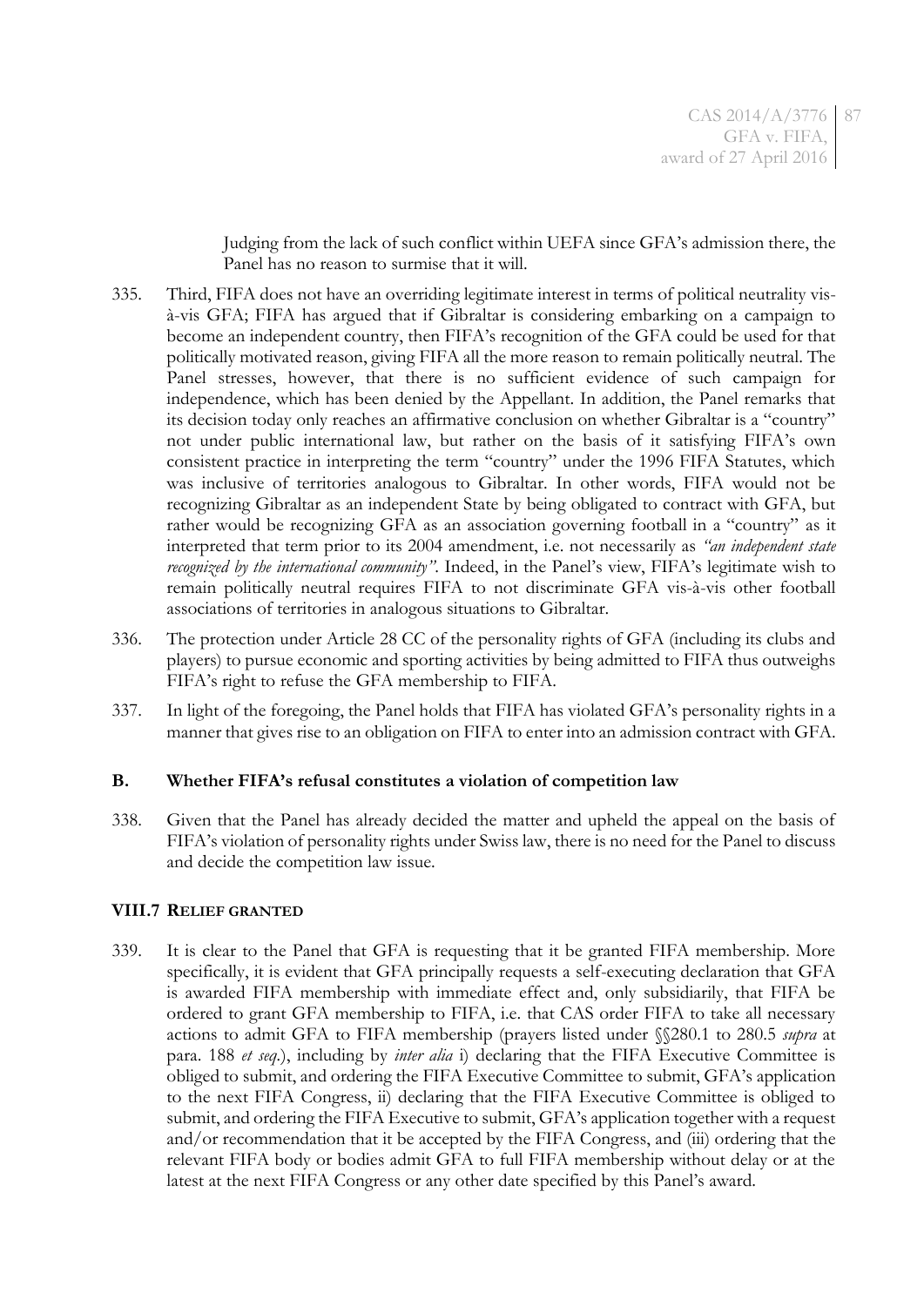Judging from the lack of such conflict within UEFA since GFA's admission there, the Panel has no reason to surmise that it will.

335. Third, FIFA does not have an overriding legitimate interest in terms of political neutrality vis-à-vis GFA; FIFA has argued that if Gibraltar is considering embarking on a campaign to become an independent country, then FIFA's recognition of the GFA could be used for that politically motivated reason, giving FIFA all the more reason to remain politically neutral. The Panel stresses, however, that there is no sufficient evidence of such campaign for independence, which has been denied by the Appellant. In addition, the Panel remarks that its decision today only reaches an affirmative conclusion on whether Gibraltar is a "country" not under public international law, but rather on the basis of it satisfying FIFA's own consistent practice in interpreting the term "country" under the 1996 FIFA Statutes, which was inclusive of territories analogous to Gibraltar. In other words, FIFA would not be recognizing Gibraltar as an independent State by being obligated to contract with GFA, but rather would be recognizing GFA as an association governing football in a "country" as it interpreted that term prior to its 2004 amendment, i.e. not necessarily as *"an independent state recognized by the international community"*. Indeed, in the Panel's view, FIFA's legitimate wish to remain politically neutral requires FIFA to not discriminate GFA vis-à-vis other football associations of territories in analogous situations to Gibraltar.

336. The protection under Article 28 CC of the personality rights of GFA (including its clubs and players) to pursue economic and sporting activities by being admitted to FIFA thus outweighs FIFA's right to refuse the GFA membership to FIFA.

337. In light of the foregoing, the Panel holds that FIFA has violated GFA's personality rights in a manner that gives rise to an obligation on FIFA to enter into an admission contract with GFA.

### B. Whether FIFA's refusal constitutes a violation of competition law

338. Given that the Panel has already decided the matter and upheld the appeal on the basis of FIFA's violation of personality rights under Swiss law, there is no need for the Panel to discuss and decide the competition law issue.

## VIII.7 Relief granted

339. It is clear to the Panel that GFA is requesting that it be granted FIFA membership. More specifically, it is evident that GFA principally requests a self-executing declaration that GFA is awarded FIFA membership with immediate effect and, only subsidiarily, that FIFA be ordered to grant GFA membership to FIFA, i.e. that CAS order FIFA to take all necessary actions to admit GFA to FIFA membership (prayers listed under §§280.1 to 280.5 *supra* at para. 188 *et seq.*), including by *inter alia* i) declaring that the FIFA Executive Committee is obliged to submit, and ordering the FIFA Executive Committee to submit, GFA's application to the next FIFA Congress, ii) declaring that the FIFA Executive Committee is obliged to submit, and ordering the FIFA Executive to submit, GFA's application together with a request and/or recommendation that it be accepted by the FIFA Congress, and (iii) ordering that the relevant FIFA body or bodies admit GFA to full FIFA membership without delay or at the latest at the next FIFA Congress or any other date specified by this Panel's award.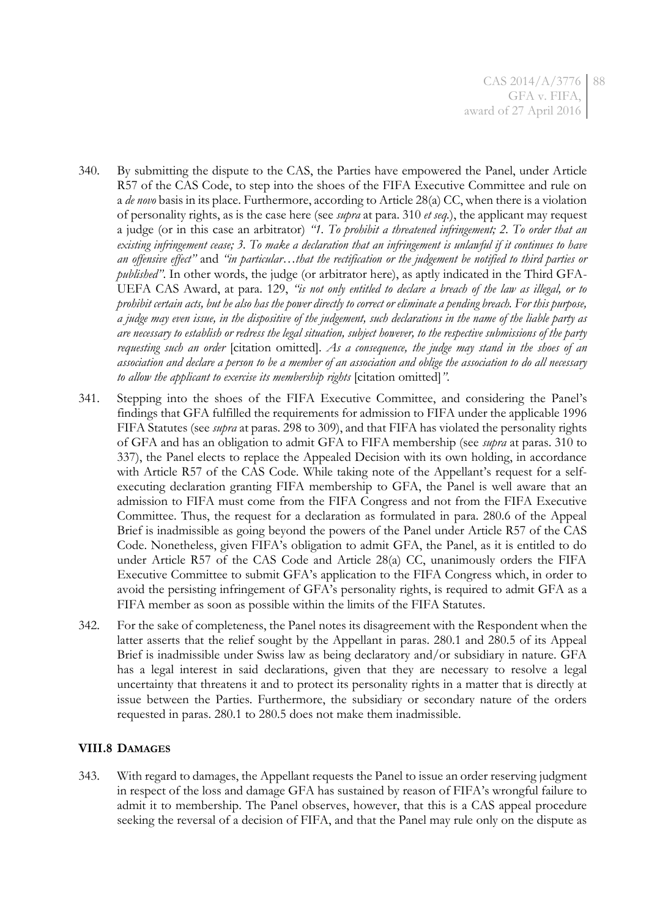340. By submitting the dispute to the CAS, the Parties have empowered the Panel, under Article R57 of the CAS Code, to step into the shoes of the FIFA Executive Committee and rule on a *de novo* basis in its place. Furthermore, according to Article 28(a) CC, when there is a violation of personality rights, as is the case here (see *supra* at para. 310 *et seq.*), the applicant may request a judge (or in this case an arbitrator) *"1. To prohibit a threatened infringement; 2. To order that an existing infringement cease; 3. To make a declaration that an infringement is unlawful if it continues to have an offensive effect"* and *"in particular…that the rectification or the judgement be notified to third parties or published"*. In other words, the judge (or arbitrator here), as aptly indicated in the Third GFA-UEFA CAS Award, at para. 129, *"is not only entitled to declare a breach of the law as illegal, or to prohibit certain acts, but he also has the power directly to correct or eliminate a pending breach. For this purpose, a judge may even issue, in the dispositive of the judgement, such declarations in the name of the liable party as are necessary to establish or redress the legal situation, subject however, to the respective submissions of the party requesting such an order* [citation omitted]*. As a consequence, the judge may stand in the shoes of an association and declare a person to be a member of an association and oblige the association to do all necessary to allow the applicant to exercise its membership rights* [citation omitted]*"*.

341. Stepping into the shoes of the FIFA Executive Committee, and considering the Panel's findings that GFA fulfilled the requirements for admission to FIFA under the applicable 1996 FIFA Statutes (see *supra* at paras. 298 to 309), and that FIFA has violated the personality rights of GFA and has an obligation to admit GFA to FIFA membership (see *supra* at paras. 310 to 337), the Panel elects to replace the Appealed Decision with its own holding, in accordance with Article R57 of the CAS Code. While taking note of the Appellant's request for a self-executing declaration granting FIFA membership to GFA, the Panel is well aware that an admission to FIFA must come from the FIFA Congress and not from the FIFA Executive Committee. Thus, the request for a declaration as formulated in para. 280.6 of the Appeal Brief is inadmissible as going beyond the powers of the Panel under Article R57 of the CAS Code. Nonetheless, given FIFA's obligation to admit GFA, the Panel, as it is entitled to do under Article R57 of the CAS Code and Article 28(a) CC, unanimously orders the FIFA Executive Committee to submit GFA's application to the FIFA Congress which, in order to avoid the persisting infringement of GFA's personality rights, is required to admit GFA as a FIFA member as soon as possible within the limits of the FIFA Statutes.

342. For the sake of completeness, the Panel notes its disagreement with the Respondent when the latter asserts that the relief sought by the Appellant in paras. 280.1 and 280.5 of its Appeal Brief is inadmissible under Swiss law as being declaratory and/or subsidiary in nature. GFA has a legal interest in said declarations, given that they are necessary to resolve a legal uncertainty that threatens it and to protect its personality rights in a matter that is directly at issue between the Parties. Furthermore, the subsidiary or secondary nature of the orders requested in paras. 280.1 to 280.5 does not make them inadmissible.

### VIII.8 DAMAGES

343. With regard to damages, the Appellant requests the Panel to issue an order reserving judgment in respect of the loss and damage GFA has sustained by reason of FIFA's wrongful failure to admit it to membership. The Panel observes, however, that this is a CAS appeal procedure seeking the reversal of a decision of FIFA, and that the Panel may rule only on the dispute as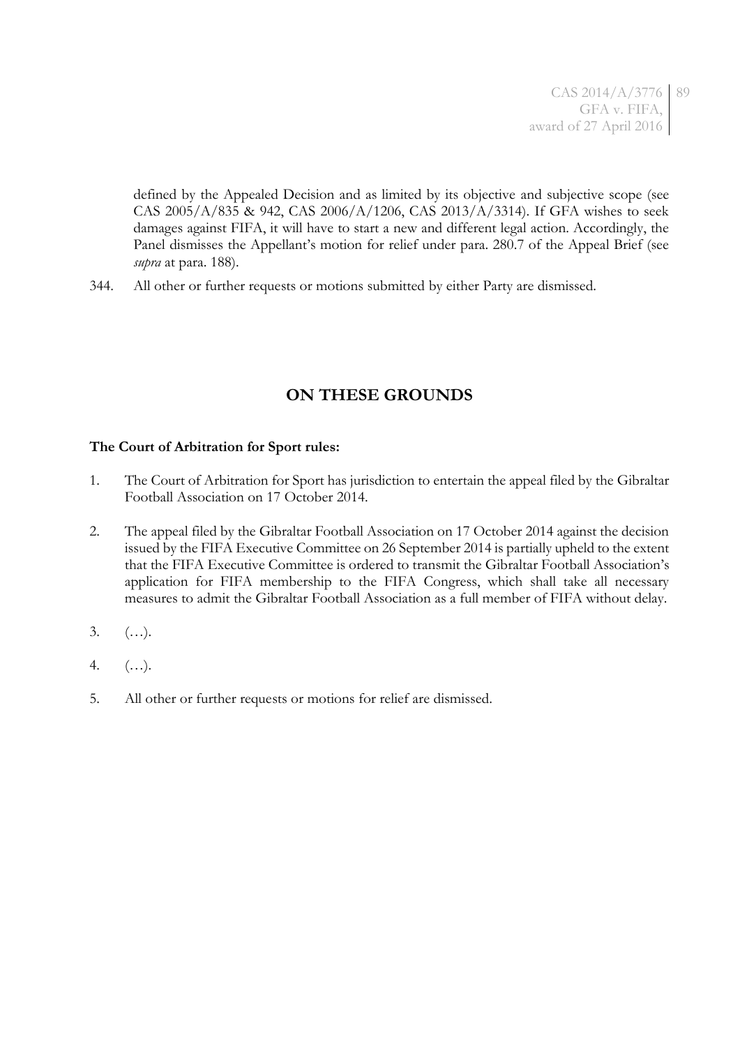defined by the Appealed Decision and as limited by its objective and subjective scope (see CAS 2005/A/835 & 942, CAS 2006/A/1206, CAS 2013/A/3314). If GFA wishes to seek damages against FIFA, it will have to start a new and different legal action. Accordingly, the Panel dismisses the Appellant's motion for relief under para. 280.7 of the Appeal Brief (see *supra* at para. 188).

344. All other or further requests or motions submitted by either Party are dismissed.

## ON THESE GROUNDS

**The Court of Arbitration for Sport rules:**

1. The Court of Arbitration for Sport has jurisdiction to entertain the appeal filed by the Gibraltar Football Association on 17 October 2014.

2. The appeal filed by the Gibraltar Football Association on 17 October 2014 against the decision issued by the FIFA Executive Committee on 26 September 2014 is partially upheld to the extent that the FIFA Executive Committee is ordered to transmit the Gibraltar Football Association's application for FIFA membership to the FIFA Congress, which shall take all necessary measures to admit the Gibraltar Football Association as a full member of FIFA without delay.

3. (…).

4. (…).

5. All other or further requests or motions for relief are dismissed.